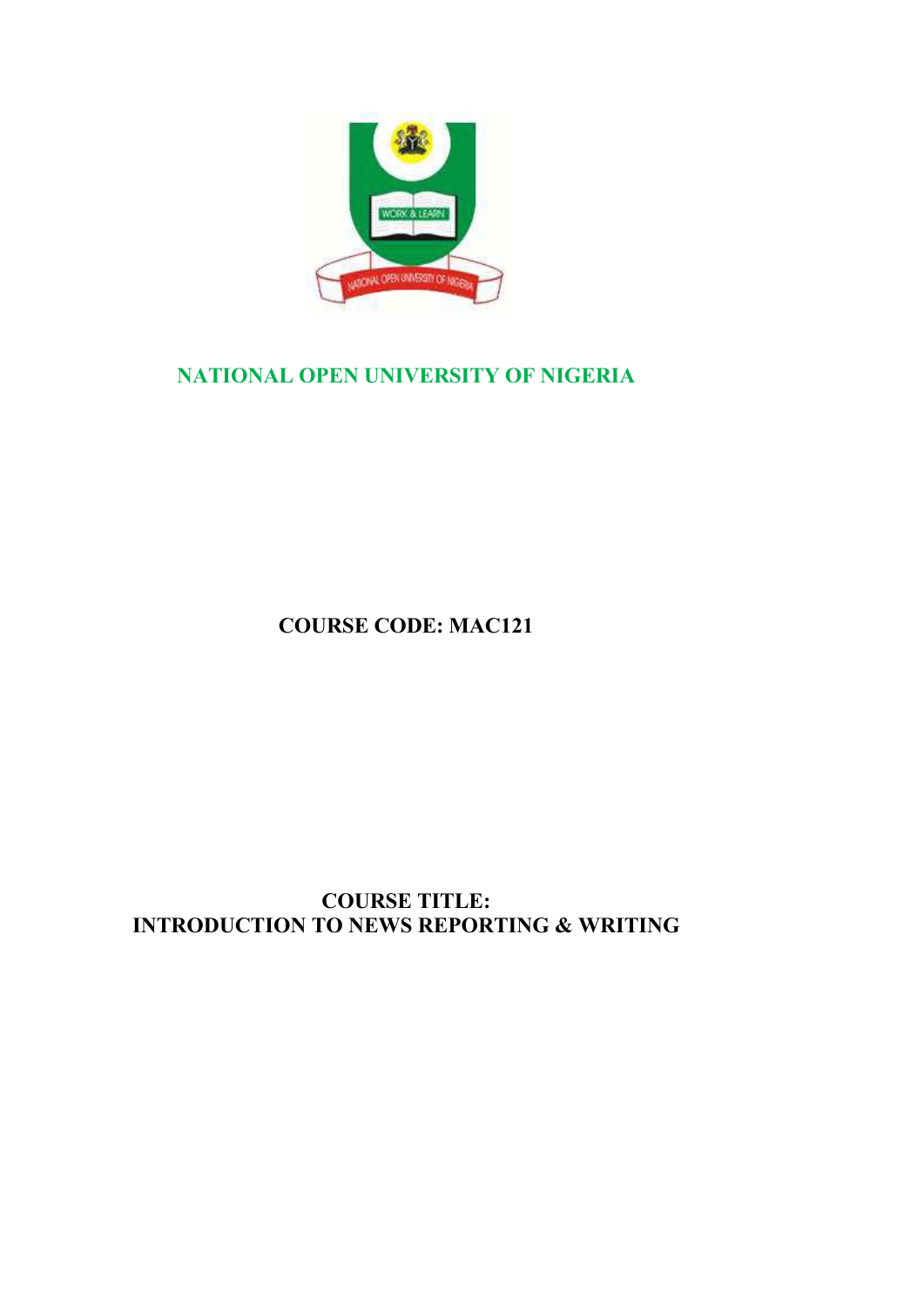# NATIONAL OPEN UNIVERSITY OF NIGERIA

**COURSE CODE: MAC121**

**COURSE TITLE:**
**INTRODUCTION TO NEWS REPORTING & WRITING**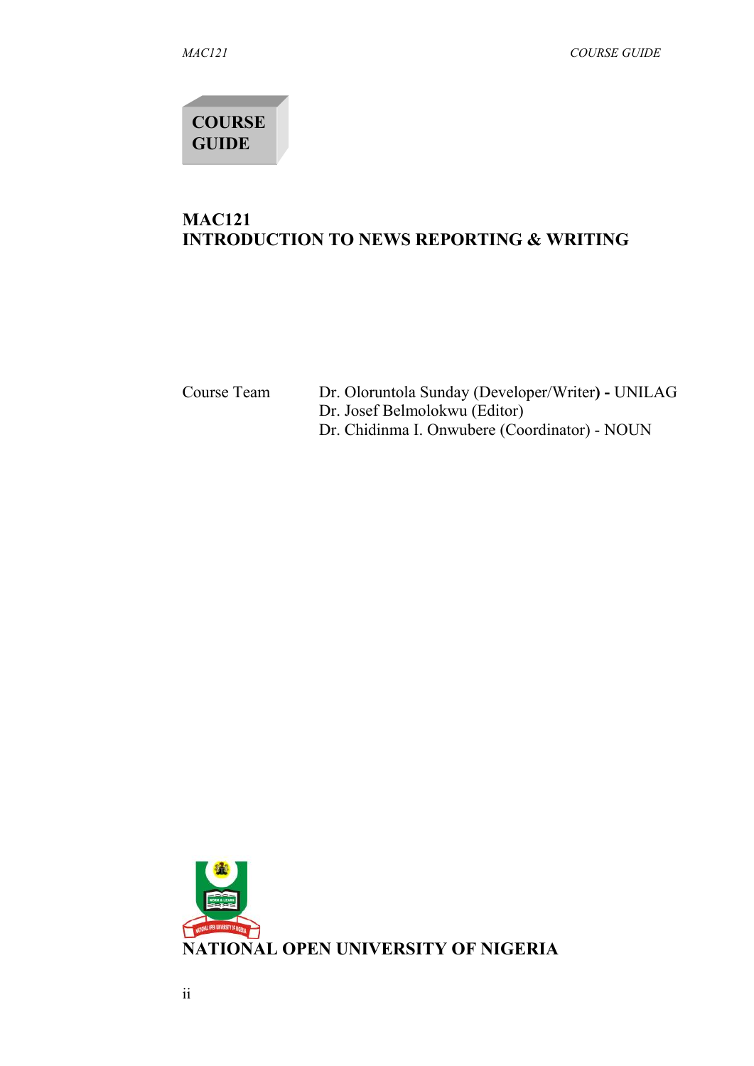**COURSE GUIDE**

# MAC121
# INTRODUCTION TO NEWS REPORTING & WRITING

| | |
|---|---|
| Course Team | Dr. Oloruntola Sunday (Developer/Writer) - UNILAG |
| | Dr. Josef Belmolokwu (Editor) |
| | Dr. Chidinma I. Onwubere (Coordinator) - NOUN |

**NATIONAL OPEN UNIVERSITY OF NIGERIA**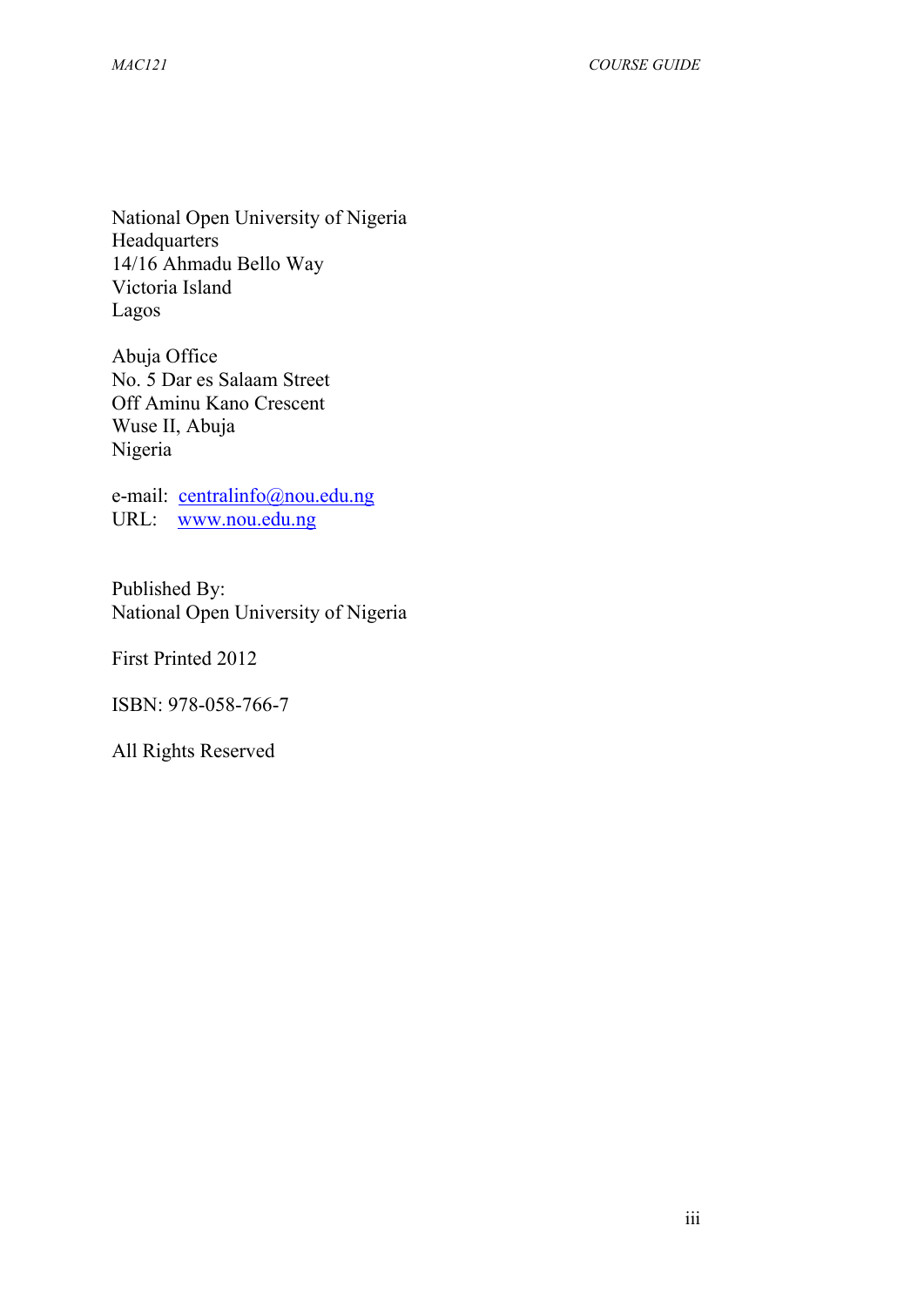National Open University of Nigeria
Headquarters
14/16 Ahmadu Bello Way
Victoria Island
Lagos

Abuja Office
No. 5 Dar es Salaam Street
Off Aminu Kano Crescent
Wuse II, Abuja
Nigeria

e-mail: centralinfo@nou.edu.ng
URL: www.nou.edu.ng

Published By:
National Open University of Nigeria

First Printed 2012

ISBN: 978-058-766-7

All Rights Reserved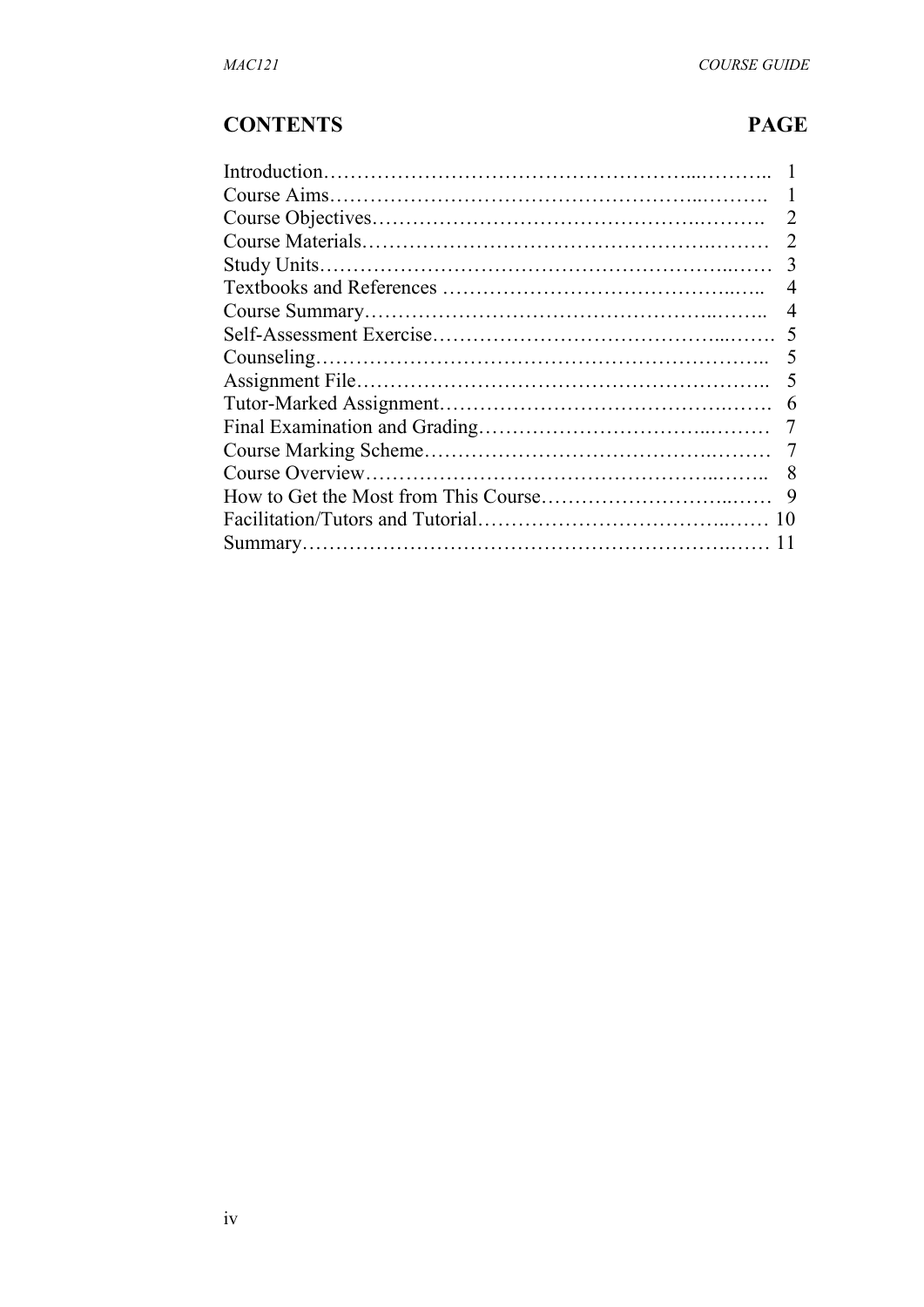## CONTENTS PAGE

| | |
|---|---|
| Introduction | 1 |
| Course Aims | 1 |
| Course Objectives | 2 |
| Course Materials | 2 |
| Study Units | 3 |
| Textbooks and References | 4 |
| Course Summary | 4 |
| Self-Assessment Exercise | 5 |
| Counseling | 5 |
| Assignment File | 5 |
| Tutor-Marked Assignment | 6 |
| Final Examination and Grading | 7 |
| Course Marking Scheme | 7 |
| Course Overview | 8 |
| How to Get the Most from This Course | 9 |
| Facilitation/Tutors and Tutorial | 10 |
| Summary | 11 |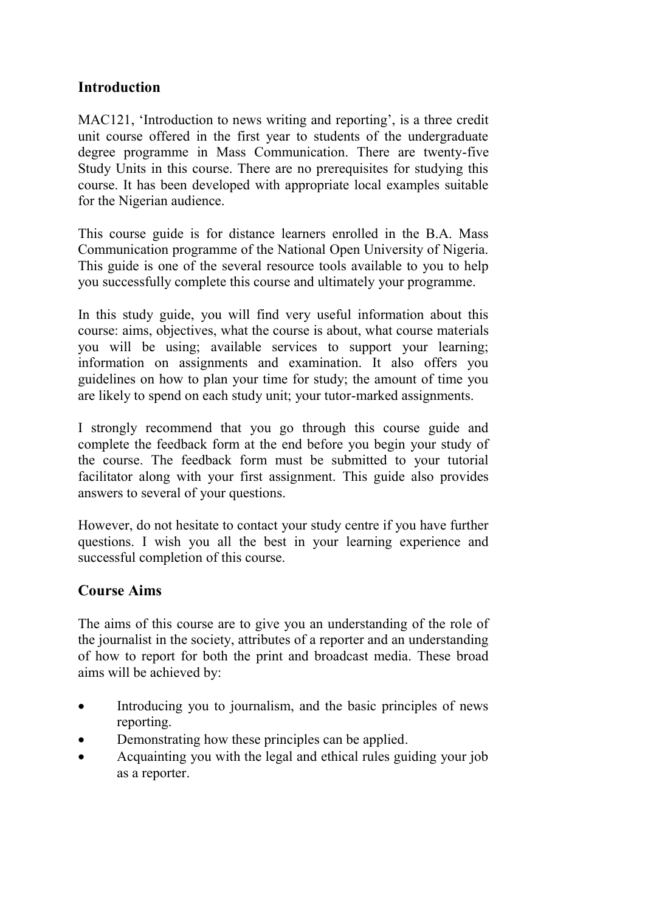## Introduction

MAC121, 'Introduction to news writing and reporting', is a three credit unit course offered in the first year to students of the undergraduate degree programme in Mass Communication. There are twenty-five Study Units in this course. There are no prerequisites for studying this course. It has been developed with appropriate local examples suitable for the Nigerian audience.

This course guide is for distance learners enrolled in the B.A. Mass Communication programme of the National Open University of Nigeria. This guide is one of the several resource tools available to you to help you successfully complete this course and ultimately your programme.

In this study guide, you will find very useful information about this course: aims, objectives, what the course is about, what course materials you will be using; available services to support your learning; information on assignments and examination. It also offers you guidelines on how to plan your time for study; the amount of time you are likely to spend on each study unit; your tutor-marked assignments.

I strongly recommend that you go through this course guide and complete the feedback form at the end before you begin your study of the course. The feedback form must be submitted to your tutorial facilitator along with your first assignment. This guide also provides answers to several of your questions.

However, do not hesitate to contact your study centre if you have further questions. I wish you all the best in your learning experience and successful completion of this course.

## Course Aims

The aims of this course are to give you an understanding of the role of the journalist in the society, attributes of a reporter and an understanding of how to report for both the print and broadcast media. These broad aims will be achieved by:

- Introducing you to journalism, and the basic principles of news reporting.
- Demonstrating how these principles can be applied.
- Acquainting you with the legal and ethical rules guiding your job as a reporter.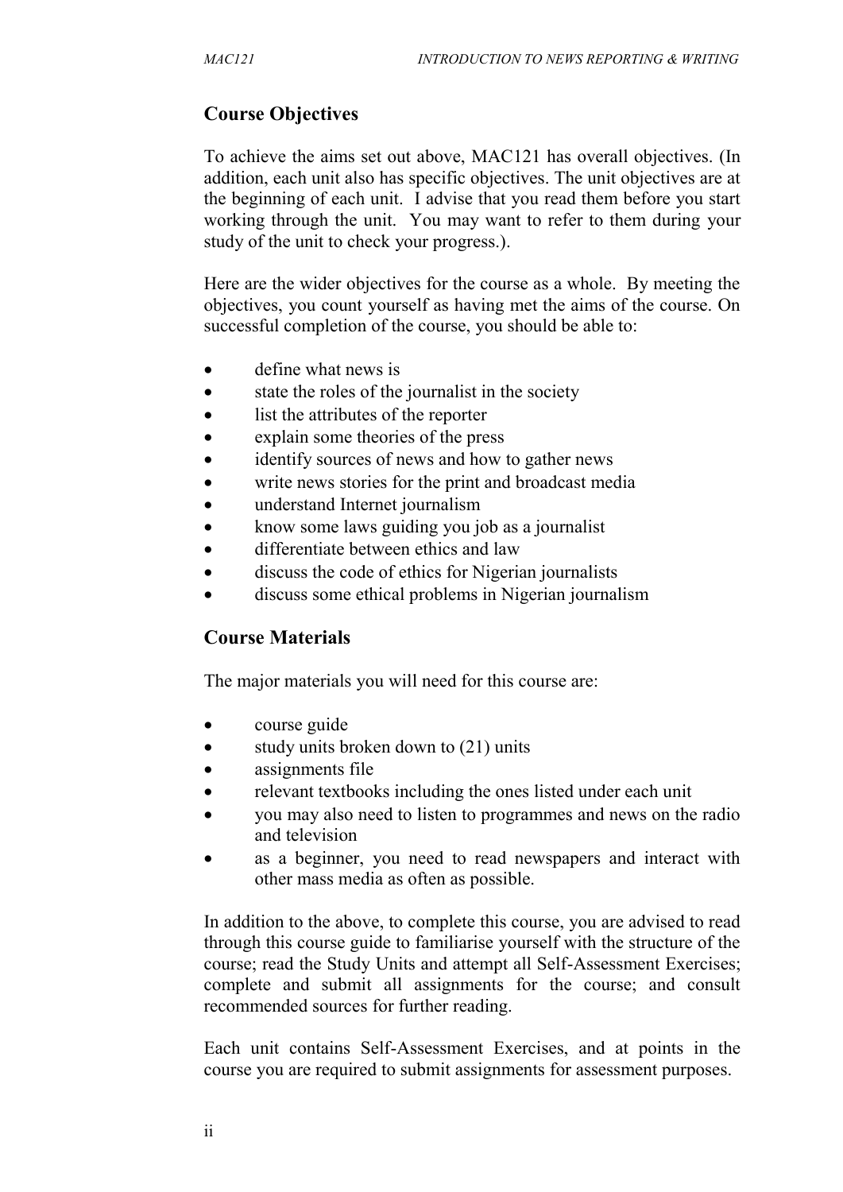## Course Objectives

To achieve the aims set out above, MAC121 has overall objectives. (In addition, each unit also has specific objectives. The unit objectives are at the beginning of each unit. I advise that you read them before you start working through the unit. You may want to refer to them during your study of the unit to check your progress.).

Here are the wider objectives for the course as a whole. By meeting the objectives, you count yourself as having met the aims of the course. On successful completion of the course, you should be able to:

- define what news is
- state the roles of the journalist in the society
- list the attributes of the reporter
- explain some theories of the press
- identify sources of news and how to gather news
- write news stories for the print and broadcast media
- understand Internet journalism
- know some laws guiding you job as a journalist
- differentiate between ethics and law
- discuss the code of ethics for Nigerian journalists
- discuss some ethical problems in Nigerian journalism

## Course Materials

The major materials you will need for this course are:

- course guide
- study units broken down to (21) units
- assignments file
- relevant textbooks including the ones listed under each unit
- you may also need to listen to programmes and news on the radio and television
- as a beginner, you need to read newspapers and interact with other mass media as often as possible.

In addition to the above, to complete this course, you are advised to read through this course guide to familiarise yourself with the structure of the course; read the Study Units and attempt all Self-Assessment Exercises; complete and submit all assignments for the course; and consult recommended sources for further reading.

Each unit contains Self-Assessment Exercises, and at points in the course you are required to submit assignments for assessment purposes.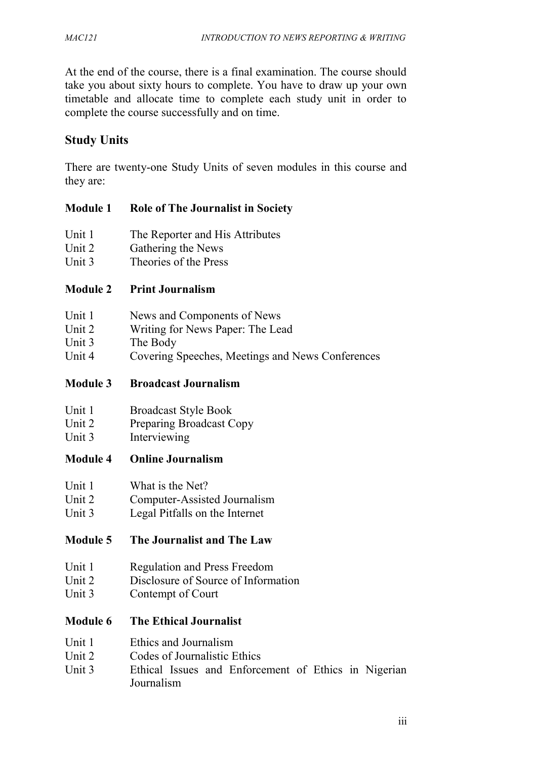At the end of the course, there is a final examination. The course should take you about sixty hours to complete. You have to draw up your own timetable and allocate time to complete each study unit in order to complete the course successfully and on time.

## Study Units

There are twenty-one Study Units of seven modules in this course and they are:

### Module 1 Role of The Journalist in Society

- Unit 1 The Reporter and His Attributes
- Unit 2 Gathering the News
- Unit 3 Theories of the Press

### Module 2 Print Journalism

- Unit 1 News and Components of News
- Unit 2 Writing for News Paper: The Lead
- Unit 3 The Body
- Unit 4 Covering Speeches, Meetings and News Conferences

### Module 3 Broadcast Journalism

- Unit 1 Broadcast Style Book
- Unit 2 Preparing Broadcast Copy
- Unit 3 Interviewing

### Module 4 Online Journalism

- Unit 1 What is the Net?
- Unit 2 Computer-Assisted Journalism
- Unit 3 Legal Pitfalls on the Internet

### Module 5 The Journalist and The Law

- Unit 1 Regulation and Press Freedom
- Unit 2 Disclosure of Source of Information
- Unit 3 Contempt of Court

### Module 6 The Ethical Journalist

- Unit 1 Ethics and Journalism
- Unit 2 Codes of Journalistic Ethics
- Unit 3 Ethical Issues and Enforcement of Ethics in Nigerian Journalism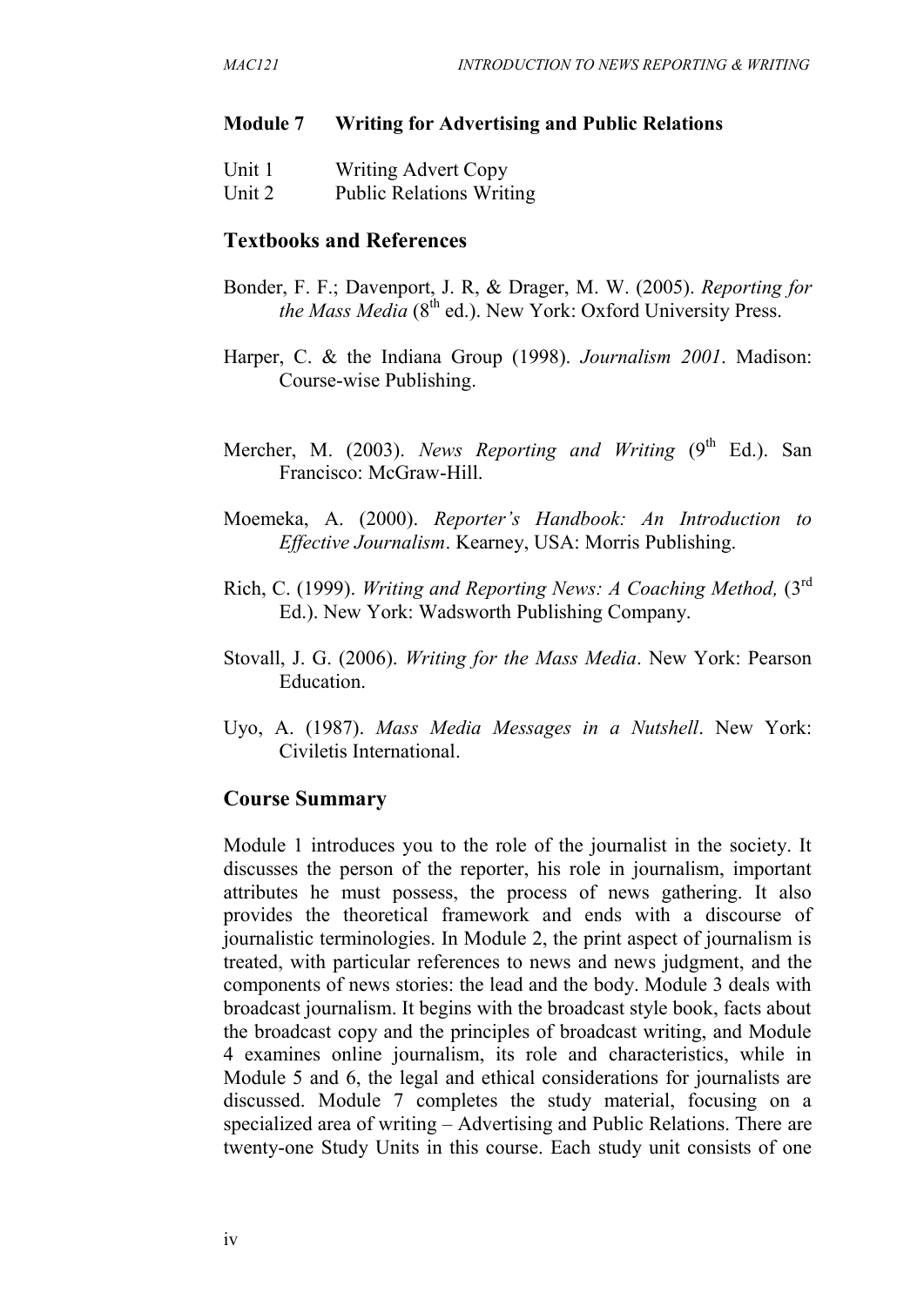## Module 7 Writing for Advertising and Public Relations

Unit 1 Writing Advert Copy
Unit 2 Public Relations Writing

## Textbooks and References

Bonder, F. F.; Davenport, J. R, & Drager, M. W. (2005). *Reporting for the Mass Media* (8th ed.). New York: Oxford University Press.

Harper, C. & the Indiana Group (1998). *Journalism 2001*. Madison: Course-wise Publishing.

Mercher, M. (2003). *News Reporting and Writing* (9th Ed.). San Francisco: McGraw-Hill.

Moemeka, A. (2000). *Reporter's Handbook: An Introduction to Effective Journalism*. Kearney, USA: Morris Publishing.

Rich, C. (1999). *Writing and Reporting News: A Coaching Method,* (3rd Ed.). New York: Wadsworth Publishing Company.

Stovall, J. G. (2006). *Writing for the Mass Media*. New York: Pearson Education.

Uyo, A. (1987). *Mass Media Messages in a Nutshell*. New York: Civiletis International.

## Course Summary

Module 1 introduces you to the role of the journalist in the society. It discusses the person of the reporter, his role in journalism, important attributes he must possess, the process of news gathering. It also provides the theoretical framework and ends with a discourse of journalistic terminologies. In Module 2, the print aspect of journalism is treated, with particular references to news and news judgment, and the components of news stories: the lead and the body. Module 3 deals with broadcast journalism. It begins with the broadcast style book, facts about the broadcast copy and the principles of broadcast writing, and Module 4 examines online journalism, its role and characteristics, while in Module 5 and 6, the legal and ethical considerations for journalists are discussed. Module 7 completes the study material, focusing on a specialized area of writing – Advertising and Public Relations. There are twenty-one Study Units in this course. Each study unit consists of one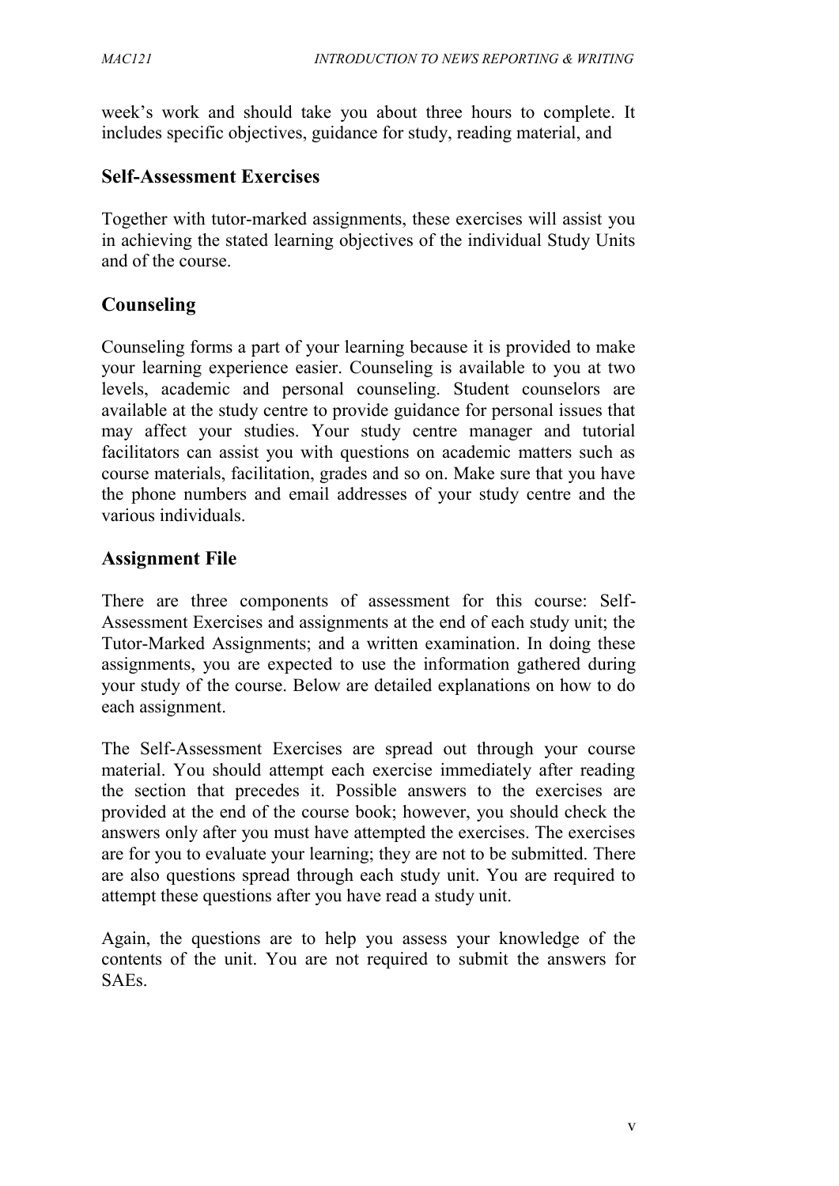week's work and should take you about three hours to complete. It includes specific objectives, guidance for study, reading material, and

## Self-Assessment Exercises

Together with tutor-marked assignments, these exercises will assist you in achieving the stated learning objectives of the individual Study Units and of the course.

## Counseling

Counseling forms a part of your learning because it is provided to make your learning experience easier. Counseling is available to you at two levels, academic and personal counseling. Student counselors are available at the study centre to provide guidance for personal issues that may affect your studies. Your study centre manager and tutorial facilitators can assist you with questions on academic matters such as course materials, facilitation, grades and so on. Make sure that you have the phone numbers and email addresses of your study centre and the various individuals.

## Assignment File

There are three components of assessment for this course: Self-Assessment Exercises and assignments at the end of each study unit; the Tutor-Marked Assignments; and a written examination. In doing these assignments, you are expected to use the information gathered during your study of the course. Below are detailed explanations on how to do each assignment.

The Self-Assessment Exercises are spread out through your course material. You should attempt each exercise immediately after reading the section that precedes it. Possible answers to the exercises are provided at the end of the course book; however, you should check the answers only after you must have attempted the exercises. The exercises are for you to evaluate your learning; they are not to be submitted. There are also questions spread through each study unit. You are required to attempt these questions after you have read a study unit.

Again, the questions are to help you assess your knowledge of the contents of the unit. You are not required to submit the answers for SAEs.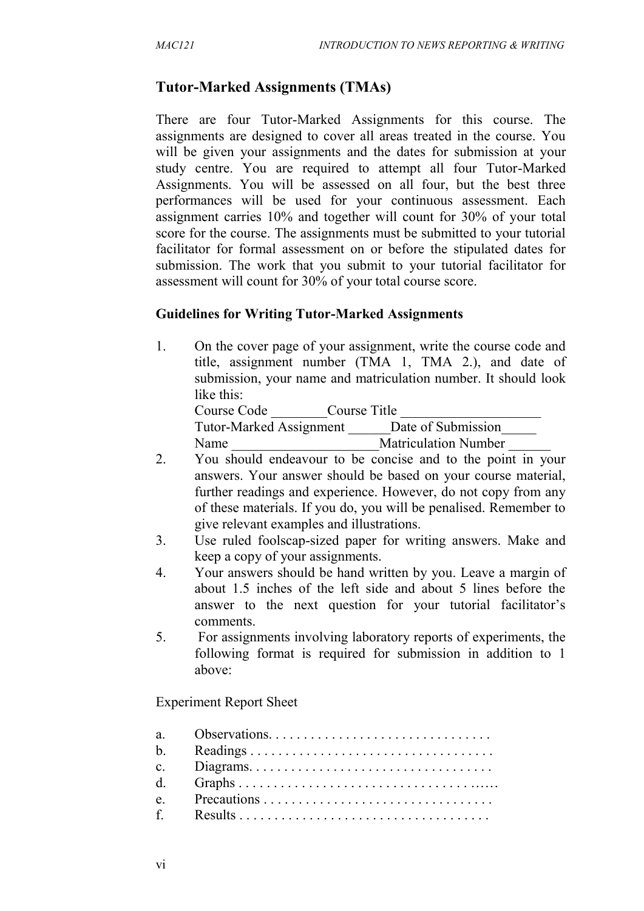## Tutor-Marked Assignments (TMAs)

There are four Tutor-Marked Assignments for this course. The assignments are designed to cover all areas treated in the course. You will be given your assignments and the dates for submission at your study centre. You are required to attempt all four Tutor-Marked Assignments. You will be assessed on all four, but the best three performances will be used for your continuous assessment. Each assignment carries 10% and together will count for 30% of your total score for the course. The assignments must be submitted to your tutorial facilitator for formal assessment on or before the stipulated dates for submission. The work that you submit to your tutorial facilitator for assessment will count for 30% of your total course score.

### Guidelines for Writing Tutor-Marked Assignments

1. On the cover page of your assignment, write the course code and title, assignment number (TMA 1, TMA 2.), and date of submission, your name and matriculation number. It should look like this:
   Course Code ________Course Title ___________________
   Tutor-Marked Assignment ______Date of Submission_____
   Name ____________________Matriculation Number ______
2. You should endeavour to be concise and to the point in your answers. Your answer should be based on your course material, further readings and experience. However, do not copy from any of these materials. If you do, you will be penalised. Remember to give relevant examples and illustrations.
3. Use ruled foolscap-sized paper for writing answers. Make and keep a copy of your assignments.
4. Your answers should be hand written by you. Leave a margin of about 1.5 inches of the left side and about 5 lines before the answer to the next question for your tutorial facilitator's comments.
5. For assignments involving laboratory reports of experiments, the following format is required for submission in addition to 1 above:

Experiment Report Sheet

a. Observations. . . . . . . . . . . . . . . . . . . . . . . . . . . . . . . .
b. Readings . . . . . . . . . . . . . . . . . . . . . . . . . . . . . . . . . . .
c. Diagrams. . . . . . . . . . . . . . . . . . . . . . . . . . . . . . . . . . .
d. Graphs . . . . . . . . . . . . . . . . . . . . . . . . . . . . . . . . . .….
e. Precautions . . . . . . . . . . . . . . . . . . . . . . . . . . . . . . . . .
f. Results . . . . . . . . . . . . . . . . . . . . . . . . . . . . . . . . . . . .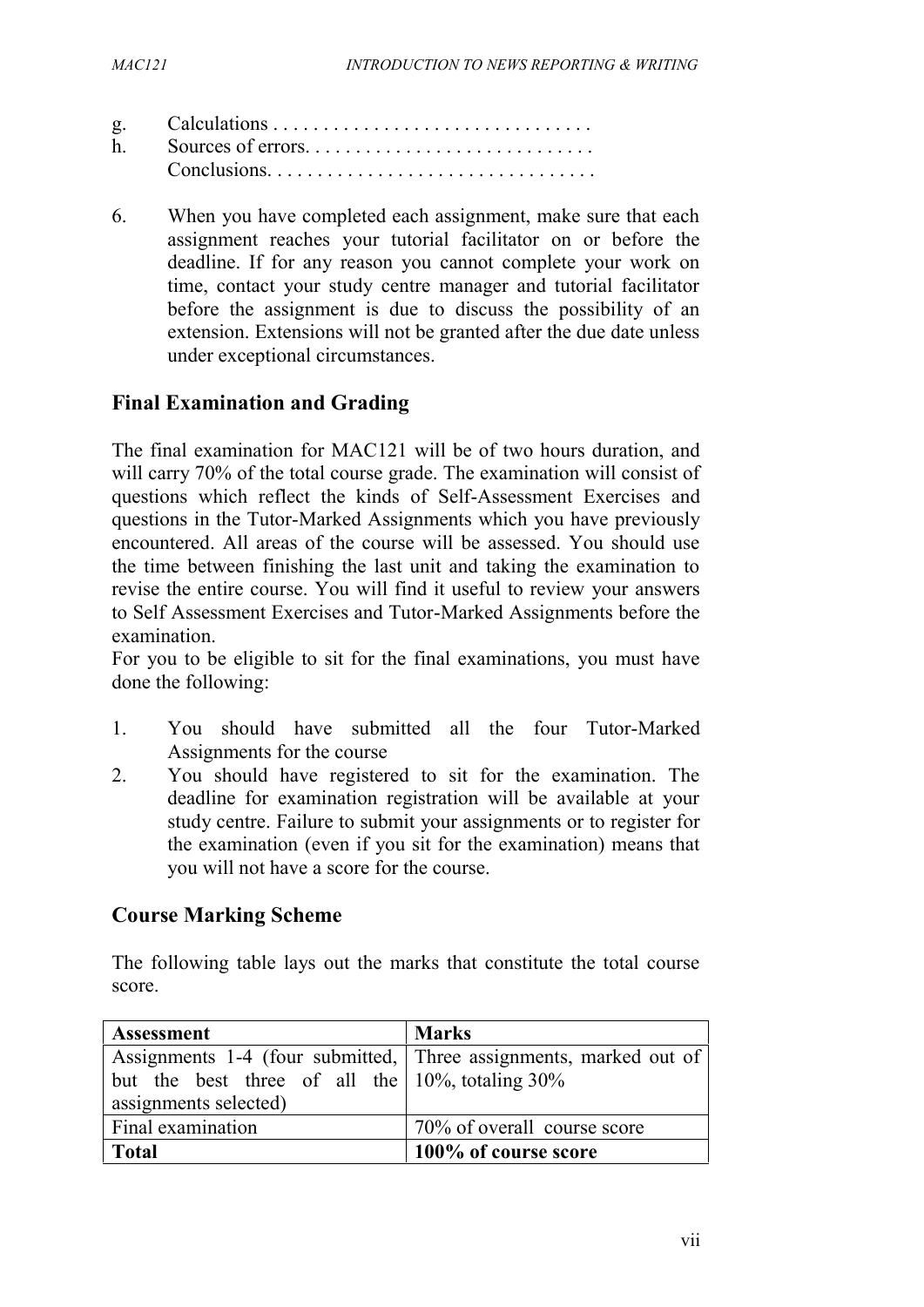g. Calculations . . . . . . . . . . . . . . . . . . . . . . . . . . . . . . . .
h. Sources of errors. . . . . . . . . . . . . . . . . . . . . . . . . . . . .
Conclusions. . . . . . . . . . . . . . . . . . . . . . . . . . . . . . . . .

6. When you have completed each assignment, make sure that each assignment reaches your tutorial facilitator on or before the deadline. If for any reason you cannot complete your work on time, contact your study centre manager and tutorial facilitator before the assignment is due to discuss the possibility of an extension. Extensions will not be granted after the due date unless under exceptional circumstances.

## Final Examination and Grading

The final examination for MAC121 will be of two hours duration, and will carry 70% of the total course grade. The examination will consist of questions which reflect the kinds of Self-Assessment Exercises and questions in the Tutor-Marked Assignments which you have previously encountered. All areas of the course will be assessed. You should use the time between finishing the last unit and taking the examination to revise the entire course. You will find it useful to review your answers to Self Assessment Exercises and Tutor-Marked Assignments before the examination.

For you to be eligible to sit for the final examinations, you must have done the following:

1. You should have submitted all the four Tutor-Marked Assignments for the course
2. You should have registered to sit for the examination. The deadline for examination registration will be available at your study centre. Failure to submit your assignments or to register for the examination (even if you sit for the examination) means that you will not have a score for the course.

## Course Marking Scheme

The following table lays out the marks that constitute the total course score.

| **Assessment** | **Marks** |
|---|---|
| Assignments 1-4 (four submitted, but the best three of all the assignments selected) | Three assignments, marked out of 10%, totaling 30% |
| Final examination | 70% of overall course score |
| **Total** | **100% of course score** |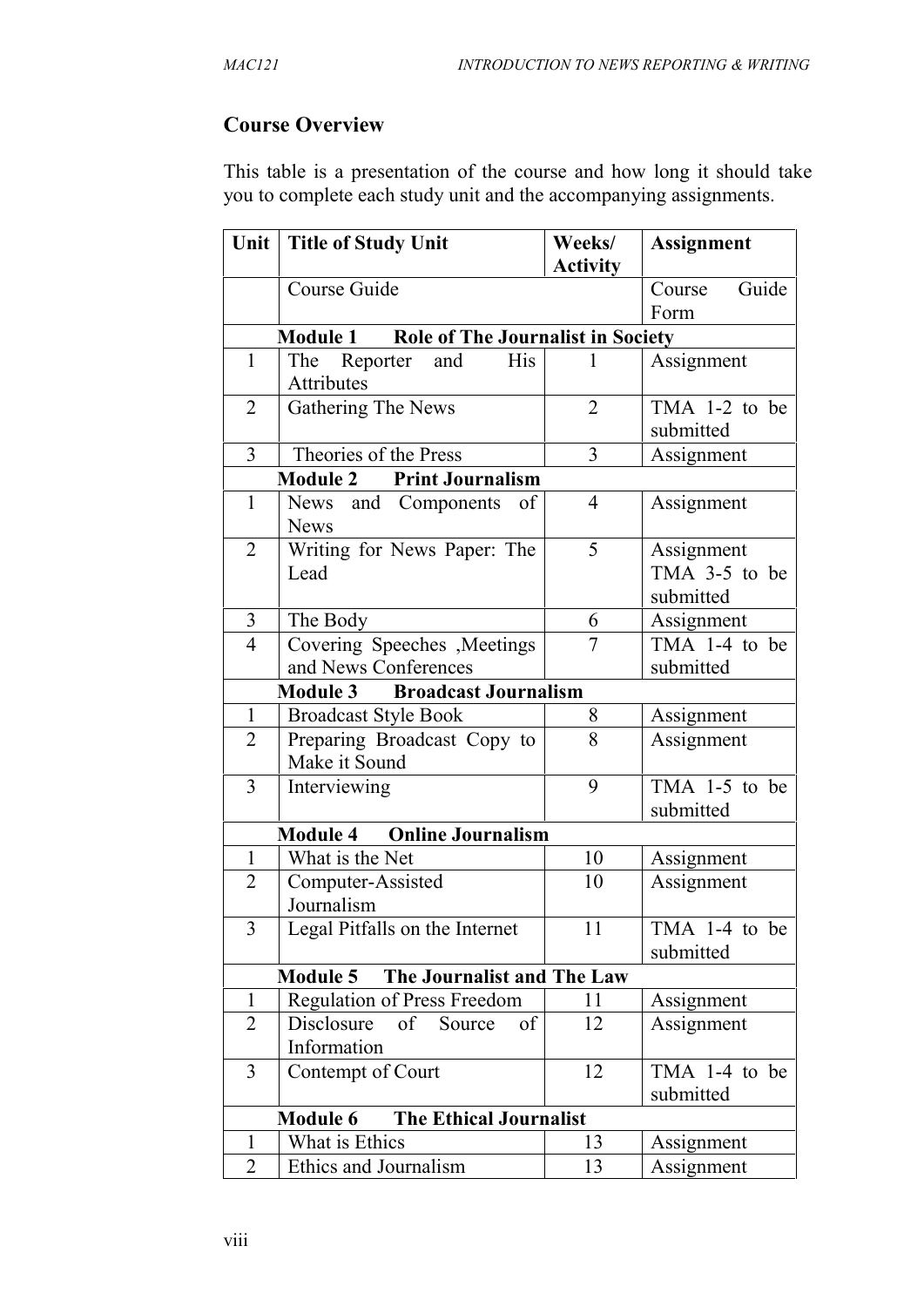## Course Overview

This table is a presentation of the course and how long it should take you to complete each study unit and the accompanying assignments.

| Unit | Title of Study Unit | Weeks/ Activity | Assignment |
|---|---|---|---|
| | Course Guide | | Course Guide Form |
| | **Module 1 Role of The Journalist in Society** | | |
| 1 | The Reporter and His Attributes | 1 | Assignment |
| 2 | Gathering The News | 2 | TMA 1-2 to be submitted |
| 3 | Theories of the Press | 3 | Assignment |
| | **Module 2 Print Journalism** | | |
| 1 | News and Components of News | 4 | Assignment |
| 2 | Writing for News Paper: The Lead | 5 | Assignment TMA 3-5 to be submitted |
| 3 | The Body | 6 | Assignment |
| 4 | Covering Speeches ,Meetings and News Conferences | 7 | TMA 1-4 to be submitted |
| | **Module 3 Broadcast Journalism** | | |
| 1 | Broadcast Style Book | 8 | Assignment |
| 2 | Preparing Broadcast Copy to Make it Sound | 8 | Assignment |
| 3 | Interviewing | 9 | TMA 1-5 to be submitted |
| | **Module 4 Online Journalism** | | |
| 1 | What is the Net | 10 | Assignment |
| 2 | Computer-Assisted Journalism | 10 | Assignment |
| 3 | Legal Pitfalls on the Internet | 11 | TMA 1-4 to be submitted |
| | **Module 5 The Journalist and The Law** | | |
| 1 | Regulation of Press Freedom | 11 | Assignment |
| 2 | Disclosure of Source of Information | 12 | Assignment |
| 3 | Contempt of Court | 12 | TMA 1-4 to be submitted |
| | **Module 6 The Ethical Journalist** | | |
| 1 | What is Ethics | 13 | Assignment |
| 2 | Ethics and Journalism | 13 | Assignment |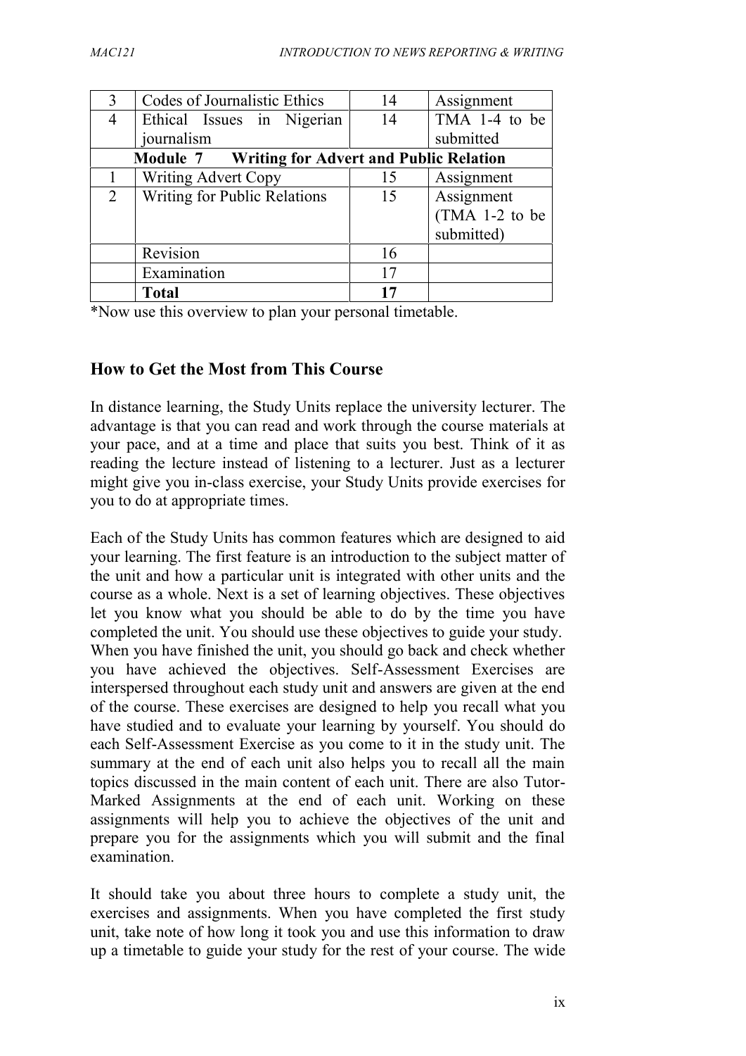| 3 | Codes of Journalistic Ethics | 14 | Assignment |
|---|---|---|---|
| 4 | Ethical Issues in Nigerian journalism | 14 | TMA 1-4 to be submitted |
| | **Module 7 Writing for Advert and Public Relation** | | |
| 1 | Writing Advert Copy | 15 | Assignment |
| 2 | Writing for Public Relations | 15 | Assignment (TMA 1-2 to be submitted) |
| | Revision | 16 | |
| | Examination | 17 | |
| | **Total** | **17** | |

*Now use this overview to plan your personal timetable.

## How to Get the Most from This Course

In distance learning, the Study Units replace the university lecturer. The advantage is that you can read and work through the course materials at your pace, and at a time and place that suits you best. Think of it as reading the lecture instead of listening to a lecturer. Just as a lecturer might give you in-class exercise, your Study Units provide exercises for you to do at appropriate times.

Each of the Study Units has common features which are designed to aid your learning. The first feature is an introduction to the subject matter of the unit and how a particular unit is integrated with other units and the course as a whole. Next is a set of learning objectives. These objectives let you know what you should be able to do by the time you have completed the unit. You should use these objectives to guide your study. When you have finished the unit, you should go back and check whether you have achieved the objectives. Self-Assessment Exercises are interspersed throughout each study unit and answers are given at the end of the course. These exercises are designed to help you recall what you have studied and to evaluate your learning by yourself. You should do each Self-Assessment Exercise as you come to it in the study unit. The summary at the end of each unit also helps you to recall all the main topics discussed in the main content of each unit. There are also Tutor-Marked Assignments at the end of each unit. Working on these assignments will help you to achieve the objectives of the unit and prepare you for the assignments which you will submit and the final examination.

It should take you about three hours to complete a study unit, the exercises and assignments. When you have completed the first study unit, take note of how long it took you and use this information to draw up a timetable to guide your study for the rest of your course. The wide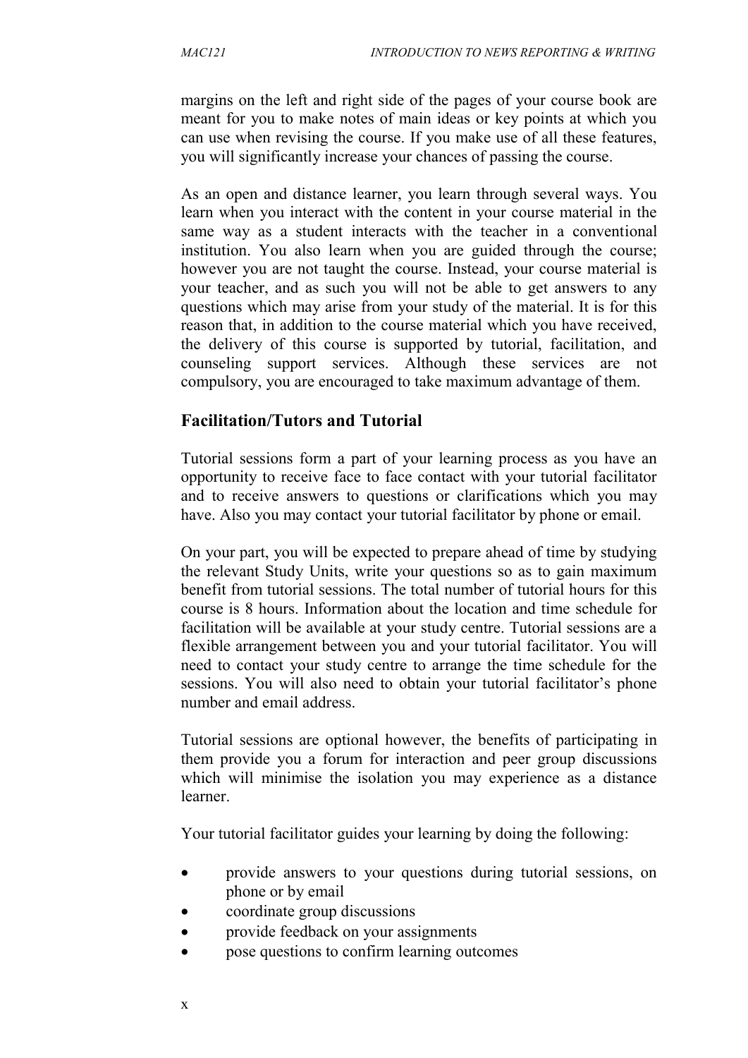margins on the left and right side of the pages of your course book are meant for you to make notes of main ideas or key points at which you can use when revising the course. If you make use of all these features, you will significantly increase your chances of passing the course.

As an open and distance learner, you learn through several ways. You learn when you interact with the content in your course material in the same way as a student interacts with the teacher in a conventional institution. You also learn when you are guided through the course; however you are not taught the course. Instead, your course material is your teacher, and as such you will not be able to get answers to any questions which may arise from your study of the material. It is for this reason that, in addition to the course material which you have received, the delivery of this course is supported by tutorial, facilitation, and counseling support services. Although these services are not compulsory, you are encouraged to take maximum advantage of them.

## Facilitation/Tutors and Tutorial

Tutorial sessions form a part of your learning process as you have an opportunity to receive face to face contact with your tutorial facilitator and to receive answers to questions or clarifications which you may have. Also you may contact your tutorial facilitator by phone or email.

On your part, you will be expected to prepare ahead of time by studying the relevant Study Units, write your questions so as to gain maximum benefit from tutorial sessions. The total number of tutorial hours for this course is 8 hours. Information about the location and time schedule for facilitation will be available at your study centre. Tutorial sessions are a flexible arrangement between you and your tutorial facilitator. You will need to contact your study centre to arrange the time schedule for the sessions. You will also need to obtain your tutorial facilitator's phone number and email address.

Tutorial sessions are optional however, the benefits of participating in them provide you a forum for interaction and peer group discussions which will minimise the isolation you may experience as a distance learner.

Your tutorial facilitator guides your learning by doing the following:

- provide answers to your questions during tutorial sessions, on phone or by email
- coordinate group discussions
- provide feedback on your assignments
- pose questions to confirm learning outcomes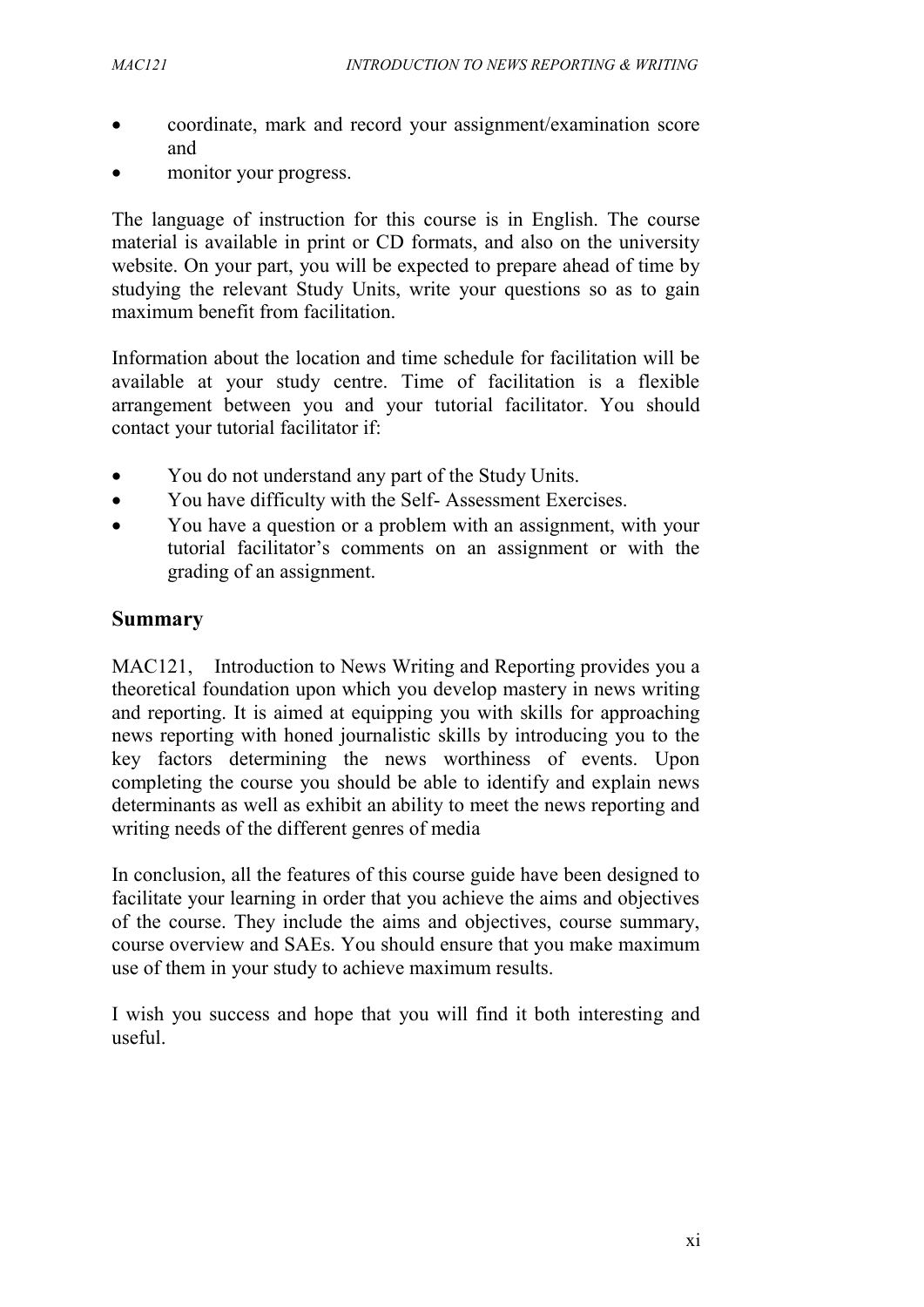- coordinate, mark and record your assignment/examination score and
- monitor your progress.

The language of instruction for this course is in English. The course material is available in print or CD formats, and also on the university website. On your part, you will be expected to prepare ahead of time by studying the relevant Study Units, write your questions so as to gain maximum benefit from facilitation.

Information about the location and time schedule for facilitation will be available at your study centre. Time of facilitation is a flexible arrangement between you and your tutorial facilitator. You should contact your tutorial facilitator if:

- You do not understand any part of the Study Units.
- You have difficulty with the Self- Assessment Exercises.
- You have a question or a problem with an assignment, with your tutorial facilitator's comments on an assignment or with the grading of an assignment.

## Summary

MAC121, Introduction to News Writing and Reporting provides you a theoretical foundation upon which you develop mastery in news writing and reporting. It is aimed at equipping you with skills for approaching news reporting with honed journalistic skills by introducing you to the key factors determining the news worthiness of events. Upon completing the course you should be able to identify and explain news determinants as well as exhibit an ability to meet the news reporting and writing needs of the different genres of media

In conclusion, all the features of this course guide have been designed to facilitate your learning in order that you achieve the aims and objectives of the course. They include the aims and objectives, course summary, course overview and SAEs. You should ensure that you make maximum use of them in your study to achieve maximum results.

I wish you success and hope that you will find it both interesting and useful.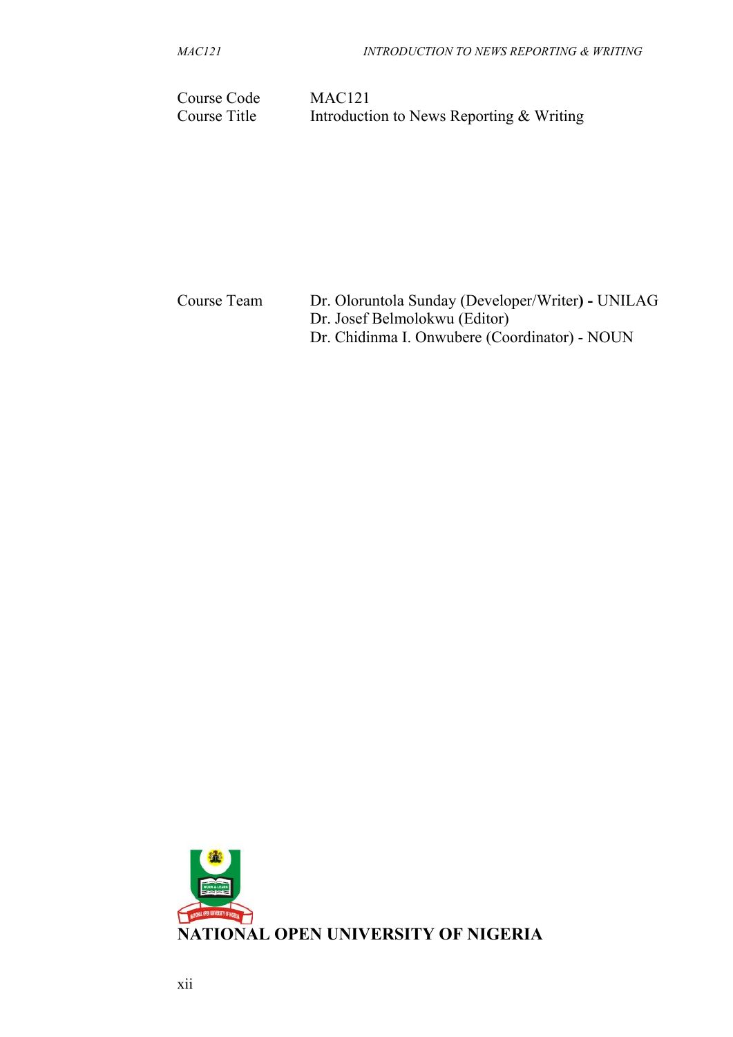Course Code MAC121
Course Title Introduction to News Reporting & Writing

Course Team Dr. Oloruntola Sunday (Developer/Writer**) -** UNILAG
Dr. Josef Belmolokwu (Editor)
Dr. Chidinma I. Onwubere (Coordinator) - NOUN

**NATIONAL OPEN UNIVERSITY OF NIGERIA**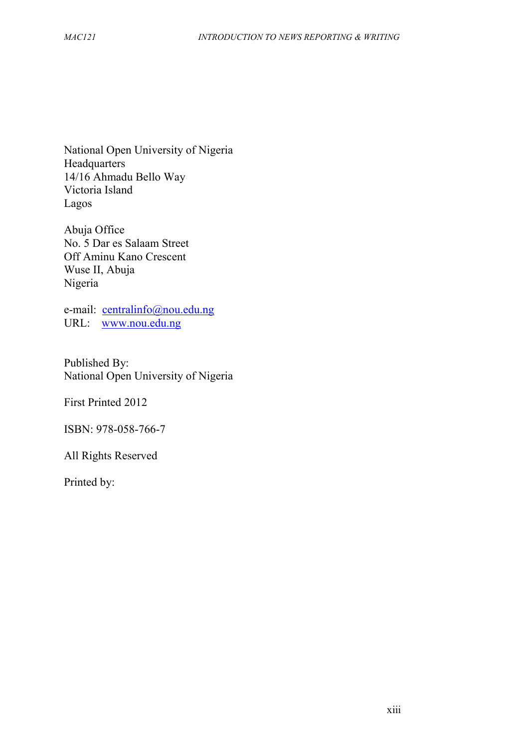National Open University of Nigeria
Headquarters
14/16 Ahmadu Bello Way
Victoria Island
Lagos

Abuja Office
No. 5 Dar es Salaam Street
Off Aminu Kano Crescent
Wuse II, Abuja
Nigeria

e-mail: centralinfo@nou.edu.ng
URL: www.nou.edu.ng

Published By:
National Open University of Nigeria

First Printed 2012

ISBN: 978-058-766-7

All Rights Reserved

Printed by: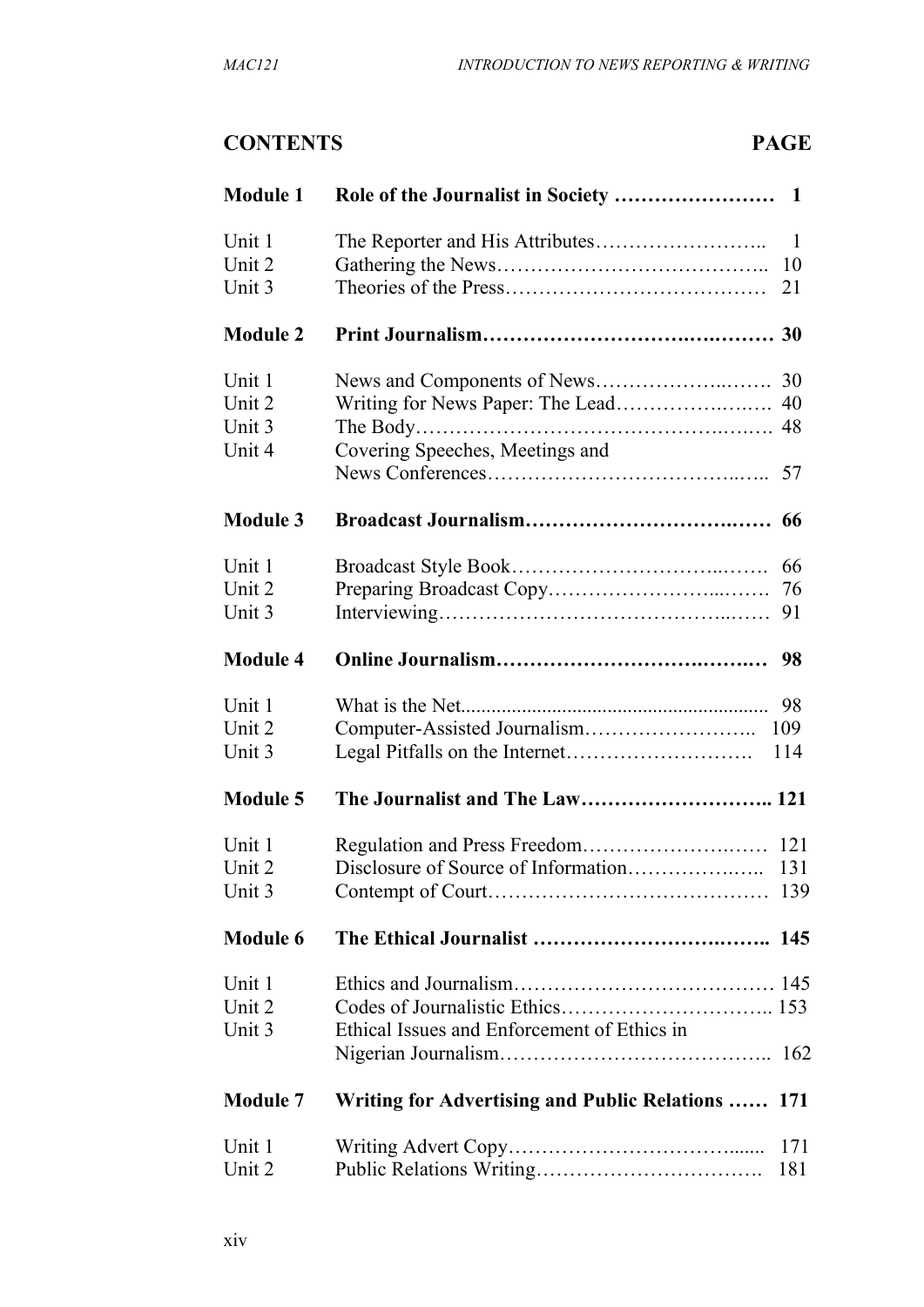## CONTENTS PAGE

| | | |
|---|---|---|
| **Module 1** | **Role of the Journalist in Society** | **1** |
| Unit 1 | The Reporter and His Attributes | 1 |
| Unit 2 | Gathering the News | 10 |
| Unit 3 | Theories of the Press | 21 |
| **Module 2** | **Print Journalism** | **30** |
| Unit 1 | News and Components of News | 30 |
| Unit 2 | Writing for News Paper: The Lead | 40 |
| Unit 3 | The Body | 48 |
| Unit 4 | Covering Speeches, Meetings and News Conferences | 57 |
| **Module 3** | **Broadcast Journalism** | **66** |
| Unit 1 | Broadcast Style Book | 66 |
| Unit 2 | Preparing Broadcast Copy | 76 |
| Unit 3 | Interviewing | 91 |
| **Module 4** | **Online Journalism** | **98** |
| Unit 1 | What is the Net | 98 |
| Unit 2 | Computer-Assisted Journalism | 109 |
| Unit 3 | Legal Pitfalls on the Internet | 114 |
| **Module 5** | **The Journalist and The Law** | **121** |
| Unit 1 | Regulation and Press Freedom | 121 |
| Unit 2 | Disclosure of Source of Information | 131 |
| Unit 3 | Contempt of Court | 139 |
| **Module 6** | **The Ethical Journalist** | **145** |
| Unit 1 | Ethics and Journalism | 145 |
| Unit 2 | Codes of Journalistic Ethics | 153 |
| Unit 3 | Ethical Issues and Enforcement of Ethics in Nigerian Journalism | 162 |
| **Module 7** | **Writing for Advertising and Public Relations** | **171** |
| Unit 1 | Writing Advert Copy | 171 |
| Unit 2 | Public Relations Writing | 181 |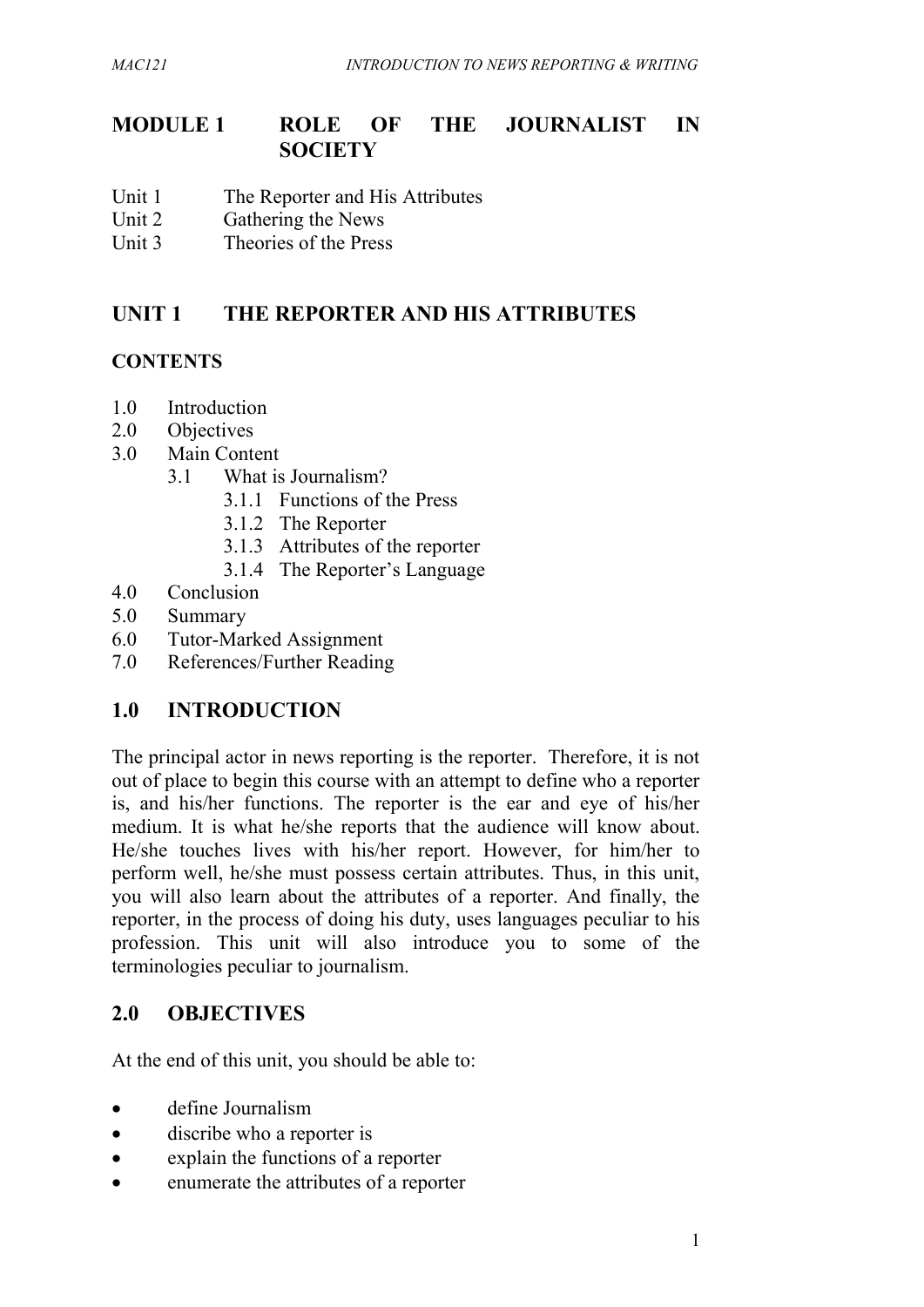# MODULE 1 ROLE OF THE JOURNALIST IN SOCIETY

Unit 1 The Reporter and His Attributes
Unit 2 Gathering the News
Unit 3 Theories of the Press

## UNIT 1 THE REPORTER AND HIS ATTRIBUTES

**CONTENTS**

1.0 Introduction
2.0 Objectives
3.0 Main Content
  3.1 What is Journalism?
    3.1.1 Functions of the Press
    3.1.2 The Reporter
    3.1.3 Attributes of the reporter
    3.1.4 The Reporter's Language
4.0 Conclusion
5.0 Summary
6.0 Tutor-Marked Assignment
7.0 References/Further Reading

## 1.0 INTRODUCTION

The principal actor in news reporting is the reporter. Therefore, it is not out of place to begin this course with an attempt to define who a reporter is, and his/her functions. The reporter is the ear and eye of his/her medium. It is what he/she reports that the audience will know about. He/she touches lives with his/her report. However, for him/her to perform well, he/she must possess certain attributes. Thus, in this unit, you will also learn about the attributes of a reporter. And finally, the reporter, in the process of doing his duty, uses languages peculiar to his profession. This unit will also introduce you to some of the terminologies peculiar to journalism.

## 2.0 OBJECTIVES

At the end of this unit, you should be able to:

- define Journalism
- discribe who a reporter is
- explain the functions of a reporter
- enumerate the attributes of a reporter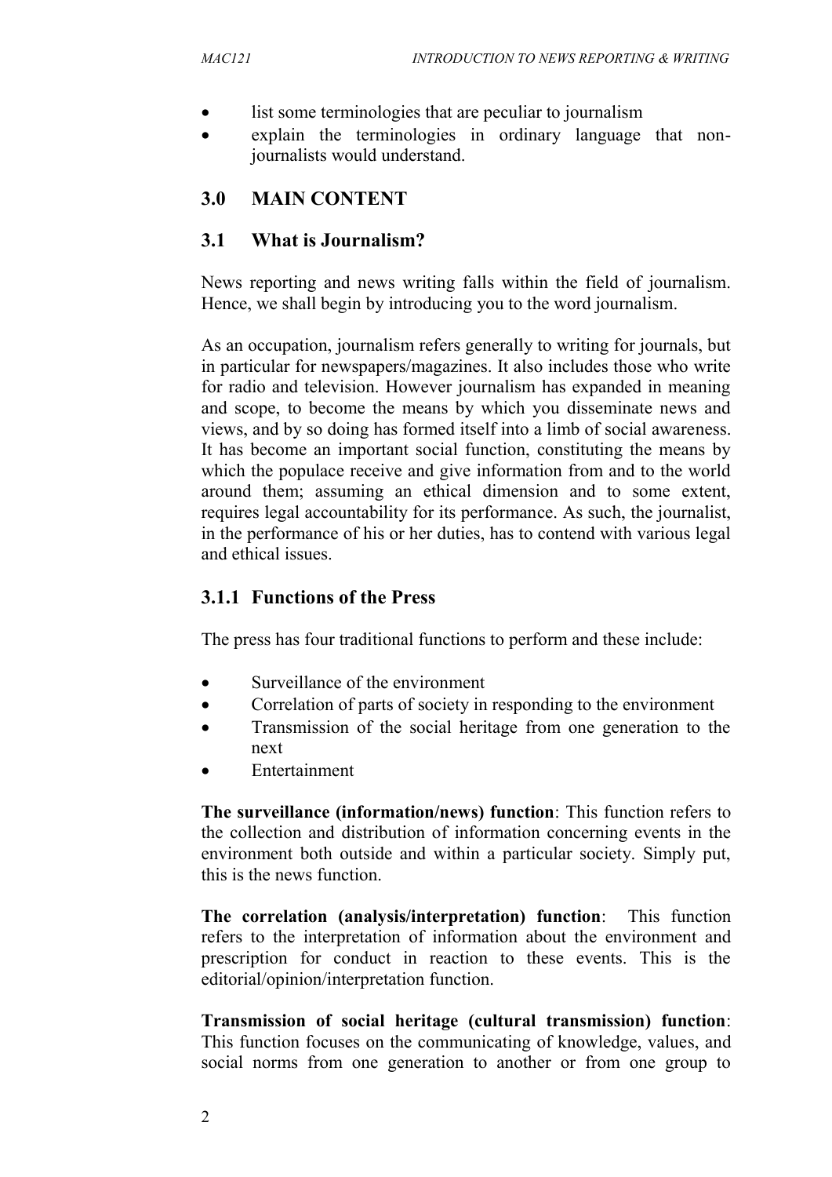- list some terminologies that are peculiar to journalism
- explain the terminologies in ordinary language that non-journalists would understand.

## 3.0 MAIN CONTENT

### 3.1 What is Journalism?

News reporting and news writing falls within the field of journalism. Hence, we shall begin by introducing you to the word journalism.

As an occupation, journalism refers generally to writing for journals, but in particular for newspapers/magazines. It also includes those who write for radio and television. However journalism has expanded in meaning and scope, to become the means by which you disseminate news and views, and by so doing has formed itself into a limb of social awareness. It has become an important social function, constituting the means by which the populace receive and give information from and to the world around them; assuming an ethical dimension and to some extent, requires legal accountability for its performance. As such, the journalist, in the performance of his or her duties, has to contend with various legal and ethical issues.

#### 3.1.1 Functions of the Press

The press has four traditional functions to perform and these include:

- Surveillance of the environment
- Correlation of parts of society in responding to the environment
- Transmission of the social heritage from one generation to the next
- Entertainment

**The surveillance (information/news) function**: This function refers to the collection and distribution of information concerning events in the environment both outside and within a particular society. Simply put, this is the news function.

**The correlation (analysis/interpretation) function**: This function refers to the interpretation of information about the environment and prescription for conduct in reaction to these events. This is the editorial/opinion/interpretation function.

**Transmission of social heritage (cultural transmission) function**: This function focuses on the communicating of knowledge, values, and social norms from one generation to another or from one group to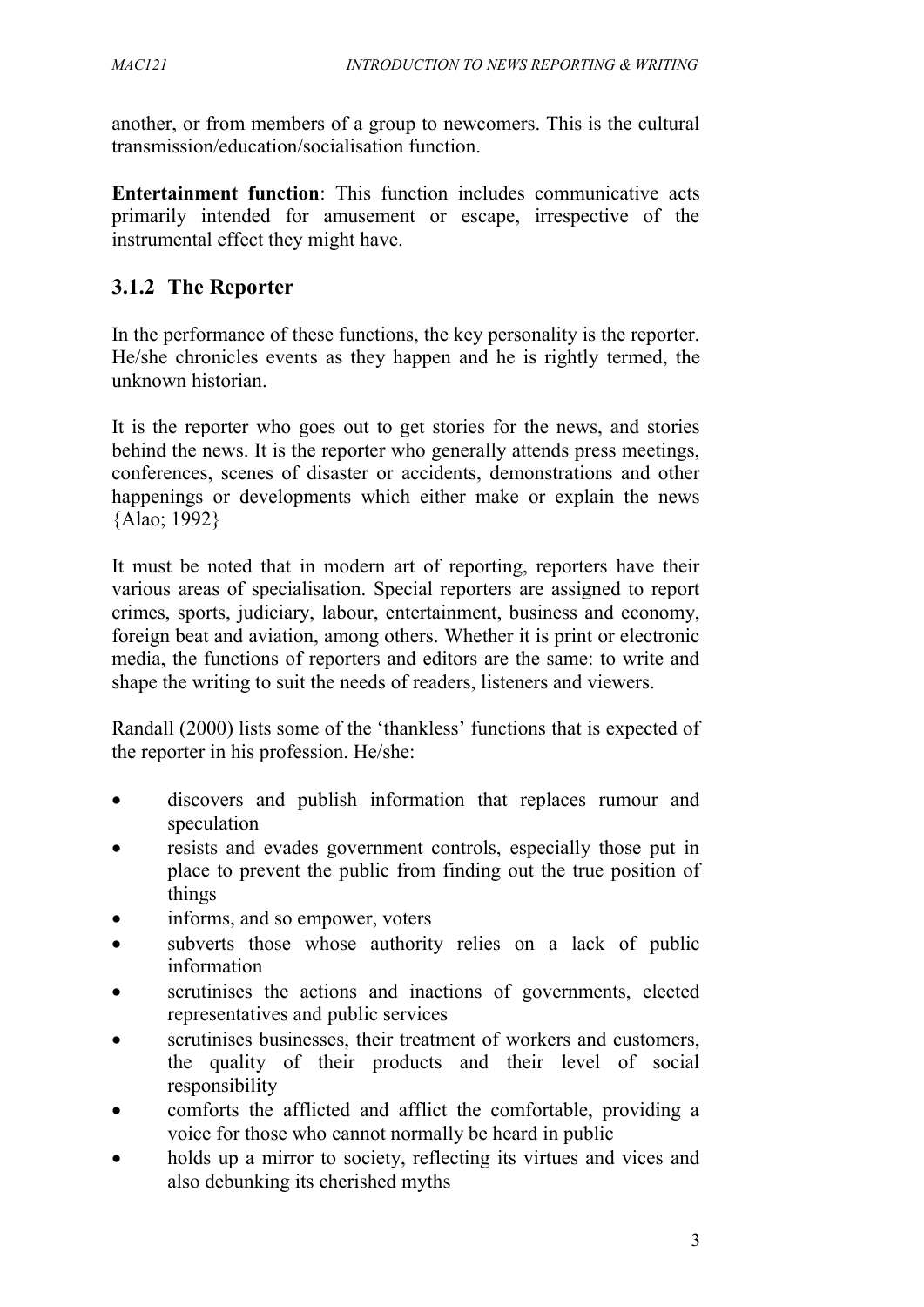another, or from members of a group to newcomers. This is the cultural transmission/education/socialisation function.

**Entertainment function**: This function includes communicative acts primarily intended for amusement or escape, irrespective of the instrumental effect they might have.

### 3.1.2 The Reporter

In the performance of these functions, the key personality is the reporter. He/she chronicles events as they happen and he is rightly termed, the unknown historian.

It is the reporter who goes out to get stories for the news, and stories behind the news. It is the reporter who generally attends press meetings, conferences, scenes of disaster or accidents, demonstrations and other happenings or developments which either make or explain the news {Alao; 1992}

It must be noted that in modern art of reporting, reporters have their various areas of specialisation. Special reporters are assigned to report crimes, sports, judiciary, labour, entertainment, business and economy, foreign beat and aviation, among others. Whether it is print or electronic media, the functions of reporters and editors are the same: to write and shape the writing to suit the needs of readers, listeners and viewers.

Randall (2000) lists some of the 'thankless' functions that is expected of the reporter in his profession. He/she:

- discovers and publish information that replaces rumour and speculation
- resists and evades government controls, especially those put in place to prevent the public from finding out the true position of things
- informs, and so empower, voters
- subverts those whose authority relies on a lack of public information
- scrutinises the actions and inactions of governments, elected representatives and public services
- scrutinises businesses, their treatment of workers and customers, the quality of their products and their level of social responsibility
- comforts the afflicted and afflict the comfortable, providing a voice for those who cannot normally be heard in public
- holds up a mirror to society, reflecting its virtues and vices and also debunking its cherished myths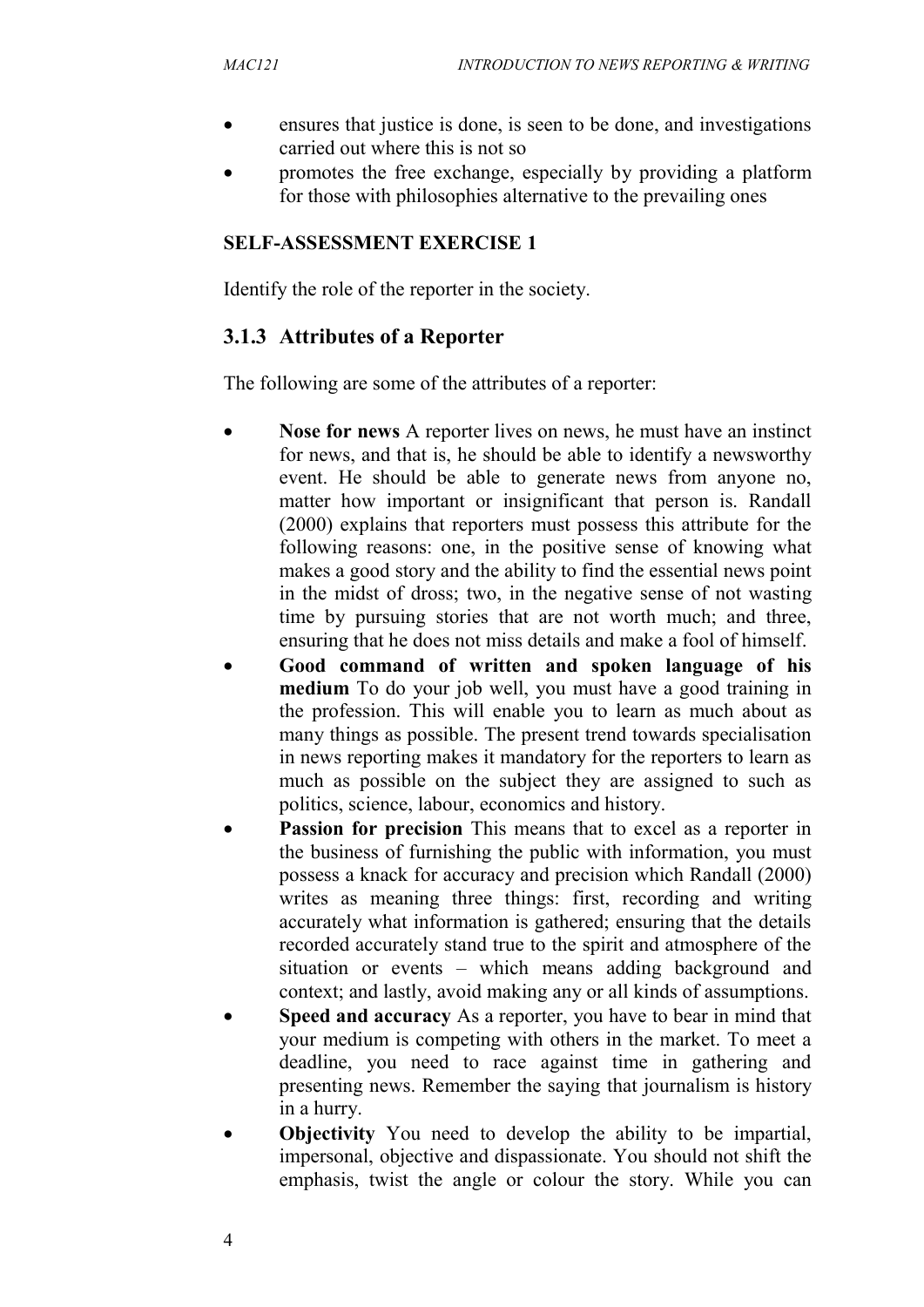- ensures that justice is done, is seen to be done, and investigations carried out where this is not so
- promotes the free exchange, especially by providing a platform for those with philosophies alternative to the prevailing ones

**SELF-ASSESSMENT EXERCISE 1**

Identify the role of the reporter in the society.

### 3.1.3 Attributes of a Reporter

The following are some of the attributes of a reporter:

- **Nose for news** A reporter lives on news, he must have an instinct for news, and that is, he should be able to identify a newsworthy event. He should be able to generate news from anyone no, matter how important or insignificant that person is. Randall (2000) explains that reporters must possess this attribute for the following reasons: one, in the positive sense of knowing what makes a good story and the ability to find the essential news point in the midst of dross; two, in the negative sense of not wasting time by pursuing stories that are not worth much; and three, ensuring that he does not miss details and make a fool of himself.
- **Good command of written and spoken language of his medium** To do your job well, you must have a good training in the profession. This will enable you to learn as much about as many things as possible. The present trend towards specialisation in news reporting makes it mandatory for the reporters to learn as much as possible on the subject they are assigned to such as politics, science, labour, economics and history.
- **Passion for precision** This means that to excel as a reporter in the business of furnishing the public with information, you must possess a knack for accuracy and precision which Randall (2000) writes as meaning three things: first, recording and writing accurately what information is gathered; ensuring that the details recorded accurately stand true to the spirit and atmosphere of the situation or events – which means adding background and context; and lastly, avoid making any or all kinds of assumptions.
- **Speed and accuracy** As a reporter, you have to bear in mind that your medium is competing with others in the market. To meet a deadline, you need to race against time in gathering and presenting news. Remember the saying that journalism is history in a hurry.
- **Objectivity** You need to develop the ability to be impartial, impersonal, objective and dispassionate. You should not shift the emphasis, twist the angle or colour the story. While you can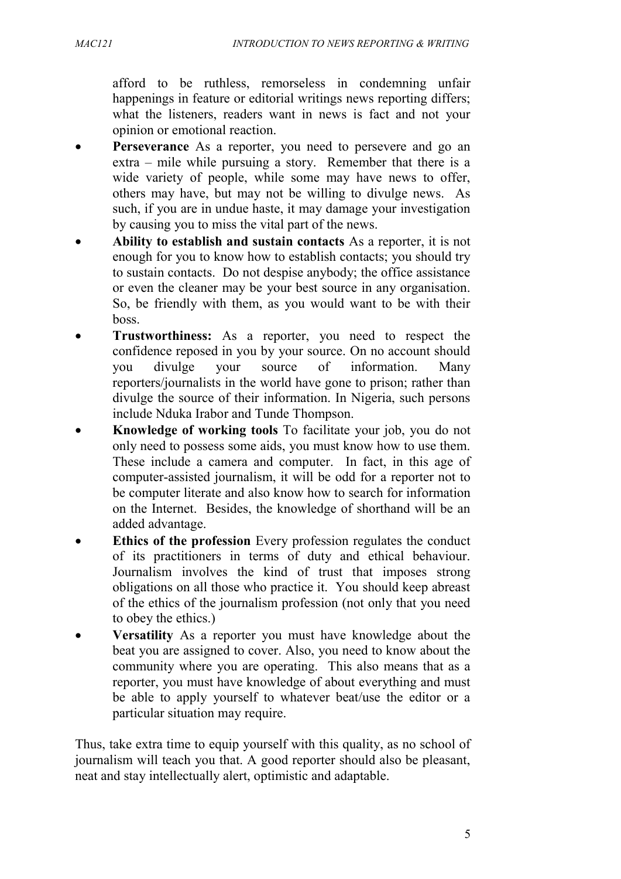afford to be ruthless, remorseless in condemning unfair happenings in feature or editorial writings news reporting differs; what the listeners, readers want in news is fact and not your opinion or emotional reaction.

- **Perseverance** As a reporter, you need to persevere and go an extra – mile while pursuing a story. Remember that there is a wide variety of people, while some may have news to offer, others may have, but may not be willing to divulge news. As such, if you are in undue haste, it may damage your investigation by causing you to miss the vital part of the news.
- **Ability to establish and sustain contacts** As a reporter, it is not enough for you to know how to establish contacts; you should try to sustain contacts. Do not despise anybody; the office assistance or even the cleaner may be your best source in any organisation. So, be friendly with them, as you would want to be with their boss.
- **Trustworthiness:** As a reporter, you need to respect the confidence reposed in you by your source. On no account should you divulge your source of information. Many reporters/journalists in the world have gone to prison; rather than divulge the source of their information. In Nigeria, such persons include Nduka Irabor and Tunde Thompson.
- **Knowledge of working tools** To facilitate your job, you do not only need to possess some aids, you must know how to use them. These include a camera and computer. In fact, in this age of computer-assisted journalism, it will be odd for a reporter not to be computer literate and also know how to search for information on the Internet. Besides, the knowledge of shorthand will be an added advantage.
- **Ethics of the profession** Every profession regulates the conduct of its practitioners in terms of duty and ethical behaviour. Journalism involves the kind of trust that imposes strong obligations on all those who practice it. You should keep abreast of the ethics of the journalism profession (not only that you need to obey the ethics.)
- **Versatility** As a reporter you must have knowledge about the beat you are assigned to cover. Also, you need to know about the community where you are operating. This also means that as a reporter, you must have knowledge of about everything and must be able to apply yourself to whatever beat/use the editor or a particular situation may require.

Thus, take extra time to equip yourself with this quality, as no school of journalism will teach you that. A good reporter should also be pleasant, neat and stay intellectually alert, optimistic and adaptable.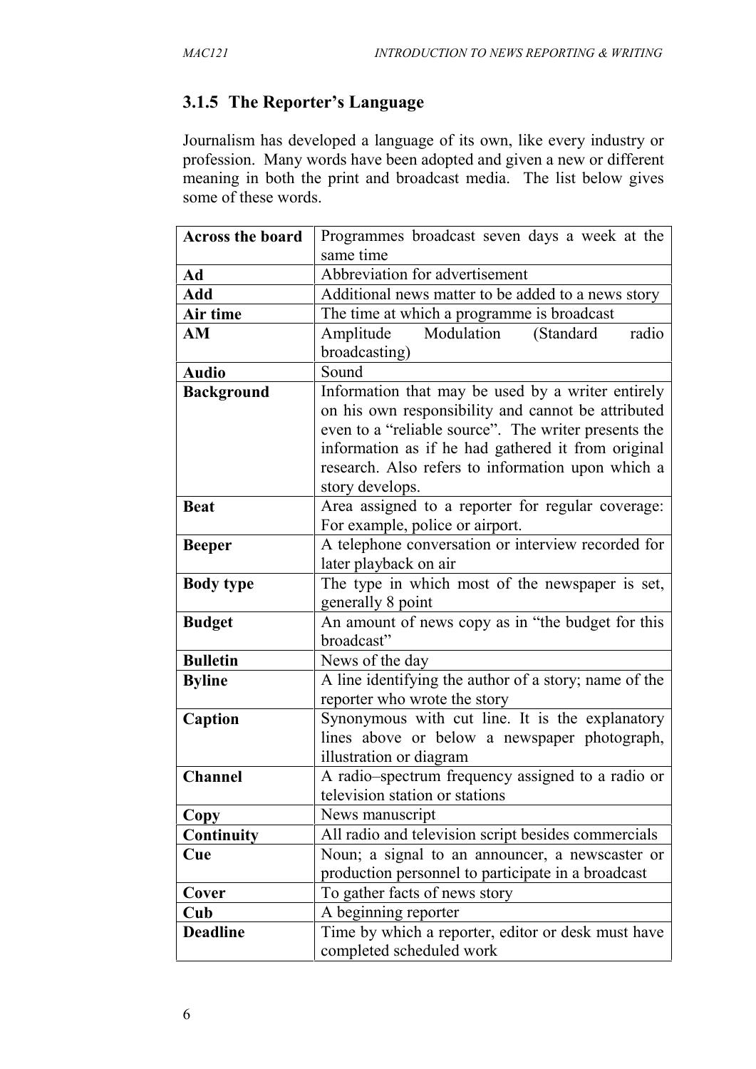### 3.1.5 The Reporter's Language

Journalism has developed a language of its own, like every industry or profession. Many words have been adopted and given a new or different meaning in both the print and broadcast media. The list below gives some of these words.

| | |
|---|---|
| **Across the board** | Programmes broadcast seven days a week at the same time |
| **Ad** | Abbreviation for advertisement |
| **Add** | Additional news matter to be added to a news story |
| **Air time** | The time at which a programme is broadcast |
| **AM** | Amplitude Modulation (Standard radio broadcasting) |
| **Audio** | Sound |
| **Background** | Information that may be used by a writer entirely on his own responsibility and cannot be attributed even to a "reliable source". The writer presents the information as if he had gathered it from original research. Also refers to information upon which a story develops. |
| **Beat** | Area assigned to a reporter for regular coverage: For example, police or airport. |
| **Beeper** | A telephone conversation or interview recorded for later playback on air |
| **Body type** | The type in which most of the newspaper is set, generally 8 point |
| **Budget** | An amount of news copy as in "the budget for this broadcast" |
| **Bulletin** | News of the day |
| **Byline** | A line identifying the author of a story; name of the reporter who wrote the story |
| **Caption** | Synonymous with cut line. It is the explanatory lines above or below a newspaper photograph, illustration or diagram |
| **Channel** | A radio–spectrum frequency assigned to a radio or television station or stations |
| **Copy** | News manuscript |
| **Continuity** | All radio and television script besides commercials |
| **Cue** | Noun; a signal to an announcer, a newscaster or production personnel to participate in a broadcast |
| **Cover** | To gather facts of news story |
| **Cub** | A beginning reporter |
| **Deadline** | Time by which a reporter, editor or desk must have completed scheduled work |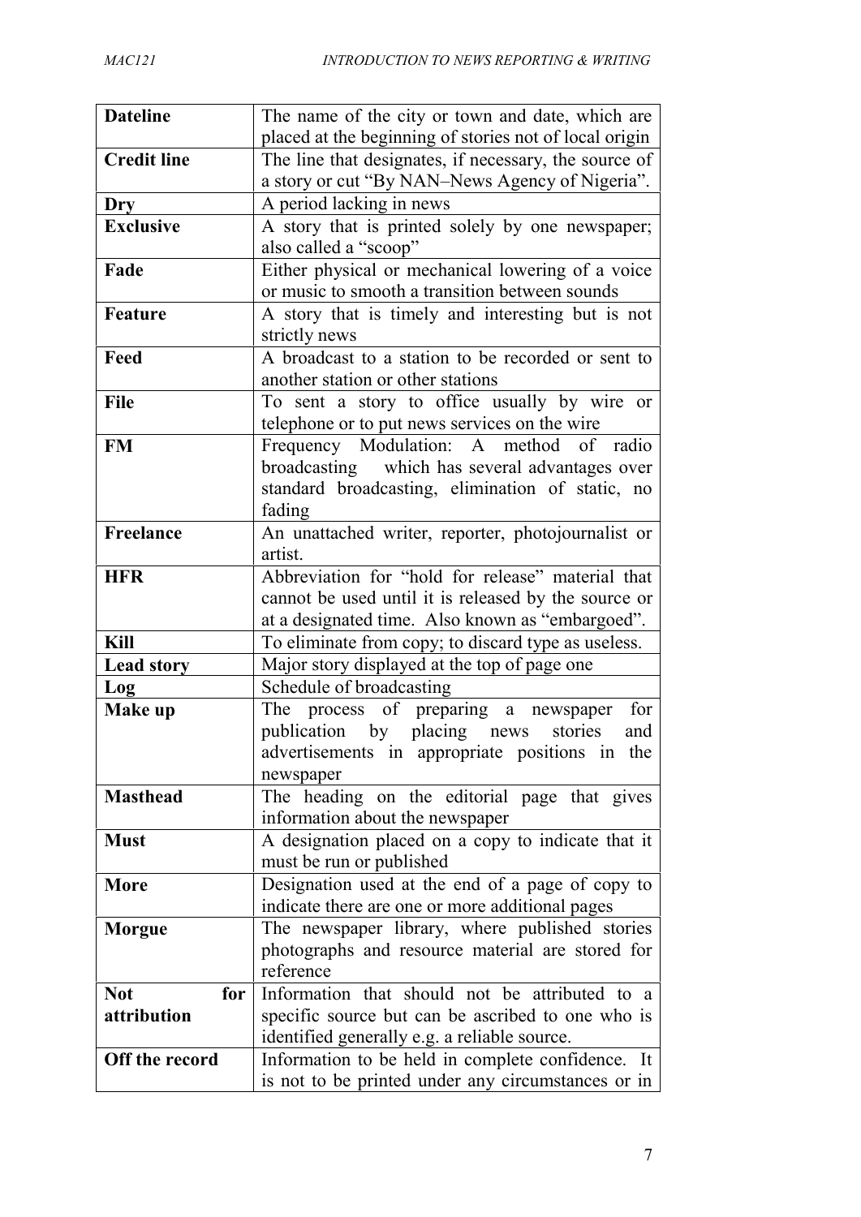| | |
|---|---|
| **Dateline** | The name of the city or town and date, which are placed at the beginning of stories not of local origin |
| **Credit line** | The line that designates, if necessary, the source of a story or cut "By NAN–News Agency of Nigeria". |
| **Dry** | A period lacking in news |
| **Exclusive** | A story that is printed solely by one newspaper; also called a "scoop" |
| **Fade** | Either physical or mechanical lowering of a voice or music to smooth a transition between sounds |
| **Feature** | A story that is timely and interesting but is not strictly news |
| **Feed** | A broadcast to a station to be recorded or sent to another station or other stations |
| **File** | To sent a story to office usually by wire or telephone or to put news services on the wire |
| **FM** | Frequency Modulation: A method of radio broadcasting which has several advantages over standard broadcasting, elimination of static, no fading |
| **Freelance** | An unattached writer, reporter, photojournalist or artist. |
| **HFR** | Abbreviation for "hold for release" material that cannot be used until it is released by the source or at a designated time. Also known as "embargoed". |
| **Kill** | To eliminate from copy; to discard type as useless. |
| **Lead story** | Major story displayed at the top of page one |
| **Log** | Schedule of broadcasting |
| **Make up** | The process of preparing a newspaper for publication by placing news stories and advertisements in appropriate positions in the newspaper |
| **Masthead** | The heading on the editorial page that gives information about the newspaper |
| **Must** | A designation placed on a copy to indicate that it must be run or published |
| **More** | Designation used at the end of a page of copy to indicate there are one or more additional pages |
| **Morgue** | The newspaper library, where published stories photographs and resource material are stored for reference |
| **Not for attribution** | Information that should not be attributed to a specific source but can be ascribed to one who is identified generally e.g. a reliable source. |
| **Off the record** | Information to be held in complete confidence. It is not to be printed under any circumstances or in |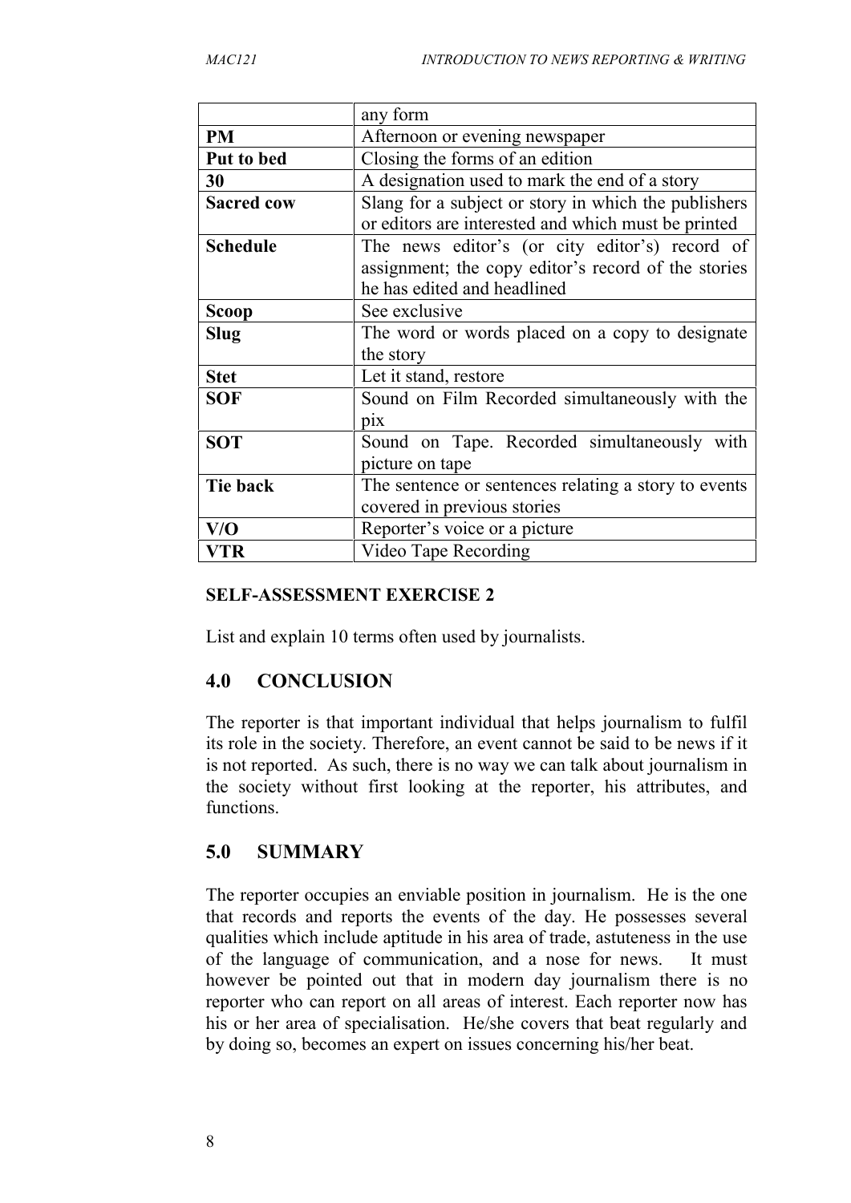|  |  |
|---|---|
|  | any form |
| **PM** | Afternoon or evening newspaper |
| **Put to bed** | Closing the forms of an edition |
| **30** | A designation used to mark the end of a story |
| **Sacred cow** | Slang for a subject or story in which the publishers or editors are interested and which must be printed |
| **Schedule** | The news editor's (or city editor's) record of assignment; the copy editor's record of the stories he has edited and headlined |
| **Scoop** | See exclusive |
| **Slug** | The word or words placed on a copy to designate the story |
| **Stet** | Let it stand, restore |
| **SOF** | Sound on Film Recorded simultaneously with the pix |
| **SOT** | Sound on Tape. Recorded simultaneously with picture on tape |
| **Tie back** | The sentence or sentences relating a story to events covered in previous stories |
| **V/O** | Reporter's voice or a picture |
| **VTR** | Video Tape Recording |

**SELF-ASSESSMENT EXERCISE 2**

List and explain 10 terms often used by journalists.

## 4.0 CONCLUSION

The reporter is that important individual that helps journalism to fulfil its role in the society. Therefore, an event cannot be said to be news if it is not reported. As such, there is no way we can talk about journalism in the society without first looking at the reporter, his attributes, and functions.

## 5.0 SUMMARY

The reporter occupies an enviable position in journalism. He is the one that records and reports the events of the day. He possesses several qualities which include aptitude in his area of trade, astuteness in the use of the language of communication, and a nose for news. It must however be pointed out that in modern day journalism there is no reporter who can report on all areas of interest. Each reporter now has his or her area of specialisation. He/she covers that beat regularly and by doing so, becomes an expert on issues concerning his/her beat.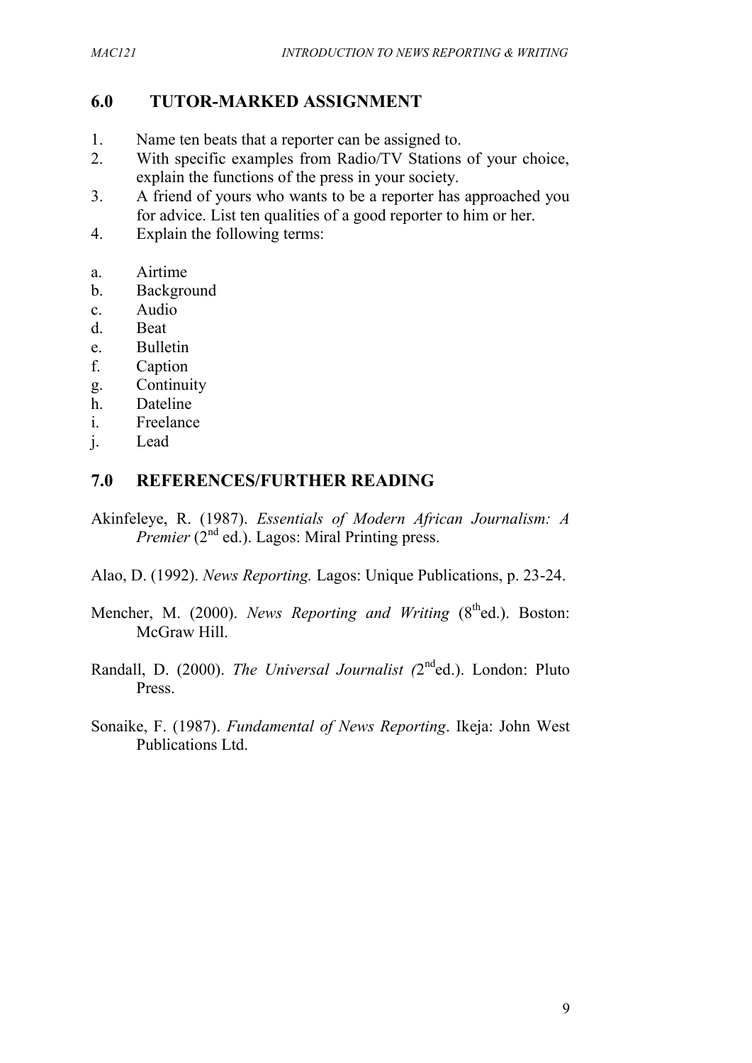## 6.0 TUTOR-MARKED ASSIGNMENT

1. Name ten beats that a reporter can be assigned to.
2. With specific examples from Radio/TV Stations of your choice, explain the functions of the press in your society.
3. A friend of yours who wants to be a reporter has approached you for advice. List ten qualities of a good reporter to him or her.
4. Explain the following terms:

a. Airtime
b. Background
c. Audio
d. Beat
e. Bulletin
f. Caption
g. Continuity
h. Dateline
i. Freelance
j. Lead

## 7.0 REFERENCES/FURTHER READING

Akinfeleye, R. (1987). *Essentials of Modern African Journalism: A Premier* (2nd ed.). Lagos: Miral Printing press.

Alao, D. (1992). *News Reporting.* Lagos: Unique Publications, p. 23-24.

Mencher, M. (2000). *News Reporting and Writing* (8th ed.). Boston: McGraw Hill.

Randall, D. (2000). *The Universal Journalist (*2nd ed.). London: Pluto Press.

Sonaike, F. (1987). *Fundamental of News Reporting*. Ikeja: John West Publications Ltd.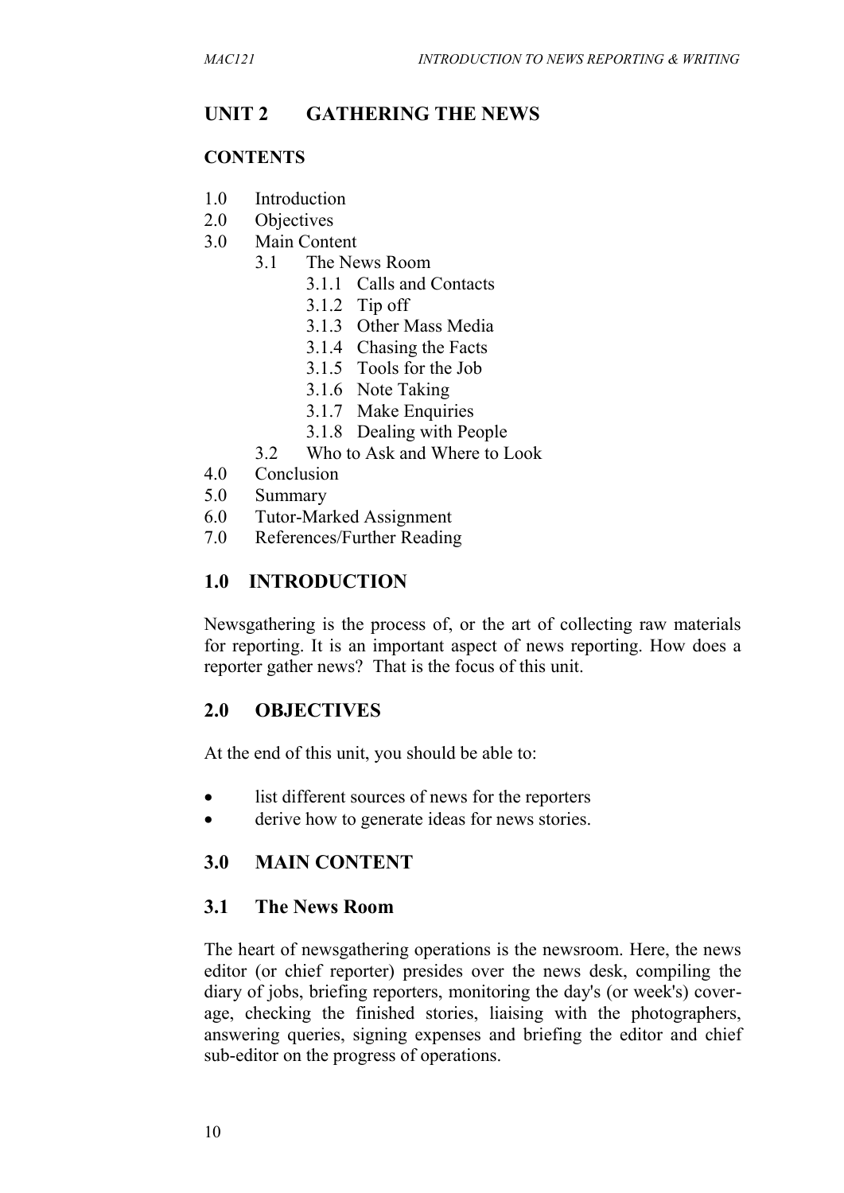## UNIT 2 GATHERING THE NEWS

### CONTENTS

1.0 Introduction
2.0 Objectives
3.0 Main Content
    3.1 The News Room
        3.1.1 Calls and Contacts
        3.1.2 Tip off
        3.1.3 Other Mass Media
        3.1.4 Chasing the Facts
        3.1.5 Tools for the Job
        3.1.6 Note Taking
        3.1.7 Make Enquiries
        3.1.8 Dealing with People
    3.2 Who to Ask and Where to Look
4.0 Conclusion
5.0 Summary
6.0 Tutor-Marked Assignment
7.0 References/Further Reading

## 1.0 INTRODUCTION

Newsgathering is the process of, or the art of collecting raw materials for reporting. It is an important aspect of news reporting. How does a reporter gather news? That is the focus of this unit.

## 2.0 OBJECTIVES

At the end of this unit, you should be able to:

- list different sources of news for the reporters
- derive how to generate ideas for news stories.

## 3.0 MAIN CONTENT

### 3.1 The News Room

The heart of newsgathering operations is the newsroom. Here, the news editor (or chief reporter) presides over the news desk, compiling the diary of jobs, briefing reporters, monitoring the day's (or week's) coverage, checking the finished stories, liaising with the photographers, answering queries, signing expenses and briefing the editor and chief sub-editor on the progress of operations.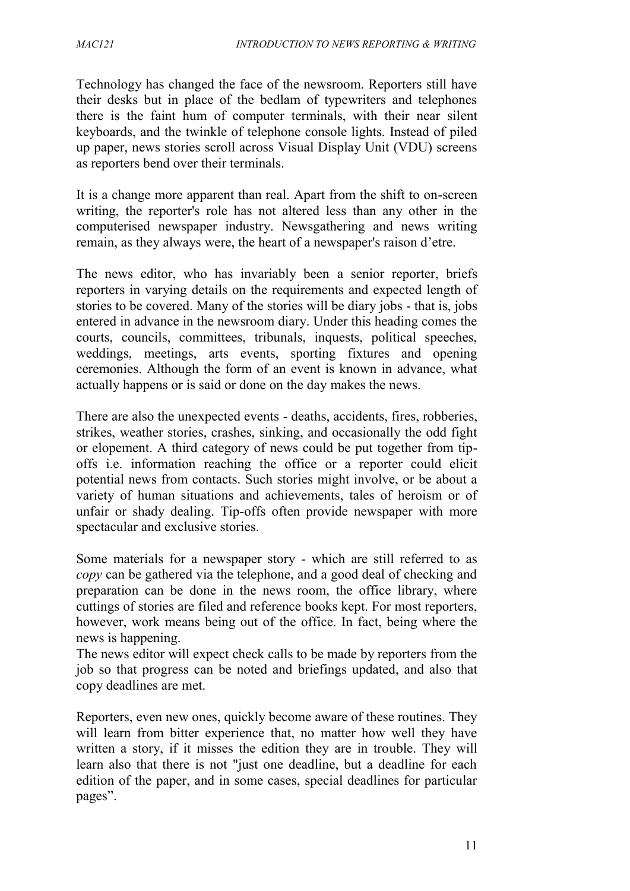Technology has changed the face of the newsroom. Reporters still have their desks but in place of the bedlam of typewriters and telephones there is the faint hum of computer terminals, with their near silent keyboards, and the twinkle of telephone console lights. Instead of piled up paper, news stories scroll across Visual Display Unit (VDU) screens as reporters bend over their terminals.

It is a change more apparent than real. Apart from the shift to on-screen writing, the reporter's role has not altered less than any other in the computerised newspaper industry. Newsgathering and news writing remain, as they always were, the heart of a newspaper's raison d'etre.

The news editor, who has invariably been a senior reporter, briefs reporters in varying details on the requirements and expected length of stories to be covered. Many of the stories will be diary jobs - that is, jobs entered in advance in the newsroom diary. Under this heading comes the courts, councils, committees, tribunals, inquests, political speeches, weddings, meetings, arts events, sporting fixtures and opening ceremonies. Although the form of an event is known in advance, what actually happens or is said or done on the day makes the news.

There are also the unexpected events - deaths, accidents, fires, robberies, strikes, weather stories, crashes, sinking, and occasionally the odd fight or elopement. A third category of news could be put together from tip-offs i.e. information reaching the office or a reporter could elicit potential news from contacts. Such stories might involve, or be about a variety of human situations and achievements, tales of heroism or of unfair or shady dealing. Tip-offs often provide newspaper with more spectacular and exclusive stories.

Some materials for a newspaper story - which are still referred to as *copy* can be gathered via the telephone, and a good deal of checking and preparation can be done in the news room, the office library, where cuttings of stories are filed and reference books kept. For most reporters, however, work means being out of the office. In fact, being where the news is happening.

The news editor will expect check calls to be made by reporters from the job so that progress can be noted and briefings updated, and also that copy deadlines are met.

Reporters, even new ones, quickly become aware of these routines. They will learn from bitter experience that, no matter how well they have written a story, if it misses the edition they are in trouble. They will learn also that there is not "just one deadline, but a deadline for each edition of the paper, and in some cases, special deadlines for particular pages".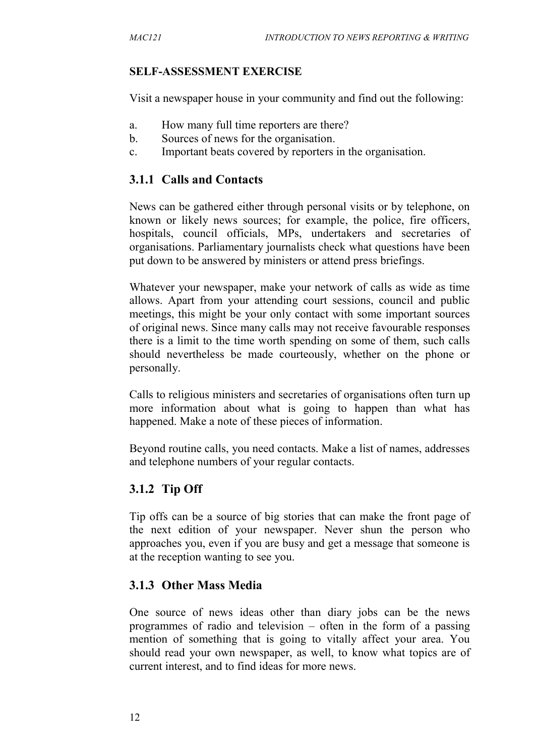**SELF-ASSESSMENT EXERCISE**

Visit a newspaper house in your community and find out the following:

a. How many full time reporters are there?
b. Sources of news for the organisation.
c. Important beats covered by reporters in the organisation.

### 3.1.1 Calls and Contacts

News can be gathered either through personal visits or by telephone, on known or likely news sources; for example, the police, fire officers, hospitals, council officials, MPs, undertakers and secretaries of organisations. Parliamentary journalists check what questions have been put down to be answered by ministers or attend press briefings.

Whatever your newspaper, make your network of calls as wide as time allows. Apart from your attending court sessions, council and public meetings, this might be your only contact with some important sources of original news. Since many calls may not receive favourable responses there is a limit to the time worth spending on some of them, such calls should nevertheless be made courteously, whether on the phone or personally.

Calls to religious ministers and secretaries of organisations often turn up more information about what is going to happen than what has happened. Make a note of these pieces of information.

Beyond routine calls, you need contacts. Make a list of names, addresses and telephone numbers of your regular contacts.

### 3.1.2 Tip Off

Tip offs can be a source of big stories that can make the front page of the next edition of your newspaper. Never shun the person who approaches you, even if you are busy and get a message that someone is at the reception wanting to see you.

### 3.1.3 Other Mass Media

One source of news ideas other than diary jobs can be the news programmes of radio and television – often in the form of a passing mention of something that is going to vitally affect your area. You should read your own newspaper, as well, to know what topics are of current interest, and to find ideas for more news.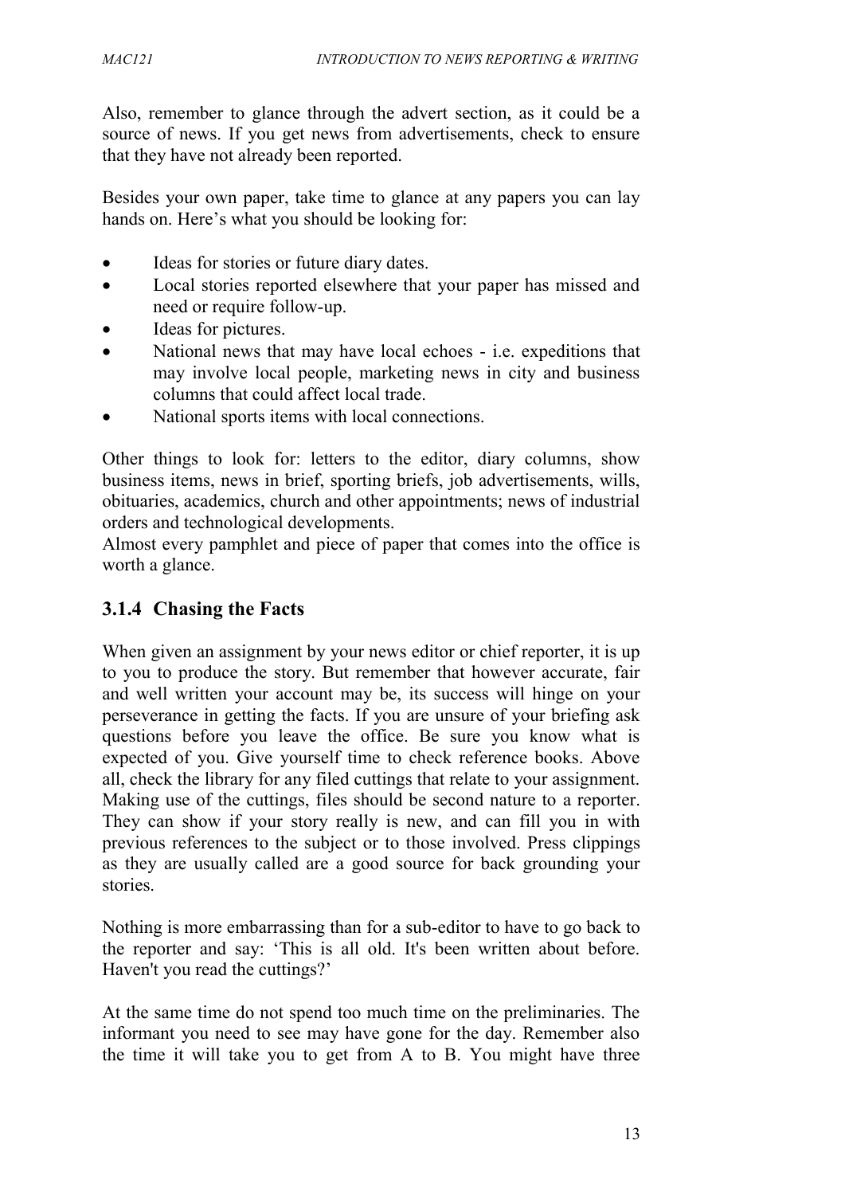Also, remember to glance through the advert section, as it could be a source of news. If you get news from advertisements, check to ensure that they have not already been reported.

Besides your own paper, take time to glance at any papers you can lay hands on. Here's what you should be looking for:

- Ideas for stories or future diary dates.
- Local stories reported elsewhere that your paper has missed and need or require follow-up.
- Ideas for pictures.
- National news that may have local echoes - i.e. expeditions that may involve local people, marketing news in city and business columns that could affect local trade.
- National sports items with local connections.

Other things to look for: letters to the editor, diary columns, show business items, news in brief, sporting briefs, job advertisements, wills, obituaries, academics, church and other appointments; news of industrial orders and technological developments.

Almost every pamphlet and piece of paper that comes into the office is worth a glance.

### 3.1.4 Chasing the Facts

When given an assignment by your news editor or chief reporter, it is up to you to produce the story. But remember that however accurate, fair and well written your account may be, its success will hinge on your perseverance in getting the facts. If you are unsure of your briefing ask questions before you leave the office. Be sure you know what is expected of you. Give yourself time to check reference books. Above all, check the library for any filed cuttings that relate to your assignment. Making use of the cuttings, files should be second nature to a reporter. They can show if your story really is new, and can fill you in with previous references to the subject or to those involved. Press clippings as they are usually called are a good source for back grounding your stories.

Nothing is more embarrassing than for a sub-editor to have to go back to the reporter and say: 'This is all old. It's been written about before. Haven't you read the cuttings?'

At the same time do not spend too much time on the preliminaries. The informant you need to see may have gone for the day. Remember also the time it will take you to get from A to B. You might have three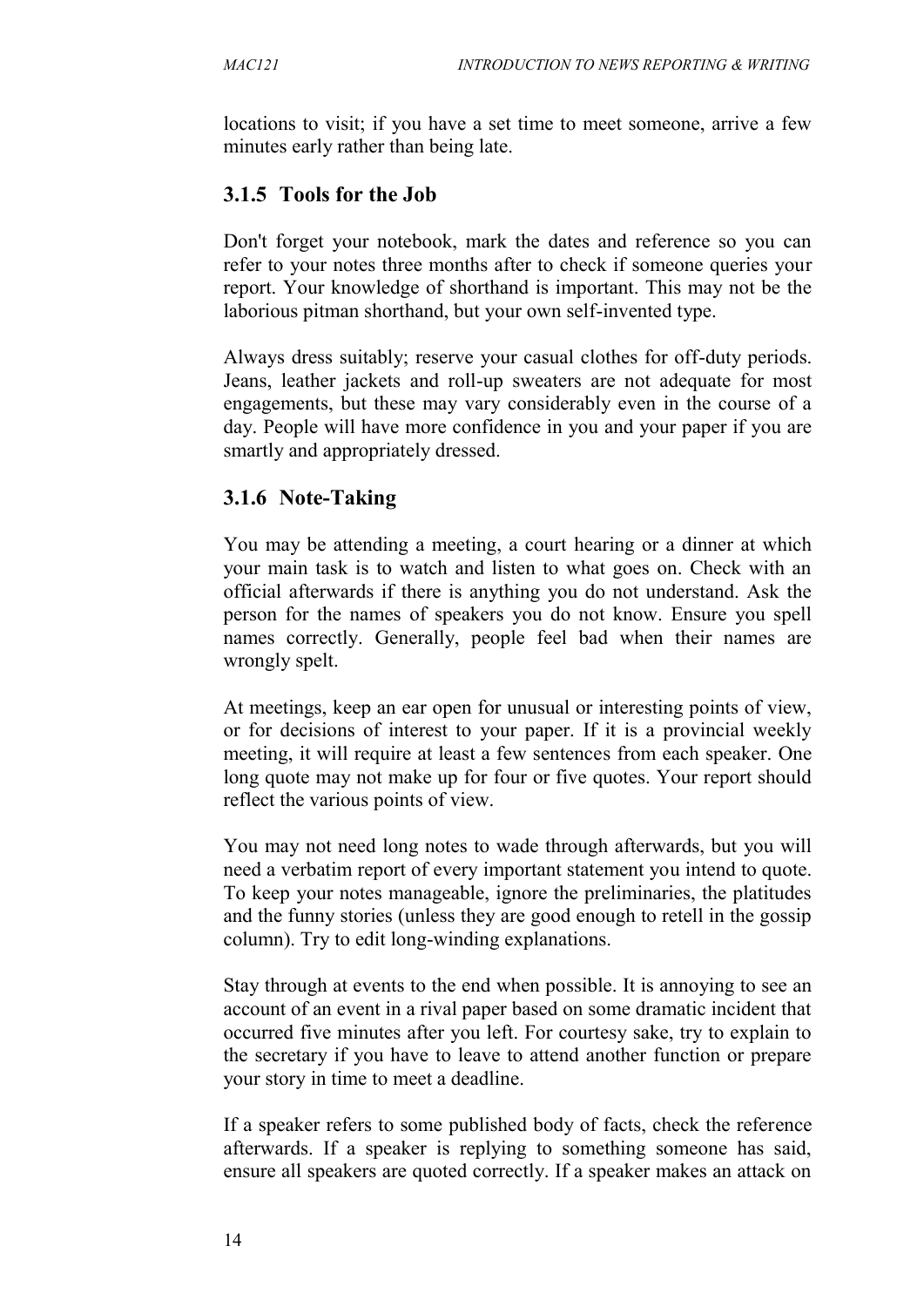locations to visit; if you have a set time to meet someone, arrive a few minutes early rather than being late.

### 3.1.5 Tools for the Job

Don't forget your notebook, mark the dates and reference so you can refer to your notes three months after to check if someone queries your report. Your knowledge of shorthand is important. This may not be the laborious pitman shorthand, but your own self-invented type.

Always dress suitably; reserve your casual clothes for off-duty periods. Jeans, leather jackets and roll-up sweaters are not adequate for most engagements, but these may vary considerably even in the course of a day. People will have more confidence in you and your paper if you are smartly and appropriately dressed.

### 3.1.6 Note-Taking

You may be attending a meeting, a court hearing or a dinner at which your main task is to watch and listen to what goes on. Check with an official afterwards if there is anything you do not understand. Ask the person for the names of speakers you do not know. Ensure you spell names correctly. Generally, people feel bad when their names are wrongly spelt.

At meetings, keep an ear open for unusual or interesting points of view, or for decisions of interest to your paper. If it is a provincial weekly meeting, it will require at least a few sentences from each speaker. One long quote may not make up for four or five quotes. Your report should reflect the various points of view.

You may not need long notes to wade through afterwards, but you will need a verbatim report of every important statement you intend to quote. To keep your notes manageable, ignore the preliminaries, the platitudes and the funny stories (unless they are good enough to retell in the gossip column). Try to edit long-winding explanations.

Stay through at events to the end when possible. It is annoying to see an account of an event in a rival paper based on some dramatic incident that occurred five minutes after you left. For courtesy sake, try to explain to the secretary if you have to leave to attend another function or prepare your story in time to meet a deadline.

If a speaker refers to some published body of facts, check the reference afterwards. If a speaker is replying to something someone has said, ensure all speakers are quoted correctly. If a speaker makes an attack on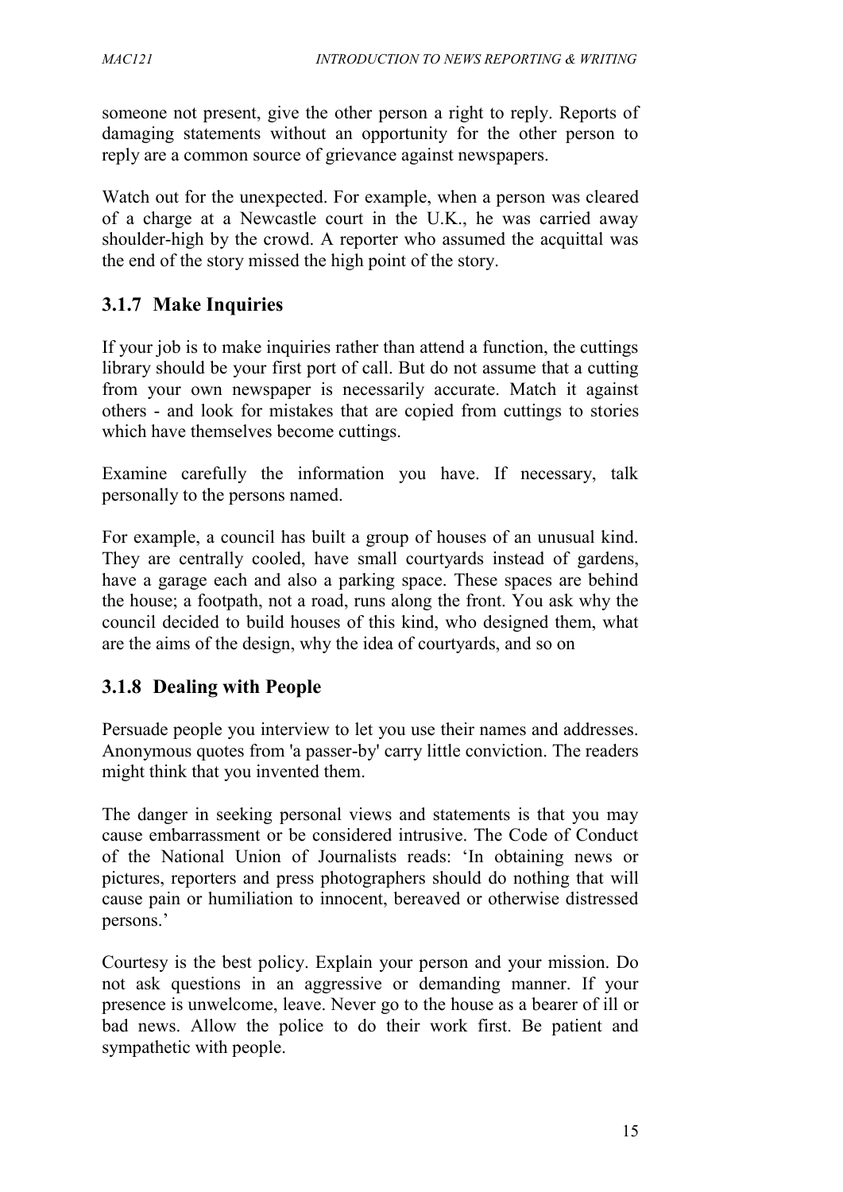someone not present, give the other person a right to reply. Reports of damaging statements without an opportunity for the other person to reply are a common source of grievance against newspapers.

Watch out for the unexpected. For example, when a person was cleared of a charge at a Newcastle court in the U.K., he was carried away shoulder-high by the crowd. A reporter who assumed the acquittal was the end of the story missed the high point of the story.

### 3.1.7 Make Inquiries

If your job is to make inquiries rather than attend a function, the cuttings library should be your first port of call. But do not assume that a cutting from your own newspaper is necessarily accurate. Match it against others - and look for mistakes that are copied from cuttings to stories which have themselves become cuttings.

Examine carefully the information you have. If necessary, talk personally to the persons named.

For example, a council has built a group of houses of an unusual kind. They are centrally cooled, have small courtyards instead of gardens, have a garage each and also a parking space. These spaces are behind the house; a footpath, not a road, runs along the front. You ask why the council decided to build houses of this kind, who designed them, what are the aims of the design, why the idea of courtyards, and so on

### 3.1.8 Dealing with People

Persuade people you interview to let you use their names and addresses. Anonymous quotes from 'a passer-by' carry little conviction. The readers might think that you invented them.

The danger in seeking personal views and statements is that you may cause embarrassment or be considered intrusive. The Code of Conduct of the National Union of Journalists reads: 'In obtaining news or pictures, reporters and press photographers should do nothing that will cause pain or humiliation to innocent, bereaved or otherwise distressed persons.'

Courtesy is the best policy. Explain your person and your mission. Do not ask questions in an aggressive or demanding manner. If your presence is unwelcome, leave. Never go to the house as a bearer of ill or bad news. Allow the police to do their work first. Be patient and sympathetic with people.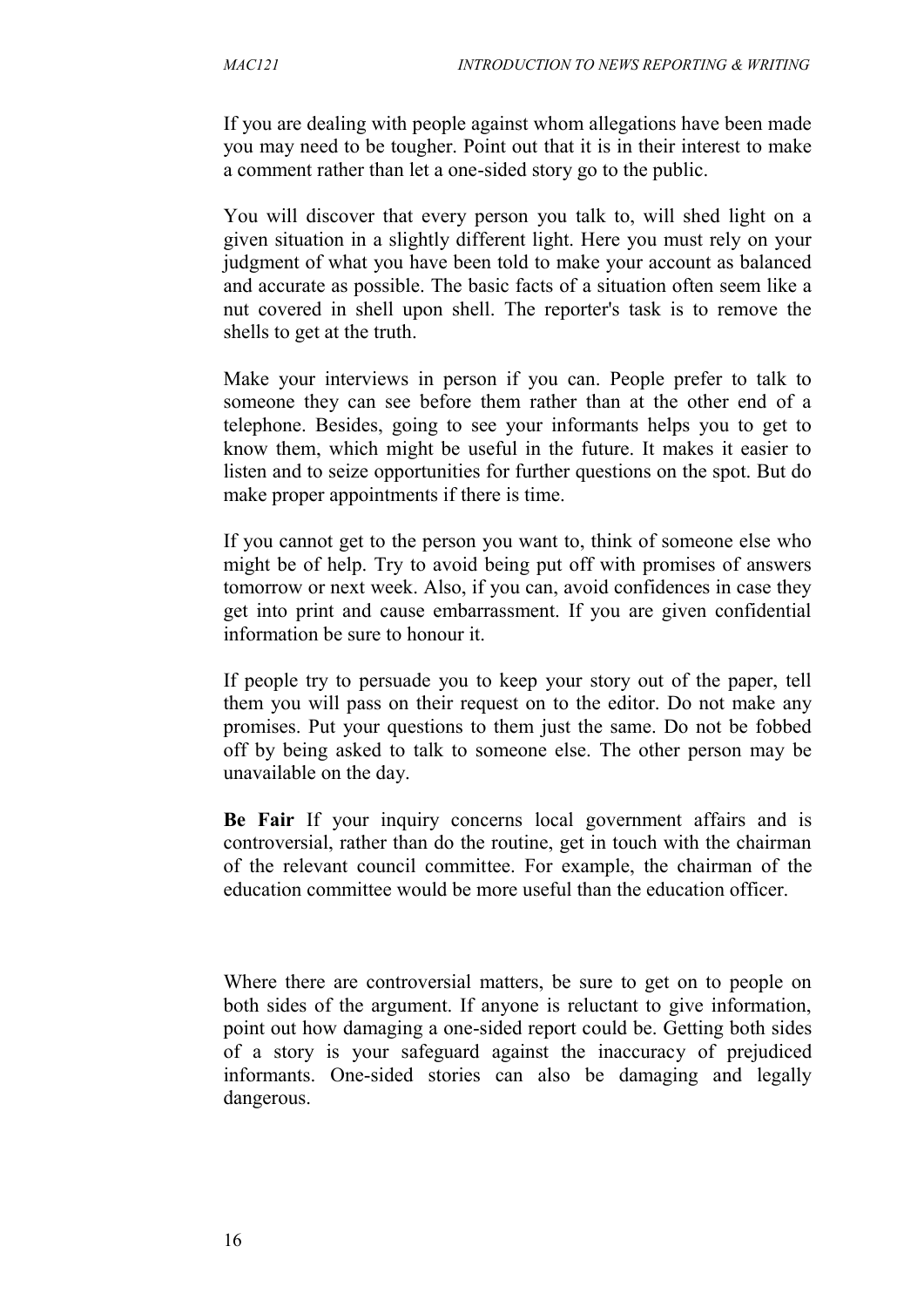If you are dealing with people against whom allegations have been made you may need to be tougher. Point out that it is in their interest to make a comment rather than let a one-sided story go to the public.

You will discover that every person you talk to, will shed light on a given situation in a slightly different light. Here you must rely on your judgment of what you have been told to make your account as balanced and accurate as possible. The basic facts of a situation often seem like a nut covered in shell upon shell. The reporter's task is to remove the shells to get at the truth.

Make your interviews in person if you can. People prefer to talk to someone they can see before them rather than at the other end of a telephone. Besides, going to see your informants helps you to get to know them, which might be useful in the future. It makes it easier to listen and to seize opportunities for further questions on the spot. But do make proper appointments if there is time.

If you cannot get to the person you want to, think of someone else who might be of help. Try to avoid being put off with promises of answers tomorrow or next week. Also, if you can, avoid confidences in case they get into print and cause embarrassment. If you are given confidential information be sure to honour it.

If people try to persuade you to keep your story out of the paper, tell them you will pass on their request on to the editor. Do not make any promises. Put your questions to them just the same. Do not be fobbed off by being asked to talk to someone else. The other person may be unavailable on the day.

**Be Fair** If your inquiry concerns local government affairs and is controversial, rather than do the routine, get in touch with the chairman of the relevant council committee. For example, the chairman of the education committee would be more useful than the education officer.

Where there are controversial matters, be sure to get on to people on both sides of the argument. If anyone is reluctant to give information, point out how damaging a one-sided report could be. Getting both sides of a story is your safeguard against the inaccuracy of prejudiced informants. One-sided stories can also be damaging and legally dangerous.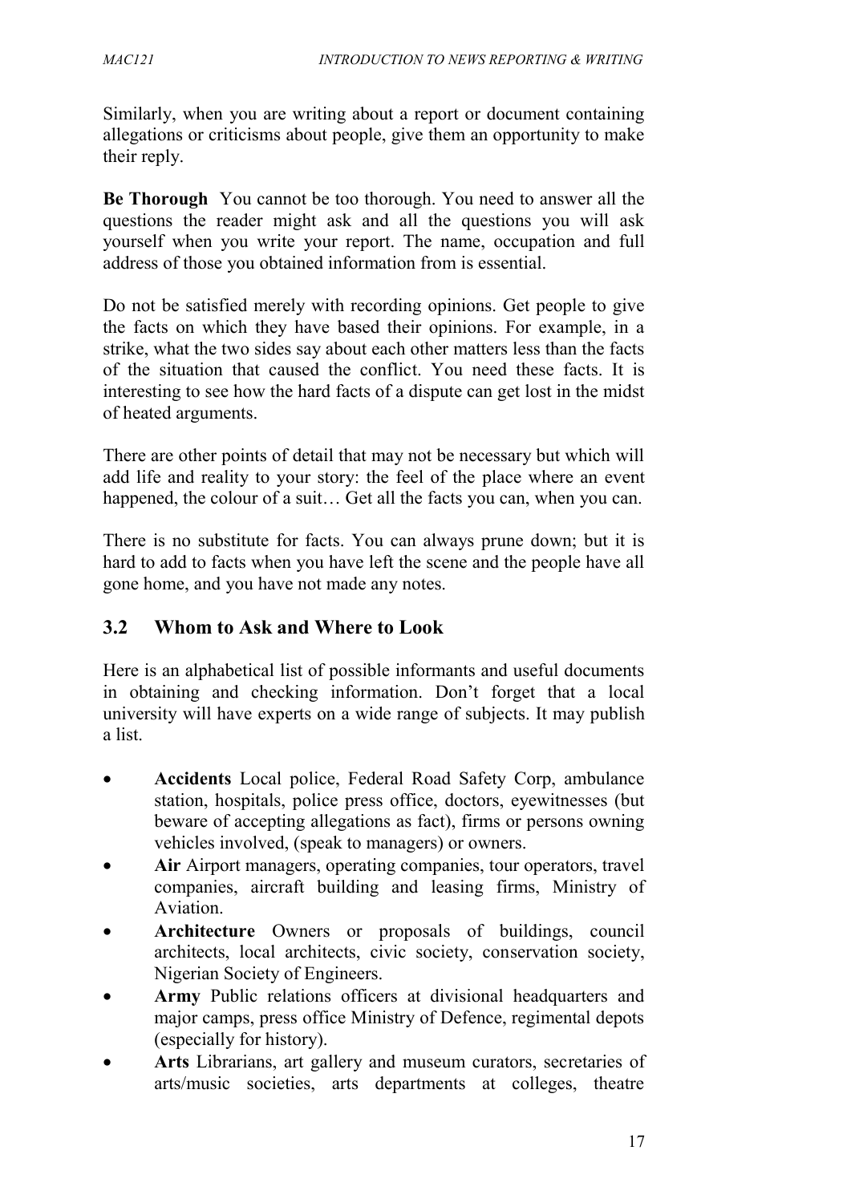Similarly, when you are writing about a report or document containing allegations or criticisms about people, give them an opportunity to make their reply.

**Be Thorough** You cannot be too thorough. You need to answer all the questions the reader might ask and all the questions you will ask yourself when you write your report. The name, occupation and full address of those you obtained information from is essential.

Do not be satisfied merely with recording opinions. Get people to give the facts on which they have based their opinions. For example, in a strike, what the two sides say about each other matters less than the facts of the situation that caused the conflict. You need these facts. It is interesting to see how the hard facts of a dispute can get lost in the midst of heated arguments.

There are other points of detail that may not be necessary but which will add life and reality to your story: the feel of the place where an event happened, the colour of a suit… Get all the facts you can, when you can.

There is no substitute for facts. You can always prune down; but it is hard to add to facts when you have left the scene and the people have all gone home, and you have not made any notes.

## 3.2 Whom to Ask and Where to Look

Here is an alphabetical list of possible informants and useful documents in obtaining and checking information. Don't forget that a local university will have experts on a wide range of subjects. It may publish a list.

- **Accidents** Local police, Federal Road Safety Corp, ambulance station, hospitals, police press office, doctors, eyewitnesses (but beware of accepting allegations as fact), firms or persons owning vehicles involved, (speak to managers) or owners.
- **Air** Airport managers, operating companies, tour operators, travel companies, aircraft building and leasing firms, Ministry of Aviation.
- **Architecture** Owners or proposals of buildings, council architects, local architects, civic society, conservation society, Nigerian Society of Engineers.
- **Army** Public relations officers at divisional headquarters and major camps, press office Ministry of Defence, regimental depots (especially for history).
- **Arts** Librarians, art gallery and museum curators, secretaries of arts/music societies, arts departments at colleges, theatre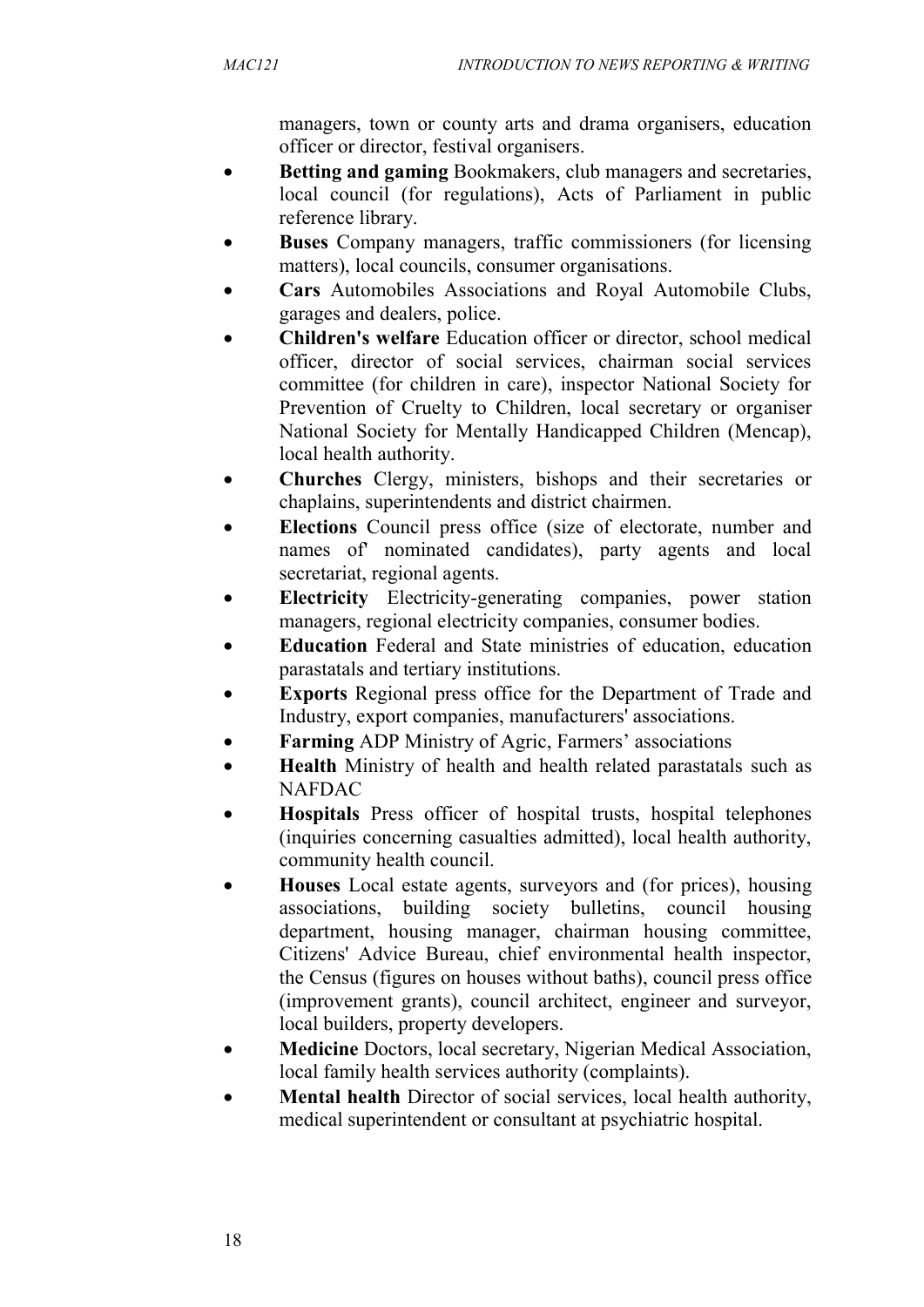managers, town or county arts and drama organisers, education officer or director, festival organisers.

- **Betting and gaming** Bookmakers, club managers and secretaries, local council (for regulations), Acts of Parliament in public reference library.
- **Buses** Company managers, traffic commissioners (for licensing matters), local councils, consumer organisations.
- **Cars** Automobiles Associations and Royal Automobile Clubs, garages and dealers, police.
- **Children's welfare** Education officer or director, school medical officer, director of social services, chairman social services committee (for children in care), inspector National Society for Prevention of Cruelty to Children, local secretary or organiser National Society for Mentally Handicapped Children (Mencap), local health authority.
- **Churches** Clergy, ministers, bishops and their secretaries or chaplains, superintendents and district chairmen.
- **Elections** Council press office (size of electorate, number and names of' nominated candidates), party agents and local secretariat, regional agents.
- **Electricity** Electricity-generating companies, power station managers, regional electricity companies, consumer bodies.
- **Education** Federal and State ministries of education, education parastatals and tertiary institutions.
- **Exports** Regional press office for the Department of Trade and Industry, export companies, manufacturers' associations.
- **Farming** ADP Ministry of Agric, Farmers' associations
- **Health** Ministry of health and health related parastatals such as NAFDAC
- **Hospitals** Press officer of hospital trusts, hospital telephones (inquiries concerning casualties admitted), local health authority, community health council.
- **Houses** Local estate agents, surveyors and (for prices), housing associations, building society bulletins, council housing department, housing manager, chairman housing committee, Citizens' Advice Bureau, chief environmental health inspector, the Census (figures on houses without baths), council press office (improvement grants), council architect, engineer and surveyor, local builders, property developers.
- **Medicine** Doctors, local secretary, Nigerian Medical Association, local family health services authority (complaints).
- **Mental health** Director of social services, local health authority, medical superintendent or consultant at psychiatric hospital.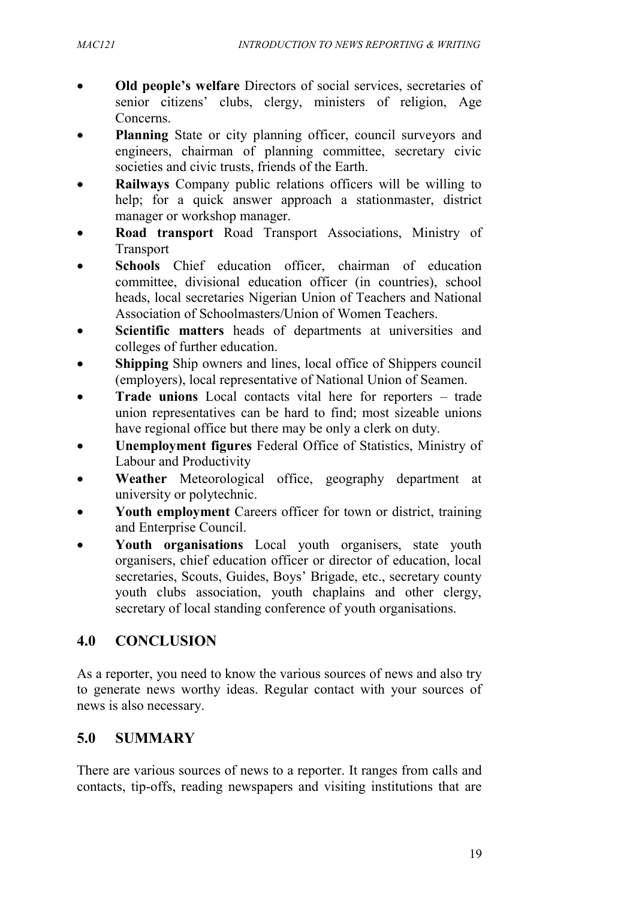- **Old people's welfare** Directors of social services, secretaries of senior citizens' clubs, clergy, ministers of religion, Age Concerns.
- **Planning** State or city planning officer, council surveyors and engineers, chairman of planning committee, secretary civic societies and civic trusts, friends of the Earth.
- **Railways** Company public relations officers will be willing to help; for a quick answer approach a stationmaster, district manager or workshop manager.
- **Road transport** Road Transport Associations, Ministry of Transport
- **Schools** Chief education officer, chairman of education committee, divisional education officer (in countries), school heads, local secretaries Nigerian Union of Teachers and National Association of Schoolmasters/Union of Women Teachers.
- **Scientific matters** heads of departments at universities and colleges of further education.
- **Shipping** Ship owners and lines, local office of Shippers council (employers), local representative of National Union of Seamen.
- **Trade unions** Local contacts vital here for reporters – trade union representatives can be hard to find; most sizeable unions have regional office but there may be only a clerk on duty.
- **Unemployment figures** Federal Office of Statistics, Ministry of Labour and Productivity
- **Weather** Meteorological office, geography department at university or polytechnic.
- **Youth employment** Careers officer for town or district, training and Enterprise Council.
- **Youth organisations** Local youth organisers, state youth organisers, chief education officer or director of education, local secretaries, Scouts, Guides, Boys' Brigade, etc., secretary county youth clubs association, youth chaplains and other clergy, secretary of local standing conference of youth organisations.

## 4.0 CONCLUSION

As a reporter, you need to know the various sources of news and also try to generate news worthy ideas. Regular contact with your sources of news is also necessary.

## 5.0 SUMMARY

There are various sources of news to a reporter. It ranges from calls and contacts, tip-offs, reading newspapers and visiting institutions that are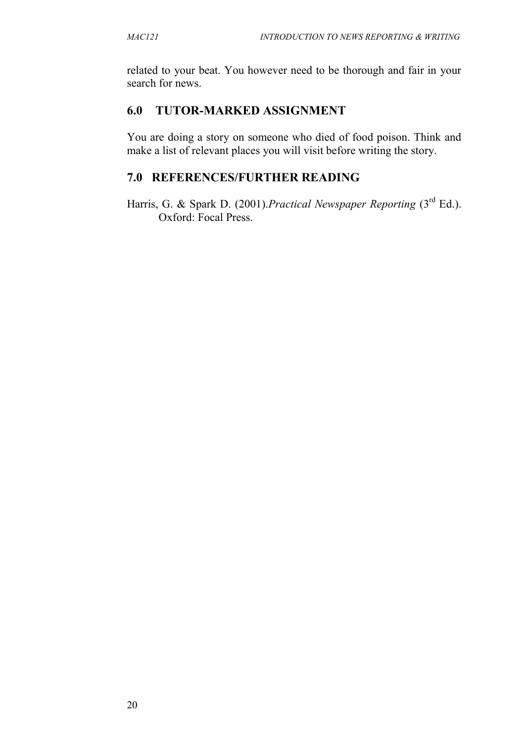related to your beat. You however need to be thorough and fair in your search for news.

## 6.0 TUTOR-MARKED ASSIGNMENT

You are doing a story on someone who died of food poison. Think and make a list of relevant places you will visit before writing the story.

## 7.0 REFERENCES/FURTHER READING

Harris, G. & Spark D. (2001).*Practical Newspaper Reporting* (3rd Ed.). Oxford: Focal Press.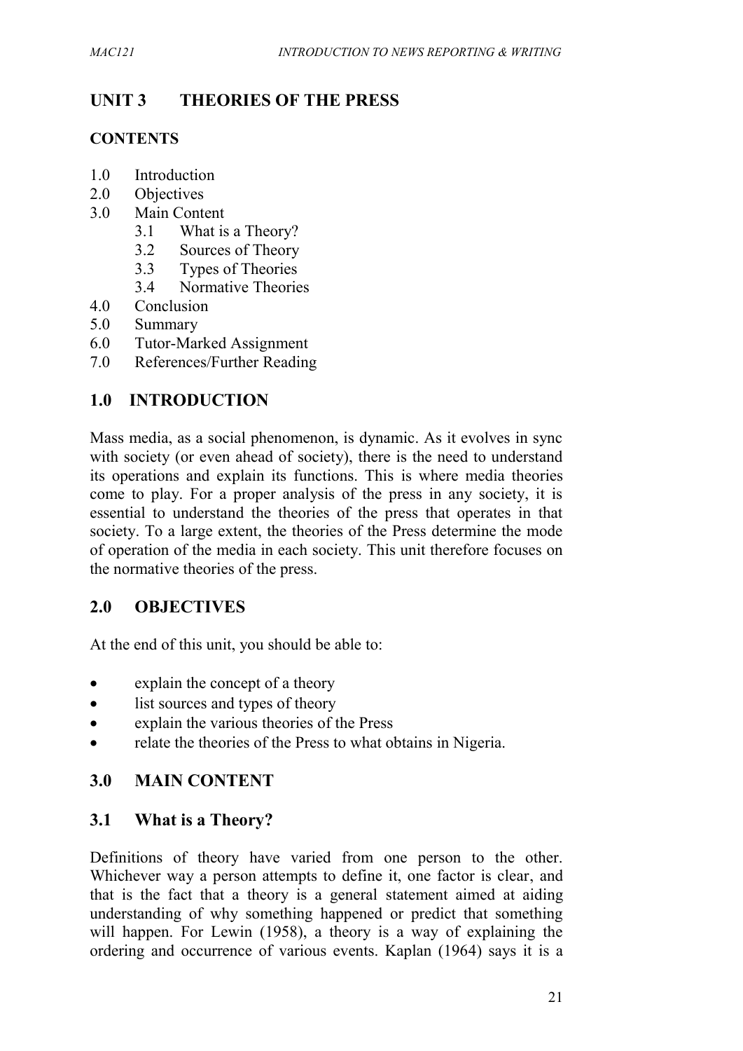# UNIT 3 THEORIES OF THE PRESS

## CONTENTS

1.0 Introduction
2.0 Objectives
3.0 Main Content
  3.1 What is a Theory?
  3.2 Sources of Theory
  3.3 Types of Theories
  3.4 Normative Theories
4.0 Conclusion
5.0 Summary
6.0 Tutor-Marked Assignment
7.0 References/Further Reading

## 1.0 INTRODUCTION

Mass media, as a social phenomenon, is dynamic. As it evolves in sync with society (or even ahead of society), there is the need to understand its operations and explain its functions. This is where media theories come to play. For a proper analysis of the press in any society, it is essential to understand the theories of the press that operates in that society. To a large extent, the theories of the Press determine the mode of operation of the media in each society. This unit therefore focuses on the normative theories of the press.

## 2.0 OBJECTIVES

At the end of this unit, you should be able to:

- explain the concept of a theory
- list sources and types of theory
- explain the various theories of the Press
- relate the theories of the Press to what obtains in Nigeria.

## 3.0 MAIN CONTENT

### 3.1 What is a Theory?

Definitions of theory have varied from one person to the other. Whichever way a person attempts to define it, one factor is clear, and that is the fact that a theory is a general statement aimed at aiding understanding of why something happened or predict that something will happen. For Lewin (1958), a theory is a way of explaining the ordering and occurrence of various events. Kaplan (1964) says it is a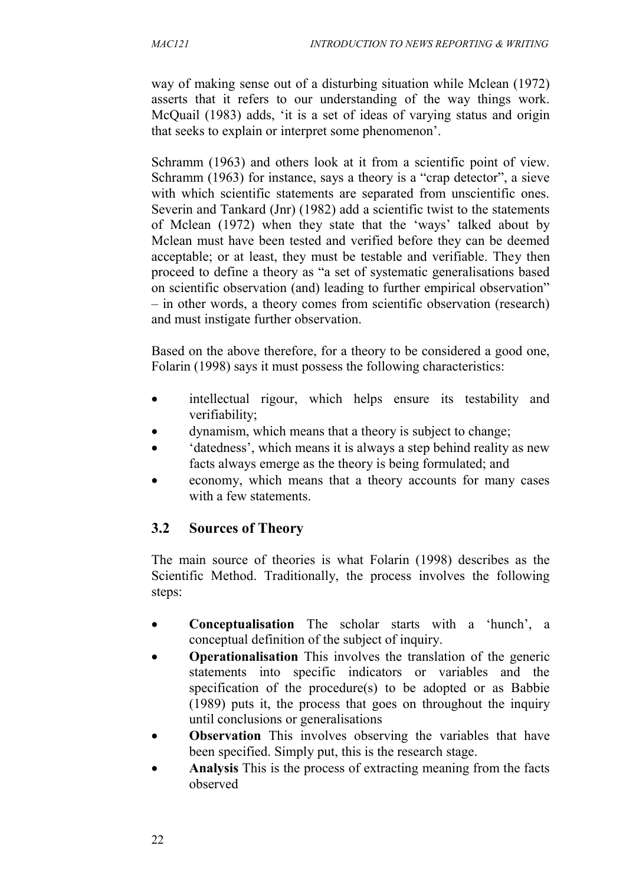way of making sense out of a disturbing situation while Mclean (1972) asserts that it refers to our understanding of the way things work. McQuail (1983) adds, 'it is a set of ideas of varying status and origin that seeks to explain or interpret some phenomenon'.

Schramm (1963) and others look at it from a scientific point of view. Schramm (1963) for instance, says a theory is a "crap detector", a sieve with which scientific statements are separated from unscientific ones. Severin and Tankard (Jnr) (1982) add a scientific twist to the statements of Mclean (1972) when they state that the 'ways' talked about by Mclean must have been tested and verified before they can be deemed acceptable; or at least, they must be testable and verifiable. They then proceed to define a theory as "a set of systematic generalisations based on scientific observation (and) leading to further empirical observation" – in other words, a theory comes from scientific observation (research) and must instigate further observation.

Based on the above therefore, for a theory to be considered a good one, Folarin (1998) says it must possess the following characteristics:

- intellectual rigour, which helps ensure its testability and verifiability;
- dynamism, which means that a theory is subject to change;
- 'datedness', which means it is always a step behind reality as new facts always emerge as the theory is being formulated; and
- economy, which means that a theory accounts for many cases with a few statements.

## 3.2 Sources of Theory

The main source of theories is what Folarin (1998) describes as the Scientific Method. Traditionally, the process involves the following steps:

- **Conceptualisation** The scholar starts with a 'hunch', a conceptual definition of the subject of inquiry.
- **Operationalisation** This involves the translation of the generic statements into specific indicators or variables and the specification of the procedure(s) to be adopted or as Babbie (1989) puts it, the process that goes on throughout the inquiry until conclusions or generalisations
- **Observation** This involves observing the variables that have been specified. Simply put, this is the research stage.
- **Analysis** This is the process of extracting meaning from the facts observed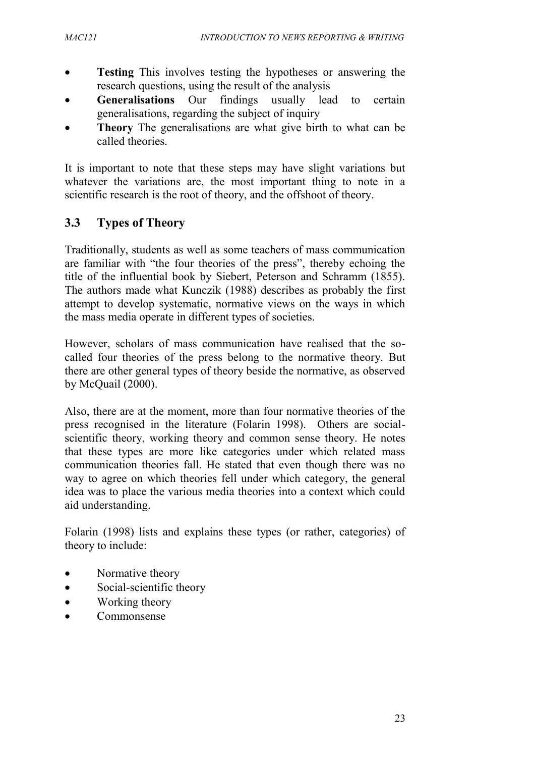- **Testing** This involves testing the hypotheses or answering the research questions, using the result of the analysis
- **Generalisations** Our findings usually lead to certain generalisations, regarding the subject of inquiry
- **Theory** The generalisations are what give birth to what can be called theories.

It is important to note that these steps may have slight variations but whatever the variations are, the most important thing to note in a scientific research is the root of theory, and the offshoot of theory.

## 3.3 Types of Theory

Traditionally, students as well as some teachers of mass communication are familiar with "the four theories of the press", thereby echoing the title of the influential book by Siebert, Peterson and Schramm (1855). The authors made what Kunczik (1988) describes as probably the first attempt to develop systematic, normative views on the ways in which the mass media operate in different types of societies.

However, scholars of mass communication have realised that the so-called four theories of the press belong to the normative theory. But there are other general types of theory beside the normative, as observed by McQuail (2000).

Also, there are at the moment, more than four normative theories of the press recognised in the literature (Folarin 1998). Others are social-scientific theory, working theory and common sense theory. He notes that these types are more like categories under which related mass communication theories fall. He stated that even though there was no way to agree on which theories fell under which category, the general idea was to place the various media theories into a context which could aid understanding.

Folarin (1998) lists and explains these types (or rather, categories) of theory to include:

- Normative theory
- Social-scientific theory
- Working theory
- Commonsense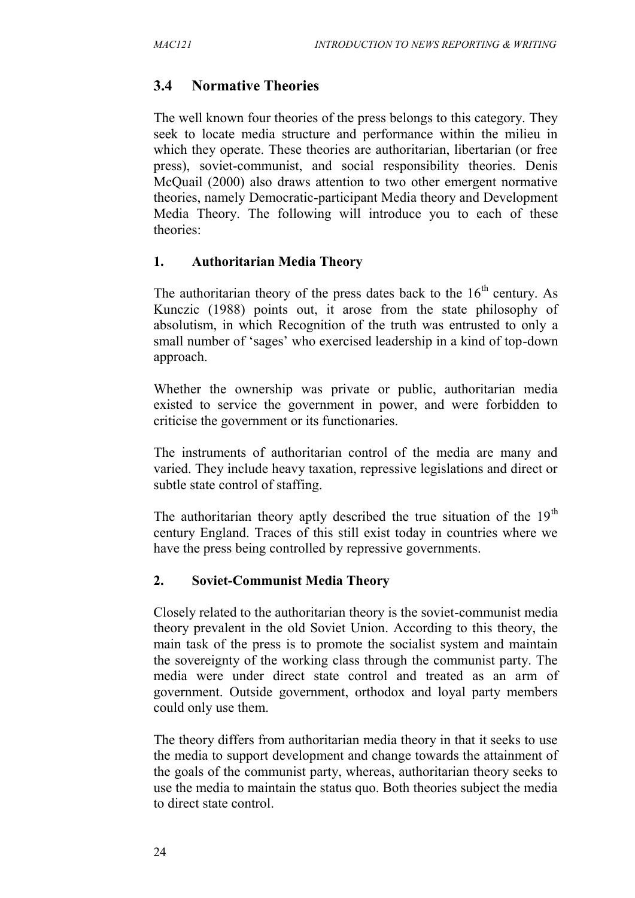## 3.4 Normative Theories

The well known four theories of the press belongs to this category. They seek to locate media structure and performance within the milieu in which they operate. These theories are authoritarian, libertarian (or free press), soviet-communist, and social responsibility theories. Denis McQuail (2000) also draws attention to two other emergent normative theories, namely Democratic-participant Media theory and Development Media Theory. The following will introduce you to each of these theories:

### 1. Authoritarian Media Theory

The authoritarian theory of the press dates back to the 16th century. As Kunczic (1988) points out, it arose from the state philosophy of absolutism, in which Recognition of the truth was entrusted to only a small number of 'sages' who exercised leadership in a kind of top-down approach.

Whether the ownership was private or public, authoritarian media existed to service the government in power, and were forbidden to criticise the government or its functionaries.

The instruments of authoritarian control of the media are many and varied. They include heavy taxation, repressive legislations and direct or subtle state control of staffing.

The authoritarian theory aptly described the true situation of the 19th century England. Traces of this still exist today in countries where we have the press being controlled by repressive governments.

### 2. Soviet-Communist Media Theory

Closely related to the authoritarian theory is the soviet-communist media theory prevalent in the old Soviet Union. According to this theory, the main task of the press is to promote the socialist system and maintain the sovereignty of the working class through the communist party. The media were under direct state control and treated as an arm of government. Outside government, orthodox and loyal party members could only use them.

The theory differs from authoritarian media theory in that it seeks to use the media to support development and change towards the attainment of the goals of the communist party, whereas, authoritarian theory seeks to use the media to maintain the status quo. Both theories subject the media to direct state control.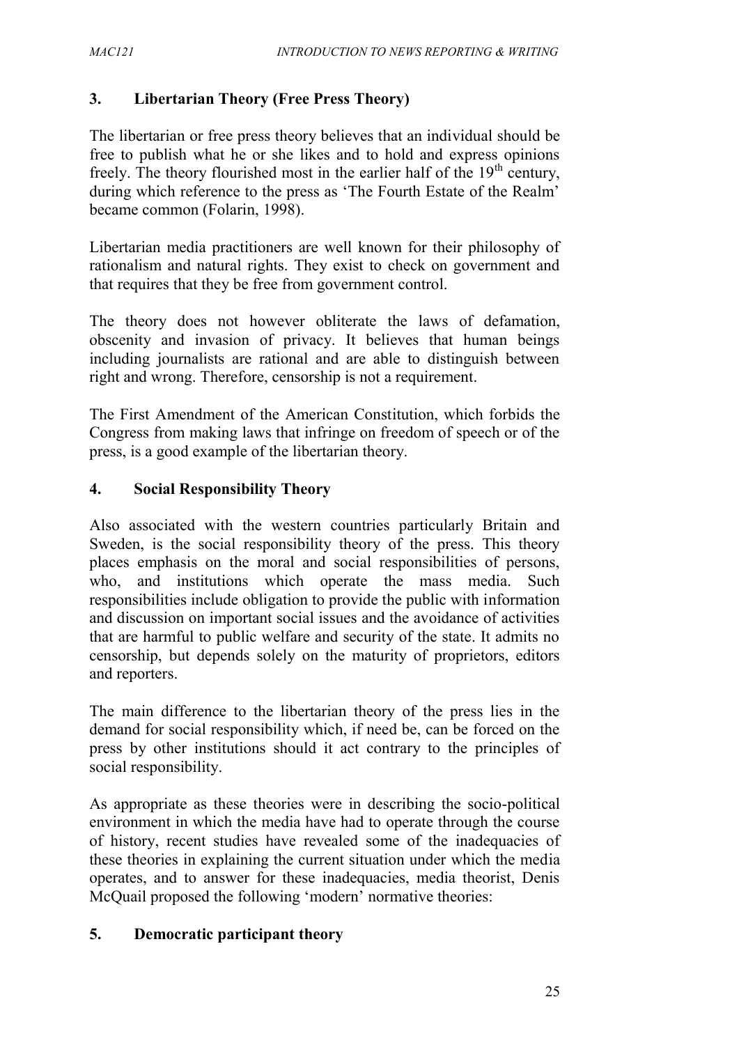### 3. Libertarian Theory (Free Press Theory)

The libertarian or free press theory believes that an individual should be free to publish what he or she likes and to hold and express opinions freely. The theory flourished most in the earlier half of the 19th century, during which reference to the press as 'The Fourth Estate of the Realm' became common (Folarin, 1998).

Libertarian media practitioners are well known for their philosophy of rationalism and natural rights. They exist to check on government and that requires that they be free from government control.

The theory does not however obliterate the laws of defamation, obscenity and invasion of privacy. It believes that human beings including journalists are rational and are able to distinguish between right and wrong. Therefore, censorship is not a requirement.

The First Amendment of the American Constitution, which forbids the Congress from making laws that infringe on freedom of speech or of the press, is a good example of the libertarian theory.

### 4. Social Responsibility Theory

Also associated with the western countries particularly Britain and Sweden, is the social responsibility theory of the press. This theory places emphasis on the moral and social responsibilities of persons, who, and institutions which operate the mass media. Such responsibilities include obligation to provide the public with information and discussion on important social issues and the avoidance of activities that are harmful to public welfare and security of the state. It admits no censorship, but depends solely on the maturity of proprietors, editors and reporters.

The main difference to the libertarian theory of the press lies in the demand for social responsibility which, if need be, can be forced on the press by other institutions should it act contrary to the principles of social responsibility.

As appropriate as these theories were in describing the socio-political environment in which the media have had to operate through the course of history, recent studies have revealed some of the inadequacies of these theories in explaining the current situation under which the media operates, and to answer for these inadequacies, media theorist, Denis McQuail proposed the following 'modern' normative theories:

### 5. Democratic participant theory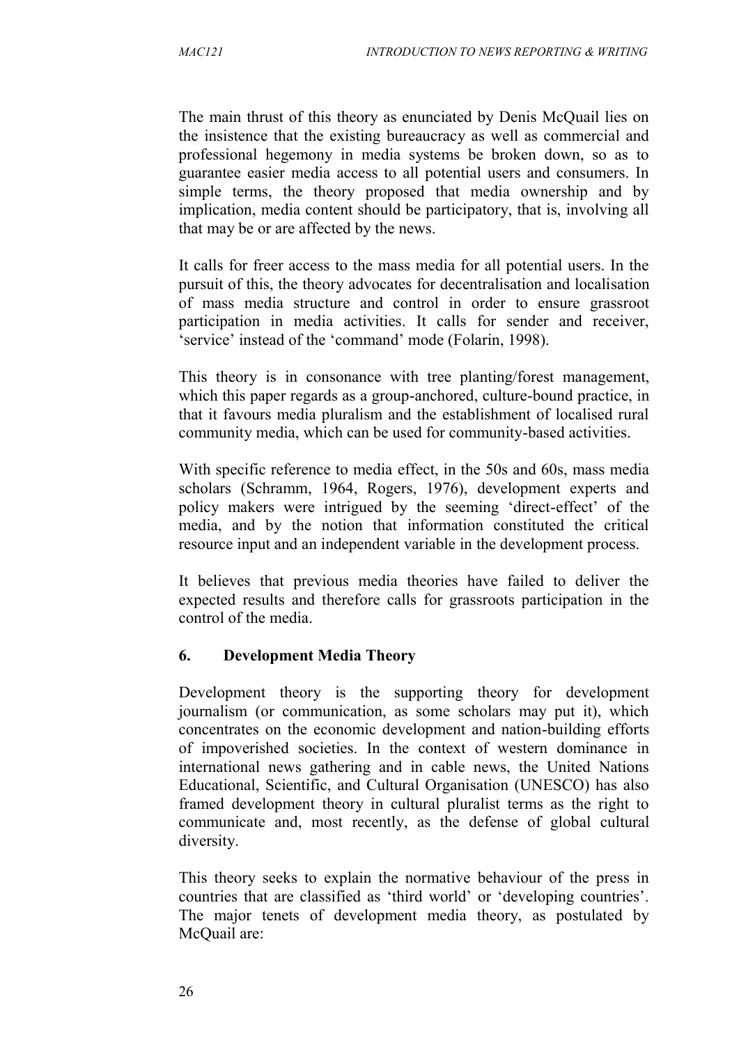The main thrust of this theory as enunciated by Denis McQuail lies on the insistence that the existing bureaucracy as well as commercial and professional hegemony in media systems be broken down, so as to guarantee easier media access to all potential users and consumers. In simple terms, the theory proposed that media ownership and by implication, media content should be participatory, that is, involving all that may be or are affected by the news.

It calls for freer access to the mass media for all potential users. In the pursuit of this, the theory advocates for decentralisation and localisation of mass media structure and control in order to ensure grassroot participation in media activities. It calls for sender and receiver, 'service' instead of the 'command' mode (Folarin, 1998).

This theory is in consonance with tree planting/forest management, which this paper regards as a group-anchored, culture-bound practice, in that it favours media pluralism and the establishment of localised rural community media, which can be used for community-based activities.

With specific reference to media effect, in the 50s and 60s, mass media scholars (Schramm, 1964, Rogers, 1976), development experts and policy makers were intrigued by the seeming 'direct-effect' of the media, and by the notion that information constituted the critical resource input and an independent variable in the development process.

It believes that previous media theories have failed to deliver the expected results and therefore calls for grassroots participation in the control of the media.

## 6. Development Media Theory

Development theory is the supporting theory for development journalism (or communication, as some scholars may put it), which concentrates on the economic development and nation-building efforts of impoverished societies. In the context of western dominance in international news gathering and in cable news, the United Nations Educational, Scientific, and Cultural Organisation (UNESCO) has also framed development theory in cultural pluralist terms as the right to communicate and, most recently, as the defense of global cultural diversity.

This theory seeks to explain the normative behaviour of the press in countries that are classified as 'third world' or 'developing countries'. The major tenets of development media theory, as postulated by McQuail are: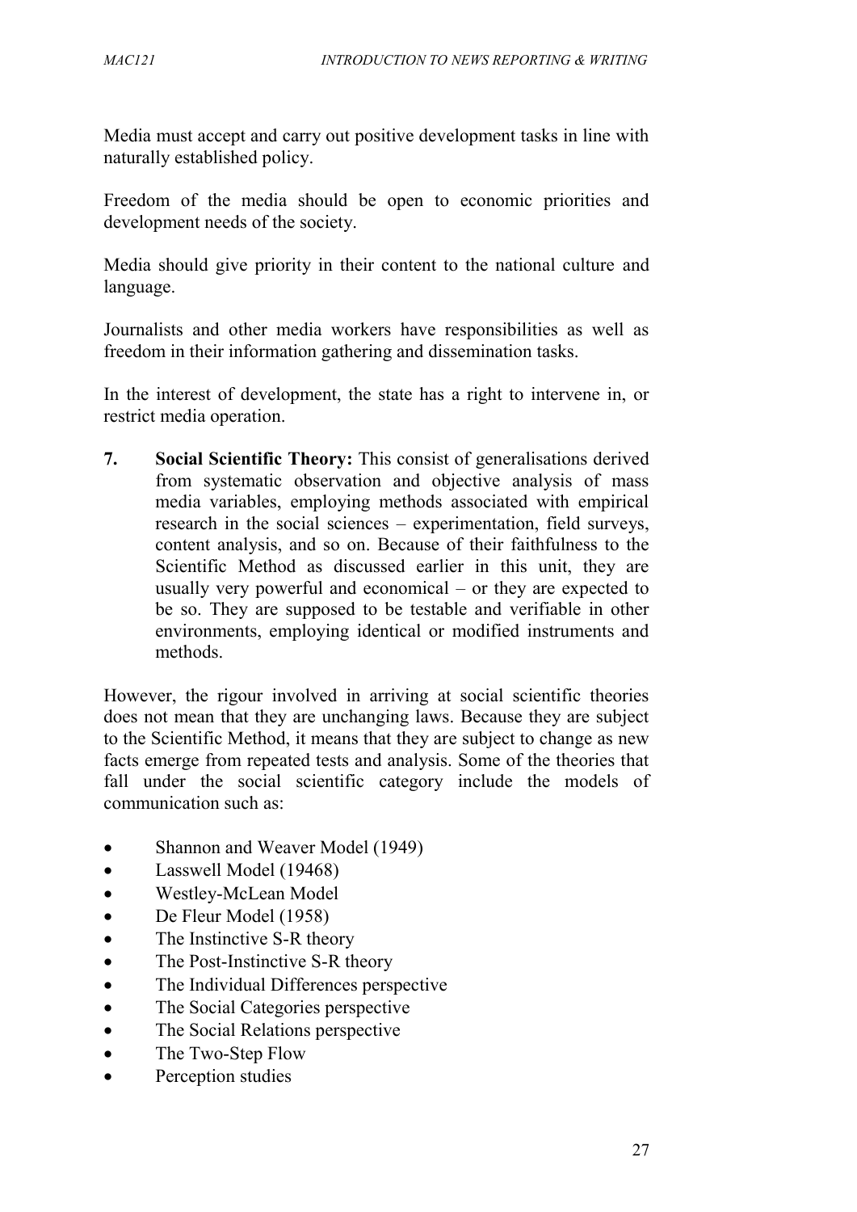Media must accept and carry out positive development tasks in line with naturally established policy.

Freedom of the media should be open to economic priorities and development needs of the society.

Media should give priority in their content to the national culture and language.

Journalists and other media workers have responsibilities as well as freedom in their information gathering and dissemination tasks.

In the interest of development, the state has a right to intervene in, or restrict media operation.

7. **Social Scientific Theory:** This consist of generalisations derived from systematic observation and objective analysis of mass media variables, employing methods associated with empirical research in the social sciences – experimentation, field surveys, content analysis, and so on. Because of their faithfulness to the Scientific Method as discussed earlier in this unit, they are usually very powerful and economical – or they are expected to be so. They are supposed to be testable and verifiable in other environments, employing identical or modified instruments and methods.

However, the rigour involved in arriving at social scientific theories does not mean that they are unchanging laws. Because they are subject to the Scientific Method, it means that they are subject to change as new facts emerge from repeated tests and analysis. Some of the theories that fall under the social scientific category include the models of communication such as:

- Shannon and Weaver Model (1949)
- Lasswell Model (19468)
- Westley-McLean Model
- De Fleur Model (1958)
- The Instinctive S-R theory
- The Post-Instinctive S-R theory
- The Individual Differences perspective
- The Social Categories perspective
- The Social Relations perspective
- The Two-Step Flow
- Perception studies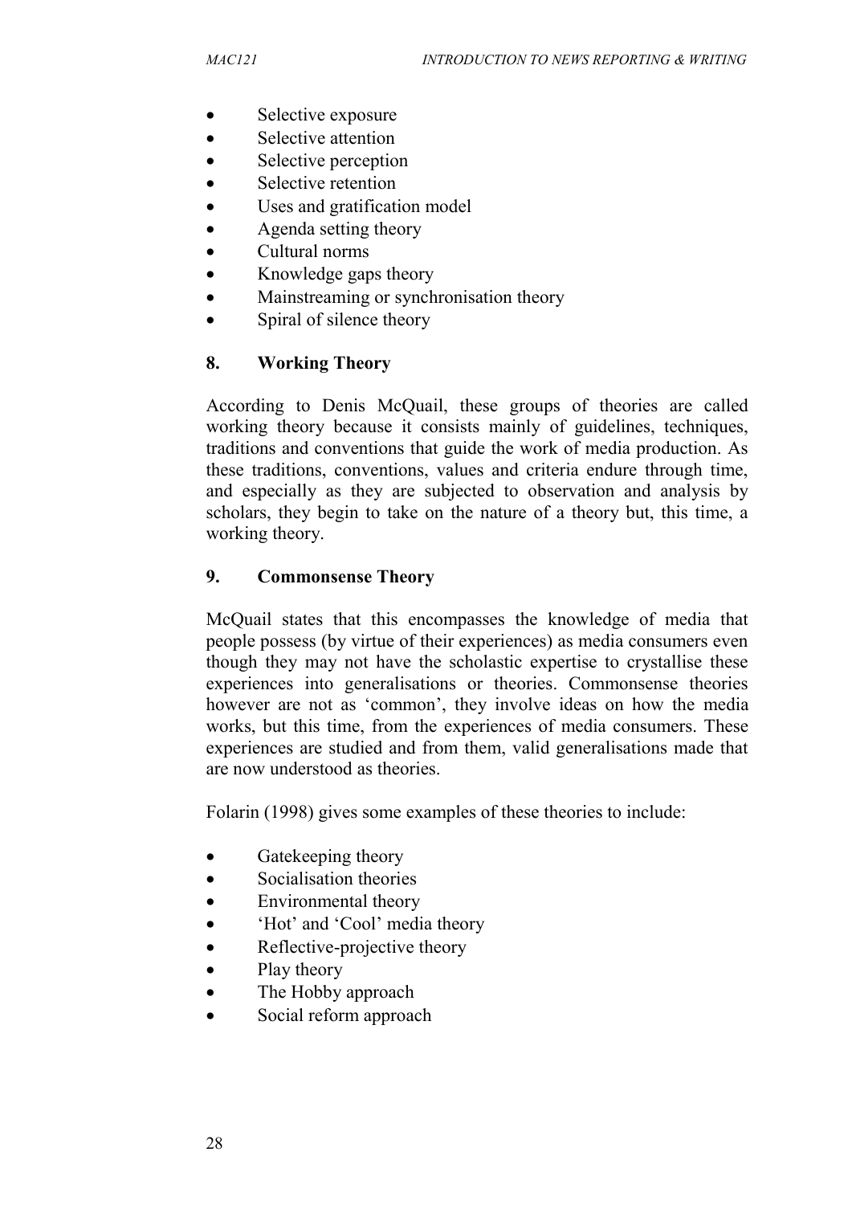- Selective exposure
- Selective attention
- Selective perception
- Selective retention
- Uses and gratification model
- Agenda setting theory
- Cultural norms
- Knowledge gaps theory
- Mainstreaming or synchronisation theory
- Spiral of silence theory

## 8. Working Theory

According to Denis McQuail, these groups of theories are called working theory because it consists mainly of guidelines, techniques, traditions and conventions that guide the work of media production. As these traditions, conventions, values and criteria endure through time, and especially as they are subjected to observation and analysis by scholars, they begin to take on the nature of a theory but, this time, a working theory.

## 9. Commonsense Theory

McQuail states that this encompasses the knowledge of media that people possess (by virtue of their experiences) as media consumers even though they may not have the scholastic expertise to crystallise these experiences into generalisations or theories. Commonsense theories however are not as 'common', they involve ideas on how the media works, but this time, from the experiences of media consumers. These experiences are studied and from them, valid generalisations made that are now understood as theories.

Folarin (1998) gives some examples of these theories to include:

- Gatekeeping theory
- Socialisation theories
- Environmental theory
- 'Hot' and 'Cool' media theory
- Reflective-projective theory
- Play theory
- The Hobby approach
- Social reform approach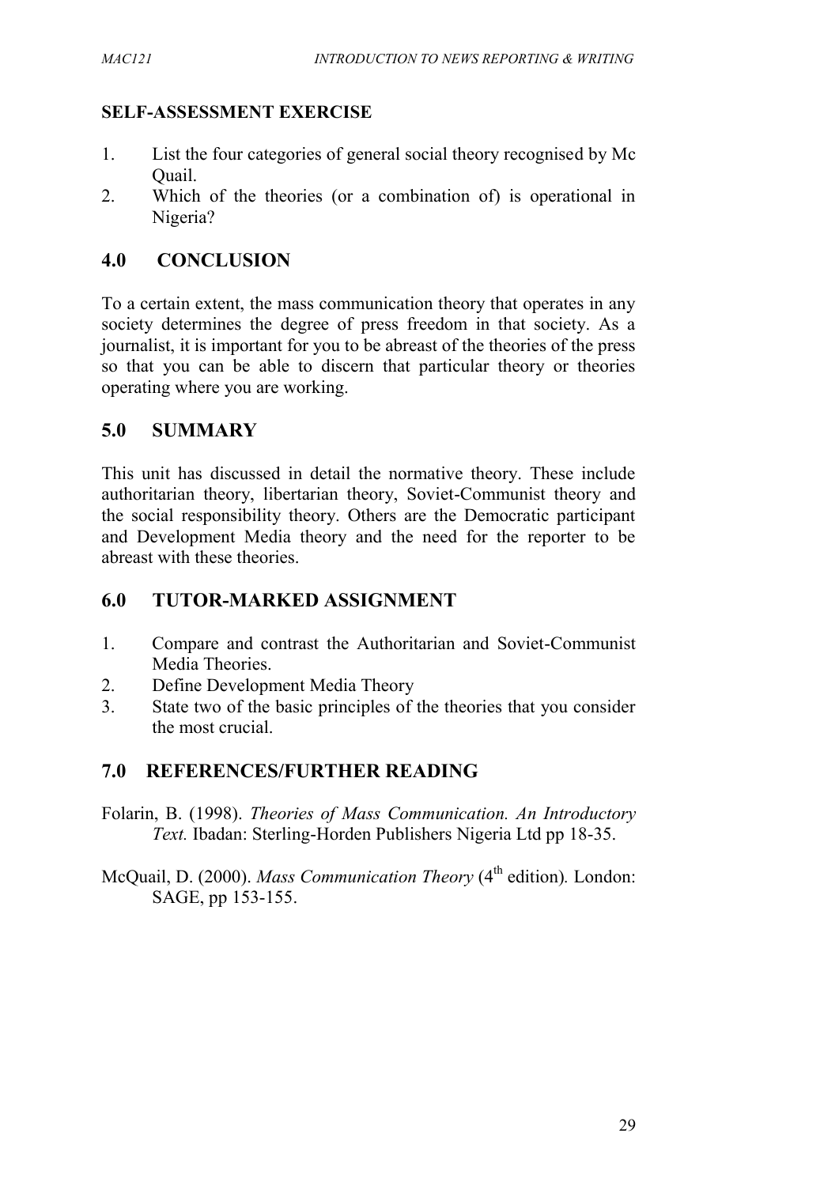**SELF-ASSESSMENT EXERCISE**

1. List the four categories of general social theory recognised by Mc Quail.
2. Which of the theories (or a combination of) is operational in Nigeria?

## 4.0 CONCLUSION

To a certain extent, the mass communication theory that operates in any society determines the degree of press freedom in that society. As a journalist, it is important for you to be abreast of the theories of the press so that you can be able to discern that particular theory or theories operating where you are working.

## 5.0 SUMMARY

This unit has discussed in detail the normative theory. These include authoritarian theory, libertarian theory, Soviet-Communist theory and the social responsibility theory. Others are the Democratic participant and Development Media theory and the need for the reporter to be abreast with these theories.

## 6.0 TUTOR-MARKED ASSIGNMENT

1. Compare and contrast the Authoritarian and Soviet-Communist Media Theories.
2. Define Development Media Theory
3. State two of the basic principles of the theories that you consider the most crucial.

## 7.0 REFERENCES/FURTHER READING

Folarin, B. (1998). *Theories of Mass Communication. An Introductory Text.* Ibadan: Sterling-Horden Publishers Nigeria Ltd pp 18-35.

McQuail, D. (2000). *Mass Communication Theory* (4th edition). London: SAGE, pp 153-155.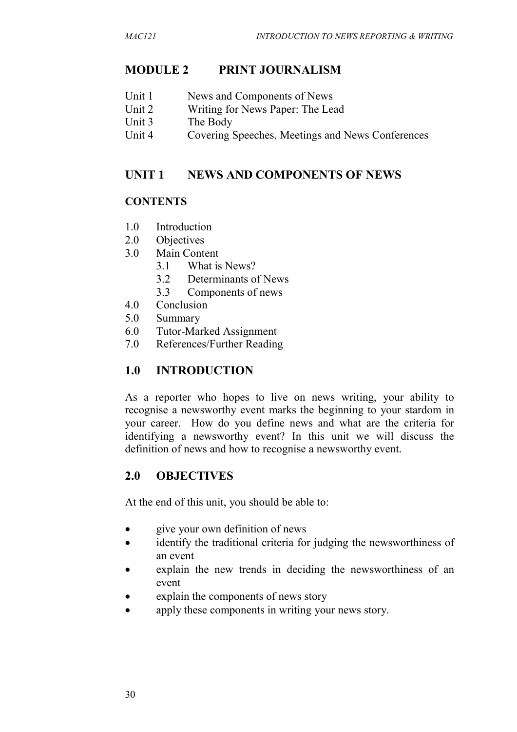# MODULE 2 PRINT JOURNALISM

Unit 1 News and Components of News
Unit 2 Writing for News Paper: The Lead
Unit 3 The Body
Unit 4 Covering Speeches, Meetings and News Conferences

## UNIT 1 NEWS AND COMPONENTS OF NEWS

### CONTENTS

1.0 Introduction
2.0 Objectives
3.0 Main Content
  3.1 What is News?
  3.2 Determinants of News
  3.3 Components of news
4.0 Conclusion
5.0 Summary
6.0 Tutor-Marked Assignment
7.0 References/Further Reading

## 1.0 INTRODUCTION

As a reporter who hopes to live on news writing, your ability to recognise a newsworthy event marks the beginning to your stardom in your career. How do you define news and what are the criteria for identifying a newsworthy event? In this unit we will discuss the definition of news and how to recognise a newsworthy event.

## 2.0 OBJECTIVES

At the end of this unit, you should be able to:

- give your own definition of news
- identify the traditional criteria for judging the newsworthiness of an event
- explain the new trends in deciding the newsworthiness of an event
- explain the components of news story
- apply these components in writing your news story.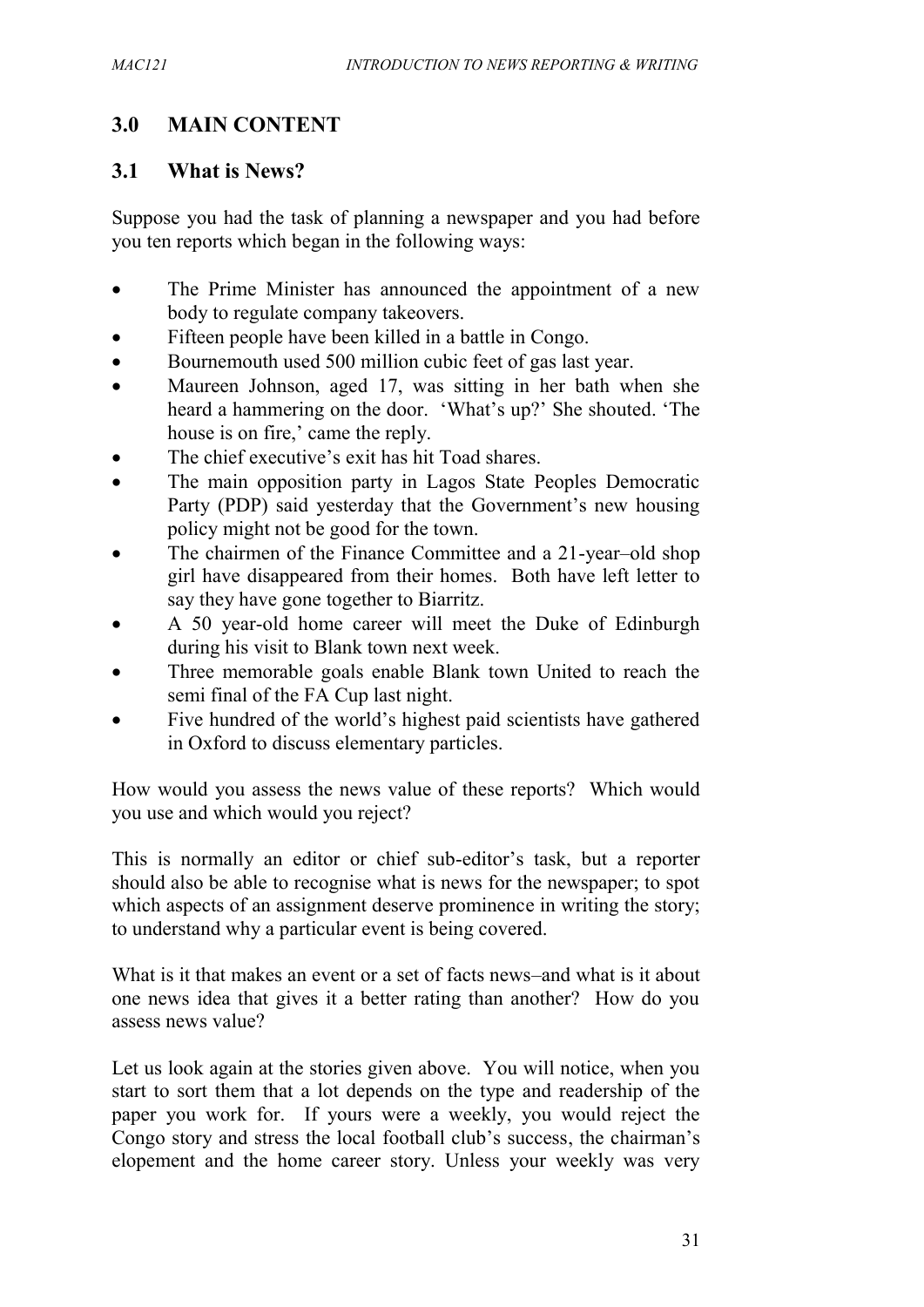## 3.0 MAIN CONTENT

### 3.1 What is News?

Suppose you had the task of planning a newspaper and you had before you ten reports which began in the following ways:

- The Prime Minister has announced the appointment of a new body to regulate company takeovers.
- Fifteen people have been killed in a battle in Congo.
- Bournemouth used 500 million cubic feet of gas last year.
- Maureen Johnson, aged 17, was sitting in her bath when she heard a hammering on the door. 'What's up?' She shouted. 'The house is on fire,' came the reply.
- The chief executive's exit has hit Toad shares.
- The main opposition party in Lagos State Peoples Democratic Party (PDP) said yesterday that the Government's new housing policy might not be good for the town.
- The chairmen of the Finance Committee and a 21-year–old shop girl have disappeared from their homes. Both have left letter to say they have gone together to Biarritz.
- A 50 year-old home career will meet the Duke of Edinburgh during his visit to Blank town next week.
- Three memorable goals enable Blank town United to reach the semi final of the FA Cup last night.
- Five hundred of the world's highest paid scientists have gathered in Oxford to discuss elementary particles.

How would you assess the news value of these reports? Which would you use and which would you reject?

This is normally an editor or chief sub-editor's task, but a reporter should also be able to recognise what is news for the newspaper; to spot which aspects of an assignment deserve prominence in writing the story; to understand why a particular event is being covered.

What is it that makes an event or a set of facts news–and what is it about one news idea that gives it a better rating than another? How do you assess news value?

Let us look again at the stories given above. You will notice, when you start to sort them that a lot depends on the type and readership of the paper you work for. If yours were a weekly, you would reject the Congo story and stress the local football club's success, the chairman's elopement and the home career story. Unless your weekly was very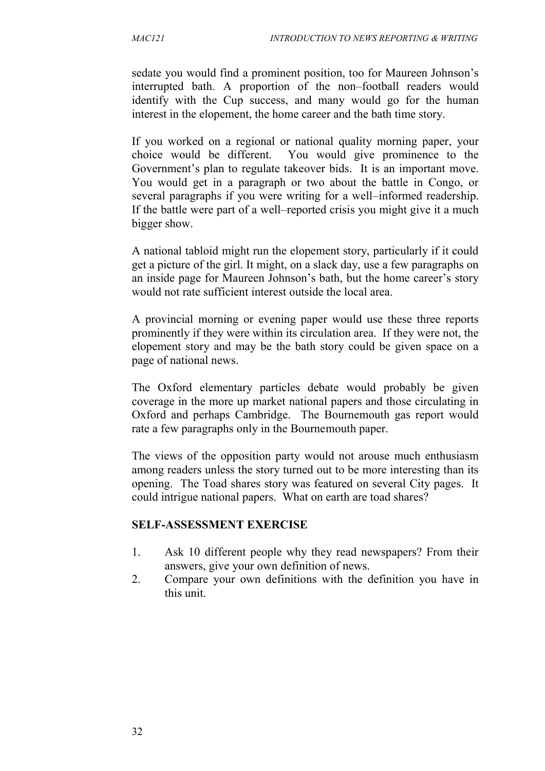sedate you would find a prominent position, too for Maureen Johnson's interrupted bath. A proportion of the non–football readers would identify with the Cup success, and many would go for the human interest in the elopement, the home career and the bath time story.

If you worked on a regional or national quality morning paper, your choice would be different. You would give prominence to the Government's plan to regulate takeover bids. It is an important move. You would get in a paragraph or two about the battle in Congo, or several paragraphs if you were writing for a well–informed readership. If the battle were part of a well–reported crisis you might give it a much bigger show.

A national tabloid might run the elopement story, particularly if it could get a picture of the girl. It might, on a slack day, use a few paragraphs on an inside page for Maureen Johnson's bath, but the home career's story would not rate sufficient interest outside the local area.

A provincial morning or evening paper would use these three reports prominently if they were within its circulation area. If they were not, the elopement story and may be the bath story could be given space on a page of national news.

The Oxford elementary particles debate would probably be given coverage in the more up market national papers and those circulating in Oxford and perhaps Cambridge. The Bournemouth gas report would rate a few paragraphs only in the Bournemouth paper.

The views of the opposition party would not arouse much enthusiasm among readers unless the story turned out to be more interesting than its opening. The Toad shares story was featured on several City pages. It could intrigue national papers. What on earth are toad shares?

**SELF-ASSESSMENT EXERCISE**

1. Ask 10 different people why they read newspapers? From their answers, give your own definition of news.
2. Compare your own definitions with the definition you have in this unit.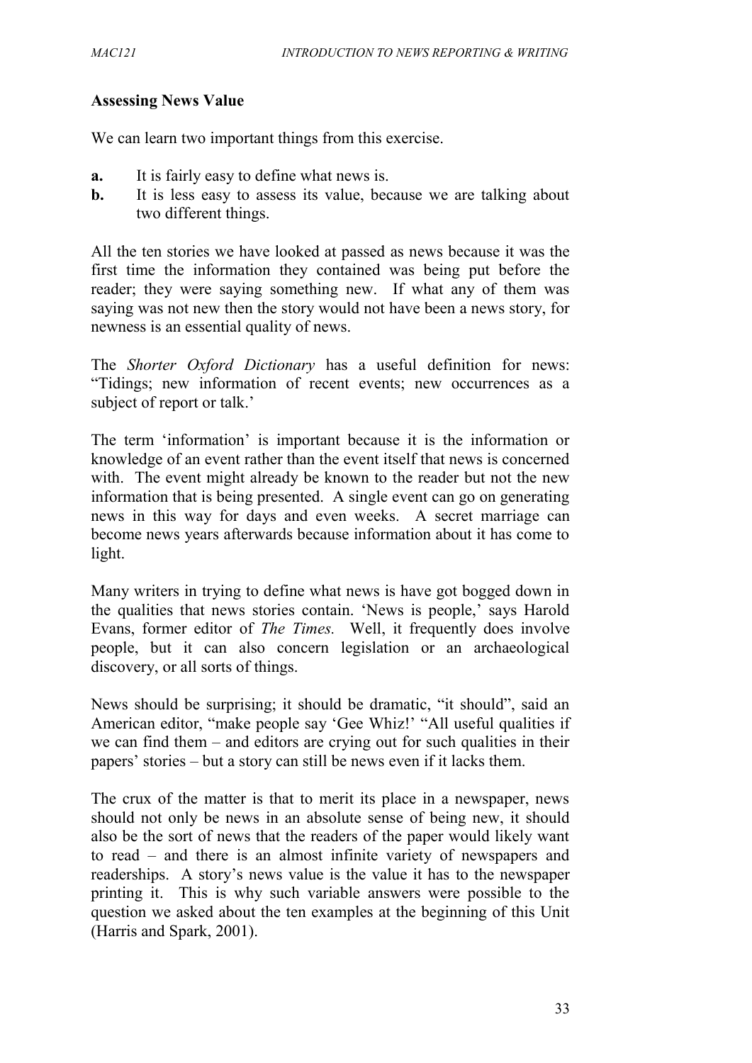**Assessing News Value**

We can learn two important things from this exercise.

- **a.** It is fairly easy to define what news is.
- **b.** It is less easy to assess its value, because we are talking about two different things.

All the ten stories we have looked at passed as news because it was the first time the information they contained was being put before the reader; they were saying something new. If what any of them was saying was not new then the story would not have been a news story, for newness is an essential quality of news.

The *Shorter Oxford Dictionary* has a useful definition for news: "Tidings; new information of recent events; new occurrences as a subject of report or talk.'

The term 'information' is important because it is the information or knowledge of an event rather than the event itself that news is concerned with. The event might already be known to the reader but not the new information that is being presented. A single event can go on generating news in this way for days and even weeks. A secret marriage can become news years afterwards because information about it has come to light.

Many writers in trying to define what news is have got bogged down in the qualities that news stories contain. 'News is people,' says Harold Evans, former editor of *The Times.* Well, it frequently does involve people, but it can also concern legislation or an archaeological discovery, or all sorts of things.

News should be surprising; it should be dramatic, "it should", said an American editor, "make people say 'Gee Whiz!' "All useful qualities if we can find them – and editors are crying out for such qualities in their papers' stories – but a story can still be news even if it lacks them.

The crux of the matter is that to merit its place in a newspaper, news should not only be news in an absolute sense of being new, it should also be the sort of news that the readers of the paper would likely want to read – and there is an almost infinite variety of newspapers and readerships. A story's news value is the value it has to the newspaper printing it. This is why such variable answers were possible to the question we asked about the ten examples at the beginning of this Unit (Harris and Spark, 2001).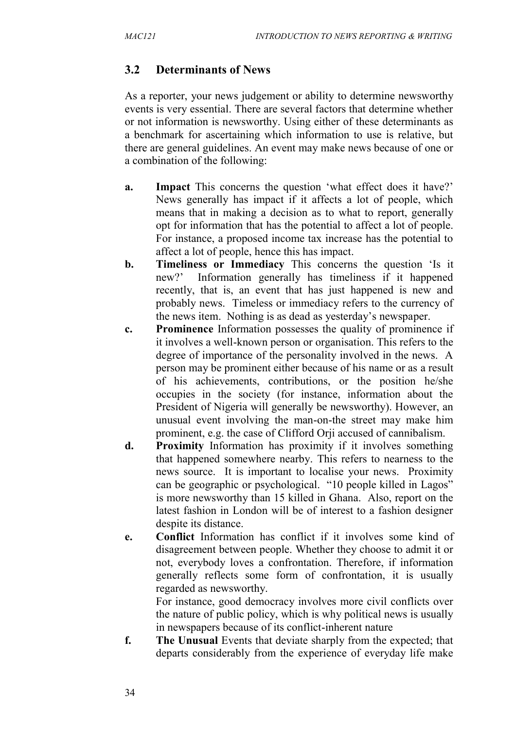### 3.2 Determinants of News

As a reporter, your news judgement or ability to determine newsworthy events is very essential. There are several factors that determine whether or not information is newsworthy. Using either of these determinants as a benchmark for ascertaining which information to use is relative, but there are general guidelines. An event may make news because of one or a combination of the following:

a. **Impact** This concerns the question 'what effect does it have?' News generally has impact if it affects a lot of people, which means that in making a decision as to what to report, generally opt for information that has the potential to affect a lot of people. For instance, a proposed income tax increase has the potential to affect a lot of people, hence this has impact.

b. **Timeliness or Immediacy** This concerns the question 'Is it new?' Information generally has timeliness if it happened recently, that is, an event that has just happened is new and probably news. Timeless or immediacy refers to the currency of the news item. Nothing is as dead as yesterday's newspaper.

c. **Prominence** Information possesses the quality of prominence if it involves a well-known person or organisation. This refers to the degree of importance of the personality involved in the news. A person may be prominent either because of his name or as a result of his achievements, contributions, or the position he/she occupies in the society (for instance, information about the President of Nigeria will generally be newsworthy). However, an unusual event involving the man-on-the street may make him prominent, e.g. the case of Clifford Orji accused of cannibalism.

d. **Proximity** Information has proximity if it involves something that happened somewhere nearby. This refers to nearness to the news source. It is important to localise your news. Proximity can be geographic or psychological. "10 people killed in Lagos" is more newsworthy than 15 killed in Ghana. Also, report on the latest fashion in London will be of interest to a fashion designer despite its distance.

e. **Conflict** Information has conflict if it involves some kind of disagreement between people. Whether they choose to admit it or not, everybody loves a confrontation. Therefore, if information generally reflects some form of confrontation, it is usually regarded as newsworthy.

   For instance, good democracy involves more civil conflicts over the nature of public policy, which is why political news is usually in newspapers because of its conflict-inherent nature

f. **The Unusual** Events that deviate sharply from the expected; that departs considerably from the experience of everyday life make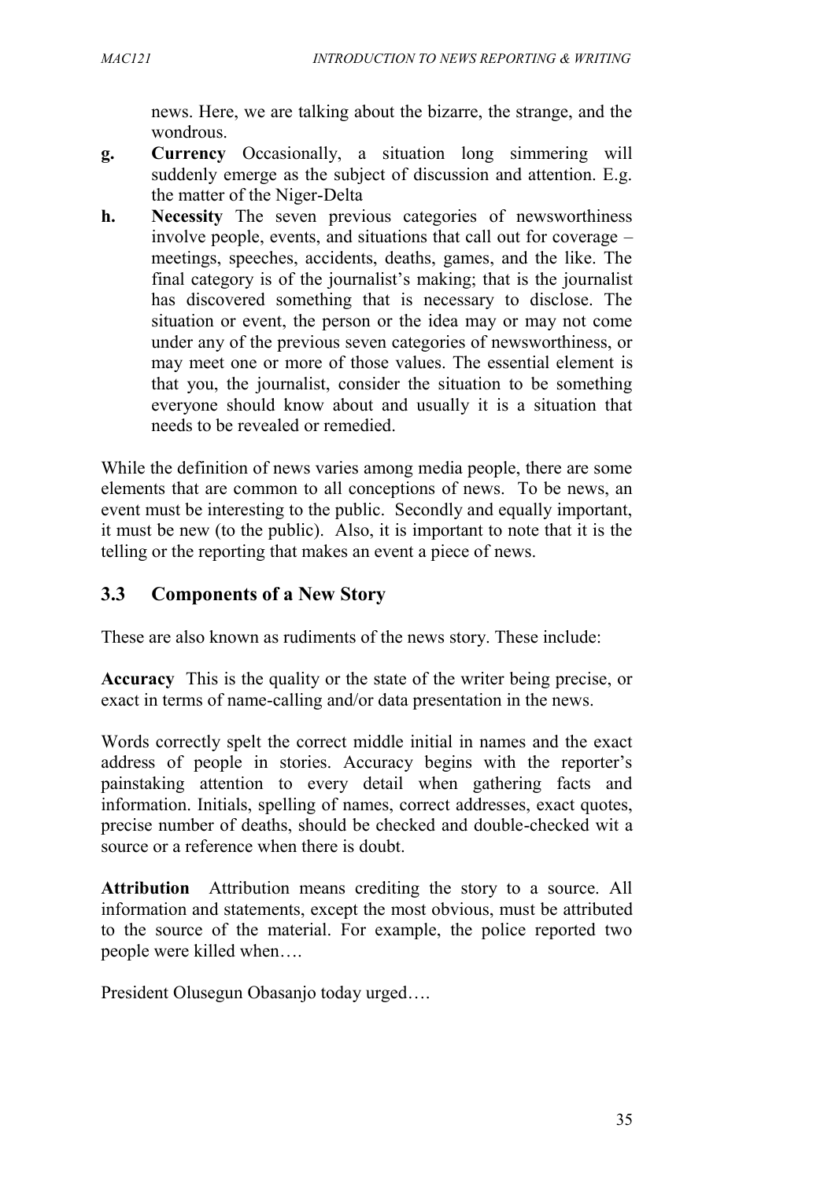news. Here, we are talking about the bizarre, the strange, and the wondrous.

**g. Currency** Occasionally, a situation long simmering will suddenly emerge as the subject of discussion and attention. E.g. the matter of the Niger-Delta

**h. Necessity** The seven previous categories of newsworthiness involve people, events, and situations that call out for coverage – meetings, speeches, accidents, deaths, games, and the like. The final category is of the journalist's making; that is the journalist has discovered something that is necessary to disclose. The situation or event, the person or the idea may or may not come under any of the previous seven categories of newsworthiness, or may meet one or more of those values. The essential element is that you, the journalist, consider the situation to be something everyone should know about and usually it is a situation that needs to be revealed or remedied.

While the definition of news varies among media people, there are some elements that are common to all conceptions of news. To be news, an event must be interesting to the public. Secondly and equally important, it must be new (to the public). Also, it is important to note that it is the telling or the reporting that makes an event a piece of news.

## 3.3 Components of a New Story

These are also known as rudiments of the news story. These include:

**Accuracy** This is the quality or the state of the writer being precise, or exact in terms of name-calling and/or data presentation in the news.

Words correctly spelt the correct middle initial in names and the exact address of people in stories. Accuracy begins with the reporter's painstaking attention to every detail when gathering facts and information. Initials, spelling of names, correct addresses, exact quotes, precise number of deaths, should be checked and double-checked wit a source or a reference when there is doubt.

**Attribution** Attribution means crediting the story to a source. All information and statements, except the most obvious, must be attributed to the source of the material. For example, the police reported two people were killed when….

President Olusegun Obasanjo today urged….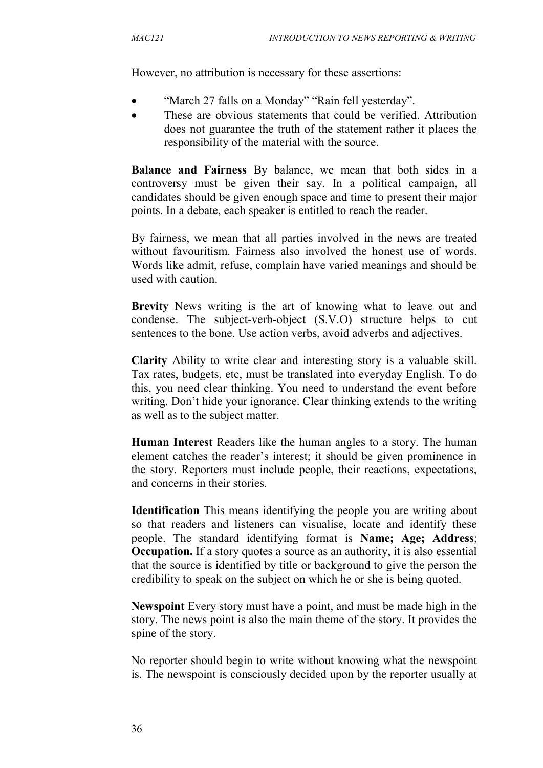However, no attribution is necessary for these assertions:

- "March 27 falls on a Monday" "Rain fell yesterday".
- These are obvious statements that could be verified. Attribution does not guarantee the truth of the statement rather it places the responsibility of the material with the source.

**Balance and Fairness** By balance, we mean that both sides in a controversy must be given their say. In a political campaign, all candidates should be given enough space and time to present their major points. In a debate, each speaker is entitled to reach the reader.

By fairness, we mean that all parties involved in the news are treated without favouritism. Fairness also involved the honest use of words. Words like admit, refuse, complain have varied meanings and should be used with caution.

**Brevity** News writing is the art of knowing what to leave out and condense. The subject-verb-object (S.V.O) structure helps to cut sentences to the bone. Use action verbs, avoid adverbs and adjectives.

**Clarity** Ability to write clear and interesting story is a valuable skill. Tax rates, budgets, etc, must be translated into everyday English. To do this, you need clear thinking. You need to understand the event before writing. Don't hide your ignorance. Clear thinking extends to the writing as well as to the subject matter.

**Human Interest** Readers like the human angles to a story. The human element catches the reader's interest; it should be given prominence in the story. Reporters must include people, their reactions, expectations, and concerns in their stories.

**Identification** This means identifying the people you are writing about so that readers and listeners can visualise, locate and identify these people. The standard identifying format is **Name; Age; Address**; **Occupation.** If a story quotes a source as an authority, it is also essential that the source is identified by title or background to give the person the credibility to speak on the subject on which he or she is being quoted.

**Newspoint** Every story must have a point, and must be made high in the story. The news point is also the main theme of the story. It provides the spine of the story.

No reporter should begin to write without knowing what the newspoint is. The newspoint is consciously decided upon by the reporter usually at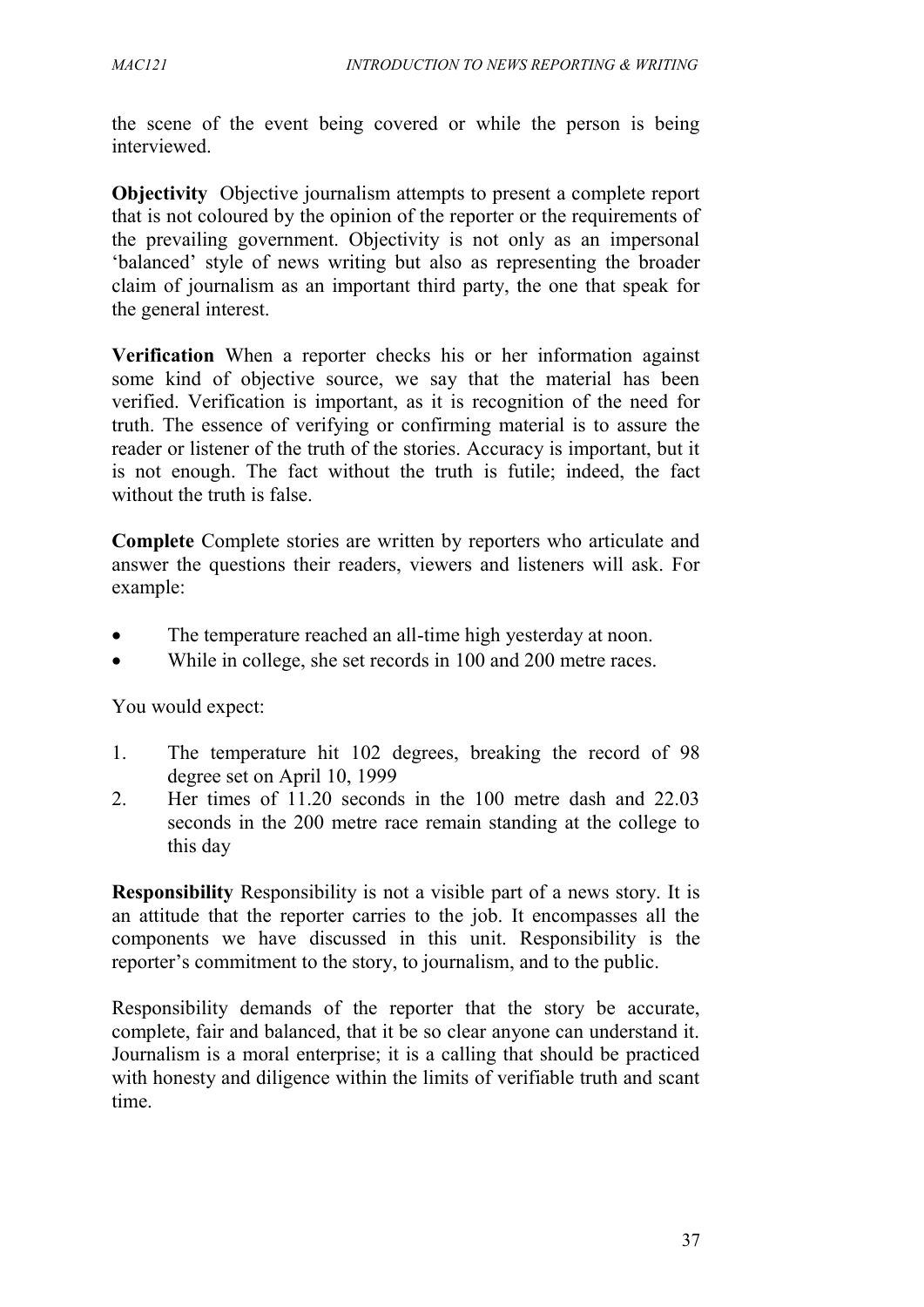the scene of the event being covered or while the person is being interviewed.

**Objectivity** Objective journalism attempts to present a complete report that is not coloured by the opinion of the reporter or the requirements of the prevailing government. Objectivity is not only as an impersonal 'balanced' style of news writing but also as representing the broader claim of journalism as an important third party, the one that speak for the general interest.

**Verification** When a reporter checks his or her information against some kind of objective source, we say that the material has been verified. Verification is important, as it is recognition of the need for truth. The essence of verifying or confirming material is to assure the reader or listener of the truth of the stories. Accuracy is important, but it is not enough. The fact without the truth is futile; indeed, the fact without the truth is false.

**Complete** Complete stories are written by reporters who articulate and answer the questions their readers, viewers and listeners will ask. For example:

- The temperature reached an all-time high yesterday at noon.
- While in college, she set records in 100 and 200 metre races.

You would expect:

1. The temperature hit 102 degrees, breaking the record of 98 degree set on April 10, 1999
2. Her times of 11.20 seconds in the 100 metre dash and 22.03 seconds in the 200 metre race remain standing at the college to this day

**Responsibility** Responsibility is not a visible part of a news story. It is an attitude that the reporter carries to the job. It encompasses all the components we have discussed in this unit. Responsibility is the reporter's commitment to the story, to journalism, and to the public.

Responsibility demands of the reporter that the story be accurate, complete, fair and balanced, that it be so clear anyone can understand it. Journalism is a moral enterprise; it is a calling that should be practiced with honesty and diligence within the limits of verifiable truth and scant time.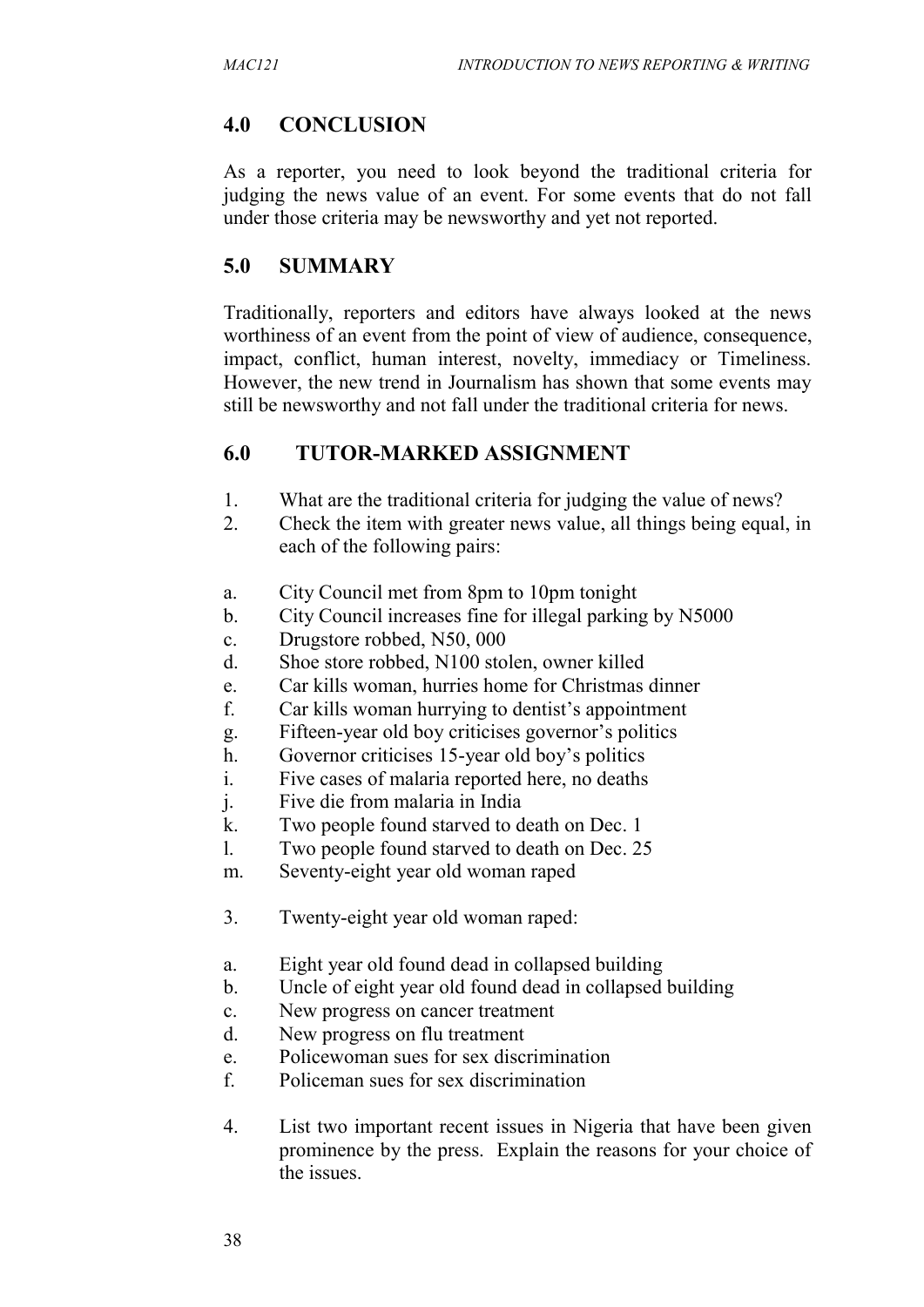## 4.0 CONCLUSION

As a reporter, you need to look beyond the traditional criteria for judging the news value of an event. For some events that do not fall under those criteria may be newsworthy and yet not reported.

## 5.0 SUMMARY

Traditionally, reporters and editors have always looked at the news worthiness of an event from the point of view of audience, consequence, impact, conflict, human interest, novelty, immediacy or Timeliness. However, the new trend in Journalism has shown that some events may still be newsworthy and not fall under the traditional criteria for news.

## 6.0 TUTOR-MARKED ASSIGNMENT

1. What are the traditional criteria for judging the value of news?
2. Check the item with greater news value, all things being equal, in each of the following pairs:

a. City Council met from 8pm to 10pm tonight
b. City Council increases fine for illegal parking by N5000
c. Drugstore robbed, N50, 000
d. Shoe store robbed, N100 stolen, owner killed
e. Car kills woman, hurries home for Christmas dinner
f. Car kills woman hurrying to dentist's appointment
g. Fifteen-year old boy criticises governor's politics
h. Governor criticises 15-year old boy's politics
i. Five cases of malaria reported here, no deaths
j. Five die from malaria in India
k. Two people found starved to death on Dec. 1
l. Two people found starved to death on Dec. 25
m. Seventy-eight year old woman raped

3. Twenty-eight year old woman raped:

a. Eight year old found dead in collapsed building
b. Uncle of eight year old found dead in collapsed building
c. New progress on cancer treatment
d. New progress on flu treatment
e. Policewoman sues for sex discrimination
f. Policeman sues for sex discrimination

4. List two important recent issues in Nigeria that have been given prominence by the press. Explain the reasons for your choice of the issues.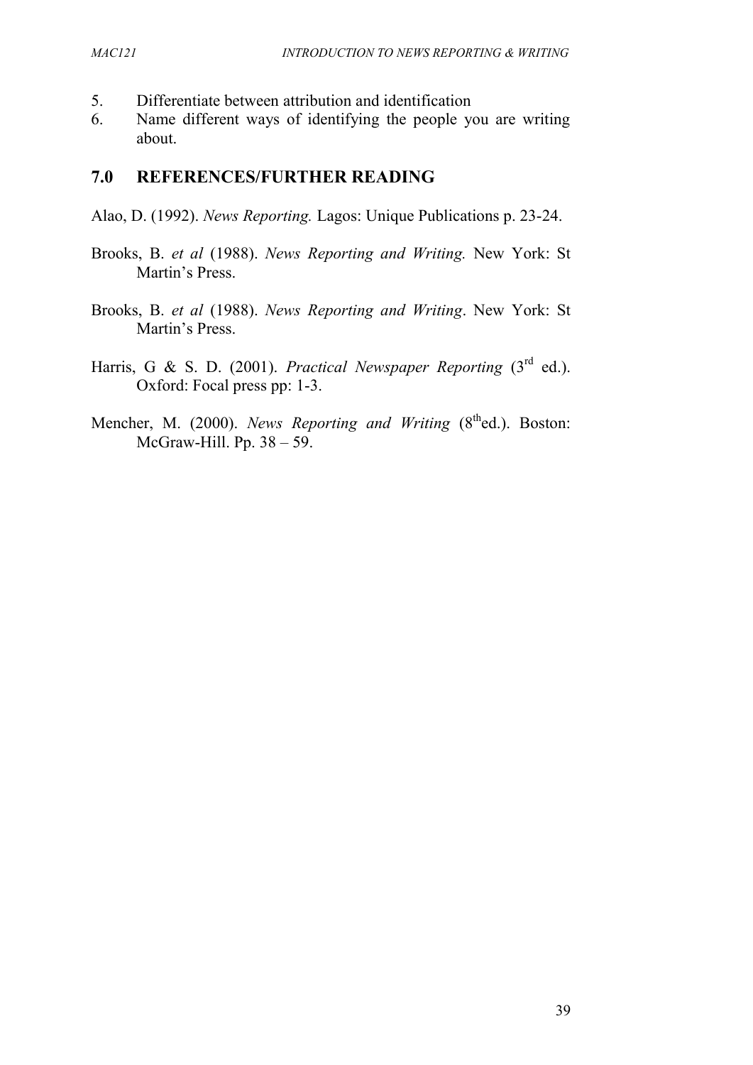5. Differentiate between attribution and identification
6. Name different ways of identifying the people you are writing about.

## 7.0 REFERENCES/FURTHER READING

Alao, D. (1992). *News Reporting.* Lagos: Unique Publications p. 23-24.

Brooks, B. *et al* (1988). *News Reporting and Writing.* New York: St Martin's Press.

Brooks, B. *et al* (1988). *News Reporting and Writing*. New York: St Martin's Press.

Harris, G & S. D. (2001). *Practical Newspaper Reporting* (3rd ed.). Oxford: Focal press pp: 1-3.

Mencher, M. (2000). *News Reporting and Writing* (8thed.). Boston: McGraw-Hill. Pp. 38 – 59.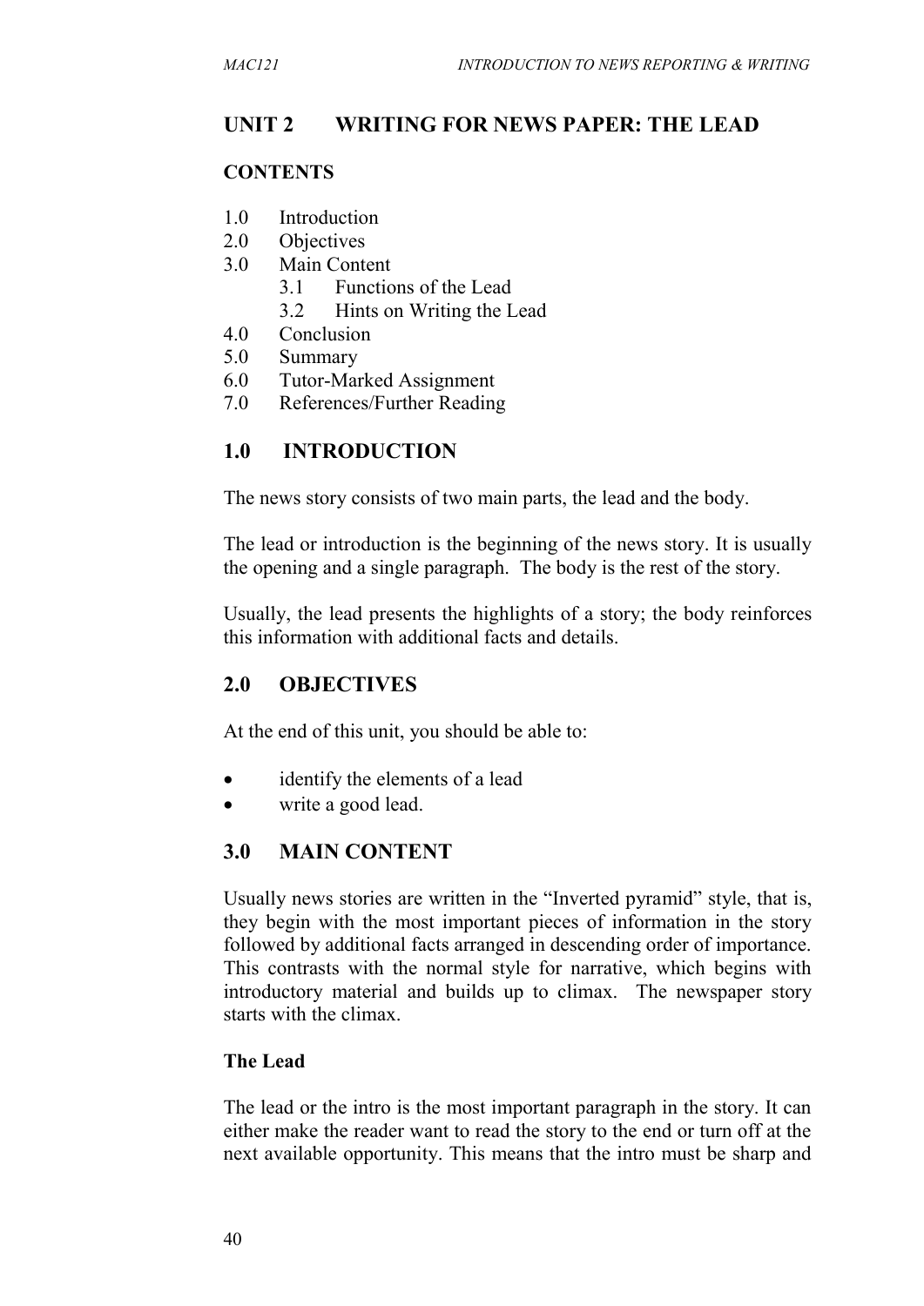## UNIT 2 WRITING FOR NEWS PAPER: THE LEAD

**CONTENTS**

1.0 Introduction
2.0 Objectives
3.0 Main Content
  3.1 Functions of the Lead
  3.2 Hints on Writing the Lead
4.0 Conclusion
5.0 Summary
6.0 Tutor-Marked Assignment
7.0 References/Further Reading

## 1.0 INTRODUCTION

The news story consists of two main parts, the lead and the body.

The lead or introduction is the beginning of the news story. It is usually the opening and a single paragraph. The body is the rest of the story.

Usually, the lead presents the highlights of a story; the body reinforces this information with additional facts and details.

## 2.0 OBJECTIVES

At the end of this unit, you should be able to:

- identify the elements of a lead
- write a good lead.

## 3.0 MAIN CONTENT

Usually news stories are written in the "Inverted pyramid" style, that is, they begin with the most important pieces of information in the story followed by additional facts arranged in descending order of importance. This contrasts with the normal style for narrative, which begins with introductory material and builds up to climax. The newspaper story starts with the climax.

**The Lead**

The lead or the intro is the most important paragraph in the story. It can either make the reader want to read the story to the end or turn off at the next available opportunity. This means that the intro must be sharp and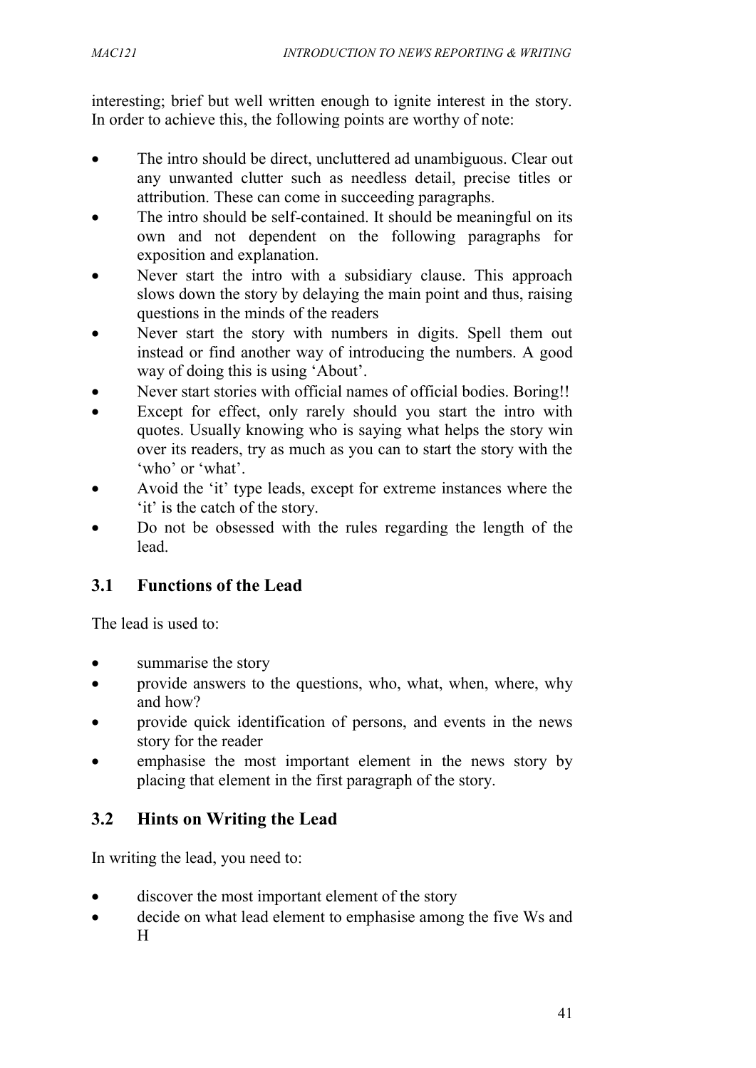interesting; brief but well written enough to ignite interest in the story. In order to achieve this, the following points are worthy of note:

- The intro should be direct, uncluttered ad unambiguous. Clear out any unwanted clutter such as needless detail, precise titles or attribution. These can come in succeeding paragraphs.
- The intro should be self-contained. It should be meaningful on its own and not dependent on the following paragraphs for exposition and explanation.
- Never start the intro with a subsidiary clause. This approach slows down the story by delaying the main point and thus, raising questions in the minds of the readers
- Never start the story with numbers in digits. Spell them out instead or find another way of introducing the numbers. A good way of doing this is using 'About'.
- Never start stories with official names of official bodies. Boring!!
- Except for effect, only rarely should you start the intro with quotes. Usually knowing who is saying what helps the story win over its readers, try as much as you can to start the story with the 'who' or 'what'.
- Avoid the 'it' type leads, except for extreme instances where the 'it' is the catch of the story.
- Do not be obsessed with the rules regarding the length of the lead.

## 3.1 Functions of the Lead

The lead is used to:

- summarise the story
- provide answers to the questions, who, what, when, where, why and how?
- provide quick identification of persons, and events in the news story for the reader
- emphasise the most important element in the news story by placing that element in the first paragraph of the story.

## 3.2 Hints on Writing the Lead

In writing the lead, you need to:

- discover the most important element of the story
- decide on what lead element to emphasise among the five Ws and H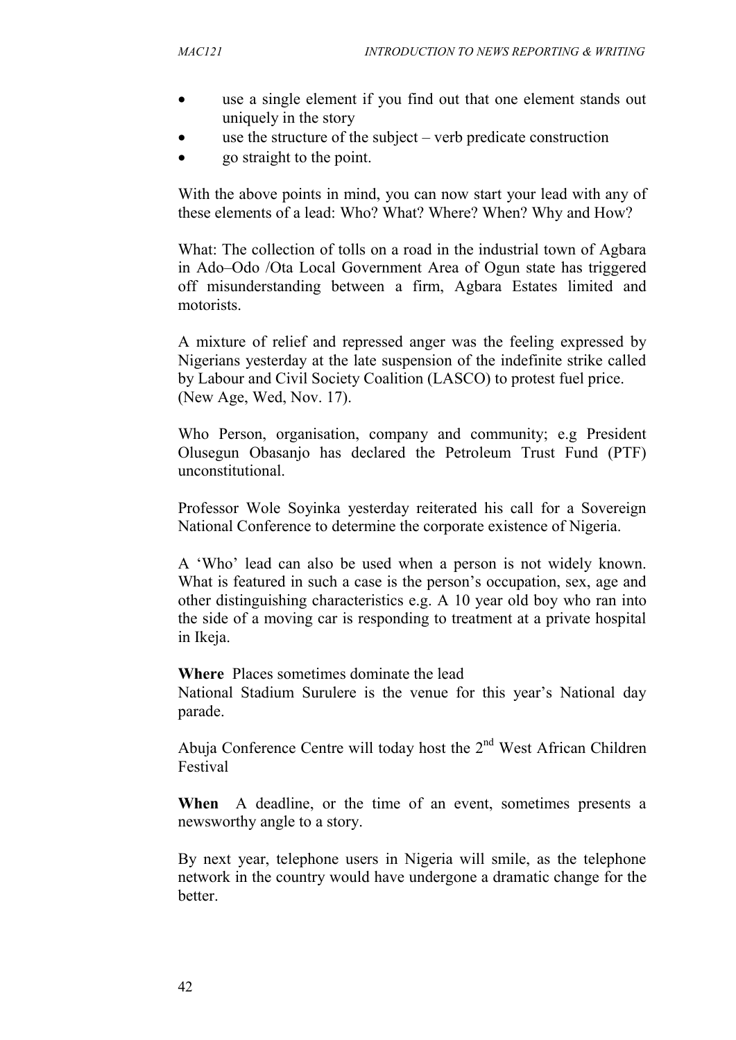- use a single element if you find out that one element stands out uniquely in the story
- use the structure of the subject – verb predicate construction
- go straight to the point.

With the above points in mind, you can now start your lead with any of these elements of a lead: Who? What? Where? When? Why and How?

What: The collection of tolls on a road in the industrial town of Agbara in Ado–Odo /Ota Local Government Area of Ogun state has triggered off misunderstanding between a firm, Agbara Estates limited and motorists.

A mixture of relief and repressed anger was the feeling expressed by Nigerians yesterday at the late suspension of the indefinite strike called by Labour and Civil Society Coalition (LASCO) to protest fuel price. (New Age, Wed, Nov. 17).

Who Person, organisation, company and community; e.g President Olusegun Obasanjo has declared the Petroleum Trust Fund (PTF) unconstitutional.

Professor Wole Soyinka yesterday reiterated his call for a Sovereign National Conference to determine the corporate existence of Nigeria.

A 'Who' lead can also be used when a person is not widely known. What is featured in such a case is the person's occupation, sex, age and other distinguishing characteristics e.g. A 10 year old boy who ran into the side of a moving car is responding to treatment at a private hospital in Ikeja.

**Where** Places sometimes dominate the lead
National Stadium Surulere is the venue for this year's National day parade.

Abuja Conference Centre will today host the 2nd West African Children Festival

**When** A deadline, or the time of an event, sometimes presents a newsworthy angle to a story.

By next year, telephone users in Nigeria will smile, as the telephone network in the country would have undergone a dramatic change for the better.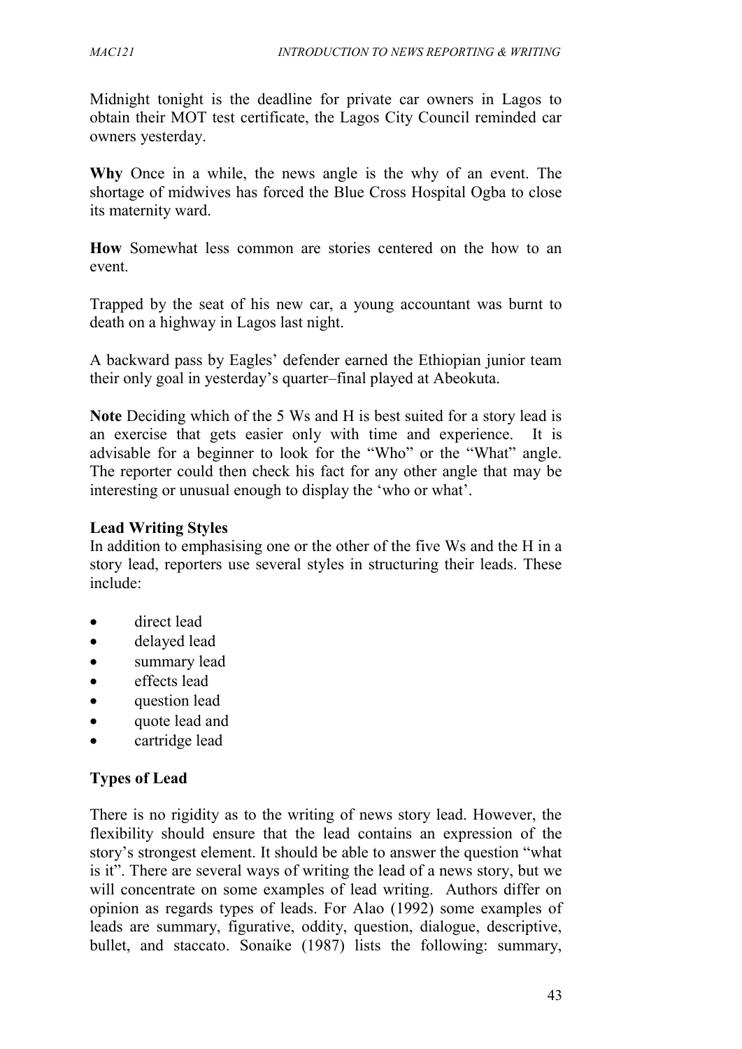Midnight tonight is the deadline for private car owners in Lagos to obtain their MOT test certificate, the Lagos City Council reminded car owners yesterday.

**Why** Once in a while, the news angle is the why of an event. The shortage of midwives has forced the Blue Cross Hospital Ogba to close its maternity ward.

**How** Somewhat less common are stories centered on the how to an event.

Trapped by the seat of his new car, a young accountant was burnt to death on a highway in Lagos last night.

A backward pass by Eagles' defender earned the Ethiopian junior team their only goal in yesterday's quarter–final played at Abeokuta.

**Note** Deciding which of the 5 Ws and H is best suited for a story lead is an exercise that gets easier only with time and experience. It is advisable for a beginner to look for the "Who" or the "What" angle. The reporter could then check his fact for any other angle that may be interesting or unusual enough to display the 'who or what'.

**Lead Writing Styles**

In addition to emphasising one or the other of the five Ws and the H in a story lead, reporters use several styles in structuring their leads. These include:

- direct lead
- delayed lead
- summary lead
- effects lead
- question lead
- quote lead and
- cartridge lead

**Types of Lead**

There is no rigidity as to the writing of news story lead. However, the flexibility should ensure that the lead contains an expression of the story's strongest element. It should be able to answer the question "what is it". There are several ways of writing the lead of a news story, but we will concentrate on some examples of lead writing. Authors differ on opinion as regards types of leads. For Alao (1992) some examples of leads are summary, figurative, oddity, question, dialogue, descriptive, bullet, and staccato. Sonaike (1987) lists the following: summary,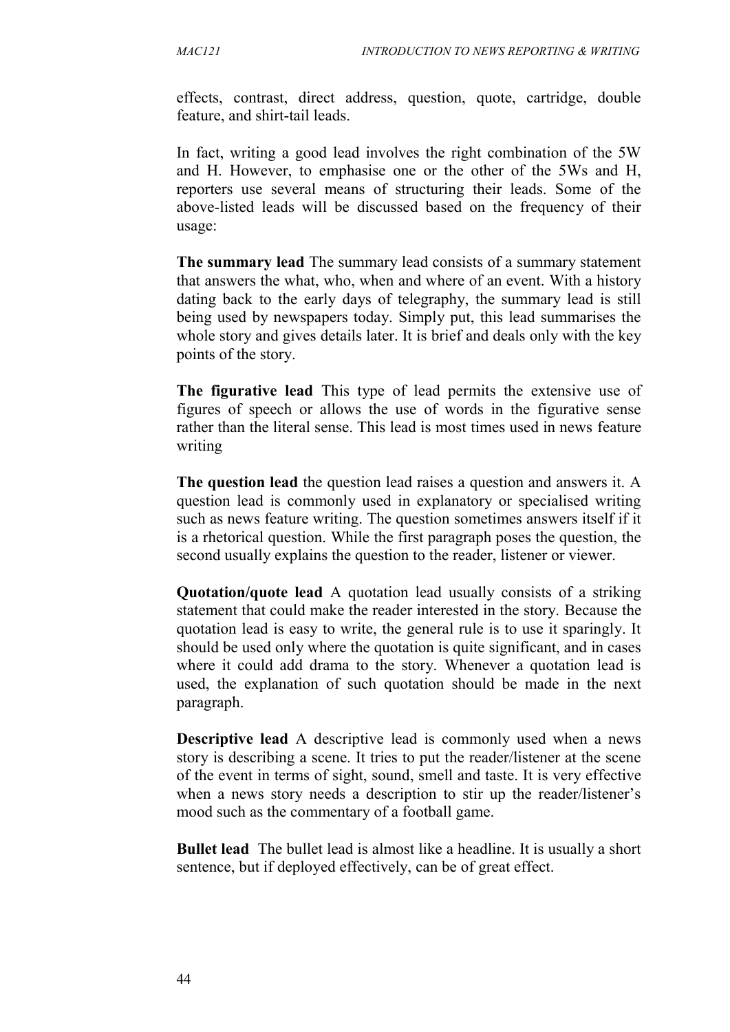effects, contrast, direct address, question, quote, cartridge, double feature, and shirt-tail leads.

In fact, writing a good lead involves the right combination of the 5W and H. However, to emphasise one or the other of the 5Ws and H, reporters use several means of structuring their leads. Some of the above-listed leads will be discussed based on the frequency of their usage:

**The summary lead** The summary lead consists of a summary statement that answers the what, who, when and where of an event. With a history dating back to the early days of telegraphy, the summary lead is still being used by newspapers today. Simply put, this lead summarises the whole story and gives details later. It is brief and deals only with the key points of the story.

**The figurative lead** This type of lead permits the extensive use of figures of speech or allows the use of words in the figurative sense rather than the literal sense. This lead is most times used in news feature writing

**The question lead** the question lead raises a question and answers it. A question lead is commonly used in explanatory or specialised writing such as news feature writing. The question sometimes answers itself if it is a rhetorical question. While the first paragraph poses the question, the second usually explains the question to the reader, listener or viewer.

**Quotation/quote lead** A quotation lead usually consists of a striking statement that could make the reader interested in the story. Because the quotation lead is easy to write, the general rule is to use it sparingly. It should be used only where the quotation is quite significant, and in cases where it could add drama to the story. Whenever a quotation lead is used, the explanation of such quotation should be made in the next paragraph.

**Descriptive lead** A descriptive lead is commonly used when a news story is describing a scene. It tries to put the reader/listener at the scene of the event in terms of sight, sound, smell and taste. It is very effective when a news story needs a description to stir up the reader/listener's mood such as the commentary of a football game.

**Bullet lead** The bullet lead is almost like a headline. It is usually a short sentence, but if deployed effectively, can be of great effect.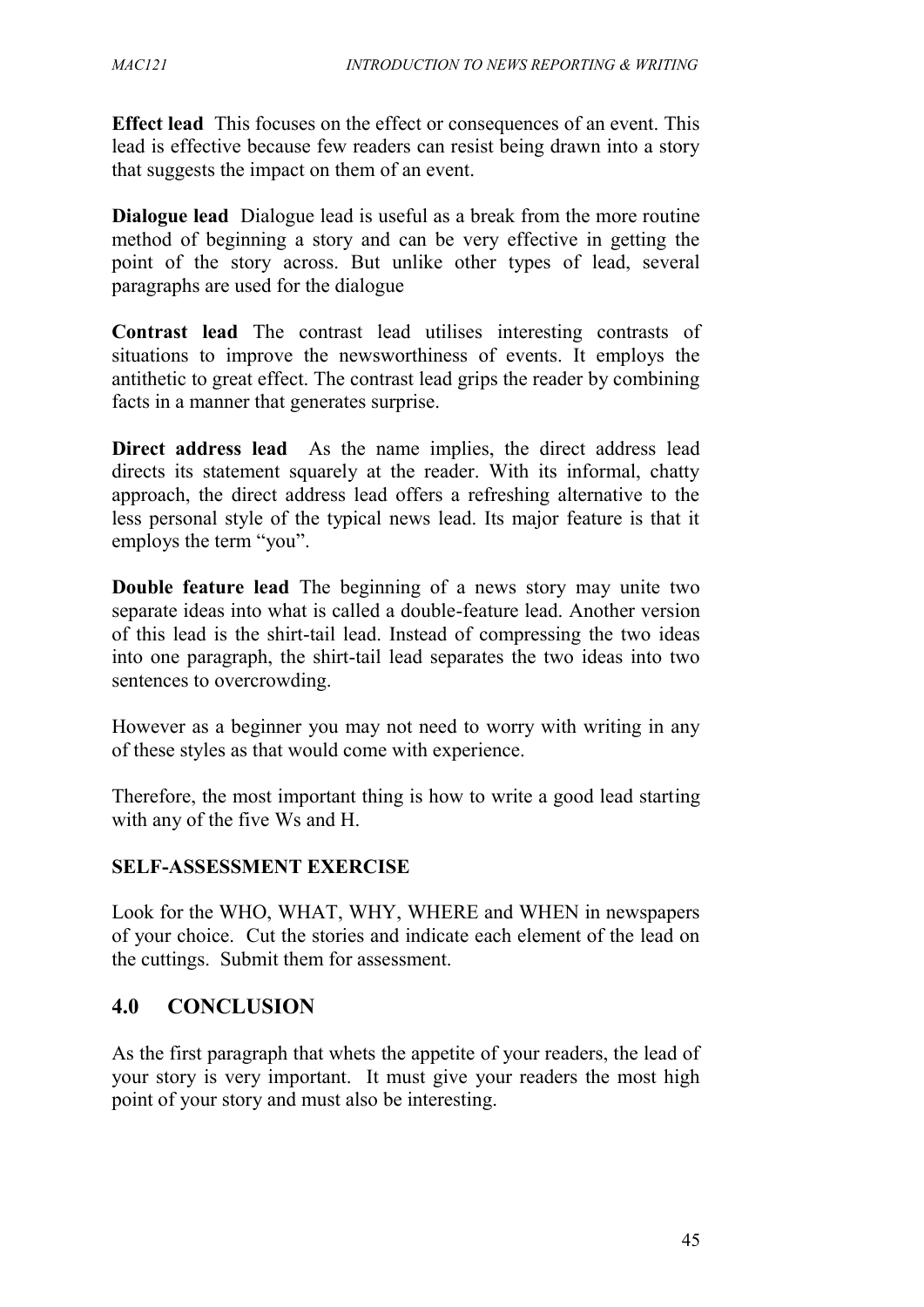**Effect lead** This focuses on the effect or consequences of an event. This lead is effective because few readers can resist being drawn into a story that suggests the impact on them of an event.

**Dialogue lead** Dialogue lead is useful as a break from the more routine method of beginning a story and can be very effective in getting the point of the story across. But unlike other types of lead, several paragraphs are used for the dialogue

**Contrast lead** The contrast lead utilises interesting contrasts of situations to improve the newsworthiness of events. It employs the antithetic to great effect. The contrast lead grips the reader by combining facts in a manner that generates surprise.

**Direct address lead** As the name implies, the direct address lead directs its statement squarely at the reader. With its informal, chatty approach, the direct address lead offers a refreshing alternative to the less personal style of the typical news lead. Its major feature is that it employs the term "you".

**Double feature lead** The beginning of a news story may unite two separate ideas into what is called a double-feature lead. Another version of this lead is the shirt-tail lead. Instead of compressing the two ideas into one paragraph, the shirt-tail lead separates the two ideas into two sentences to overcrowding.

However as a beginner you may not need to worry with writing in any of these styles as that would come with experience.

Therefore, the most important thing is how to write a good lead starting with any of the five Ws and H.

**SELF-ASSESSMENT EXERCISE**

Look for the WHO, WHAT, WHY, WHERE and WHEN in newspapers of your choice. Cut the stories and indicate each element of the lead on the cuttings. Submit them for assessment.

## 4.0 CONCLUSION

As the first paragraph that whets the appetite of your readers, the lead of your story is very important. It must give your readers the most high point of your story and must also be interesting.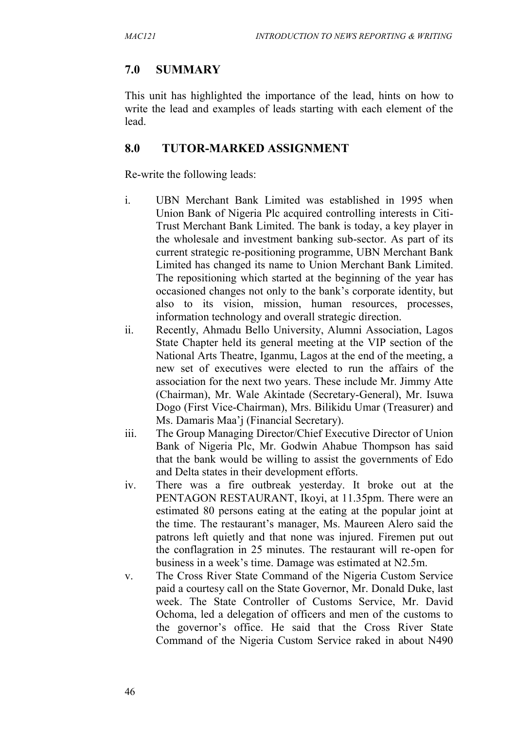## 7.0 SUMMARY

This unit has highlighted the importance of the lead, hints on how to write the lead and examples of leads starting with each element of the lead.

## 8.0 TUTOR-MARKED ASSIGNMENT

Re-write the following leads:

i. UBN Merchant Bank Limited was established in 1995 when Union Bank of Nigeria Plc acquired controlling interests in Citi-Trust Merchant Bank Limited. The bank is today, a key player in the wholesale and investment banking sub-sector. As part of its current strategic re-positioning programme, UBN Merchant Bank Limited has changed its name to Union Merchant Bank Limited. The repositioning which started at the beginning of the year has occasioned changes not only to the bank's corporate identity, but also to its vision, mission, human resources, processes, information technology and overall strategic direction.

ii. Recently, Ahmadu Bello University, Alumni Association, Lagos State Chapter held its general meeting at the VIP section of the National Arts Theatre, Iganmu, Lagos at the end of the meeting, a new set of executives were elected to run the affairs of the association for the next two years. These include Mr. Jimmy Atte (Chairman), Mr. Wale Akintade (Secretary-General), Mr. Isuwa Dogo (First Vice-Chairman), Mrs. Bilikidu Umar (Treasurer) and Ms. Damaris Maa'j (Financial Secretary).

iii. The Group Managing Director/Chief Executive Director of Union Bank of Nigeria Plc, Mr. Godwin Ahabue Thompson has said that the bank would be willing to assist the governments of Edo and Delta states in their development efforts.

iv. There was a fire outbreak yesterday. It broke out at the PENTAGON RESTAURANT, Ikoyi, at 11.35pm. There were an estimated 80 persons eating at the eating at the popular joint at the time. The restaurant's manager, Ms. Maureen Alero said the patrons left quietly and that none was injured. Firemen put out the conflagration in 25 minutes. The restaurant will re-open for business in a week's time. Damage was estimated at N2.5m.

v. The Cross River State Command of the Nigeria Custom Service paid a courtesy call on the State Governor, Mr. Donald Duke, last week. The State Controller of Customs Service, Mr. David Ochoma, led a delegation of officers and men of the customs to the governor's office. He said that the Cross River State Command of the Nigeria Custom Service raked in about N490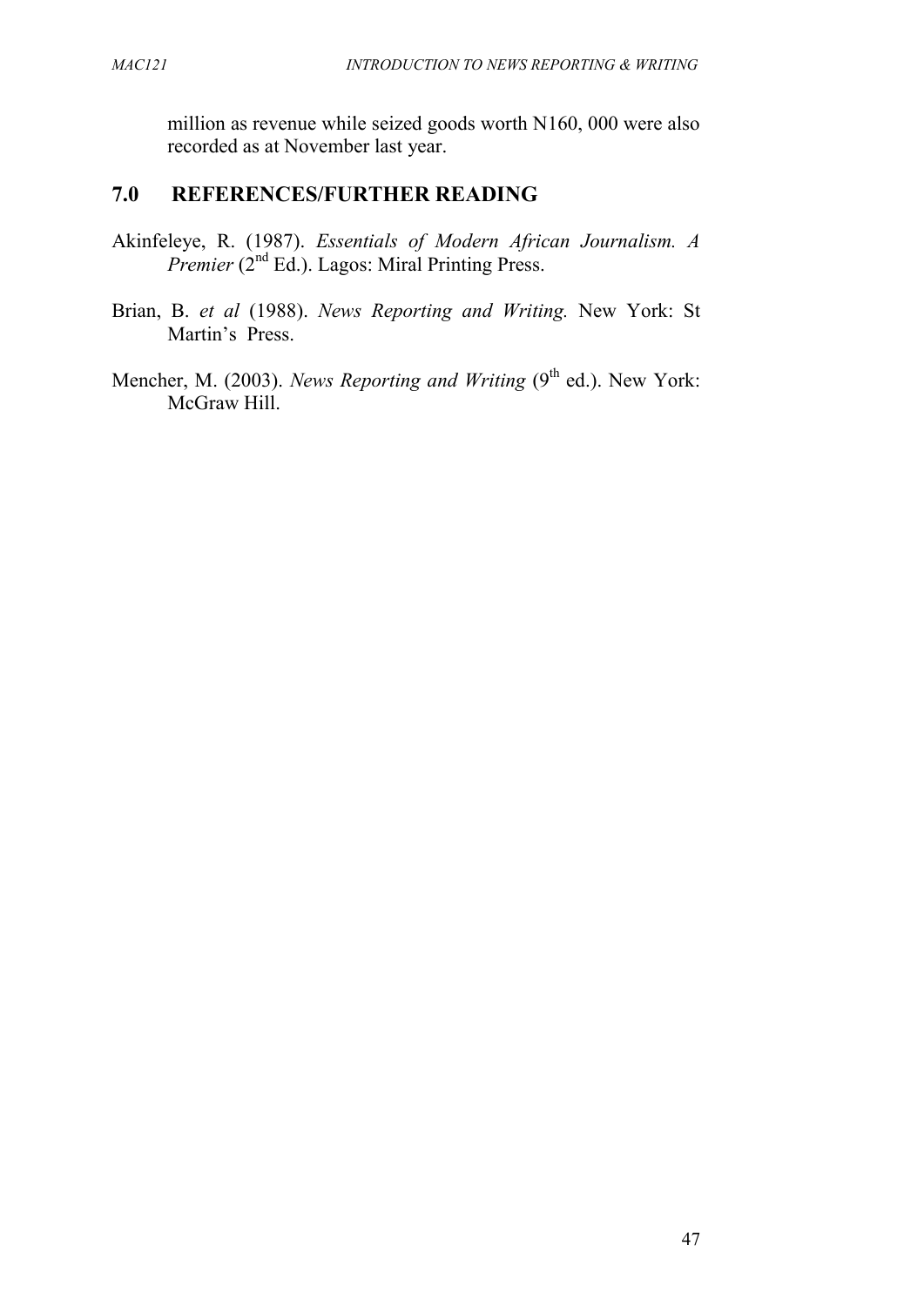million as revenue while seized goods worth N160, 000 were also recorded as at November last year.

## 7.0 REFERENCES/FURTHER READING

Akinfeleye, R. (1987). *Essentials of Modern African Journalism. A Premier* (2nd Ed.). Lagos: Miral Printing Press.

Brian, B. *et al* (1988). *News Reporting and Writing.* New York: St Martin's Press.

Mencher, M. (2003). *News Reporting and Writing* (9th ed.). New York: McGraw Hill.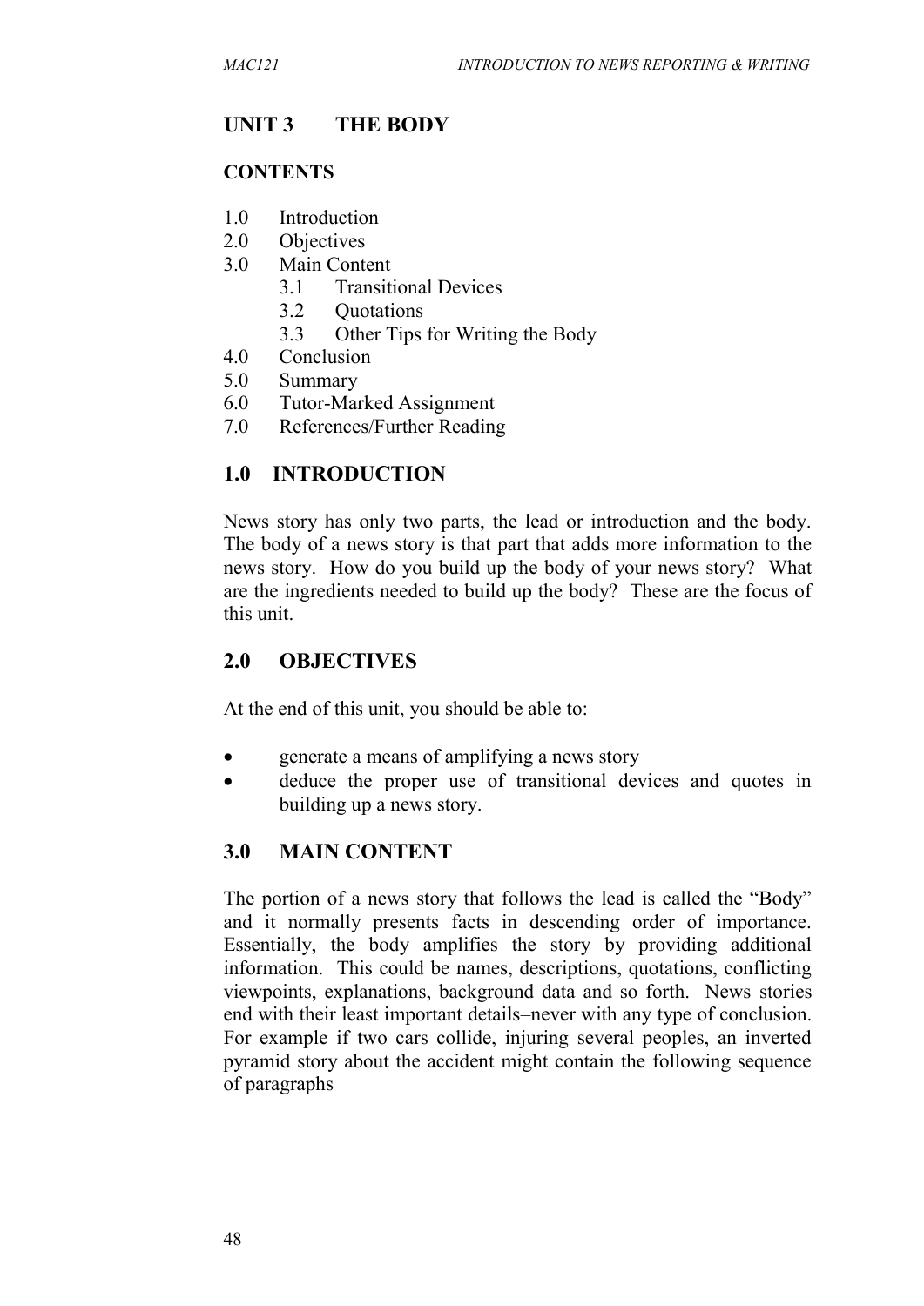## UNIT 3 THE BODY

### CONTENTS

1.0 Introduction
2.0 Objectives
3.0 Main Content
    3.1 Transitional Devices
    3.2 Quotations
    3.3 Other Tips for Writing the Body
4.0 Conclusion
5.0 Summary
6.0 Tutor-Marked Assignment
7.0 References/Further Reading

## 1.0 INTRODUCTION

News story has only two parts, the lead or introduction and the body. The body of a news story is that part that adds more information to the news story. How do you build up the body of your news story? What are the ingredients needed to build up the body? These are the focus of this unit.

## 2.0 OBJECTIVES

At the end of this unit, you should be able to:

- generate a means of amplifying a news story
- deduce the proper use of transitional devices and quotes in building up a news story.

## 3.0 MAIN CONTENT

The portion of a news story that follows the lead is called the "Body" and it normally presents facts in descending order of importance. Essentially, the body amplifies the story by providing additional information. This could be names, descriptions, quotations, conflicting viewpoints, explanations, background data and so forth. News stories end with their least important details–never with any type of conclusion. For example if two cars collide, injuring several peoples, an inverted pyramid story about the accident might contain the following sequence of paragraphs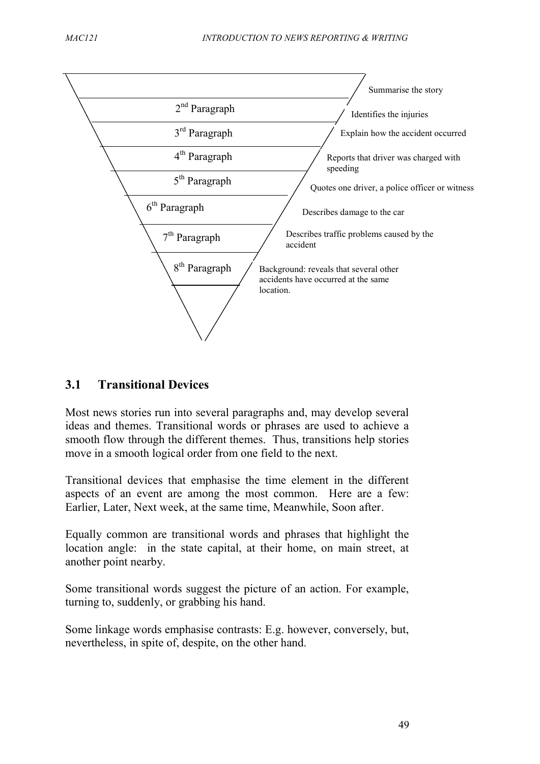| Paragraph | Content |
| --- | --- |
| | Summarise the story |
| 2nd Paragraph | Identifies the injuries |
| 3rd Paragraph | Explain how the accident occurred |
| 4th Paragraph | Reports that driver was charged with speeding |
| 5th Paragraph | Quotes one driver, a police officer or witness |
| 6th Paragraph | Describes damage to the car |
| 7th Paragraph | Describes traffic problems caused by the accident |
| 8th Paragraph | Background: reveals that several other accidents have occurred at the same location. |

## 3.1 Transitional Devices

Most news stories run into several paragraphs and, may develop several ideas and themes. Transitional words or phrases are used to achieve a smooth flow through the different themes. Thus, transitions help stories move in a smooth logical order from one field to the next.

Transitional devices that emphasise the time element in the different aspects of an event are among the most common. Here are a few: Earlier, Later, Next week, at the same time, Meanwhile, Soon after.

Equally common are transitional words and phrases that highlight the location angle: in the state capital, at their home, on main street, at another point nearby.

Some transitional words suggest the picture of an action. For example, turning to, suddenly, or grabbing his hand.

Some linkage words emphasise contrasts: E.g. however, conversely, but, nevertheless, in spite of, despite, on the other hand.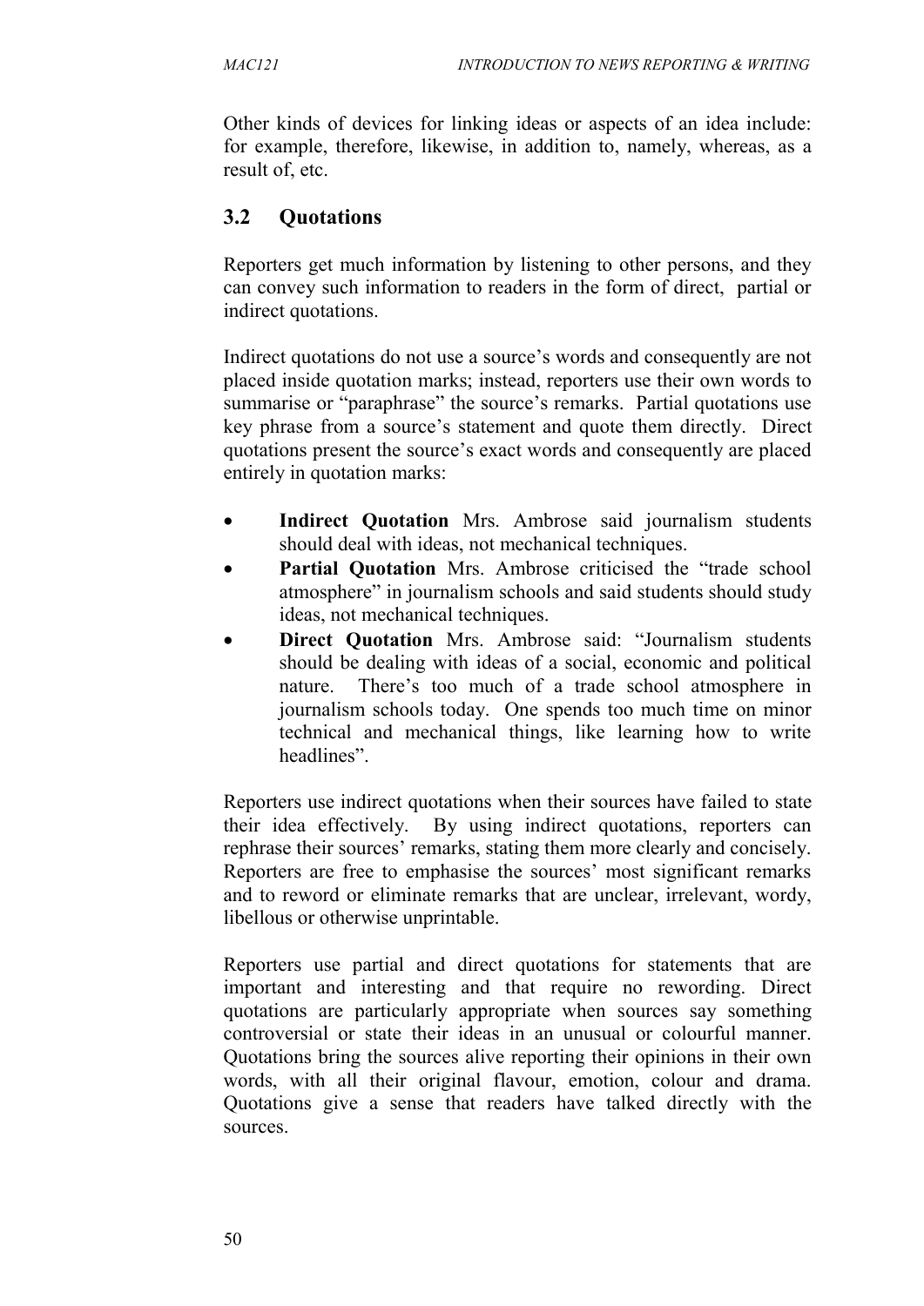Other kinds of devices for linking ideas or aspects of an idea include: for example, therefore, likewise, in addition to, namely, whereas, as a result of, etc.

## 3.2 Quotations

Reporters get much information by listening to other persons, and they can convey such information to readers in the form of direct, partial or indirect quotations.

Indirect quotations do not use a source's words and consequently are not placed inside quotation marks; instead, reporters use their own words to summarise or "paraphrase" the source's remarks. Partial quotations use key phrase from a source's statement and quote them directly. Direct quotations present the source's exact words and consequently are placed entirely in quotation marks:

- **Indirect Quotation** Mrs. Ambrose said journalism students should deal with ideas, not mechanical techniques.
- **Partial Quotation** Mrs. Ambrose criticised the "trade school atmosphere" in journalism schools and said students should study ideas, not mechanical techniques.
- **Direct Quotation** Mrs. Ambrose said: "Journalism students should be dealing with ideas of a social, economic and political nature. There's too much of a trade school atmosphere in journalism schools today. One spends too much time on minor technical and mechanical things, like learning how to write headlines".

Reporters use indirect quotations when their sources have failed to state their idea effectively. By using indirect quotations, reporters can rephrase their sources' remarks, stating them more clearly and concisely. Reporters are free to emphasise the sources' most significant remarks and to reword or eliminate remarks that are unclear, irrelevant, wordy, libellous or otherwise unprintable.

Reporters use partial and direct quotations for statements that are important and interesting and that require no rewording. Direct quotations are particularly appropriate when sources say something controversial or state their ideas in an unusual or colourful manner. Quotations bring the sources alive reporting their opinions in their own words, with all their original flavour, emotion, colour and drama. Quotations give a sense that readers have talked directly with the sources.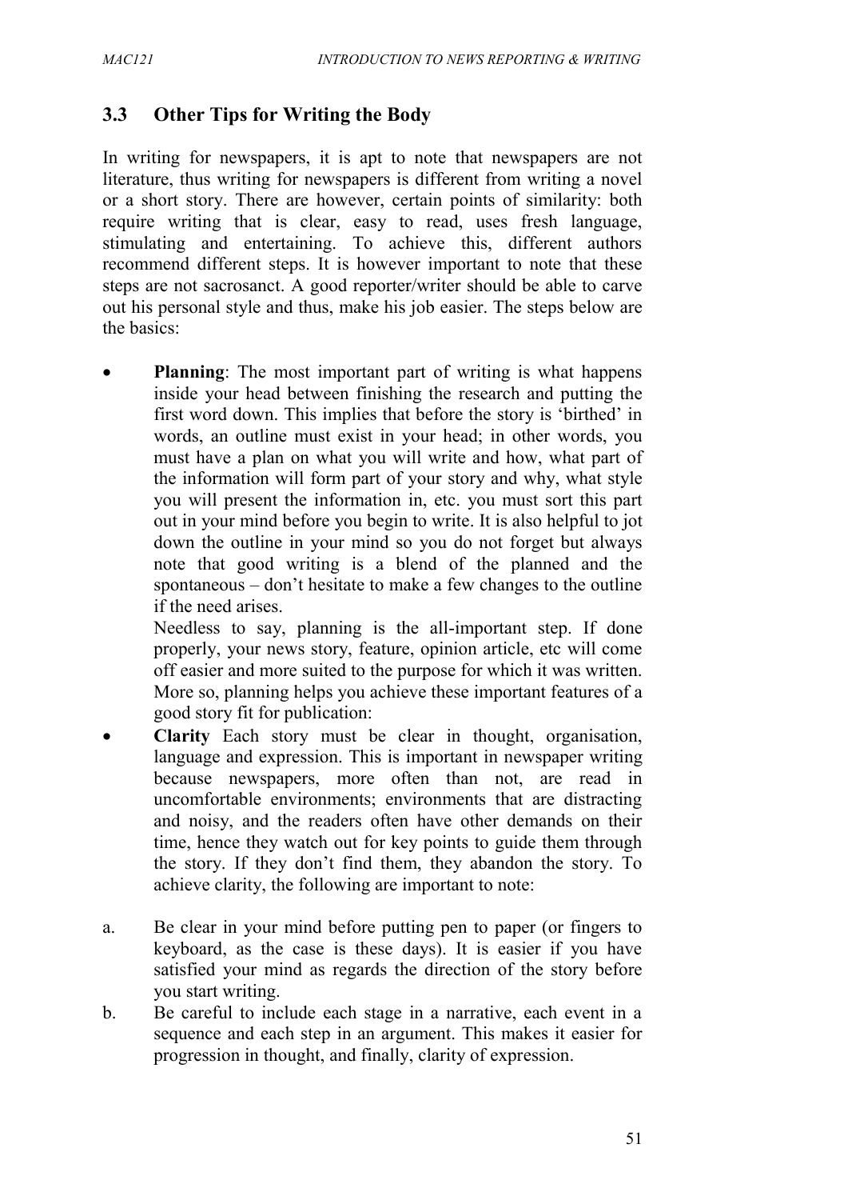## 3.3 Other Tips for Writing the Body

In writing for newspapers, it is apt to note that newspapers are not literature, thus writing for newspapers is different from writing a novel or a short story. There are however, certain points of similarity: both require writing that is clear, easy to read, uses fresh language, stimulating and entertaining. To achieve this, different authors recommend different steps. It is however important to note that these steps are not sacrosanct. A good reporter/writer should be able to carve out his personal style and thus, make his job easier. The steps below are the basics:

- **Planning**: The most important part of writing is what happens inside your head between finishing the research and putting the first word down. This implies that before the story is 'birthed' in words, an outline must exist in your head; in other words, you must have a plan on what you will write and how, what part of the information will form part of your story and why, what style you will present the information in, etc. you must sort this part out in your mind before you begin to write. It is also helpful to jot down the outline in your mind so you do not forget but always note that good writing is a blend of the planned and the spontaneous – don't hesitate to make a few changes to the outline if the need arises.

  Needless to say, planning is the all-important step. If done properly, your news story, feature, opinion article, etc will come off easier and more suited to the purpose for which it was written. More so, planning helps you achieve these important features of a good story fit for publication:

- **Clarity** Each story must be clear in thought, organisation, language and expression. This is important in newspaper writing because newspapers, more often than not, are read in uncomfortable environments; environments that are distracting and noisy, and the readers often have other demands on their time, hence they watch out for key points to guide them through the story. If they don't find them, they abandon the story. To achieve clarity, the following are important to note:

a. Be clear in your mind before putting pen to paper (or fingers to keyboard, as the case is these days). It is easier if you have satisfied your mind as regards the direction of the story before you start writing.

b. Be careful to include each stage in a narrative, each event in a sequence and each step in an argument. This makes it easier for progression in thought, and finally, clarity of expression.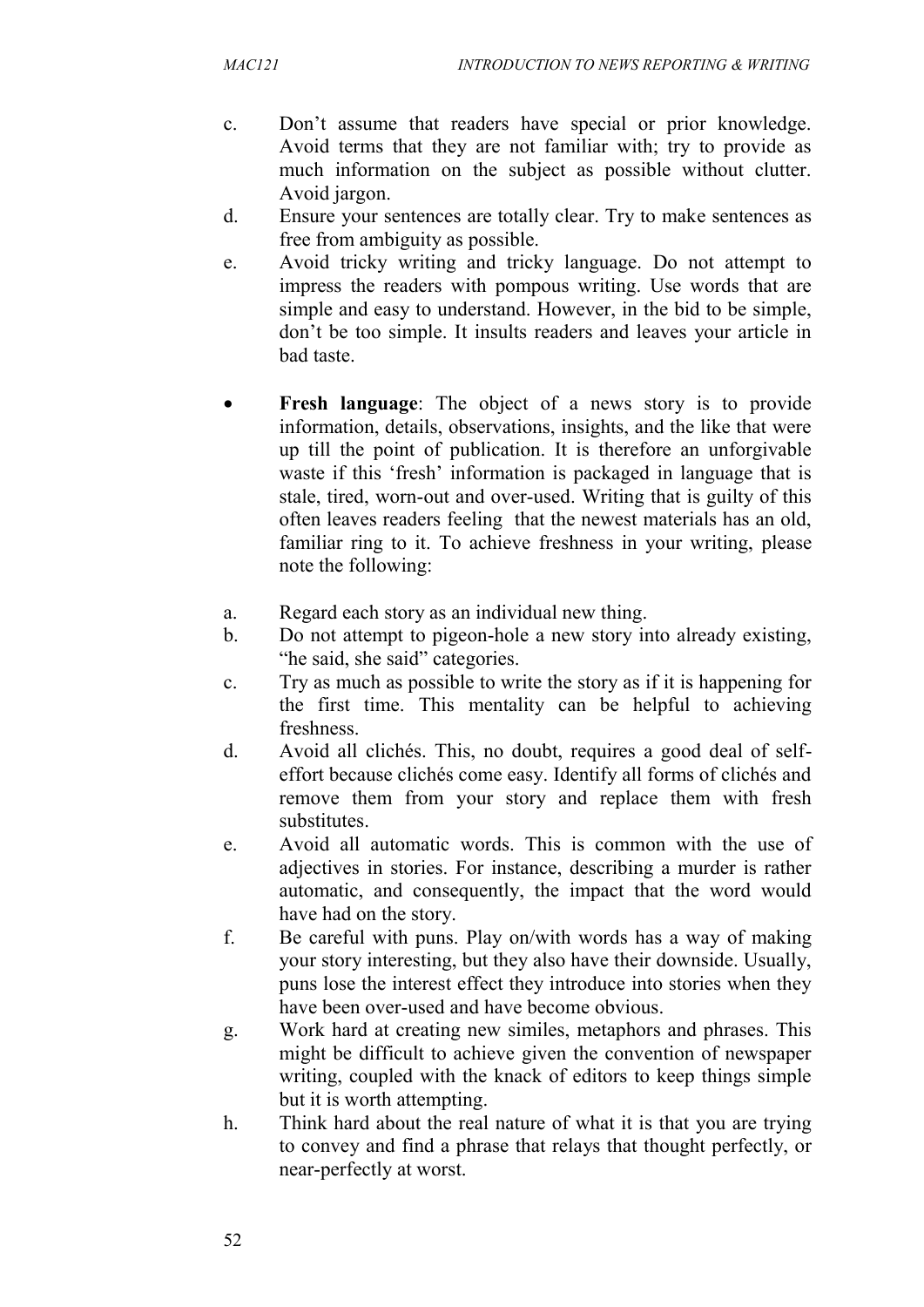c. Don't assume that readers have special or prior knowledge. Avoid terms that they are not familiar with; try to provide as much information on the subject as possible without clutter. Avoid jargon.
d. Ensure your sentences are totally clear. Try to make sentences as free from ambiguity as possible.
e. Avoid tricky writing and tricky language. Do not attempt to impress the readers with pompous writing. Use words that are simple and easy to understand. However, in the bid to be simple, don't be too simple. It insults readers and leaves your article in bad taste.

- **Fresh language**: The object of a news story is to provide information, details, observations, insights, and the like that were up till the point of publication. It is therefore an unforgivable waste if this 'fresh' information is packaged in language that is stale, tired, worn-out and over-used. Writing that is guilty of this often leaves readers feeling that the newest materials has an old, familiar ring to it. To achieve freshness in your writing, please note the following:

a. Regard each story as an individual new thing.
b. Do not attempt to pigeon-hole a new story into already existing, "he said, she said" categories.
c. Try as much as possible to write the story as if it is happening for the first time. This mentality can be helpful to achieving freshness.
d. Avoid all clichés. This, no doubt, requires a good deal of self-effort because clichés come easy. Identify all forms of clichés and remove them from your story and replace them with fresh substitutes.
e. Avoid all automatic words. This is common with the use of adjectives in stories. For instance, describing a murder is rather automatic, and consequently, the impact that the word would have had on the story.
f. Be careful with puns. Play on/with words has a way of making your story interesting, but they also have their downside. Usually, puns lose the interest effect they introduce into stories when they have been over-used and have become obvious.
g. Work hard at creating new similes, metaphors and phrases. This might be difficult to achieve given the convention of newspaper writing, coupled with the knack of editors to keep things simple but it is worth attempting.
h. Think hard about the real nature of what it is that you are trying to convey and find a phrase that relays that thought perfectly, or near-perfectly at worst.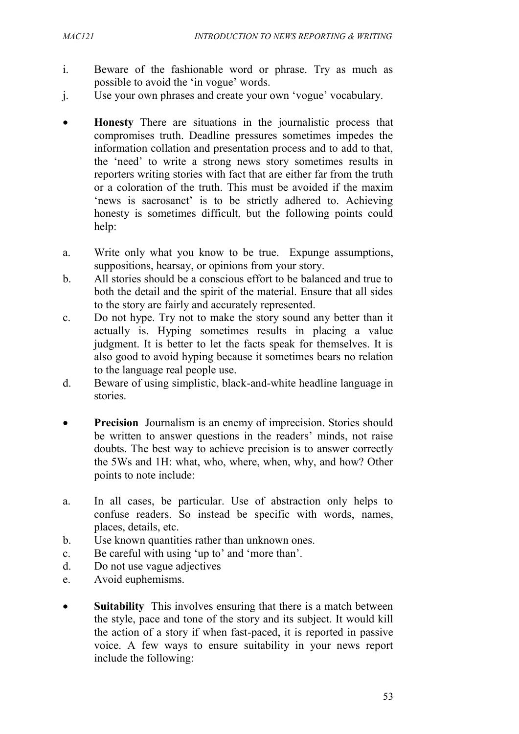i. Beware of the fashionable word or phrase. Try as much as possible to avoid the 'in vogue' words.
j. Use your own phrases and create your own 'vogue' vocabulary.

- **Honesty** There are situations in the journalistic process that compromises truth. Deadline pressures sometimes impedes the information collation and presentation process and to add to that, the 'need' to write a strong news story sometimes results in reporters writing stories with fact that are either far from the truth or a coloration of the truth. This must be avoided if the maxim 'news is sacrosanct' is to be strictly adhered to. Achieving honesty is sometimes difficult, but the following points could help:

a. Write only what you know to be true. Expunge assumptions, suppositions, hearsay, or opinions from your story.
b. All stories should be a conscious effort to be balanced and true to both the detail and the spirit of the material. Ensure that all sides to the story are fairly and accurately represented.
c. Do not hype. Try not to make the story sound any better than it actually is. Hyping sometimes results in placing a value judgment. It is better to let the facts speak for themselves. It is also good to avoid hyping because it sometimes bears no relation to the language real people use.
d. Beware of using simplistic, black-and-white headline language in stories.

- **Precision** Journalism is an enemy of imprecision. Stories should be written to answer questions in the readers' minds, not raise doubts. The best way to achieve precision is to answer correctly the 5Ws and 1H: what, who, where, when, why, and how? Other points to note include:

a. In all cases, be particular. Use of abstraction only helps to confuse readers. So instead be specific with words, names, places, details, etc.
b. Use known quantities rather than unknown ones.
c. Be careful with using 'up to' and 'more than'.
d. Do not use vague adjectives
e. Avoid euphemisms.

- **Suitability** This involves ensuring that there is a match between the style, pace and tone of the story and its subject. It would kill the action of a story if when fast-paced, it is reported in passive voice. A few ways to ensure suitability in your news report include the following: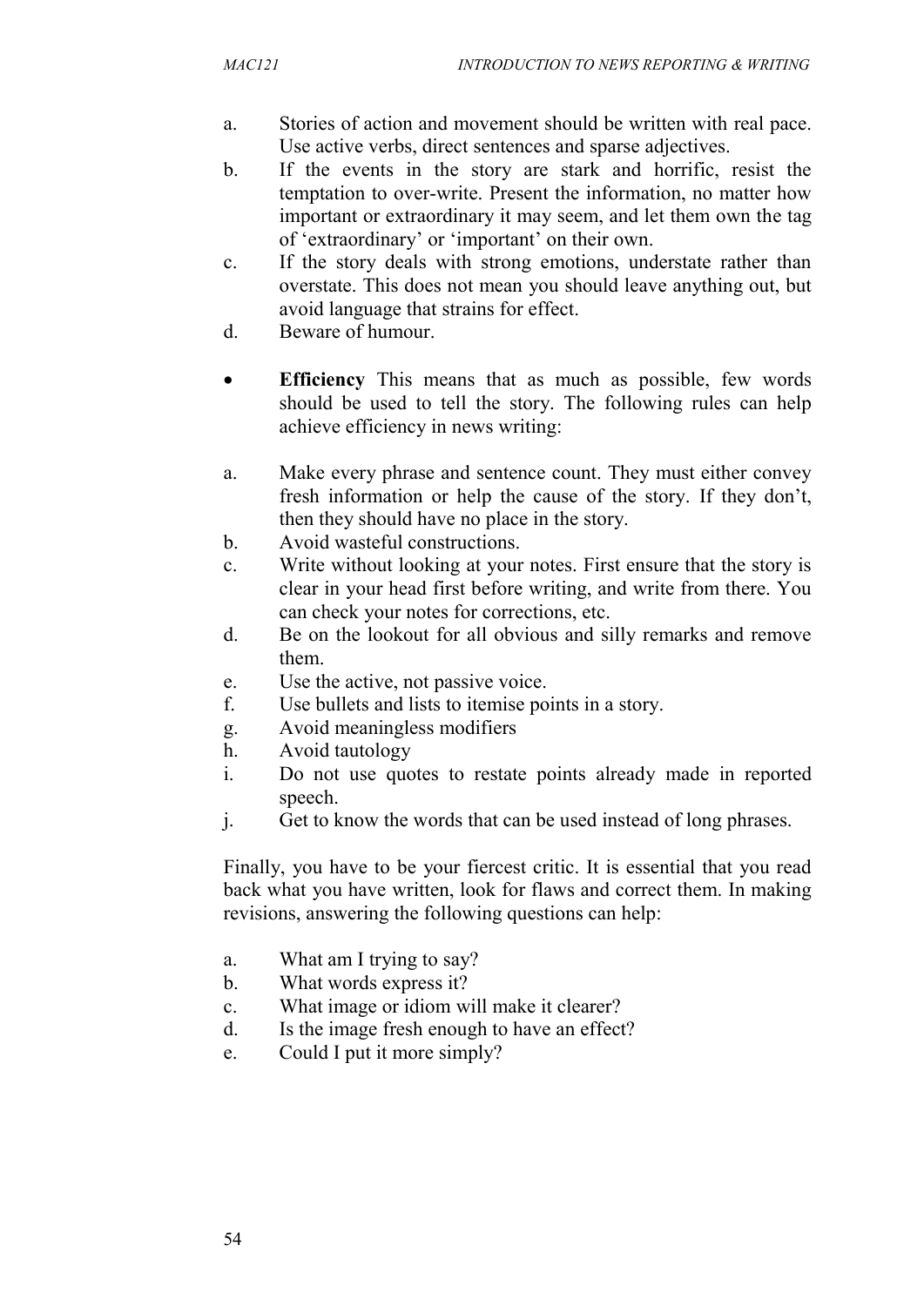a. Stories of action and movement should be written with real pace. Use active verbs, direct sentences and sparse adjectives.
b. If the events in the story are stark and horrific, resist the temptation to over-write. Present the information, no matter how important or extraordinary it may seem, and let them own the tag of 'extraordinary' or 'important' on their own.
c. If the story deals with strong emotions, understate rather than overstate. This does not mean you should leave anything out, but avoid language that strains for effect.
d. Beware of humour.

- **Efficiency** This means that as much as possible, few words should be used to tell the story. The following rules can help achieve efficiency in news writing:

a. Make every phrase and sentence count. They must either convey fresh information or help the cause of the story. If they don't, then they should have no place in the story.
b. Avoid wasteful constructions.
c. Write without looking at your notes. First ensure that the story is clear in your head first before writing, and write from there. You can check your notes for corrections, etc.
d. Be on the lookout for all obvious and silly remarks and remove them.
e. Use the active, not passive voice.
f. Use bullets and lists to itemise points in a story.
g. Avoid meaningless modifiers
h. Avoid tautology
i. Do not use quotes to restate points already made in reported speech.
j. Get to know the words that can be used instead of long phrases.

Finally, you have to be your fiercest critic. It is essential that you read back what you have written, look for flaws and correct them. In making revisions, answering the following questions can help:

a. What am I trying to say?
b. What words express it?
c. What image or idiom will make it clearer?
d. Is the image fresh enough to have an effect?
e. Could I put it more simply?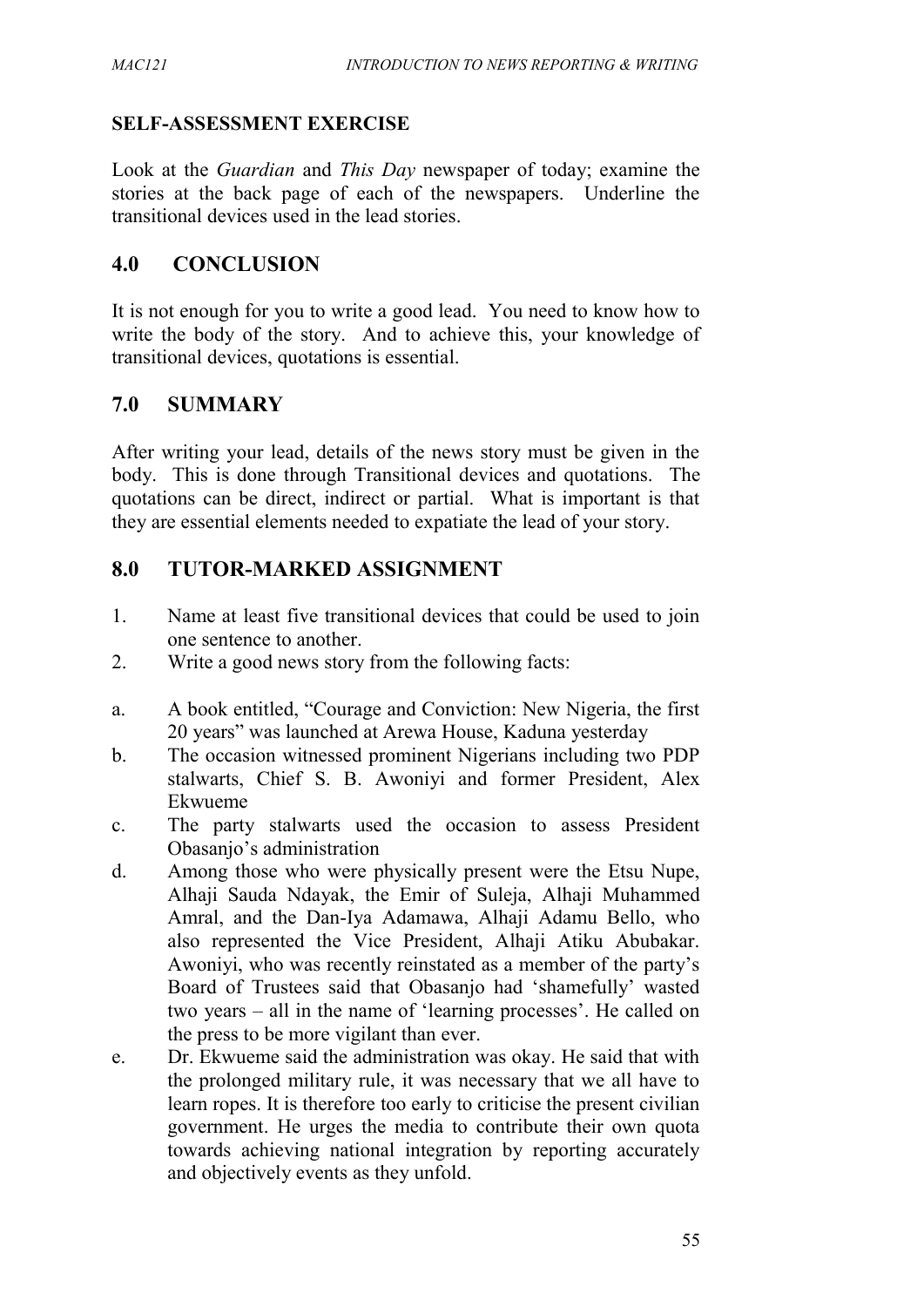## SELF-ASSESSMENT EXERCISE

Look at the *Guardian* and *This Day* newspaper of today; examine the stories at the back page of each of the newspapers. Underline the transitional devices used in the lead stories.

## 4.0 CONCLUSION

It is not enough for you to write a good lead. You need to know how to write the body of the story. And to achieve this, your knowledge of transitional devices, quotations is essential.

## 7.0 SUMMARY

After writing your lead, details of the news story must be given in the body. This is done through Transitional devices and quotations. The quotations can be direct, indirect or partial. What is important is that they are essential elements needed to expatiate the lead of your story.

## 8.0 TUTOR-MARKED ASSIGNMENT

1. Name at least five transitional devices that could be used to join one sentence to another.
2. Write a good news story from the following facts:

a. A book entitled, "Courage and Conviction: New Nigeria, the first 20 years" was launched at Arewa House, Kaduna yesterday

b. The occasion witnessed prominent Nigerians including two PDP stalwarts, Chief S. B. Awoniyi and former President, Alex Ekwueme

c. The party stalwarts used the occasion to assess President Obasanjo's administration

d. Among those who were physically present were the Etsu Nupe, Alhaji Sauda Ndayak, the Emir of Suleja, Alhaji Muhammed Amral, and the Dan-Iya Adamawa, Alhaji Adamu Bello, who also represented the Vice President, Alhaji Atiku Abubakar. Awoniyi, who was recently reinstated as a member of the party's Board of Trustees said that Obasanjo had 'shamefully' wasted two years – all in the name of 'learning processes'. He called on the press to be more vigilant than ever.

e. Dr. Ekwueme said the administration was okay. He said that with the prolonged military rule, it was necessary that we all have to learn ropes. It is therefore too early to criticise the present civilian government. He urges the media to contribute their own quota towards achieving national integration by reporting accurately and objectively events as they unfold.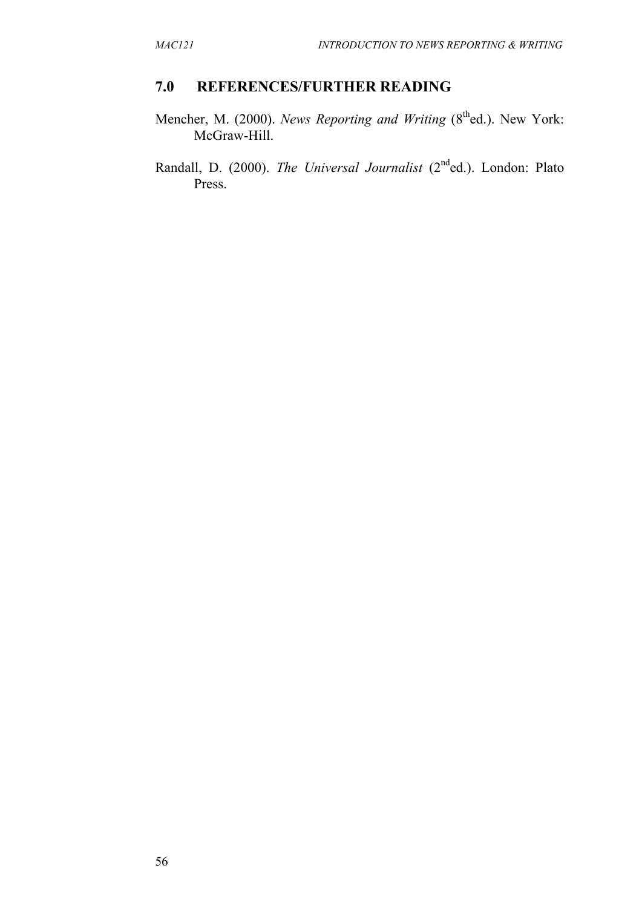## 7.0 REFERENCES/FURTHER READING

Mencher, M. (2000). *News Reporting and Writing* (8th ed.). New York: McGraw-Hill.

Randall, D. (2000). *The Universal Journalist* (2nd ed.). London: Plato Press.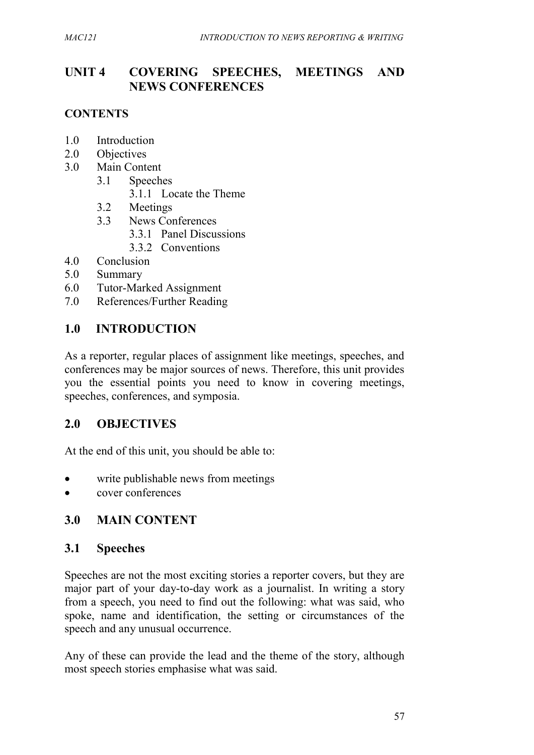# UNIT 4 COVERING SPEECHES, MEETINGS AND NEWS CONFERENCES

## CONTENTS

- 1.0 Introduction
- 2.0 Objectives
- 3.0 Main Content
  - 3.1 Speeches
    - 3.1.1 Locate the Theme
  - 3.2 Meetings
  - 3.3 News Conferences
    - 3.3.1 Panel Discussions
    - 3.3.2 Conventions
- 4.0 Conclusion
- 5.0 Summary
- 6.0 Tutor-Marked Assignment
- 7.0 References/Further Reading

## 1.0 INTRODUCTION

As a reporter, regular places of assignment like meetings, speeches, and conferences may be major sources of news. Therefore, this unit provides you the essential points you need to know in covering meetings, speeches, conferences, and symposia.

## 2.0 OBJECTIVES

At the end of this unit, you should be able to:

- write publishable news from meetings
- cover conferences

## 3.0 MAIN CONTENT

### 3.1 Speeches

Speeches are not the most exciting stories a reporter covers, but they are major part of your day-to-day work as a journalist. In writing a story from a speech, you need to find out the following: what was said, who spoke, name and identification, the setting or circumstances of the speech and any unusual occurrence.

Any of these can provide the lead and the theme of the story, although most speech stories emphasise what was said.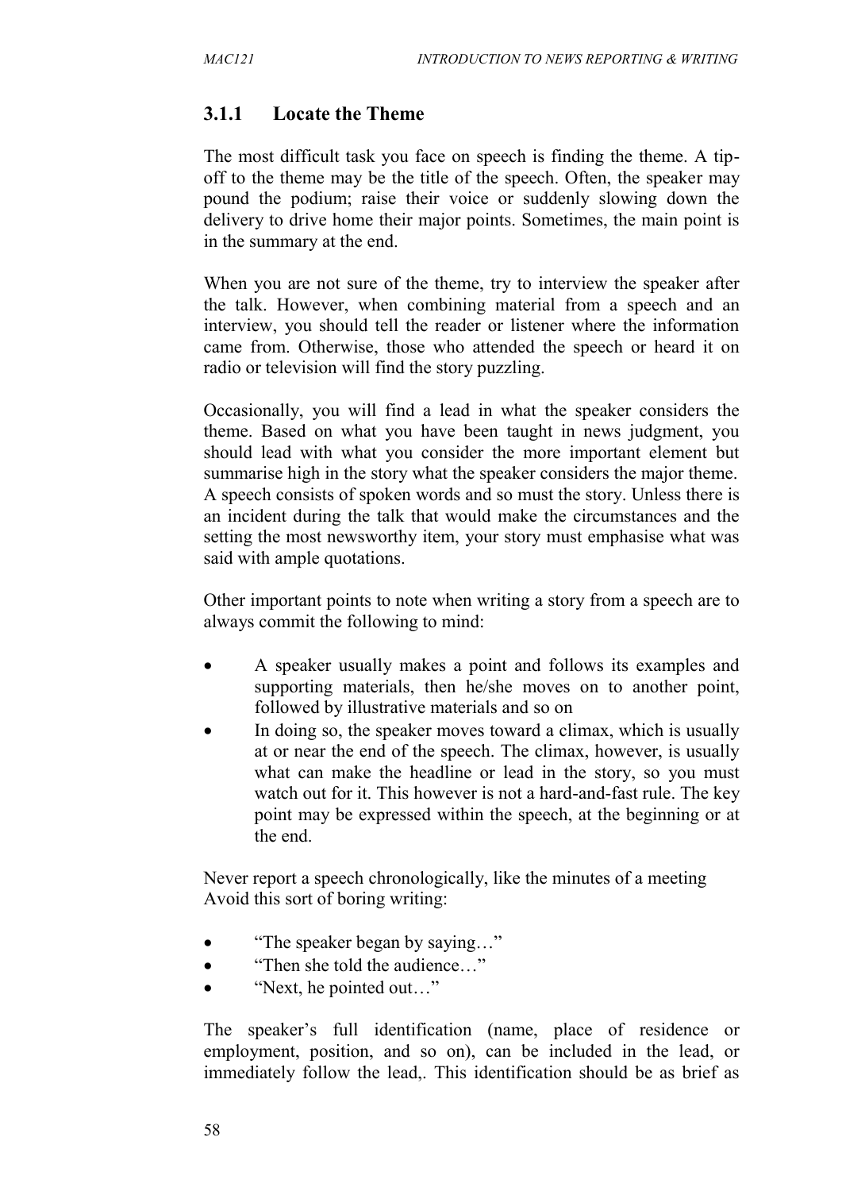### 3.1.1 Locate the Theme

The most difficult task you face on speech is finding the theme. A tip-off to the theme may be the title of the speech. Often, the speaker may pound the podium; raise their voice or suddenly slowing down the delivery to drive home their major points. Sometimes, the main point is in the summary at the end.

When you are not sure of the theme, try to interview the speaker after the talk. However, when combining material from a speech and an interview, you should tell the reader or listener where the information came from. Otherwise, those who attended the speech or heard it on radio or television will find the story puzzling.

Occasionally, you will find a lead in what the speaker considers the theme. Based on what you have been taught in news judgment, you should lead with what you consider the more important element but summarise high in the story what the speaker considers the major theme. A speech consists of spoken words and so must the story. Unless there is an incident during the talk that would make the circumstances and the setting the most newsworthy item, your story must emphasise what was said with ample quotations.

Other important points to note when writing a story from a speech are to always commit the following to mind:

- A speaker usually makes a point and follows its examples and supporting materials, then he/she moves on to another point, followed by illustrative materials and so on
- In doing so, the speaker moves toward a climax, which is usually at or near the end of the speech. The climax, however, is usually what can make the headline or lead in the story, so you must watch out for it. This however is not a hard-and-fast rule. The key point may be expressed within the speech, at the beginning or at the end.

Never report a speech chronologically, like the minutes of a meeting
Avoid this sort of boring writing:

- "The speaker began by saying…"
- "Then she told the audience…"
- "Next, he pointed out…"

The speaker's full identification (name, place of residence or employment, position, and so on), can be included in the lead, or immediately follow the lead,. This identification should be as brief as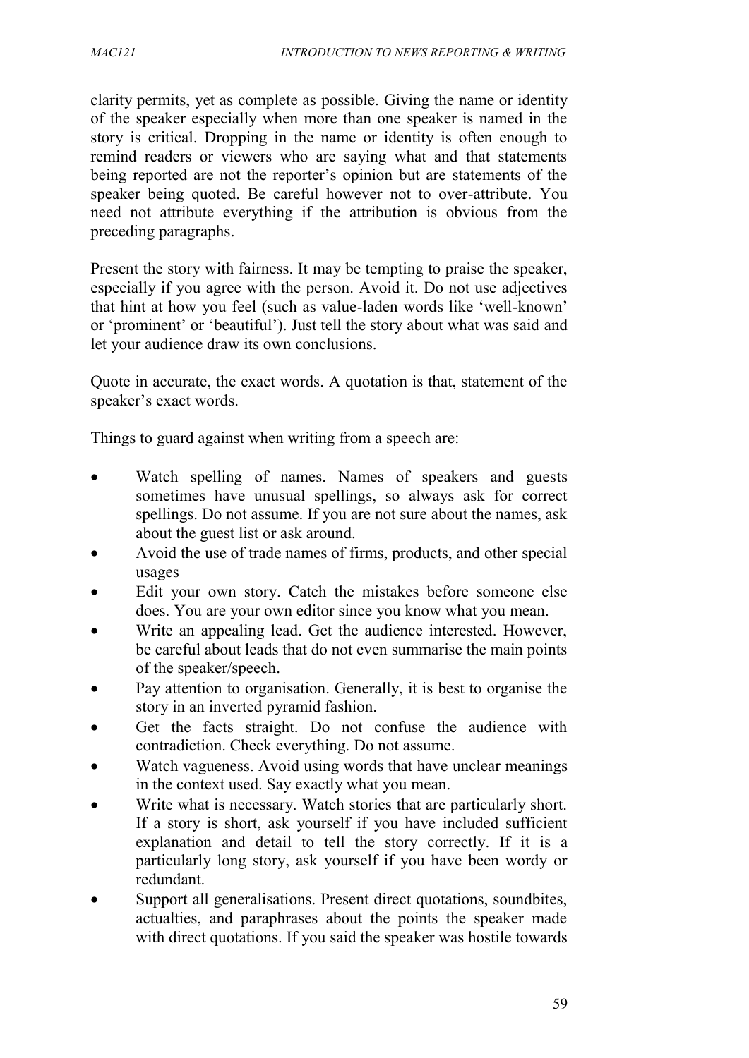clarity permits, yet as complete as possible. Giving the name or identity of the speaker especially when more than one speaker is named in the story is critical. Dropping in the name or identity is often enough to remind readers or viewers who are saying what and that statements being reported are not the reporter's opinion but are statements of the speaker being quoted. Be careful however not to over-attribute. You need not attribute everything if the attribution is obvious from the preceding paragraphs.

Present the story with fairness. It may be tempting to praise the speaker, especially if you agree with the person. Avoid it. Do not use adjectives that hint at how you feel (such as value-laden words like 'well-known' or 'prominent' or 'beautiful'). Just tell the story about what was said and let your audience draw its own conclusions.

Quote in accurate, the exact words. A quotation is that, statement of the speaker's exact words.

Things to guard against when writing from a speech are:

- Watch spelling of names. Names of speakers and guests sometimes have unusual spellings, so always ask for correct spellings. Do not assume. If you are not sure about the names, ask about the guest list or ask around.
- Avoid the use of trade names of firms, products, and other special usages
- Edit your own story. Catch the mistakes before someone else does. You are your own editor since you know what you mean.
- Write an appealing lead. Get the audience interested. However, be careful about leads that do not even summarise the main points of the speaker/speech.
- Pay attention to organisation. Generally, it is best to organise the story in an inverted pyramid fashion.
- Get the facts straight. Do not confuse the audience with contradiction. Check everything. Do not assume.
- Watch vagueness. Avoid using words that have unclear meanings in the context used. Say exactly what you mean.
- Write what is necessary. Watch stories that are particularly short. If a story is short, ask yourself if you have included sufficient explanation and detail to tell the story correctly. If it is a particularly long story, ask yourself if you have been wordy or redundant.
- Support all generalisations. Present direct quotations, soundbites, actualties, and paraphrases about the points the speaker made with direct quotations. If you said the speaker was hostile towards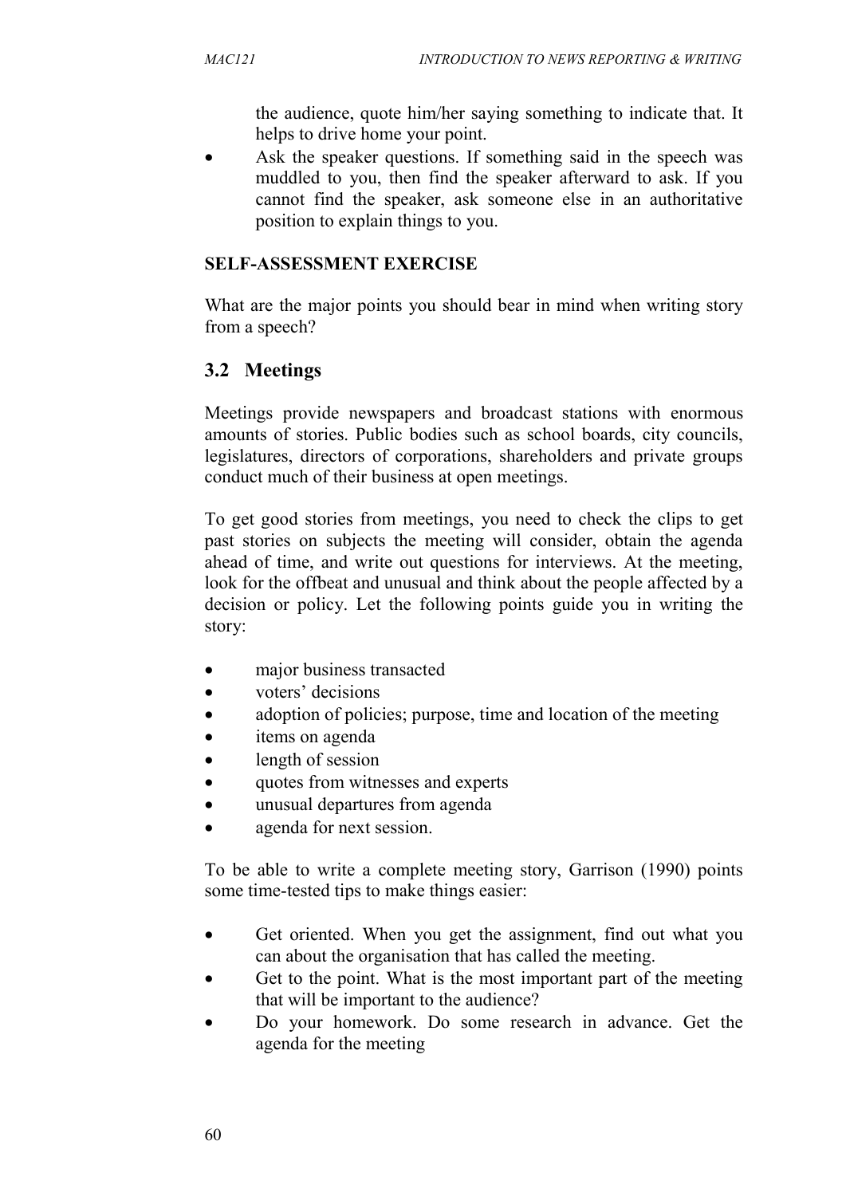the audience, quote him/her saying something to indicate that. It helps to drive home your point.

- Ask the speaker questions. If something said in the speech was muddled to you, then find the speaker afterward to ask. If you cannot find the speaker, ask someone else in an authoritative position to explain things to you.

**SELF-ASSESSMENT EXERCISE**

What are the major points you should bear in mind when writing story from a speech?

## 3.2 Meetings

Meetings provide newspapers and broadcast stations with enormous amounts of stories. Public bodies such as school boards, city councils, legislatures, directors of corporations, shareholders and private groups conduct much of their business at open meetings.

To get good stories from meetings, you need to check the clips to get past stories on subjects the meeting will consider, obtain the agenda ahead of time, and write out questions for interviews. At the meeting, look for the offbeat and unusual and think about the people affected by a decision or policy. Let the following points guide you in writing the story:

- major business transacted
- voters' decisions
- adoption of policies; purpose, time and location of the meeting
- items on agenda
- length of session
- quotes from witnesses and experts
- unusual departures from agenda
- agenda for next session.

To be able to write a complete meeting story, Garrison (1990) points some time-tested tips to make things easier:

- Get oriented. When you get the assignment, find out what you can about the organisation that has called the meeting.
- Get to the point. What is the most important part of the meeting that will be important to the audience?
- Do your homework. Do some research in advance. Get the agenda for the meeting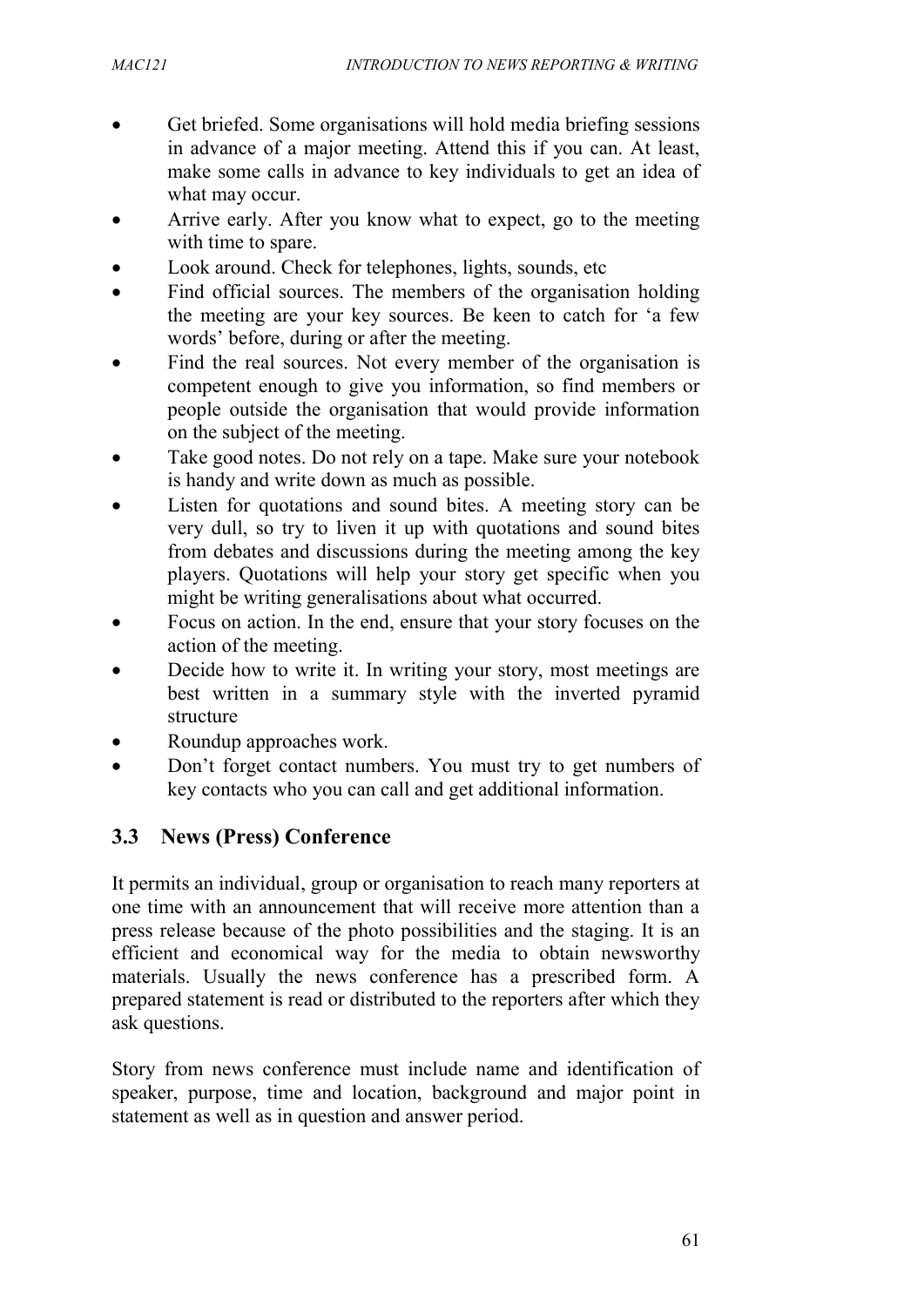- Get briefed. Some organisations will hold media briefing sessions in advance of a major meeting. Attend this if you can. At least, make some calls in advance to key individuals to get an idea of what may occur.
- Arrive early. After you know what to expect, go to the meeting with time to spare.
- Look around. Check for telephones, lights, sounds, etc
- Find official sources. The members of the organisation holding the meeting are your key sources. Be keen to catch for 'a few words' before, during or after the meeting.
- Find the real sources. Not every member of the organisation is competent enough to give you information, so find members or people outside the organisation that would provide information on the subject of the meeting.
- Take good notes. Do not rely on a tape. Make sure your notebook is handy and write down as much as possible.
- Listen for quotations and sound bites. A meeting story can be very dull, so try to liven it up with quotations and sound bites from debates and discussions during the meeting among the key players. Quotations will help your story get specific when you might be writing generalisations about what occurred.
- Focus on action. In the end, ensure that your story focuses on the action of the meeting.
- Decide how to write it. In writing your story, most meetings are best written in a summary style with the inverted pyramid structure
- Roundup approaches work.
- Don't forget contact numbers. You must try to get numbers of key contacts who you can call and get additional information.

## 3.3 News (Press) Conference

It permits an individual, group or organisation to reach many reporters at one time with an announcement that will receive more attention than a press release because of the photo possibilities and the staging. It is an efficient and economical way for the media to obtain newsworthy materials. Usually the news conference has a prescribed form. A prepared statement is read or distributed to the reporters after which they ask questions.

Story from news conference must include name and identification of speaker, purpose, time and location, background and major point in statement as well as in question and answer period.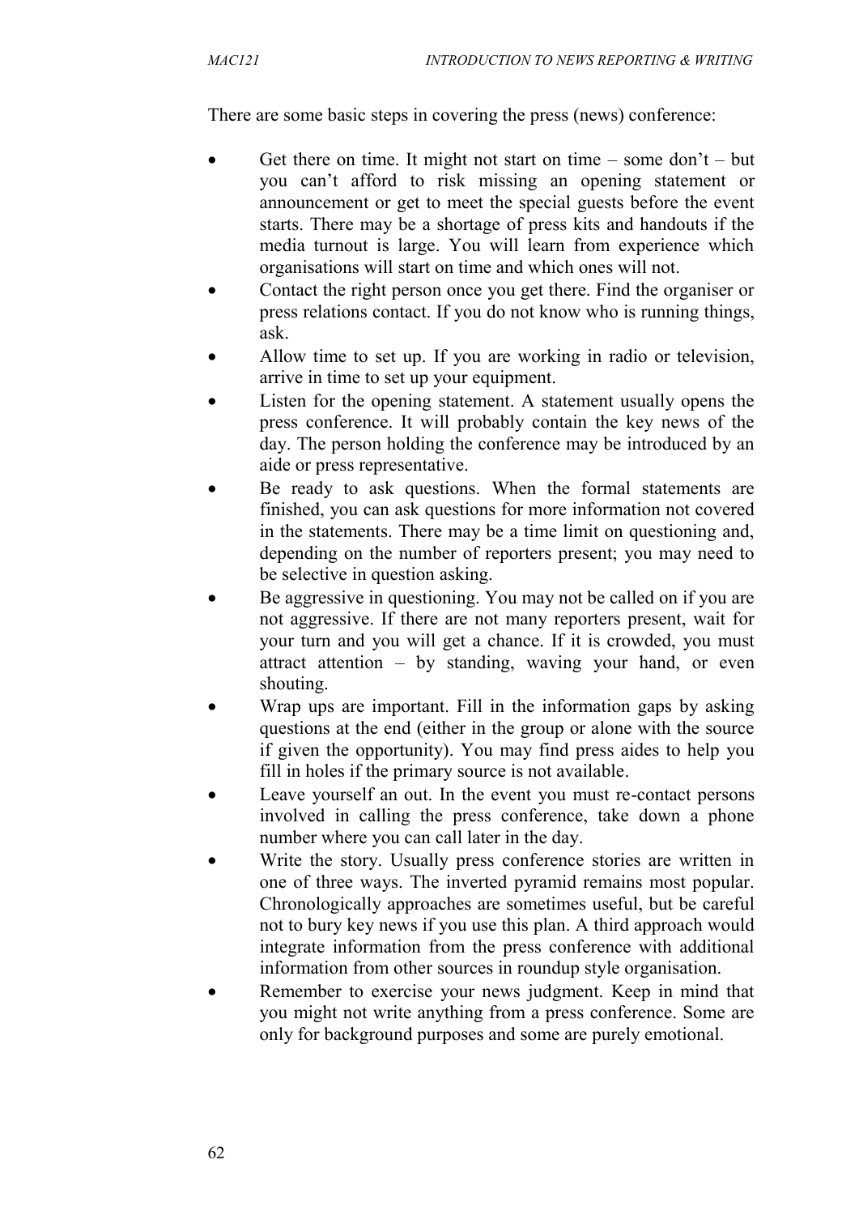There are some basic steps in covering the press (news) conference:

- Get there on time. It might not start on time – some don't – but you can't afford to risk missing an opening statement or announcement or get to meet the special guests before the event starts. There may be a shortage of press kits and handouts if the media turnout is large. You will learn from experience which organisations will start on time and which ones will not.
- Contact the right person once you get there. Find the organiser or press relations contact. If you do not know who is running things, ask.
- Allow time to set up. If you are working in radio or television, arrive in time to set up your equipment.
- Listen for the opening statement. A statement usually opens the press conference. It will probably contain the key news of the day. The person holding the conference may be introduced by an aide or press representative.
- Be ready to ask questions. When the formal statements are finished, you can ask questions for more information not covered in the statements. There may be a time limit on questioning and, depending on the number of reporters present; you may need to be selective in question asking.
- Be aggressive in questioning. You may not be called on if you are not aggressive. If there are not many reporters present, wait for your turn and you will get a chance. If it is crowded, you must attract attention – by standing, waving your hand, or even shouting.
- Wrap ups are important. Fill in the information gaps by asking questions at the end (either in the group or alone with the source if given the opportunity). You may find press aides to help you fill in holes if the primary source is not available.
- Leave yourself an out. In the event you must re-contact persons involved in calling the press conference, take down a phone number where you can call later in the day.
- Write the story. Usually press conference stories are written in one of three ways. The inverted pyramid remains most popular. Chronologically approaches are sometimes useful, but be careful not to bury key news if you use this plan. A third approach would integrate information from the press conference with additional information from other sources in roundup style organisation.
- Remember to exercise your news judgment. Keep in mind that you might not write anything from a press conference. Some are only for background purposes and some are purely emotional.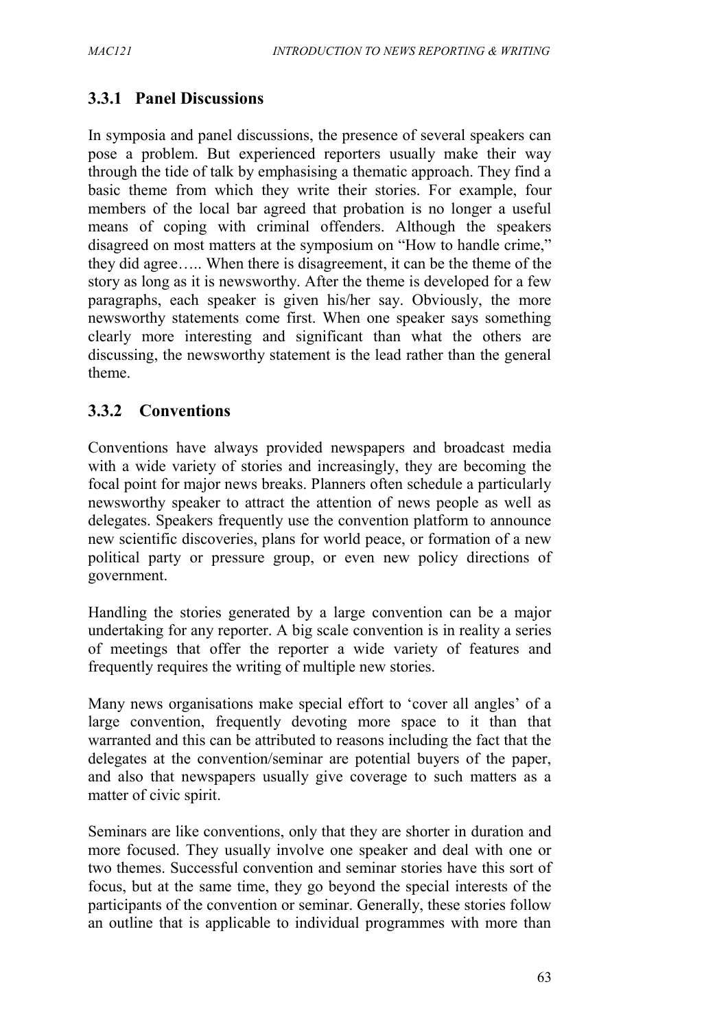### 3.3.1 Panel Discussions

In symposia and panel discussions, the presence of several speakers can pose a problem. But experienced reporters usually make their way through the tide of talk by emphasising a thematic approach. They find a basic theme from which they write their stories. For example, four members of the local bar agreed that probation is no longer a useful means of coping with criminal offenders. Although the speakers disagreed on most matters at the symposium on "How to handle crime," they did agree….. When there is disagreement, it can be the theme of the story as long as it is newsworthy. After the theme is developed for a few paragraphs, each speaker is given his/her say. Obviously, the more newsworthy statements come first. When one speaker says something clearly more interesting and significant than what the others are discussing, the newsworthy statement is the lead rather than the general theme.

### 3.3.2 Conventions

Conventions have always provided newspapers and broadcast media with a wide variety of stories and increasingly, they are becoming the focal point for major news breaks. Planners often schedule a particularly newsworthy speaker to attract the attention of news people as well as delegates. Speakers frequently use the convention platform to announce new scientific discoveries, plans for world peace, or formation of a new political party or pressure group, or even new policy directions of government.

Handling the stories generated by a large convention can be a major undertaking for any reporter. A big scale convention is in reality a series of meetings that offer the reporter a wide variety of features and frequently requires the writing of multiple new stories.

Many news organisations make special effort to 'cover all angles' of a large convention, frequently devoting more space to it than that warranted and this can be attributed to reasons including the fact that the delegates at the convention/seminar are potential buyers of the paper, and also that newspapers usually give coverage to such matters as a matter of civic spirit.

Seminars are like conventions, only that they are shorter in duration and more focused. They usually involve one speaker and deal with one or two themes. Successful convention and seminar stories have this sort of focus, but at the same time, they go beyond the special interests of the participants of the convention or seminar. Generally, these stories follow an outline that is applicable to individual programmes with more than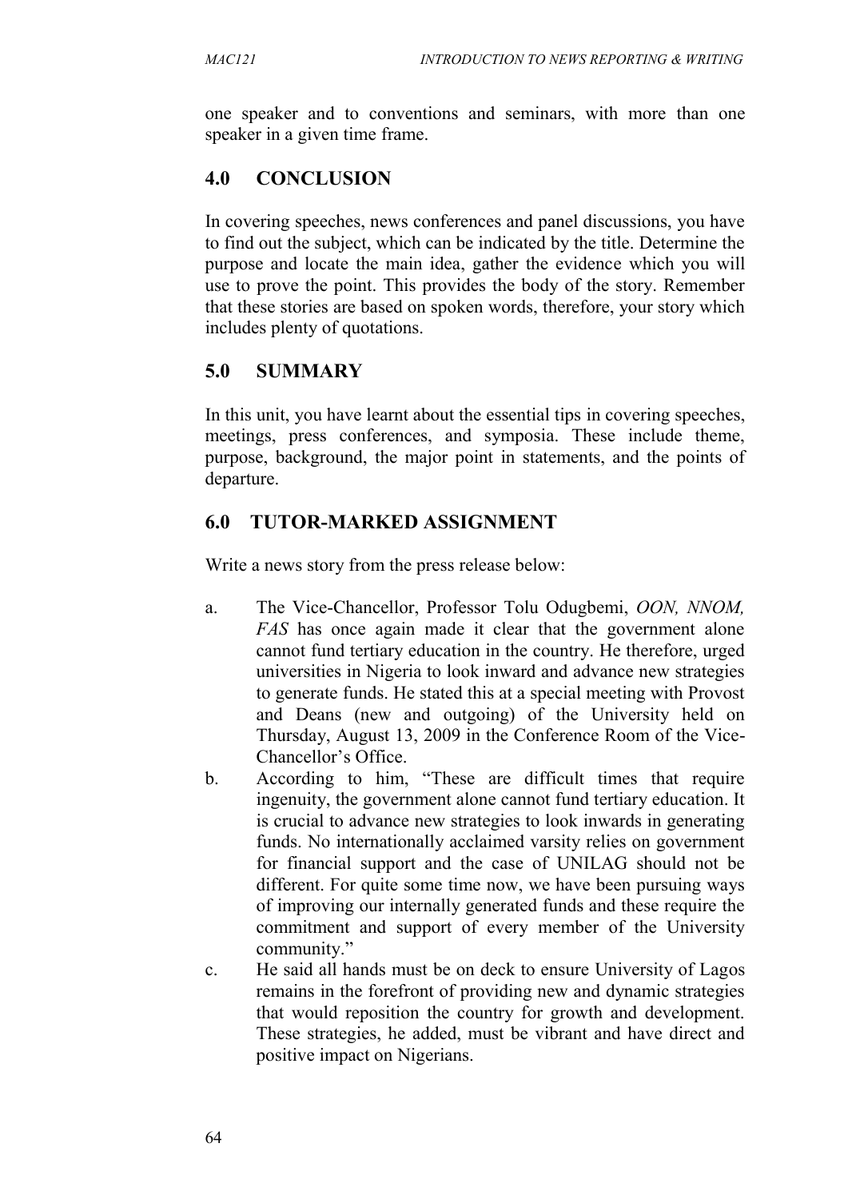one speaker and to conventions and seminars, with more than one speaker in a given time frame.

## 4.0 CONCLUSION

In covering speeches, news conferences and panel discussions, you have to find out the subject, which can be indicated by the title. Determine the purpose and locate the main idea, gather the evidence which you will use to prove the point. This provides the body of the story. Remember that these stories are based on spoken words, therefore, your story which includes plenty of quotations.

## 5.0 SUMMARY

In this unit, you have learnt about the essential tips in covering speeches, meetings, press conferences, and symposia. These include theme, purpose, background, the major point in statements, and the points of departure.

## 6.0 TUTOR-MARKED ASSIGNMENT

Write a news story from the press release below:

a. The Vice-Chancellor, Professor Tolu Odugbemi, *OON, NNOM, FAS* has once again made it clear that the government alone cannot fund tertiary education in the country. He therefore, urged universities in Nigeria to look inward and advance new strategies to generate funds. He stated this at a special meeting with Provost and Deans (new and outgoing) of the University held on Thursday, August 13, 2009 in the Conference Room of the Vice-Chancellor's Office.

b. According to him, "These are difficult times that require ingenuity, the government alone cannot fund tertiary education. It is crucial to advance new strategies to look inwards in generating funds. No internationally acclaimed varsity relies on government for financial support and the case of UNILAG should not be different. For quite some time now, we have been pursuing ways of improving our internally generated funds and these require the commitment and support of every member of the University community."

c. He said all hands must be on deck to ensure University of Lagos remains in the forefront of providing new and dynamic strategies that would reposition the country for growth and development. These strategies, he added, must be vibrant and have direct and positive impact on Nigerians.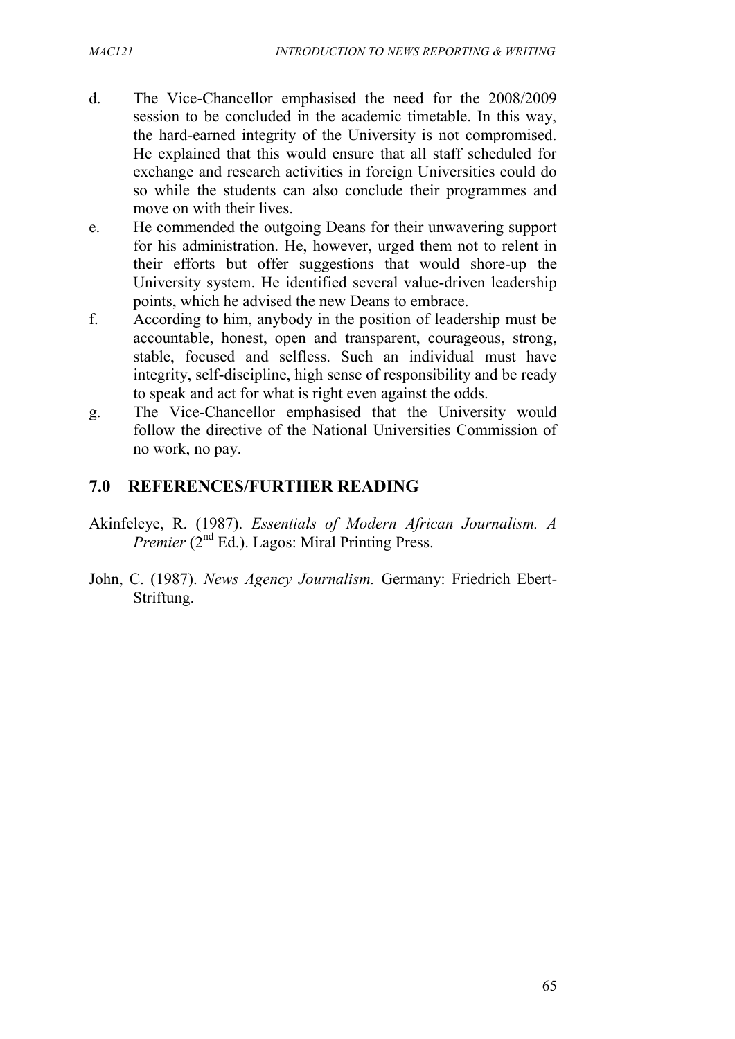d. The Vice-Chancellor emphasised the need for the 2008/2009 session to be concluded in the academic timetable. In this way, the hard-earned integrity of the University is not compromised. He explained that this would ensure that all staff scheduled for exchange and research activities in foreign Universities could do so while the students can also conclude their programmes and move on with their lives.

e. He commended the outgoing Deans for their unwavering support for his administration. He, however, urged them not to relent in their efforts but offer suggestions that would shore-up the University system. He identified several value-driven leadership points, which he advised the new Deans to embrace.

f. According to him, anybody in the position of leadership must be accountable, honest, open and transparent, courageous, strong, stable, focused and selfless. Such an individual must have integrity, self-discipline, high sense of responsibility and be ready to speak and act for what is right even against the odds.

g. The Vice-Chancellor emphasised that the University would follow the directive of the National Universities Commission of no work, no pay.

## 7.0 REFERENCES/FURTHER READING

Akinfeleye, R. (1987). *Essentials of Modern African Journalism. A Premier* (2nd Ed.). Lagos: Miral Printing Press.

John, C. (1987). *News Agency Journalism.* Germany: Friedrich Ebert-Striftung.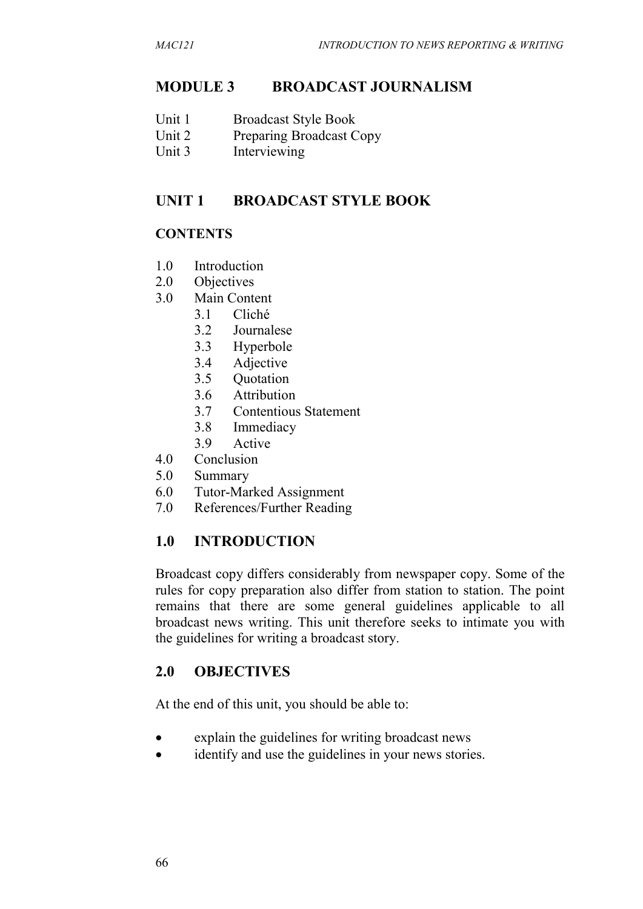# MODULE 3 BROADCAST JOURNALISM

Unit 1 Broadcast Style Book
Unit 2 Preparing Broadcast Copy
Unit 3 Interviewing

## UNIT 1 BROADCAST STYLE BOOK

### CONTENTS

1.0 Introduction
2.0 Objectives
3.0 Main Content
  3.1 Cliché
  3.2 Journalese
  3.3 Hyperbole
  3.4 Adjective
  3.5 Quotation
  3.6 Attribution
  3.7 Contentious Statement
  3.8 Immediacy
  3.9 Active
4.0 Conclusion
5.0 Summary
6.0 Tutor-Marked Assignment
7.0 References/Further Reading

## 1.0 INTRODUCTION

Broadcast copy differs considerably from newspaper copy. Some of the rules for copy preparation also differ from station to station. The point remains that there are some general guidelines applicable to all broadcast news writing. This unit therefore seeks to intimate you with the guidelines for writing a broadcast story.

## 2.0 OBJECTIVES

At the end of this unit, you should be able to:

- explain the guidelines for writing broadcast news
- identify and use the guidelines in your news stories.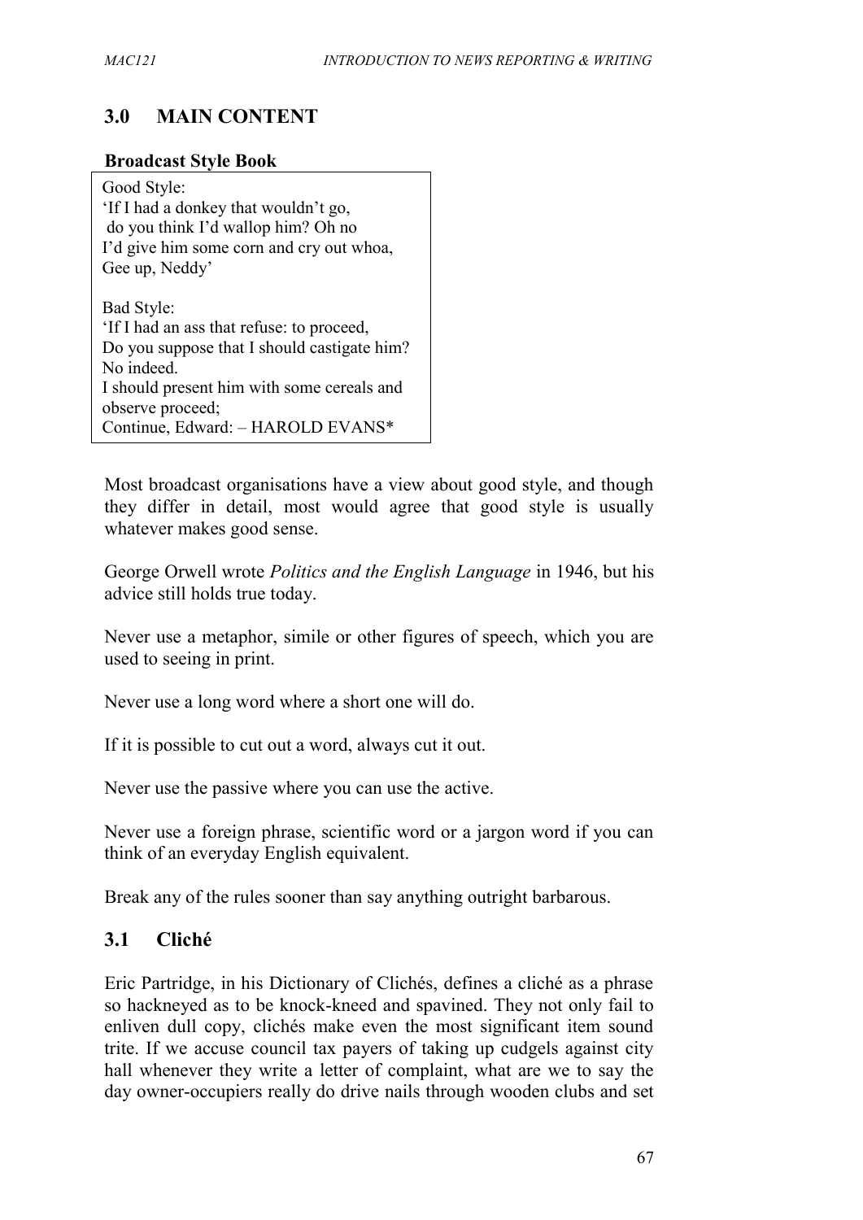## 3.0 MAIN CONTENT

**Broadcast Style Book**

Good Style:
'If I had a donkey that wouldn't go,
do you think I'd wallop him? Oh no
I'd give him some corn and cry out whoa,
Gee up, Neddy'

Bad Style:
'If I had an ass that refuse: to proceed,
Do you suppose that I should castigate him? No indeed.
I should present him with some cereals and observe proceed;
Continue, Edward: – HAROLD EVANS*

Most broadcast organisations have a view about good style, and though they differ in detail, most would agree that good style is usually whatever makes good sense.

George Orwell wrote *Politics and the English Language* in 1946, but his advice still holds true today.

Never use a metaphor, simile or other figures of speech, which you are used to seeing in print.

Never use a long word where a short one will do.

If it is possible to cut out a word, always cut it out.

Never use the passive where you can use the active.

Never use a foreign phrase, scientific word or a jargon word if you can think of an everyday English equivalent.

Break any of the rules sooner than say anything outright barbarous.

## 3.1 Cliché

Eric Partridge, in his Dictionary of Clichés, defines a cliché as a phrase so hackneyed as to be knock-kneed and spavined. They not only fail to enliven dull copy, clichés make even the most significant item sound trite. If we accuse council tax payers of taking up cudgels against city hall whenever they write a letter of complaint, what are we to say the day owner-occupiers really do drive nails through wooden clubs and set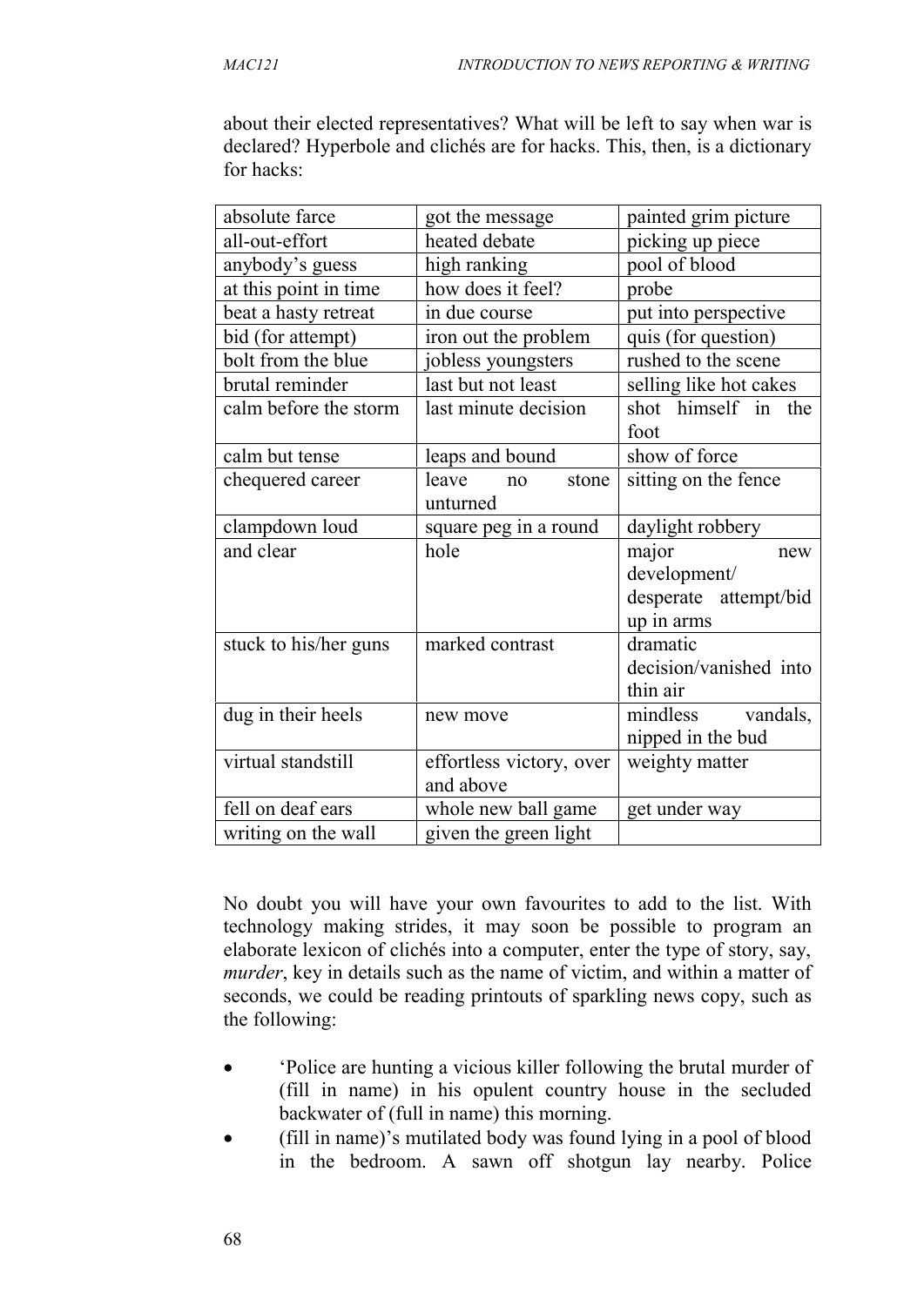about their elected representatives? What will be left to say when war is declared? Hyperbole and clichés are for hacks. This, then, is a dictionary for hacks:

| | | |
|---|---|---|
| absolute farce | got the message | painted grim picture |
| all-out-effort | heated debate | picking up piece |
| anybody's guess | high ranking | pool of blood |
| at this point in time | how does it feel? | probe |
| beat a hasty retreat | in due course | put into perspective |
| bid (for attempt) | iron out the problem | quis (for question) |
| bolt from the blue | jobless youngsters | rushed to the scene |
| brutal reminder | last but not least | selling like hot cakes |
| calm before the storm | last minute decision | shot himself in the foot |
| calm but tense | leaps and bound | show of force |
| chequered career | leave no stone unturned | sitting on the fence |
| clampdown loud | square peg in a round | daylight robbery |
| and clear | hole | major new development/ desperate attempt/bid up in arms |
| stuck to his/her guns | marked contrast | dramatic decision/vanished into thin air |
| dug in their heels | new move | mindless vandals, nipped in the bud |
| virtual standstill | effortless victory, over and above | weighty matter |
| fell on deaf ears | whole new ball game | get under way |
| writing on the wall | given the green light | |

No doubt you will have your own favourites to add to the list. With technology making strides, it may soon be possible to program an elaborate lexicon of clichés into a computer, enter the type of story, say, *murder*, key in details such as the name of victim, and within a matter of seconds, we could be reading printouts of sparkling news copy, such as the following:

- 'Police are hunting a vicious killer following the brutal murder of (fill in name) in his opulent country house in the secluded backwater of (full in name) this morning.
- (fill in name)'s mutilated body was found lying in a pool of blood in the bedroom. A sawn off shotgun lay nearby. Police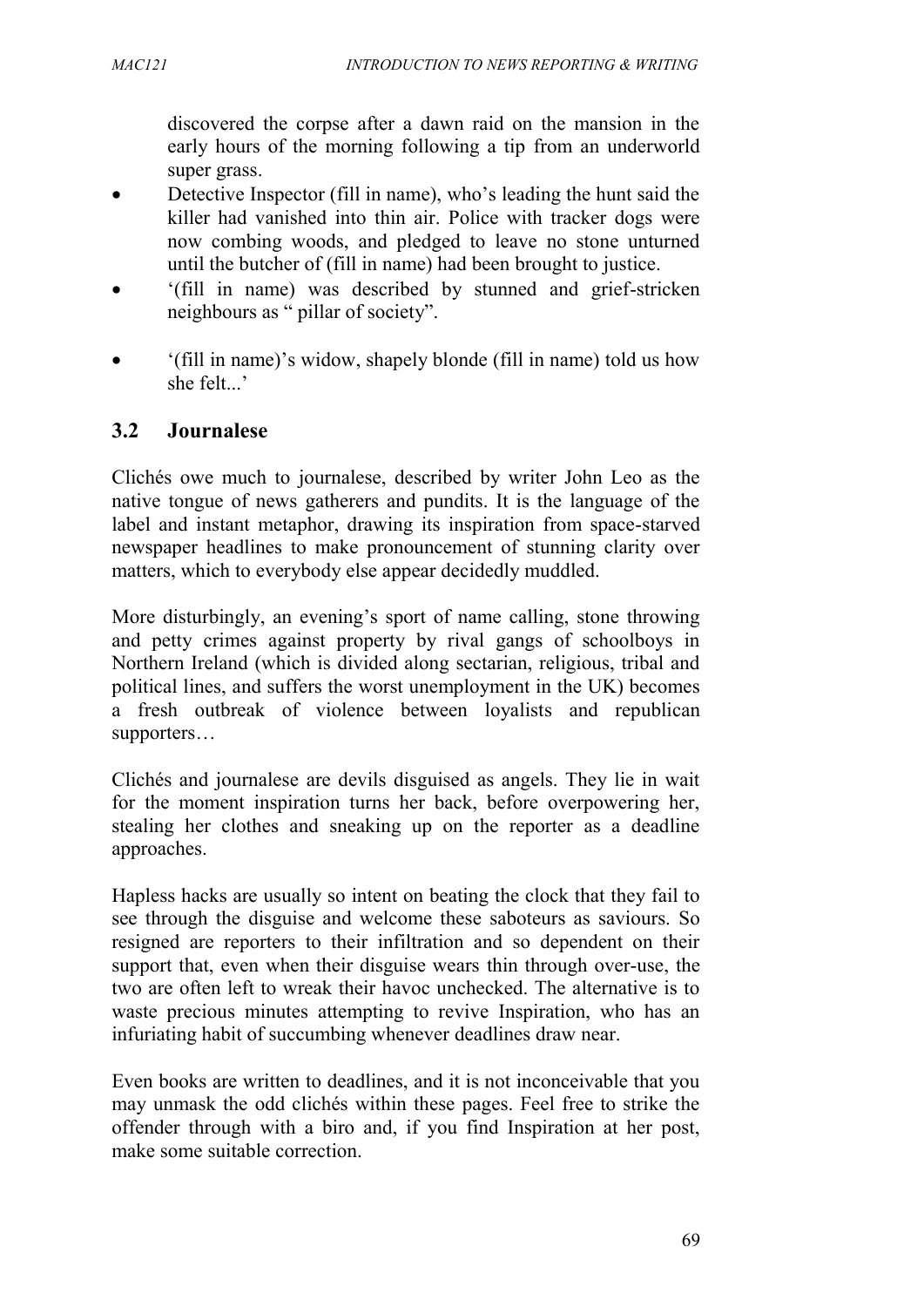discovered the corpse after a dawn raid on the mansion in the early hours of the morning following a tip from an underworld super grass.

- Detective Inspector (fill in name), who's leading the hunt said the killer had vanished into thin air. Police with tracker dogs were now combing woods, and pledged to leave no stone unturned until the butcher of (fill in name) had been brought to justice.
- '(fill in name) was described by stunned and grief-stricken neighbours as " pillar of society".
- '(fill in name)'s widow, shapely blonde (fill in name) told us how she felt...'

## 3.2 Journalese

Clichés owe much to journalese, described by writer John Leo as the native tongue of news gatherers and pundits. It is the language of the label and instant metaphor, drawing its inspiration from space-starved newspaper headlines to make pronouncement of stunning clarity over matters, which to everybody else appear decidedly muddled.

More disturbingly, an evening's sport of name calling, stone throwing and petty crimes against property by rival gangs of schoolboys in Northern Ireland (which is divided along sectarian, religious, tribal and political lines, and suffers the worst unemployment in the UK) becomes a fresh outbreak of violence between loyalists and republican supporters…

Clichés and journalese are devils disguised as angels. They lie in wait for the moment inspiration turns her back, before overpowering her, stealing her clothes and sneaking up on the reporter as a deadline approaches.

Hapless hacks are usually so intent on beating the clock that they fail to see through the disguise and welcome these saboteurs as saviours. So resigned are reporters to their infiltration and so dependent on their support that, even when their disguise wears thin through over-use, the two are often left to wreak their havoc unchecked. The alternative is to waste precious minutes attempting to revive Inspiration, who has an infuriating habit of succumbing whenever deadlines draw near.

Even books are written to deadlines, and it is not inconceivable that you may unmask the odd clichés within these pages. Feel free to strike the offender through with a biro and, if you find Inspiration at her post, make some suitable correction.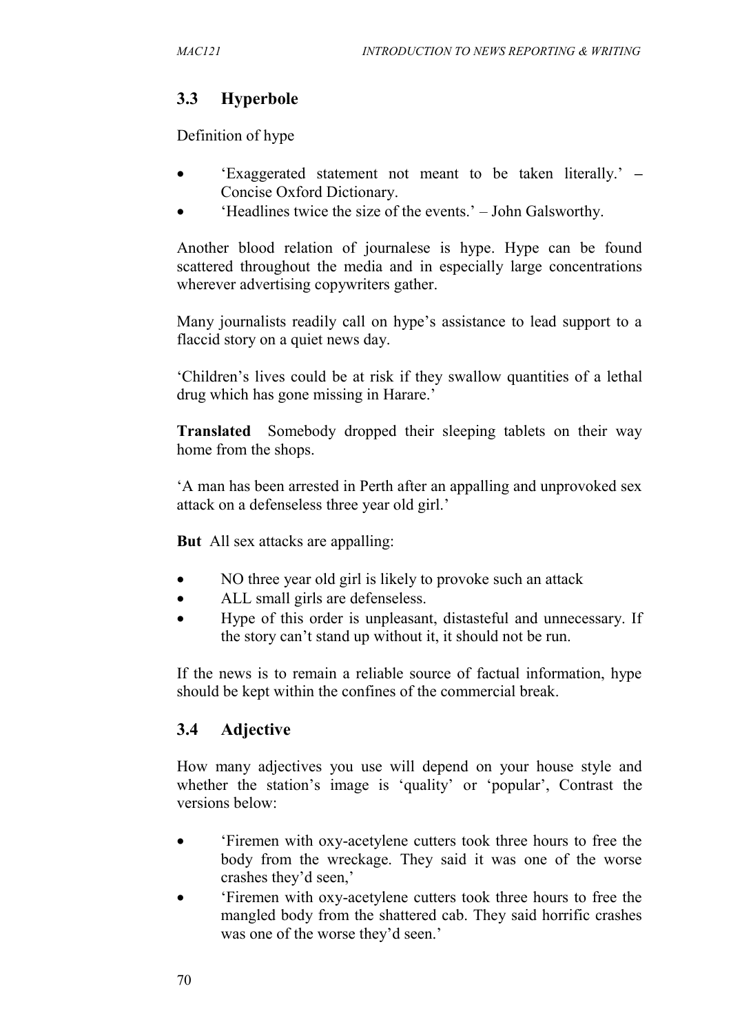## 3.3 Hyperbole

Definition of hype

- 'Exaggerated statement not meant to be taken literally.' – Concise Oxford Dictionary.
- 'Headlines twice the size of the events.' – John Galsworthy.

Another blood relation of journalese is hype. Hype can be found scattered throughout the media and in especially large concentrations wherever advertising copywriters gather.

Many journalists readily call on hype's assistance to lead support to a flaccid story on a quiet news day.

'Children's lives could be at risk if they swallow quantities of a lethal drug which has gone missing in Harare.'

**Translated** Somebody dropped their sleeping tablets on their way home from the shops.

'A man has been arrested in Perth after an appalling and unprovoked sex attack on a defenseless three year old girl.'

**But** All sex attacks are appalling:

- NO three year old girl is likely to provoke such an attack
- ALL small girls are defenseless.
- Hype of this order is unpleasant, distasteful and unnecessary. If the story can't stand up without it, it should not be run.

If the news is to remain a reliable source of factual information, hype should be kept within the confines of the commercial break.

## 3.4 Adjective

How many adjectives you use will depend on your house style and whether the station's image is 'quality' or 'popular', Contrast the versions below:

- 'Firemen with oxy-acetylene cutters took three hours to free the body from the wreckage. They said it was one of the worse crashes they'd seen,'
- 'Firemen with oxy-acetylene cutters took three hours to free the mangled body from the shattered cab. They said horrific crashes was one of the worse they'd seen.'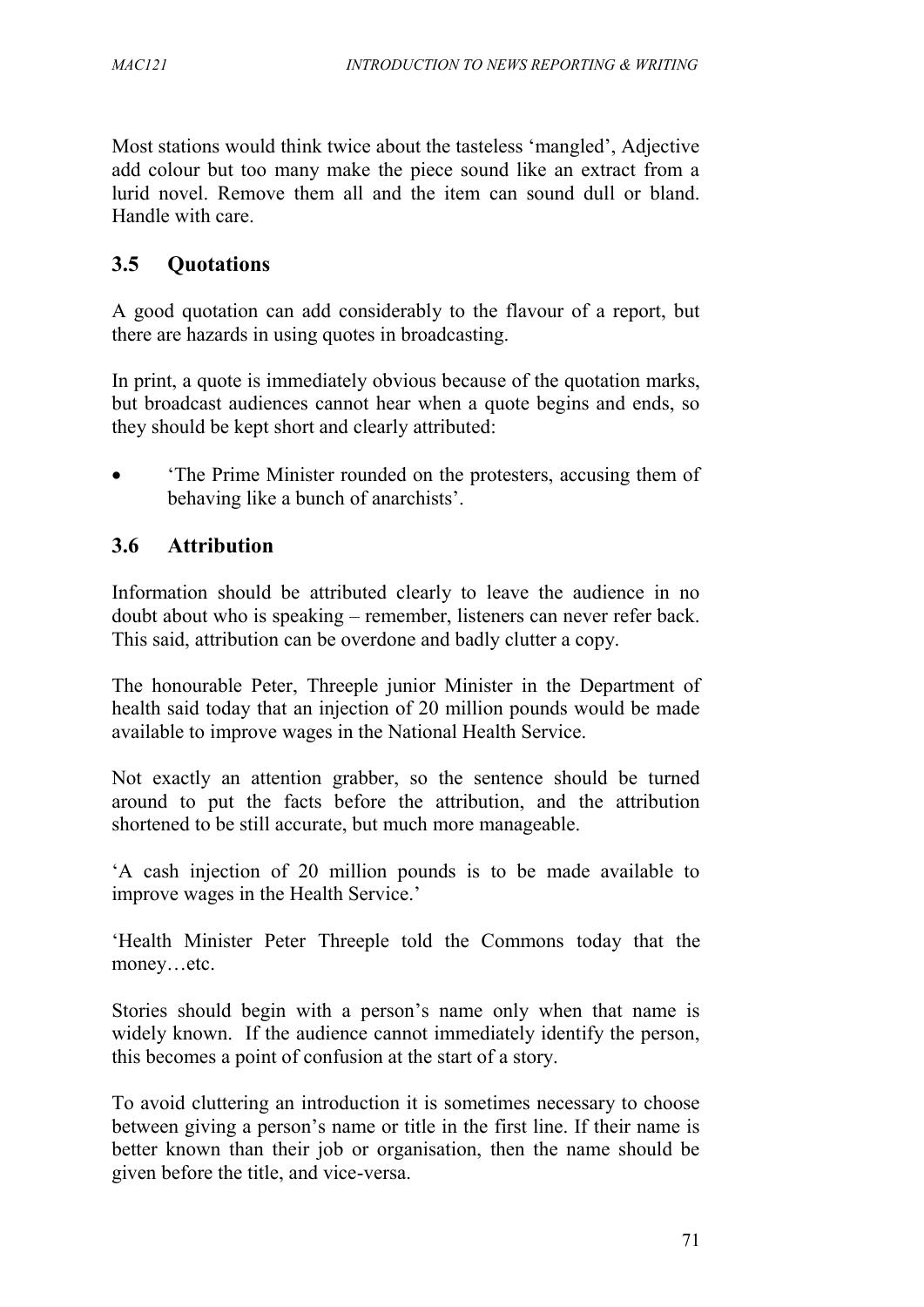Most stations would think twice about the tasteless 'mangled', Adjective add colour but too many make the piece sound like an extract from a lurid novel. Remove them all and the item can sound dull or bland. Handle with care.

## 3.5 Quotations

A good quotation can add considerably to the flavour of a report, but there are hazards in using quotes in broadcasting.

In print, a quote is immediately obvious because of the quotation marks, but broadcast audiences cannot hear when a quote begins and ends, so they should be kept short and clearly attributed:

- 'The Prime Minister rounded on the protesters, accusing them of behaving like a bunch of anarchists'.

## 3.6 Attribution

Information should be attributed clearly to leave the audience in no doubt about who is speaking – remember, listeners can never refer back. This said, attribution can be overdone and badly clutter a copy.

The honourable Peter, Threeple junior Minister in the Department of health said today that an injection of 20 million pounds would be made available to improve wages in the National Health Service.

Not exactly an attention grabber, so the sentence should be turned around to put the facts before the attribution, and the attribution shortened to be still accurate, but much more manageable.

'A cash injection of 20 million pounds is to be made available to improve wages in the Health Service.'

'Health Minister Peter Threeple told the Commons today that the money…etc.

Stories should begin with a person's name only when that name is widely known. If the audience cannot immediately identify the person, this becomes a point of confusion at the start of a story.

To avoid cluttering an introduction it is sometimes necessary to choose between giving a person's name or title in the first line. If their name is better known than their job or organisation, then the name should be given before the title, and vice-versa.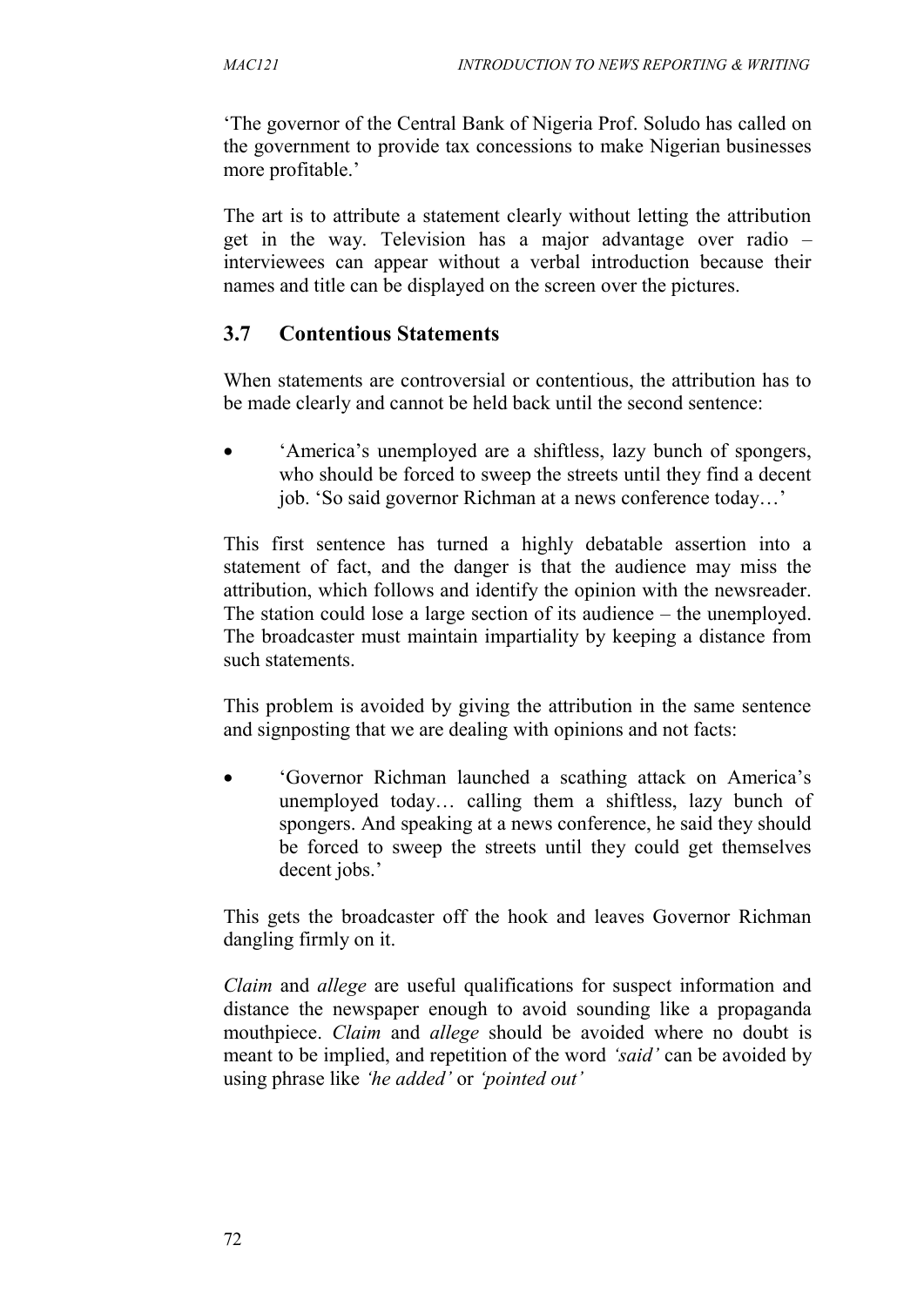'The governor of the Central Bank of Nigeria Prof. Soludo has called on the government to provide tax concessions to make Nigerian businesses more profitable.'

The art is to attribute a statement clearly without letting the attribution get in the way. Television has a major advantage over radio – interviewees can appear without a verbal introduction because their names and title can be displayed on the screen over the pictures.

## 3.7 Contentious Statements

When statements are controversial or contentious, the attribution has to be made clearly and cannot be held back until the second sentence:

- 'America's unemployed are a shiftless, lazy bunch of spongers, who should be forced to sweep the streets until they find a decent job. 'So said governor Richman at a news conference today…'

This first sentence has turned a highly debatable assertion into a statement of fact, and the danger is that the audience may miss the attribution, which follows and identify the opinion with the newsreader. The station could lose a large section of its audience – the unemployed. The broadcaster must maintain impartiality by keeping a distance from such statements.

This problem is avoided by giving the attribution in the same sentence and signposting that we are dealing with opinions and not facts:

- 'Governor Richman launched a scathing attack on America's unemployed today… calling them a shiftless, lazy bunch of spongers. And speaking at a news conference, he said they should be forced to sweep the streets until they could get themselves decent jobs.'

This gets the broadcaster off the hook and leaves Governor Richman dangling firmly on it.

*Claim* and *allege* are useful qualifications for suspect information and distance the newspaper enough to avoid sounding like a propaganda mouthpiece. *Claim* and *allege* should be avoided where no doubt is meant to be implied, and repetition of the word *'said'* can be avoided by using phrase like *'he added'* or *'pointed out'*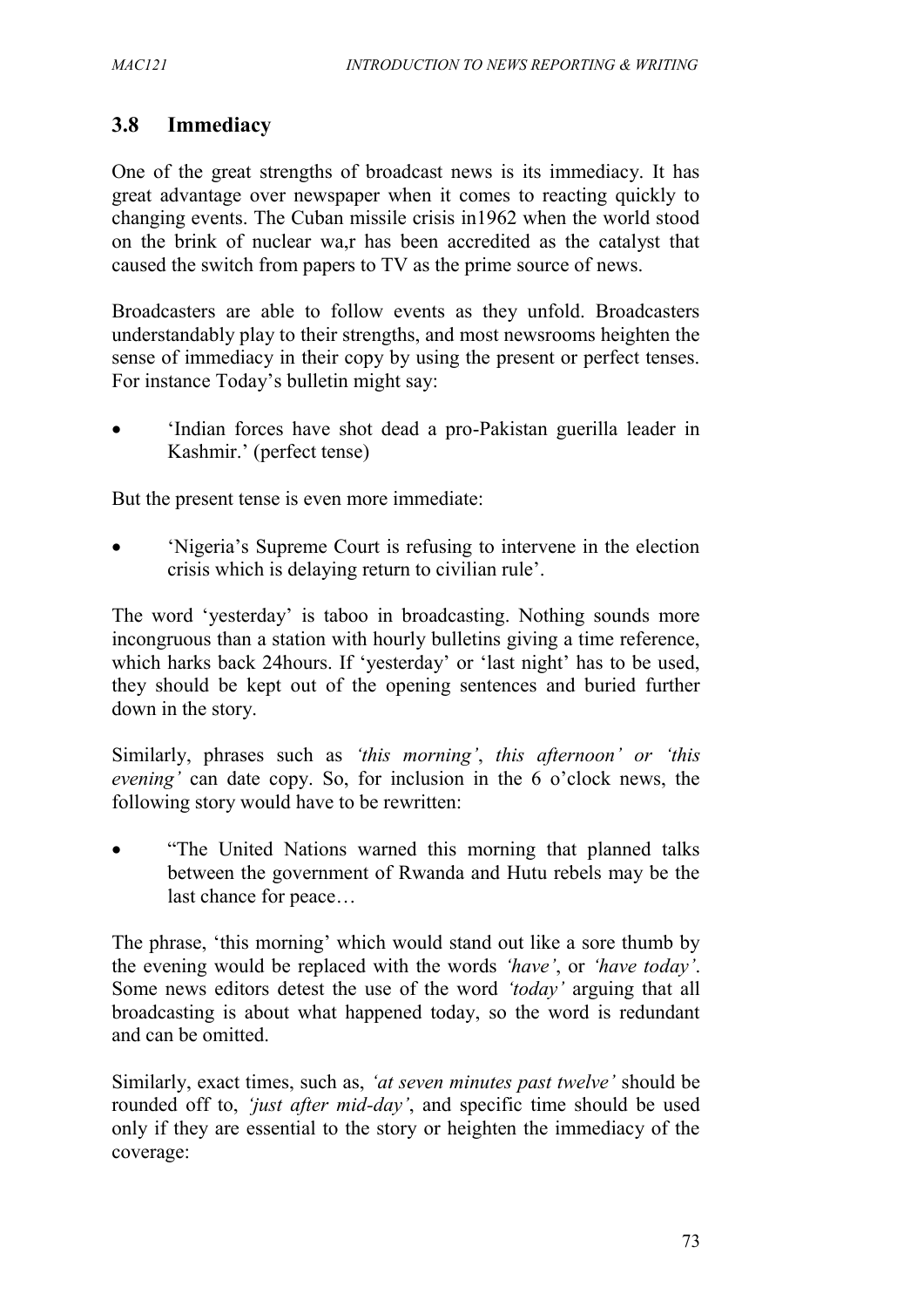## 3.8 Immediacy

One of the great strengths of broadcast news is its immediacy. It has great advantage over newspaper when it comes to reacting quickly to changing events. The Cuban missile crisis in1962 when the world stood on the brink of nuclear wa,r has been accredited as the catalyst that caused the switch from papers to TV as the prime source of news.

Broadcasters are able to follow events as they unfold. Broadcasters understandably play to their strengths, and most newsrooms heighten the sense of immediacy in their copy by using the present or perfect tenses. For instance Today's bulletin might say:

- 'Indian forces have shot dead a pro-Pakistan guerilla leader in Kashmir.' (perfect tense)

But the present tense is even more immediate:

- 'Nigeria's Supreme Court is refusing to intervene in the election crisis which is delaying return to civilian rule'.

The word 'yesterday' is taboo in broadcasting. Nothing sounds more incongruous than a station with hourly bulletins giving a time reference, which harks back 24hours. If 'yesterday' or 'last night' has to be used, they should be kept out of the opening sentences and buried further down in the story.

Similarly, phrases such as *'this morning'*, *this afternoon' or 'this evening'* can date copy. So, for inclusion in the 6 o'clock news, the following story would have to be rewritten:

- "The United Nations warned this morning that planned talks between the government of Rwanda and Hutu rebels may be the last chance for peace…

The phrase, 'this morning' which would stand out like a sore thumb by the evening would be replaced with the words *'have'*, or *'have today'*. Some news editors detest the use of the word *'today'* arguing that all broadcasting is about what happened today, so the word is redundant and can be omitted.

Similarly, exact times, such as, *'at seven minutes past twelve'* should be rounded off to, *'just after mid-day'*, and specific time should be used only if they are essential to the story or heighten the immediacy of the coverage: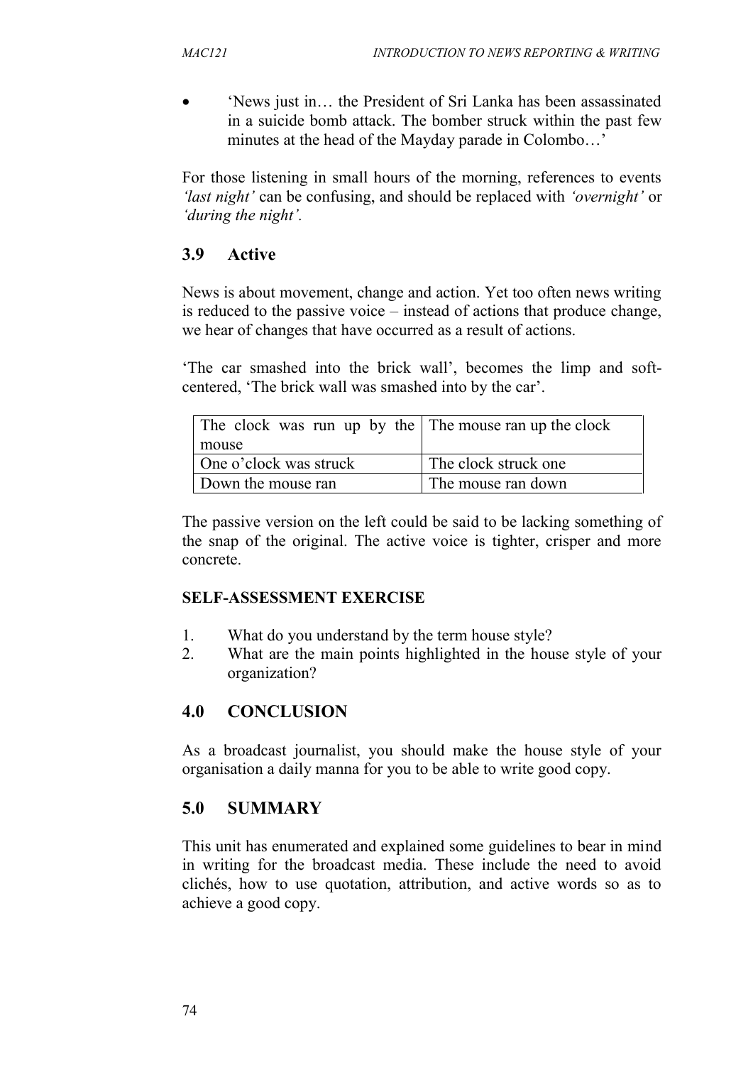- 'News just in… the President of Sri Lanka has been assassinated in a suicide bomb attack. The bomber struck within the past few minutes at the head of the Mayday parade in Colombo…'

For those listening in small hours of the morning, references to events *'last night'* can be confusing, and should be replaced with *'overnight'* or *'during the night'*.

## 3.9 Active

News is about movement, change and action. Yet too often news writing is reduced to the passive voice – instead of actions that produce change, we hear of changes that have occurred as a result of actions.

'The car smashed into the brick wall', becomes the limp and soft-centered, 'The brick wall was smashed into by the car'.

| The clock was run up by the mouse | The mouse ran up the clock |
|---|---|
| One o'clock was struck | The clock struck one |
| Down the mouse ran | The mouse ran down |

The passive version on the left could be said to be lacking something of the snap of the original. The active voice is tighter, crisper and more concrete.

**SELF-ASSESSMENT EXERCISE**

1. What do you understand by the term house style?
2. What are the main points highlighted in the house style of your organization?

## 4.0 CONCLUSION

As a broadcast journalist, you should make the house style of your organisation a daily manna for you to be able to write good copy.

## 5.0 SUMMARY

This unit has enumerated and explained some guidelines to bear in mind in writing for the broadcast media. These include the need to avoid clichés, how to use quotation, attribution, and active words so as to achieve a good copy.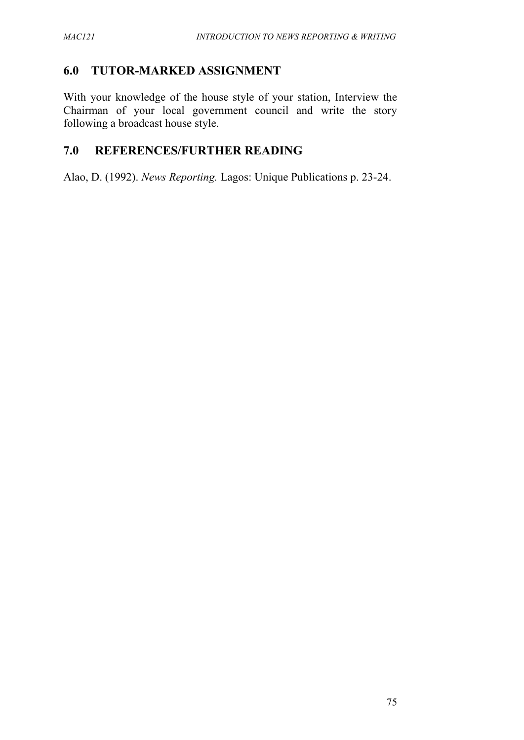## 6.0 TUTOR-MARKED ASSIGNMENT

With your knowledge of the house style of your station, Interview the Chairman of your local government council and write the story following a broadcast house style.

## 7.0 REFERENCES/FURTHER READING

Alao, D. (1992). *News Reporting.* Lagos: Unique Publications p. 23-24.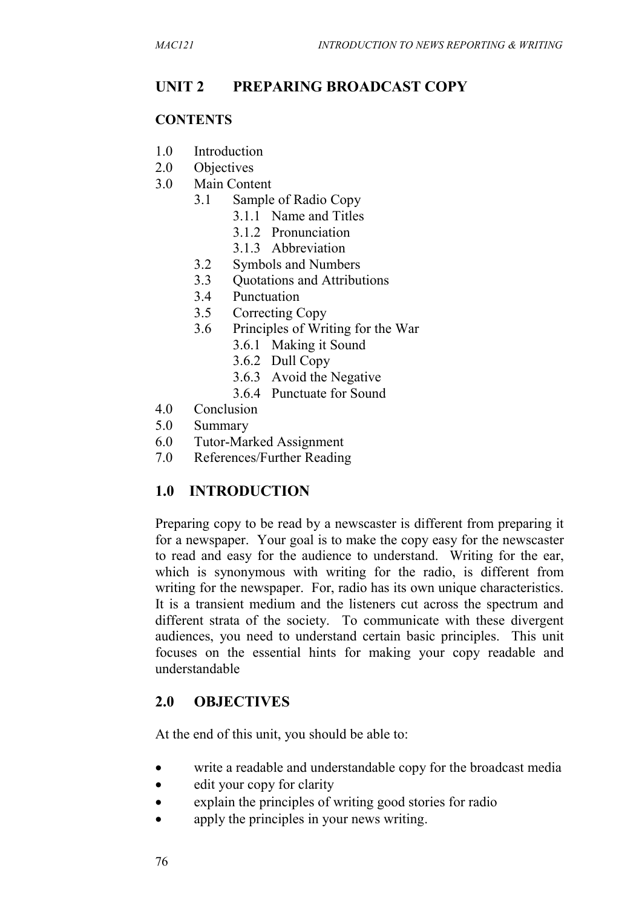## UNIT 2 PREPARING BROADCAST COPY

### CONTENTS

- 1.0 Introduction
- 2.0 Objectives
- 3.0 Main Content
  - 3.1 Sample of Radio Copy
    - 3.1.1 Name and Titles
    - 3.1.2 Pronunciation
    - 3.1.3 Abbreviation
  - 3.2 Symbols and Numbers
  - 3.3 Quotations and Attributions
  - 3.4 Punctuation
  - 3.5 Correcting Copy
  - 3.6 Principles of Writing for the War
    - 3.6.1 Making it Sound
    - 3.6.2 Dull Copy
    - 3.6.3 Avoid the Negative
    - 3.6.4 Punctuate for Sound
- 4.0 Conclusion
- 5.0 Summary
- 6.0 Tutor-Marked Assignment
- 7.0 References/Further Reading

## 1.0 INTRODUCTION

Preparing copy to be read by a newscaster is different from preparing it for a newspaper. Your goal is to make the copy easy for the newscaster to read and easy for the audience to understand. Writing for the ear, which is synonymous with writing for the radio, is different from writing for the newspaper. For, radio has its own unique characteristics. It is a transient medium and the listeners cut across the spectrum and different strata of the society. To communicate with these divergent audiences, you need to understand certain basic principles. This unit focuses on the essential hints for making your copy readable and understandable

## 2.0 OBJECTIVES

At the end of this unit, you should be able to:

- write a readable and understandable copy for the broadcast media
- edit your copy for clarity
- explain the principles of writing good stories for radio
- apply the principles in your news writing.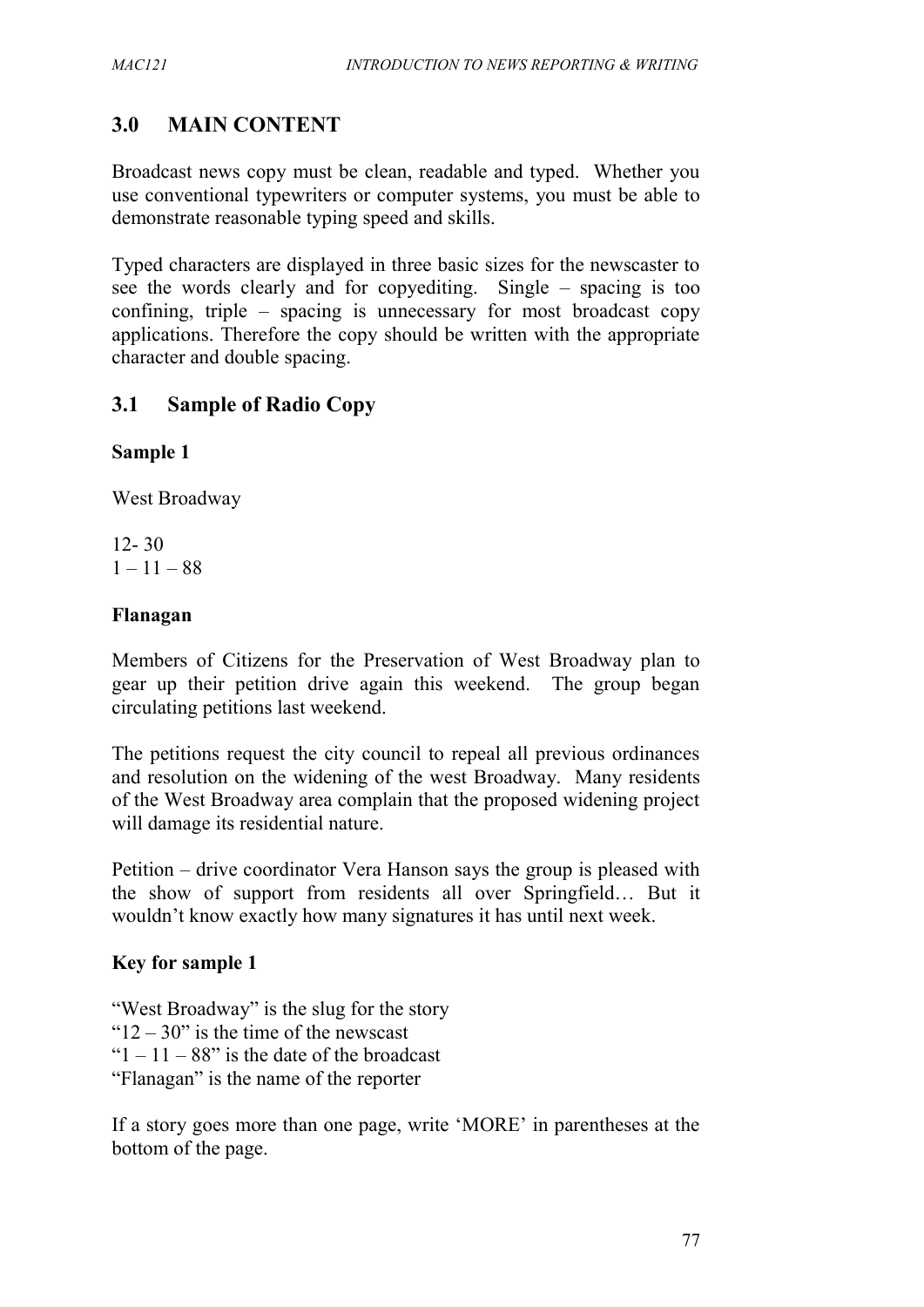## 3.0 MAIN CONTENT

Broadcast news copy must be clean, readable and typed. Whether you use conventional typewriters or computer systems, you must be able to demonstrate reasonable typing speed and skills.

Typed characters are displayed in three basic sizes for the newscaster to see the words clearly and for copyediting. Single – spacing is too confining, triple – spacing is unnecessary for most broadcast copy applications. Therefore the copy should be written with the appropriate character and double spacing.

### 3.1 Sample of Radio Copy

**Sample 1**

West Broadway

12- 30
1 – 11 – 88

**Flanagan**

Members of Citizens for the Preservation of West Broadway plan to gear up their petition drive again this weekend. The group began circulating petitions last weekend.

The petitions request the city council to repeal all previous ordinances and resolution on the widening of the west Broadway. Many residents of the West Broadway area complain that the proposed widening project will damage its residential nature.

Petition – drive coordinator Vera Hanson says the group is pleased with the show of support from residents all over Springfield… But it wouldn't know exactly how many signatures it has until next week.

**Key for sample 1**

"West Broadway" is the slug for the story
"12 – 30" is the time of the newscast
"1 – 11 – 88" is the date of the broadcast
"Flanagan" is the name of the reporter

If a story goes more than one page, write 'MORE' in parentheses at the bottom of the page.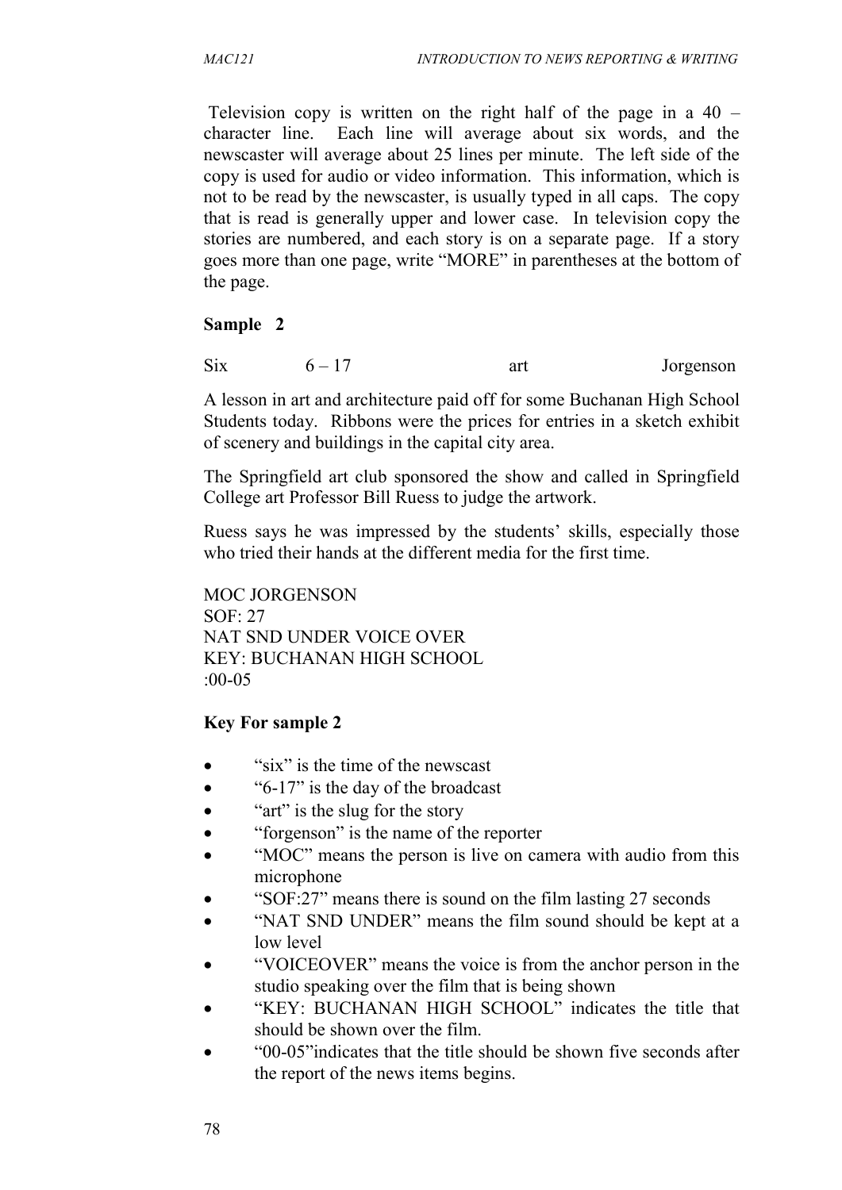Television copy is written on the right half of the page in a 40 – character line. Each line will average about six words, and the newscaster will average about 25 lines per minute. The left side of the copy is used for audio or video information. This information, which is not to be read by the newscaster, is usually typed in all caps. The copy that is read is generally upper and lower case. In television copy the stories are numbered, and each story is on a separate page. If a story goes more than one page, write "MORE" in parentheses at the bottom of the page.

**Sample 2**

Six 6 – 17 art Jorgenson

A lesson in art and architecture paid off for some Buchanan High School Students today. Ribbons were the prices for entries in a sketch exhibit of scenery and buildings in the capital city area.

The Springfield art club sponsored the show and called in Springfield College art Professor Bill Ruess to judge the artwork.

Ruess says he was impressed by the students' skills, especially those who tried their hands at the different media for the first time.

MOC JORGENSON
SOF: 27
NAT SND UNDER VOICE OVER
KEY: BUCHANAN HIGH SCHOOL
:00-05

**Key For sample 2**

- "six" is the time of the newscast
- "6-17" is the day of the broadcast
- "art" is the slug for the story
- "forgenson" is the name of the reporter
- "MOC" means the person is live on camera with audio from this microphone
- "SOF:27" means there is sound on the film lasting 27 seconds
- "NAT SND UNDER" means the film sound should be kept at a low level
- "VOICEOVER" means the voice is from the anchor person in the studio speaking over the film that is being shown
- "KEY: BUCHANAN HIGH SCHOOL" indicates the title that should be shown over the film.
- "00-05"indicates that the title should be shown five seconds after the report of the news items begins.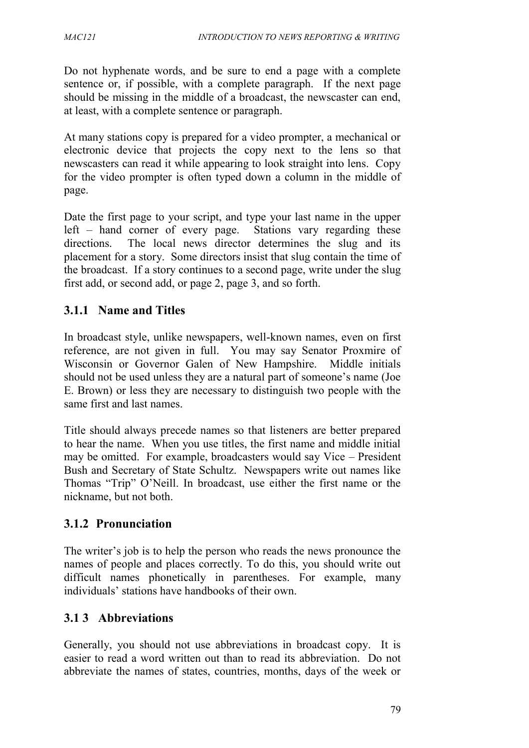Do not hyphenate words, and be sure to end a page with a complete sentence or, if possible, with a complete paragraph. If the next page should be missing in the middle of a broadcast, the newscaster can end, at least, with a complete sentence or paragraph.

At many stations copy is prepared for a video prompter, a mechanical or electronic device that projects the copy next to the lens so that newscasters can read it while appearing to look straight into lens. Copy for the video prompter is often typed down a column in the middle of page.

Date the first page to your script, and type your last name in the upper left – hand corner of every page. Stations vary regarding these directions. The local news director determines the slug and its placement for a story. Some directors insist that slug contain the time of the broadcast. If a story continues to a second page, write under the slug first add, or second add, or page 2, page 3, and so forth.

### 3.1.1 Name and Titles

In broadcast style, unlike newspapers, well-known names, even on first reference, are not given in full. You may say Senator Proxmire of Wisconsin or Governor Galen of New Hampshire. Middle initials should not be used unless they are a natural part of someone's name (Joe E. Brown) or less they are necessary to distinguish two people with the same first and last names.

Title should always precede names so that listeners are better prepared to hear the name. When you use titles, the first name and middle initial may be omitted. For example, broadcasters would say Vice – President Bush and Secretary of State Schultz. Newspapers write out names like Thomas "Trip" O'Neill. In broadcast, use either the first name or the nickname, but not both.

### 3.1.2 Pronunciation

The writer's job is to help the person who reads the news pronounce the names of people and places correctly. To do this, you should write out difficult names phonetically in parentheses. For example, many individuals' stations have handbooks of their own.

### 3.1 3 Abbreviations

Generally, you should not use abbreviations in broadcast copy. It is easier to read a word written out than to read its abbreviation. Do not abbreviate the names of states, countries, months, days of the week or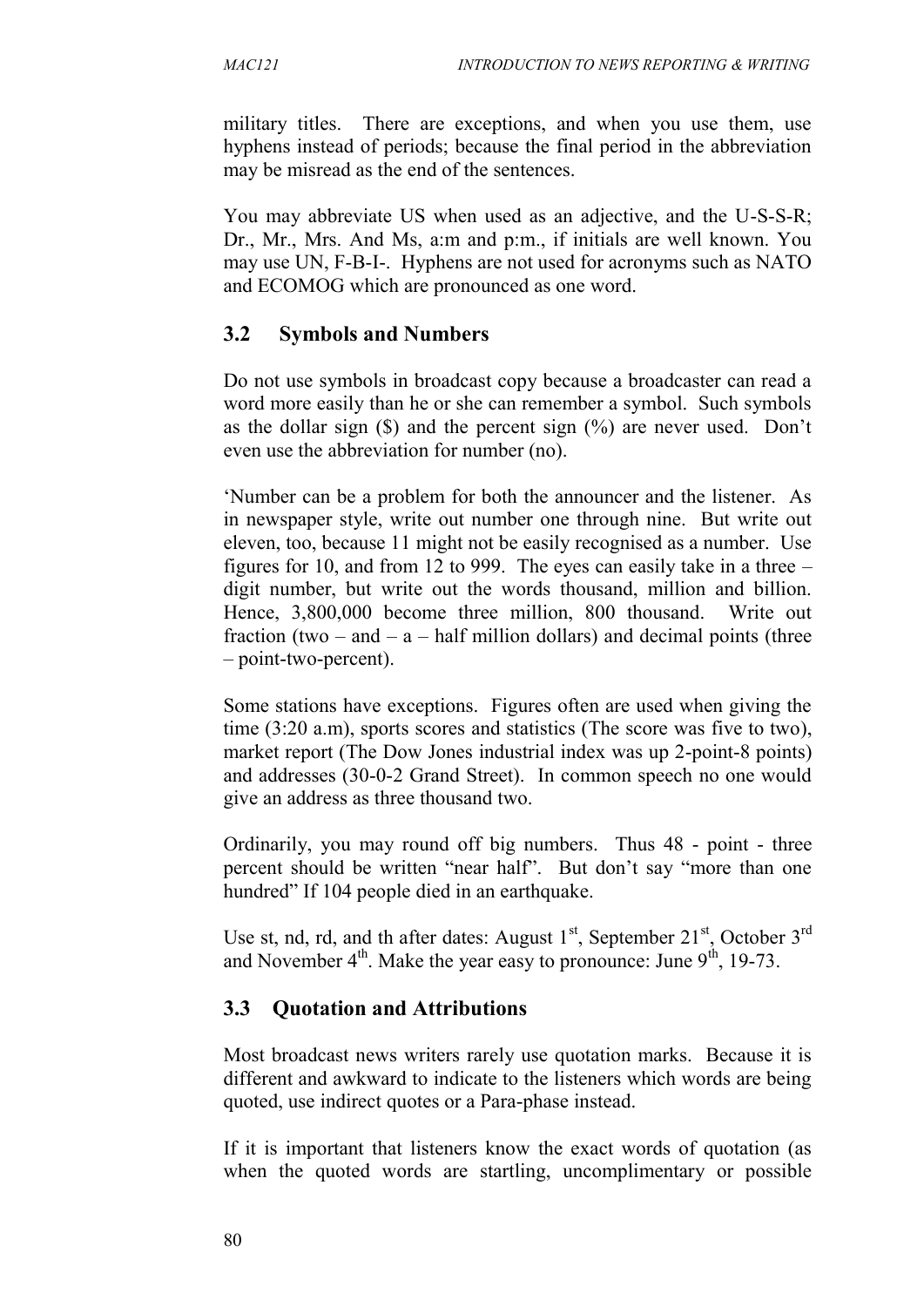military titles. There are exceptions, and when you use them, use hyphens instead of periods; because the final period in the abbreviation may be misread as the end of the sentences.

You may abbreviate US when used as an adjective, and the U-S-S-R; Dr., Mr., Mrs. And Ms, a:m and p:m., if initials are well known. You may use UN, F-B-I-. Hyphens are not used for acronyms such as NATO and ECOMOG which are pronounced as one word.

## 3.2 Symbols and Numbers

Do not use symbols in broadcast copy because a broadcaster can read a word more easily than he or she can remember a symbol. Such symbols as the dollar sign ($) and the percent sign (%) are never used. Don't even use the abbreviation for number (no).

'Number can be a problem for both the announcer and the listener. As in newspaper style, write out number one through nine. But write out eleven, too, because 11 might not be easily recognised as a number. Use figures for 10, and from 12 to 999. The eyes can easily take in a three – digit number, but write out the words thousand, million and billion. Hence, 3,800,000 become three million, 800 thousand. Write out fraction (two – and – a – half million dollars) and decimal points (three – point-two-percent).

Some stations have exceptions. Figures often are used when giving the time (3:20 a.m), sports scores and statistics (The score was five to two), market report (The Dow Jones industrial index was up 2-point-8 points) and addresses (30-0-2 Grand Street). In common speech no one would give an address as three thousand two.

Ordinarily, you may round off big numbers. Thus 48 - point - three percent should be written "near half". But don't say "more than one hundred" If 104 people died in an earthquake.

Use st, nd, rd, and th after dates: August 1st, September 21st, October 3rd and November 4th. Make the year easy to pronounce: June 9th, 19-73.

## 3.3 Quotation and Attributions

Most broadcast news writers rarely use quotation marks. Because it is different and awkward to indicate to the listeners which words are being quoted, use indirect quotes or a Para-phase instead.

If it is important that listeners know the exact words of quotation (as when the quoted words are startling, uncomplimentary or possible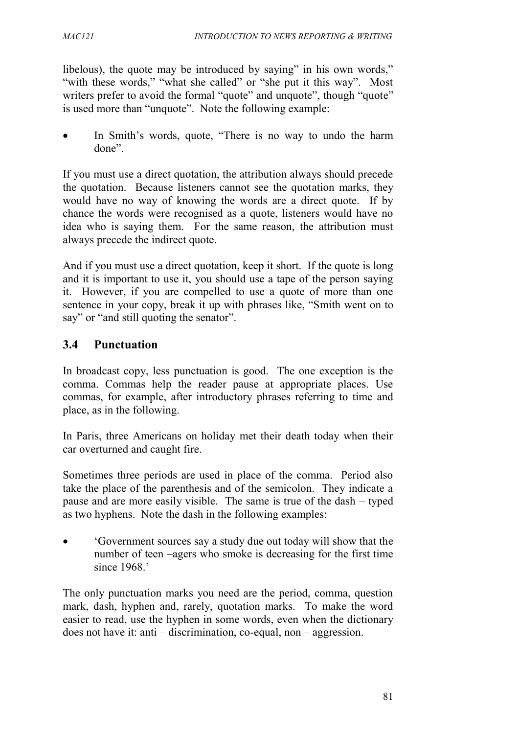libelous), the quote may be introduced by saying" in his own words," "with these words," "what she called" or "she put it this way". Most writers prefer to avoid the formal "quote" and unquote", though "quote" is used more than "unquote". Note the following example:

- In Smith's words, quote, "There is no way to undo the harm done".

If you must use a direct quotation, the attribution always should precede the quotation. Because listeners cannot see the quotation marks, they would have no way of knowing the words are a direct quote. If by chance the words were recognised as a quote, listeners would have no idea who is saying them. For the same reason, the attribution must always precede the indirect quote.

And if you must use a direct quotation, keep it short. If the quote is long and it is important to use it, you should use a tape of the person saying it. However, if you are compelled to use a quote of more than one sentence in your copy, break it up with phrases like, "Smith went on to say" or "and still quoting the senator".

## 3.4 Punctuation

In broadcast copy, less punctuation is good. The one exception is the comma. Commas help the reader pause at appropriate places. Use commas, for example, after introductory phrases referring to time and place, as in the following.

In Paris, three Americans on holiday met their death today when their car overturned and caught fire.

Sometimes three periods are used in place of the comma. Period also take the place of the parenthesis and of the semicolon. They indicate a pause and are more easily visible. The same is true of the dash – typed as two hyphens. Note the dash in the following examples:

- 'Government sources say a study due out today will show that the number of teen –agers who smoke is decreasing for the first time since 1968.'

The only punctuation marks you need are the period, comma, question mark, dash, hyphen and, rarely, quotation marks. To make the word easier to read, use the hyphen in some words, even when the dictionary does not have it: anti – discrimination, co-equal, non – aggression.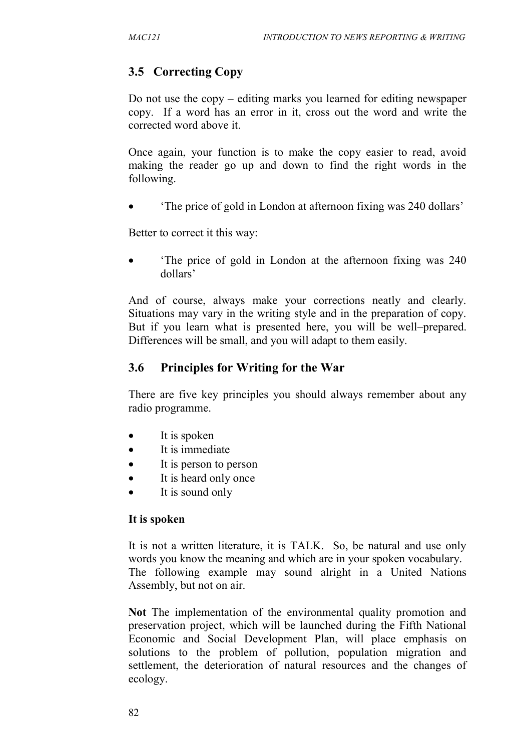## 3.5 Correcting Copy

Do not use the copy – editing marks you learned for editing newspaper copy. If a word has an error in it, cross out the word and write the corrected word above it.

Once again, your function is to make the copy easier to read, avoid making the reader go up and down to find the right words in the following.

- 'The price of gold in London at afternoon fixing was 240 dollars'

Better to correct it this way:

- 'The price of gold in London at the afternoon fixing was 240 dollars'

And of course, always make your corrections neatly and clearly. Situations may vary in the writing style and in the preparation of copy. But if you learn what is presented here, you will be well–prepared. Differences will be small, and you will adapt to them easily.

## 3.6 Principles for Writing for the War

There are five key principles you should always remember about any radio programme.

- It is spoken
- It is immediate
- It is person to person
- It is heard only once
- It is sound only

**It is spoken**

It is not a written literature, it is TALK. So, be natural and use only words you know the meaning and which are in your spoken vocabulary. The following example may sound alright in a United Nations Assembly, but not on air.

**Not** The implementation of the environmental quality promotion and preservation project, which will be launched during the Fifth National Economic and Social Development Plan, will place emphasis on solutions to the problem of pollution, population migration and settlement, the deterioration of natural resources and the changes of ecology.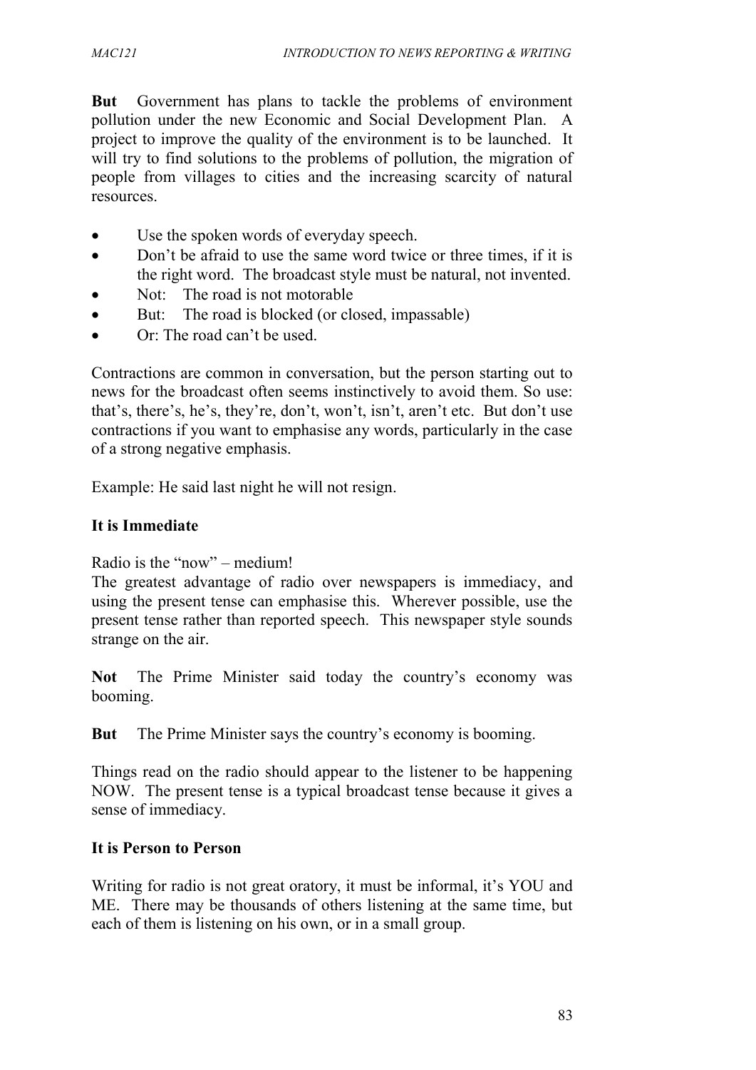**But** Government has plans to tackle the problems of environment pollution under the new Economic and Social Development Plan. A project to improve the quality of the environment is to be launched. It will try to find solutions to the problems of pollution, the migration of people from villages to cities and the increasing scarcity of natural resources.

- Use the spoken words of everyday speech.
- Don't be afraid to use the same word twice or three times, if it is the right word. The broadcast style must be natural, not invented.
- Not: The road is not motorable
- But: The road is blocked (or closed, impassable)
- Or: The road can't be used.

Contractions are common in conversation, but the person starting out to news for the broadcast often seems instinctively to avoid them. So use: that's, there's, he's, they're, don't, won't, isn't, aren't etc. But don't use contractions if you want to emphasise any words, particularly in the case of a strong negative emphasis.

Example: He said last night he will not resign.

**It is Immediate**

Radio is the "now" – medium!
The greatest advantage of radio over newspapers is immediacy, and using the present tense can emphasise this. Wherever possible, use the present tense rather than reported speech. This newspaper style sounds strange on the air.

**Not** The Prime Minister said today the country's economy was booming.

**But** The Prime Minister says the country's economy is booming.

Things read on the radio should appear to the listener to be happening NOW. The present tense is a typical broadcast tense because it gives a sense of immediacy.

**It is Person to Person**

Writing for radio is not great oratory, it must be informal, it's YOU and ME. There may be thousands of others listening at the same time, but each of them is listening on his own, or in a small group.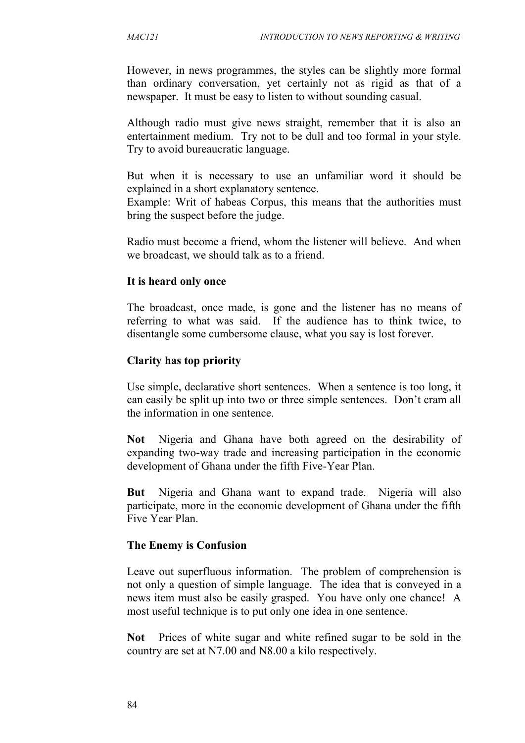However, in news programmes, the styles can be slightly more formal than ordinary conversation, yet certainly not as rigid as that of a newspaper. It must be easy to listen to without sounding casual.

Although radio must give news straight, remember that it is also an entertainment medium. Try not to be dull and too formal in your style. Try to avoid bureaucratic language.

But when it is necessary to use an unfamiliar word it should be explained in a short explanatory sentence.
Example: Writ of habeas Corpus, this means that the authorities must bring the suspect before the judge.

Radio must become a friend, whom the listener will believe. And when we broadcast, we should talk as to a friend.

**It is heard only once**

The broadcast, once made, is gone and the listener has no means of referring to what was said. If the audience has to think twice, to disentangle some cumbersome clause, what you say is lost forever.

**Clarity has top priority**

Use simple, declarative short sentences. When a sentence is too long, it can easily be split up into two or three simple sentences. Don't cram all the information in one sentence.

**Not** Nigeria and Ghana have both agreed on the desirability of expanding two-way trade and increasing participation in the economic development of Ghana under the fifth Five-Year Plan.

**But** Nigeria and Ghana want to expand trade. Nigeria will also participate, more in the economic development of Ghana under the fifth Five Year Plan.

**The Enemy is Confusion**

Leave out superfluous information. The problem of comprehension is not only a question of simple language. The idea that is conveyed in a news item must also be easily grasped. You have only one chance! A most useful technique is to put only one idea in one sentence.

**Not** Prices of white sugar and white refined sugar to be sold in the country are set at N7.00 and N8.00 a kilo respectively.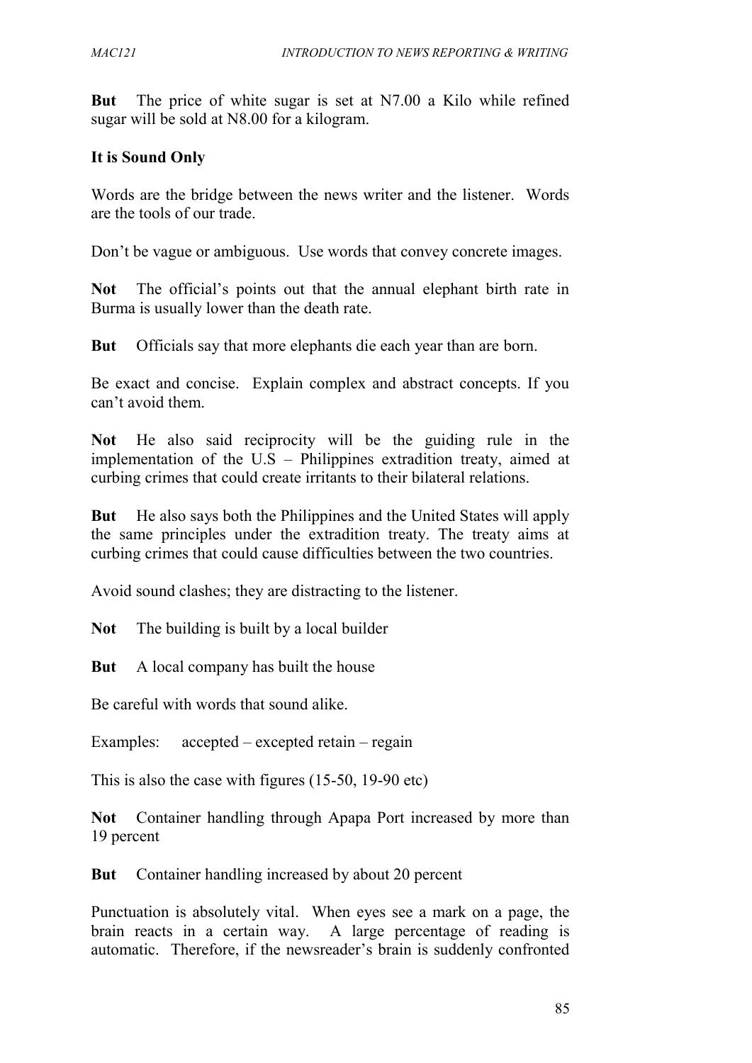**But** The price of white sugar is set at N7.00 a Kilo while refined sugar will be sold at N8.00 for a kilogram.

**It is Sound Only**

Words are the bridge between the news writer and the listener. Words are the tools of our trade.

Don't be vague or ambiguous. Use words that convey concrete images.

**Not** The official's points out that the annual elephant birth rate in Burma is usually lower than the death rate.

**But** Officials say that more elephants die each year than are born.

Be exact and concise. Explain complex and abstract concepts. If you can't avoid them.

**Not** He also said reciprocity will be the guiding rule in the implementation of the U.S – Philippines extradition treaty, aimed at curbing crimes that could create irritants to their bilateral relations.

**But** He also says both the Philippines and the United States will apply the same principles under the extradition treaty. The treaty aims at curbing crimes that could cause difficulties between the two countries.

Avoid sound clashes; they are distracting to the listener.

**Not** The building is built by a local builder

**But** A local company has built the house

Be careful with words that sound alike.

Examples: accepted – excepted retain – regain

This is also the case with figures (15-50, 19-90 etc)

**Not** Container handling through Apapa Port increased by more than 19 percent

**But** Container handling increased by about 20 percent

Punctuation is absolutely vital. When eyes see a mark on a page, the brain reacts in a certain way. A large percentage of reading is automatic. Therefore, if the newsreader's brain is suddenly confronted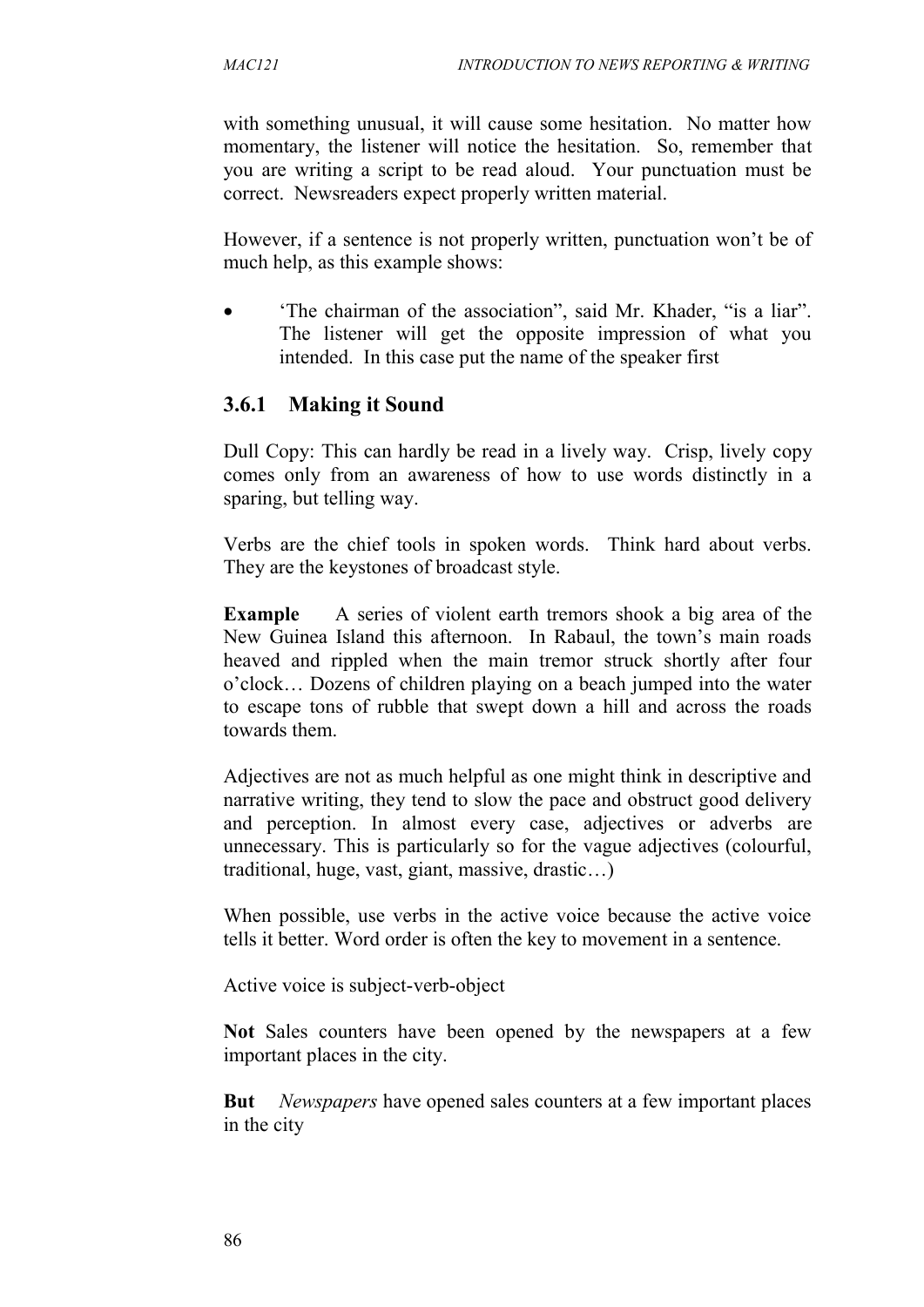with something unusual, it will cause some hesitation. No matter how momentary, the listener will notice the hesitation. So, remember that you are writing a script to be read aloud. Your punctuation must be correct. Newsreaders expect properly written material.

However, if a sentence is not properly written, punctuation won't be of much help, as this example shows:

- 'The chairman of the association", said Mr. Khader, "is a liar". The listener will get the opposite impression of what you intended. In this case put the name of the speaker first

### 3.6.1 Making it Sound

Dull Copy: This can hardly be read in a lively way. Crisp, lively copy comes only from an awareness of how to use words distinctly in a sparing, but telling way.

Verbs are the chief tools in spoken words. Think hard about verbs. They are the keystones of broadcast style.

**Example** A series of violent earth tremors shook a big area of the New Guinea Island this afternoon. In Rabaul, the town's main roads heaved and rippled when the main tremor struck shortly after four o'clock… Dozens of children playing on a beach jumped into the water to escape tons of rubble that swept down a hill and across the roads towards them.

Adjectives are not as much helpful as one might think in descriptive and narrative writing, they tend to slow the pace and obstruct good delivery and perception. In almost every case, adjectives or adverbs are unnecessary. This is particularly so for the vague adjectives (colourful, traditional, huge, vast, giant, massive, drastic…)

When possible, use verbs in the active voice because the active voice tells it better. Word order is often the key to movement in a sentence.

Active voice is subject-verb-object

**Not** Sales counters have been opened by the newspapers at a few important places in the city.

**But** *Newspapers* have opened sales counters at a few important places in the city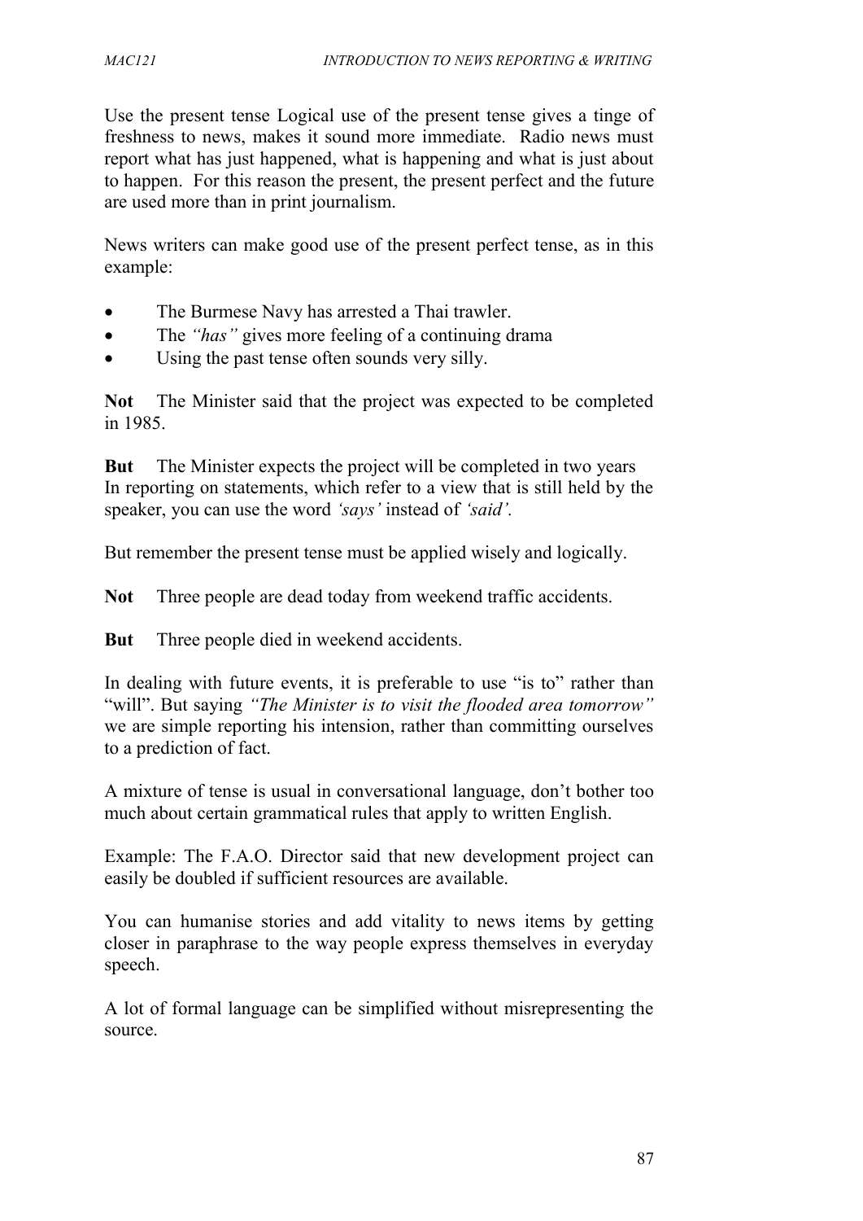Use the present tense Logical use of the present tense gives a tinge of freshness to news, makes it sound more immediate. Radio news must report what has just happened, what is happening and what is just about to happen. For this reason the present, the present perfect and the future are used more than in print journalism.

News writers can make good use of the present perfect tense, as in this example:

- The Burmese Navy has arrested a Thai trawler.
- The *"has"* gives more feeling of a continuing drama
- Using the past tense often sounds very silly.

**Not** The Minister said that the project was expected to be completed in 1985.

**But** The Minister expects the project will be completed in two years
In reporting on statements, which refer to a view that is still held by the speaker, you can use the word *'says'* instead of *'said'.*

But remember the present tense must be applied wisely and logically.

**Not** Three people are dead today from weekend traffic accidents.

**But** Three people died in weekend accidents.

In dealing with future events, it is preferable to use "is to" rather than "will". But saying *"The Minister is to visit the flooded area tomorrow"* we are simple reporting his intension, rather than committing ourselves to a prediction of fact.

A mixture of tense is usual in conversational language, don't bother too much about certain grammatical rules that apply to written English.

Example: The F.A.O. Director said that new development project can easily be doubled if sufficient resources are available.

You can humanise stories and add vitality to news items by getting closer in paraphrase to the way people express themselves in everyday speech.

A lot of formal language can be simplified without misrepresenting the source.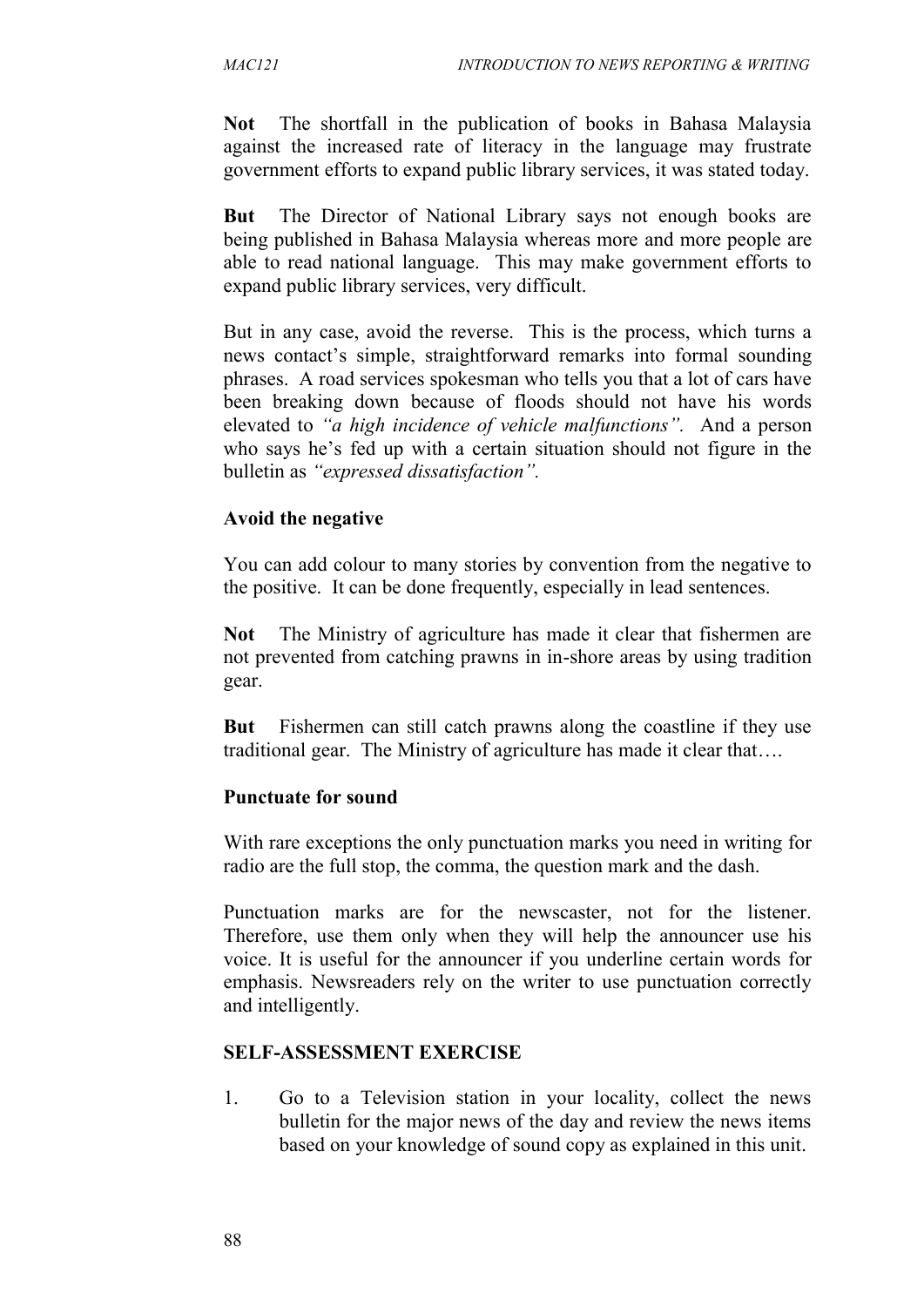**Not** The shortfall in the publication of books in Bahasa Malaysia against the increased rate of literacy in the language may frustrate government efforts to expand public library services, it was stated today.

**But** The Director of National Library says not enough books are being published in Bahasa Malaysia whereas more and more people are able to read national language. This may make government efforts to expand public library services, very difficult.

But in any case, avoid the reverse. This is the process, which turns a news contact's simple, straightforward remarks into formal sounding phrases. A road services spokesman who tells you that a lot of cars have been breaking down because of floods should not have his words elevated to *"a high incidence of vehicle malfunctions".* And a person who says he's fed up with a certain situation should not figure in the bulletin as *"expressed dissatisfaction".*

**Avoid the negative**

You can add colour to many stories by convention from the negative to the positive. It can be done frequently, especially in lead sentences.

**Not** The Ministry of agriculture has made it clear that fishermen are not prevented from catching prawns in in-shore areas by using tradition gear.

**But** Fishermen can still catch prawns along the coastline if they use traditional gear. The Ministry of agriculture has made it clear that….

**Punctuate for sound**

With rare exceptions the only punctuation marks you need in writing for radio are the full stop, the comma, the question mark and the dash.

Punctuation marks are for the newscaster, not for the listener. Therefore, use them only when they will help the announcer use his voice. It is useful for the announcer if you underline certain words for emphasis. Newsreaders rely on the writer to use punctuation correctly and intelligently.

**SELF-ASSESSMENT EXERCISE**

1. Go to a Television station in your locality, collect the news bulletin for the major news of the day and review the news items based on your knowledge of sound copy as explained in this unit.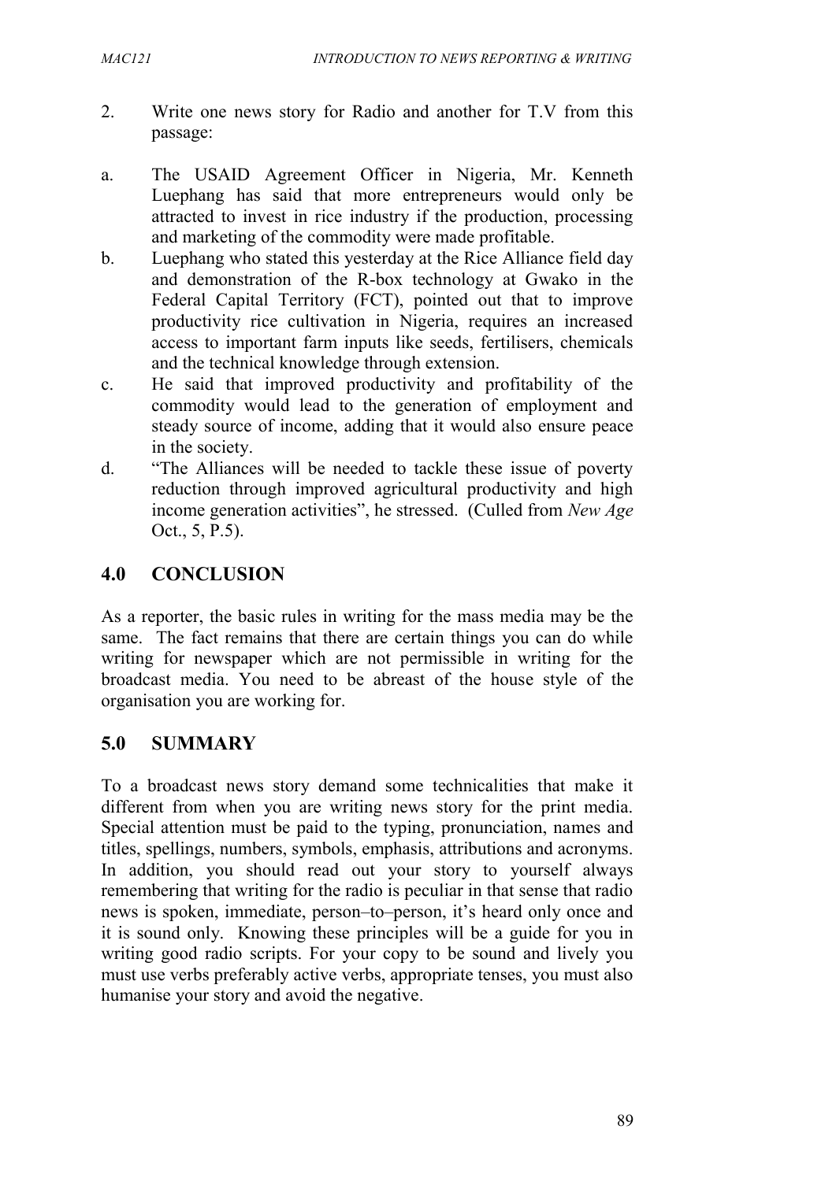2. Write one news story for Radio and another for T.V from this passage:

a. The USAID Agreement Officer in Nigeria, Mr. Kenneth Luephang has said that more entrepreneurs would only be attracted to invest in rice industry if the production, processing and marketing of the commodity were made profitable.

b. Luephang who stated this yesterday at the Rice Alliance field day and demonstration of the R-box technology at Gwako in the Federal Capital Territory (FCT), pointed out that to improve productivity rice cultivation in Nigeria, requires an increased access to important farm inputs like seeds, fertilisers, chemicals and the technical knowledge through extension.

c. He said that improved productivity and profitability of the commodity would lead to the generation of employment and steady source of income, adding that it would also ensure peace in the society.

d. "The Alliances will be needed to tackle these issue of poverty reduction through improved agricultural productivity and high income generation activities", he stressed. (Culled from *New Age* Oct., 5, P.5).

## 4.0 CONCLUSION

As a reporter, the basic rules in writing for the mass media may be the same. The fact remains that there are certain things you can do while writing for newspaper which are not permissible in writing for the broadcast media. You need to be abreast of the house style of the organisation you are working for.

## 5.0 SUMMARY

To a broadcast news story demand some technicalities that make it different from when you are writing news story for the print media. Special attention must be paid to the typing, pronunciation, names and titles, spellings, numbers, symbols, emphasis, attributions and acronyms. In addition, you should read out your story to yourself always remembering that writing for the radio is peculiar in that sense that radio news is spoken, immediate, person–to–person, it's heard only once and it is sound only. Knowing these principles will be a guide for you in writing good radio scripts. For your copy to be sound and lively you must use verbs preferably active verbs, appropriate tenses, you must also humanise your story and avoid the negative.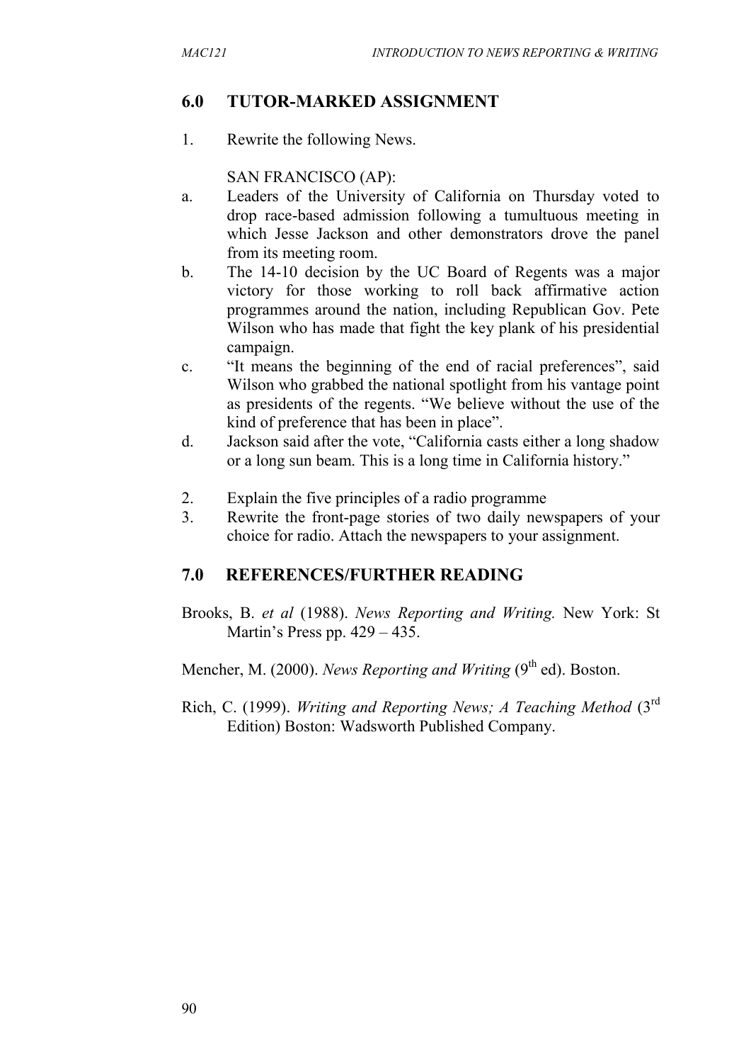## 6.0 TUTOR-MARKED ASSIGNMENT

1. Rewrite the following News.

   SAN FRANCISCO (AP):

   a. Leaders of the University of California on Thursday voted to drop race-based admission following a tumultuous meeting in which Jesse Jackson and other demonstrators drove the panel from its meeting room.
   b. The 14-10 decision by the UC Board of Regents was a major victory for those working to roll back affirmative action programmes around the nation, including Republican Gov. Pete Wilson who has made that fight the key plank of his presidential campaign.
   c. "It means the beginning of the end of racial preferences", said Wilson who grabbed the national spotlight from his vantage point as presidents of the regents. "We believe without the use of the kind of preference that has been in place".
   d. Jackson said after the vote, "California casts either a long shadow or a long sun beam. This is a long time in California history."

2. Explain the five principles of a radio programme
3. Rewrite the front-page stories of two daily newspapers of your choice for radio. Attach the newspapers to your assignment.

## 7.0 REFERENCES/FURTHER READING

Brooks, B. *et al* (1988). *News Reporting and Writing.* New York: St Martin's Press pp. 429 – 435.

Mencher, M. (2000). *News Reporting and Writing* (9th ed). Boston.

Rich, C. (1999). *Writing and Reporting News; A Teaching Method* (3rd Edition) Boston: Wadsworth Published Company.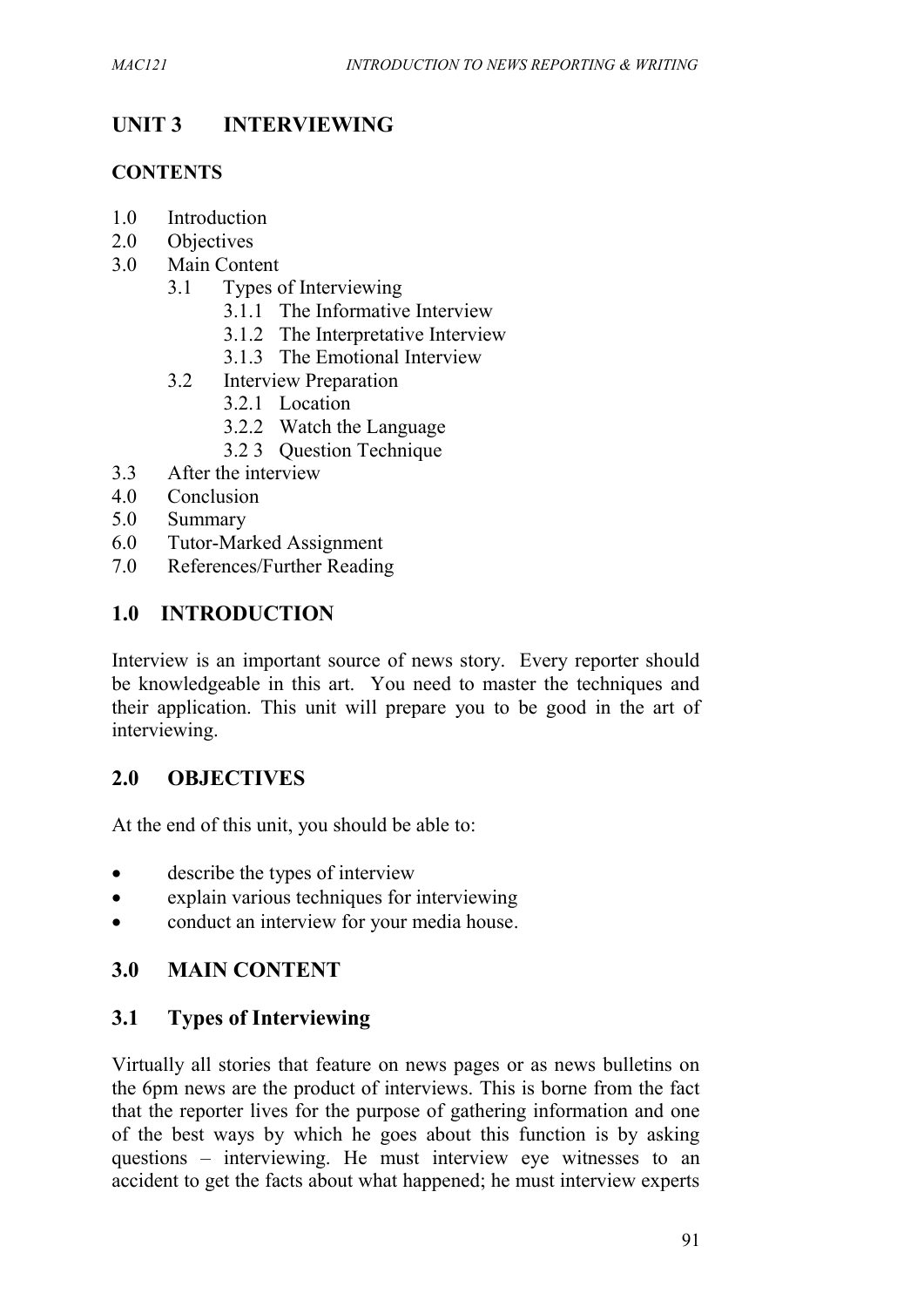# UNIT 3 INTERVIEWING

## CONTENTS

- 1.0 Introduction
- 2.0 Objectives
- 3.0 Main Content
  - 3.1 Types of Interviewing
    - 3.1.1 The Informative Interview
    - 3.1.2 The Interpretative Interview
    - 3.1.3 The Emotional Interview
  - 3.2 Interview Preparation
    - 3.2.1 Location
    - 3.2.2 Watch the Language
    - 3.2 3 Question Technique
- 3.3 After the interview
- 4.0 Conclusion
- 5.0 Summary
- 6.0 Tutor-Marked Assignment
- 7.0 References/Further Reading

## 1.0 INTRODUCTION

Interview is an important source of news story. Every reporter should be knowledgeable in this art. You need to master the techniques and their application. This unit will prepare you to be good in the art of interviewing.

## 2.0 OBJECTIVES

At the end of this unit, you should be able to:

- describe the types of interview
- explain various techniques for interviewing
- conduct an interview for your media house.

## 3.0 MAIN CONTENT

### 3.1 Types of Interviewing

Virtually all stories that feature on news pages or as news bulletins on the 6pm news are the product of interviews. This is borne from the fact that the reporter lives for the purpose of gathering information and one of the best ways by which he goes about this function is by asking questions – interviewing. He must interview eye witnesses to an accident to get the facts about what happened; he must interview experts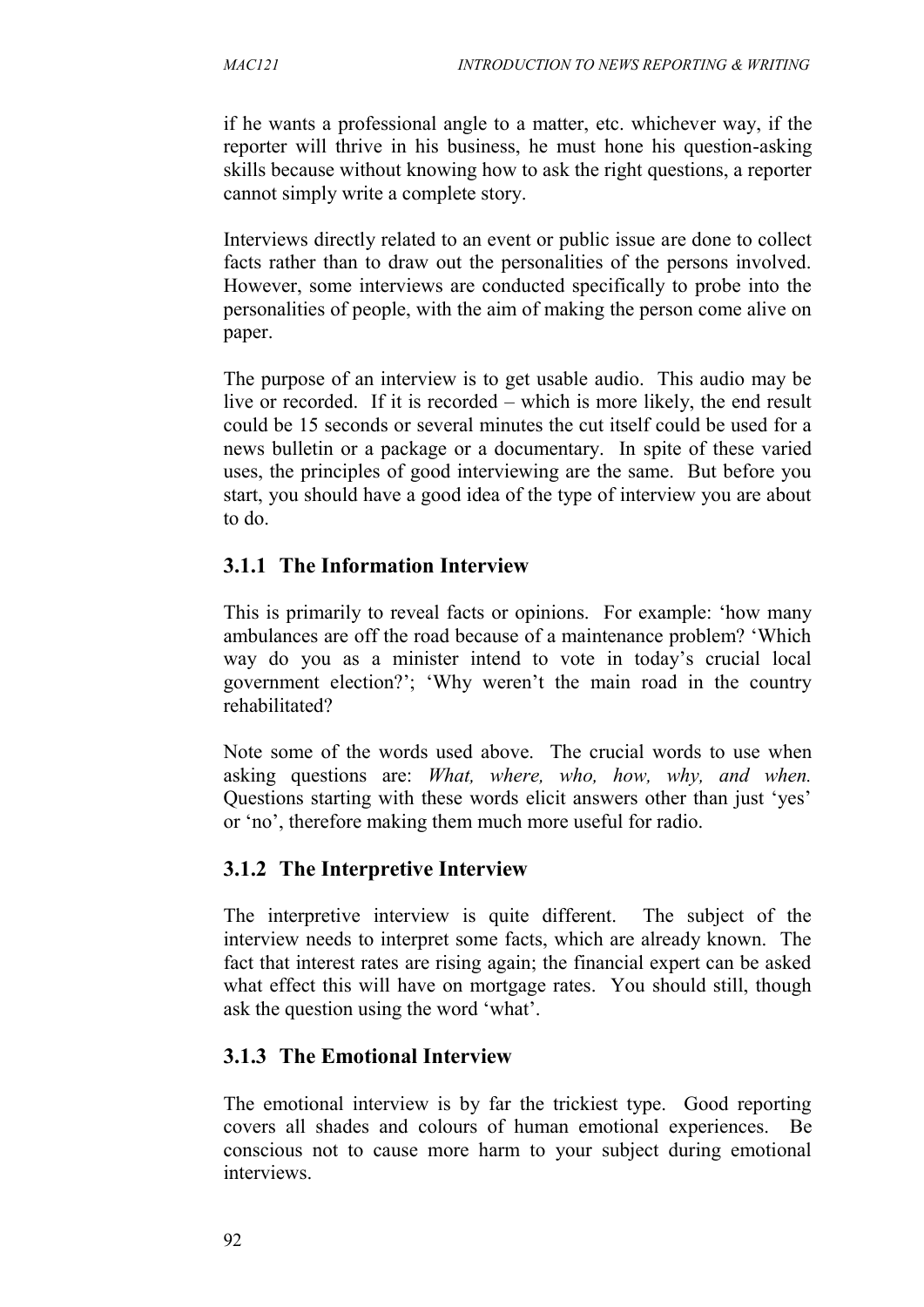if he wants a professional angle to a matter, etc. whichever way, if the reporter will thrive in his business, he must hone his question-asking skills because without knowing how to ask the right questions, a reporter cannot simply write a complete story.

Interviews directly related to an event or public issue are done to collect facts rather than to draw out the personalities of the persons involved. However, some interviews are conducted specifically to probe into the personalities of people, with the aim of making the person come alive on paper.

The purpose of an interview is to get usable audio. This audio may be live or recorded. If it is recorded – which is more likely, the end result could be 15 seconds or several minutes the cut itself could be used for a news bulletin or a package or a documentary. In spite of these varied uses, the principles of good interviewing are the same. But before you start, you should have a good idea of the type of interview you are about to do.

### 3.1.1 The Information Interview

This is primarily to reveal facts or opinions. For example: 'how many ambulances are off the road because of a maintenance problem? 'Which way do you as a minister intend to vote in today's crucial local government election?'; 'Why weren't the main road in the country rehabilitated?

Note some of the words used above. The crucial words to use when asking questions are: *What, where, who, how, why, and when.* Questions starting with these words elicit answers other than just 'yes' or 'no', therefore making them much more useful for radio.

### 3.1.2 The Interpretive Interview

The interpretive interview is quite different. The subject of the interview needs to interpret some facts, which are already known. The fact that interest rates are rising again; the financial expert can be asked what effect this will have on mortgage rates. You should still, though ask the question using the word 'what'.

### 3.1.3 The Emotional Interview

The emotional interview is by far the trickiest type. Good reporting covers all shades and colours of human emotional experiences. Be conscious not to cause more harm to your subject during emotional interviews.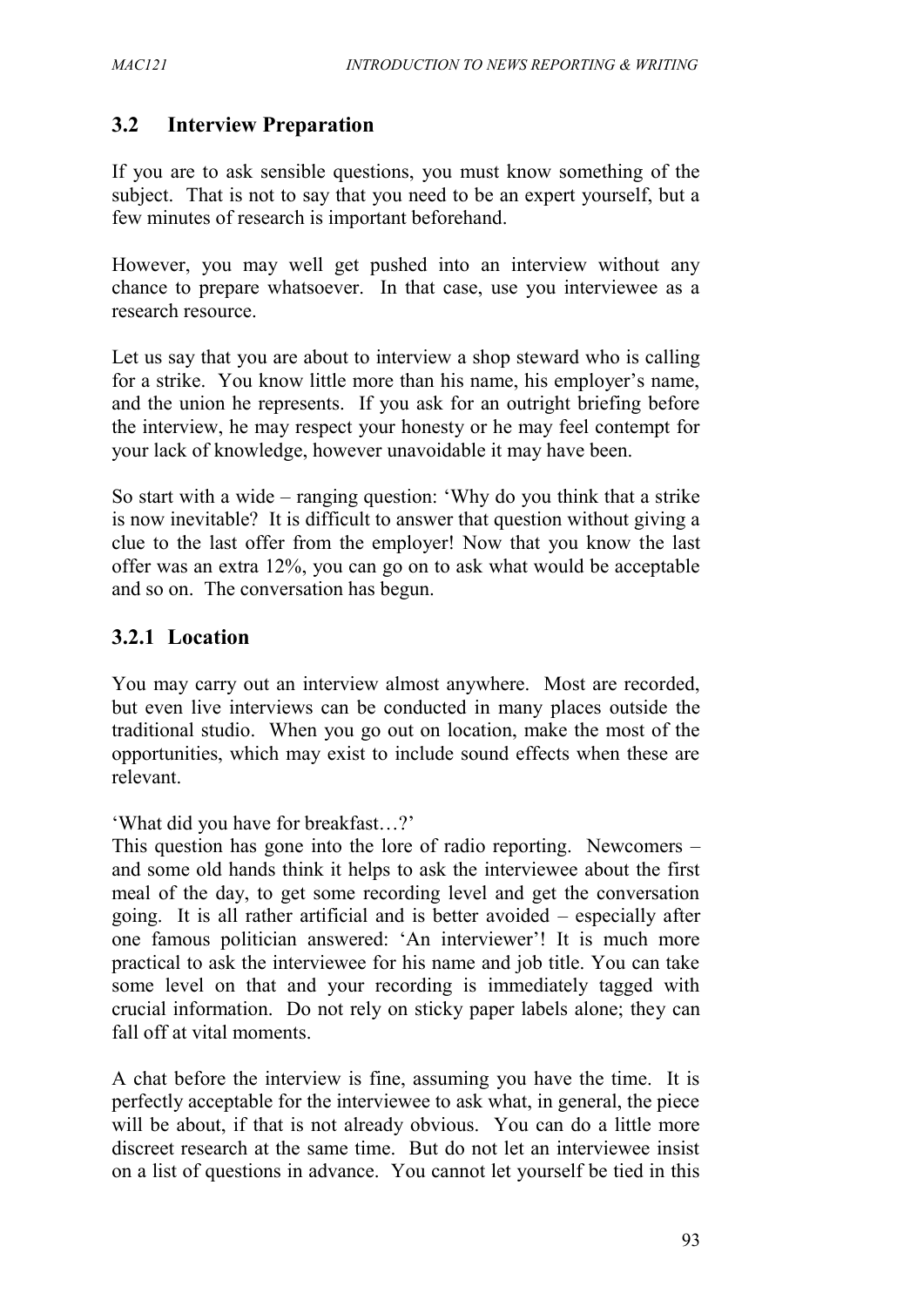## 3.2 Interview Preparation

If you are to ask sensible questions, you must know something of the subject. That is not to say that you need to be an expert yourself, but a few minutes of research is important beforehand.

However, you may well get pushed into an interview without any chance to prepare whatsoever. In that case, use you interviewee as a research resource.

Let us say that you are about to interview a shop steward who is calling for a strike. You know little more than his name, his employer's name, and the union he represents. If you ask for an outright briefing before the interview, he may respect your honesty or he may feel contempt for your lack of knowledge, however unavoidable it may have been.

So start with a wide – ranging question: 'Why do you think that a strike is now inevitable? It is difficult to answer that question without giving a clue to the last offer from the employer! Now that you know the last offer was an extra 12%, you can go on to ask what would be acceptable and so on. The conversation has begun.

### 3.2.1 Location

You may carry out an interview almost anywhere. Most are recorded, but even live interviews can be conducted in many places outside the traditional studio. When you go out on location, make the most of the opportunities, which may exist to include sound effects when these are relevant.

'What did you have for breakfast…?'
This question has gone into the lore of radio reporting. Newcomers – and some old hands think it helps to ask the interviewee about the first meal of the day, to get some recording level and get the conversation going. It is all rather artificial and is better avoided – especially after one famous politician answered: 'An interviewer'! It is much more practical to ask the interviewee for his name and job title. You can take some level on that and your recording is immediately tagged with crucial information. Do not rely on sticky paper labels alone; they can fall off at vital moments.

A chat before the interview is fine, assuming you have the time. It is perfectly acceptable for the interviewee to ask what, in general, the piece will be about, if that is not already obvious. You can do a little more discreet research at the same time. But do not let an interviewee insist on a list of questions in advance. You cannot let yourself be tied in this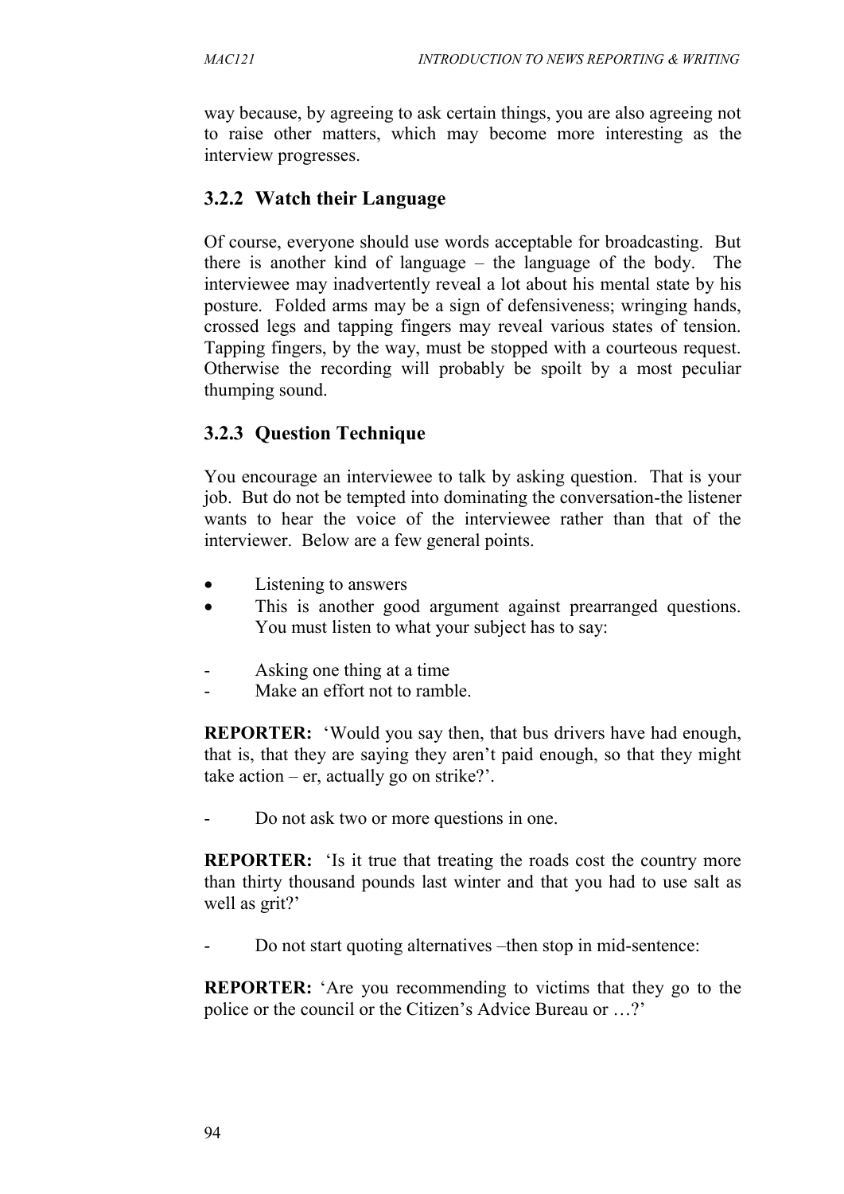way because, by agreeing to ask certain things, you are also agreeing not to raise other matters, which may become more interesting as the interview progresses.

### 3.2.2 Watch their Language

Of course, everyone should use words acceptable for broadcasting. But there is another kind of language – the language of the body. The interviewee may inadvertently reveal a lot about his mental state by his posture. Folded arms may be a sign of defensiveness; wringing hands, crossed legs and tapping fingers may reveal various states of tension. Tapping fingers, by the way, must be stopped with a courteous request. Otherwise the recording will probably be spoilt by a most peculiar thumping sound.

### 3.2.3 Question Technique

You encourage an interviewee to talk by asking question. That is your job. But do not be tempted into dominating the conversation-the listener wants to hear the voice of the interviewee rather than that of the interviewer. Below are a few general points.

- Listening to answers
- This is another good argument against prearranged questions. You must listen to what your subject has to say:

- Asking one thing at a time
- Make an effort not to ramble.

**REPORTER:** 'Would you say then, that bus drivers have had enough, that is, that they are saying they aren't paid enough, so that they might take action – er, actually go on strike?'.

- Do not ask two or more questions in one.

**REPORTER:** 'Is it true that treating the roads cost the country more than thirty thousand pounds last winter and that you had to use salt as well as grit?'

- Do not start quoting alternatives –then stop in mid-sentence:

**REPORTER:** 'Are you recommending to victims that they go to the police or the council or the Citizen's Advice Bureau or …?'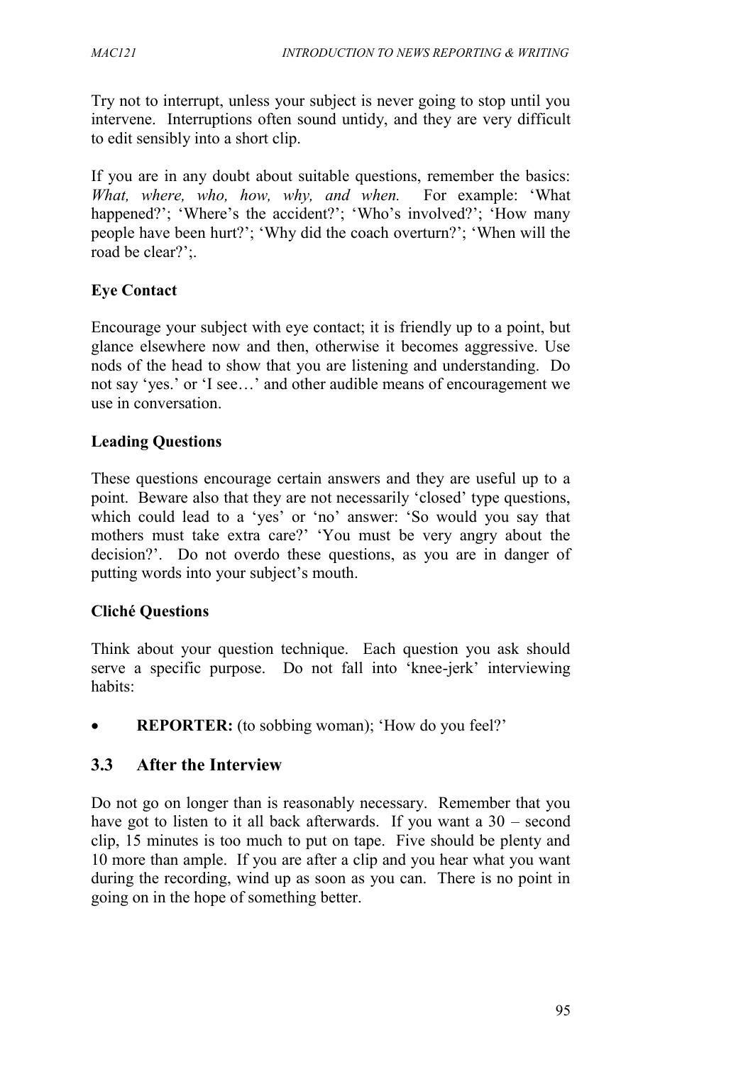Try not to interrupt, unless your subject is never going to stop until you intervene. Interruptions often sound untidy, and they are very difficult to edit sensibly into a short clip.

If you are in any doubt about suitable questions, remember the basics: *What, where, who, how, why, and when.* For example: 'What happened?'; 'Where's the accident?'; 'Who's involved?'; 'How many people have been hurt?'; 'Why did the coach overturn?'; 'When will the road be clear?';.

**Eye Contact**

Encourage your subject with eye contact; it is friendly up to a point, but glance elsewhere now and then, otherwise it becomes aggressive. Use nods of the head to show that you are listening and understanding. Do not say 'yes.' or 'I see…' and other audible means of encouragement we use in conversation.

**Leading Questions**

These questions encourage certain answers and they are useful up to a point. Beware also that they are not necessarily 'closed' type questions, which could lead to a 'yes' or 'no' answer: 'So would you say that mothers must take extra care?' 'You must be very angry about the decision?'. Do not overdo these questions, as you are in danger of putting words into your subject's mouth.

**Cliché Questions**

Think about your question technique. Each question you ask should serve a specific purpose. Do not fall into 'knee-jerk' interviewing habits:

- **REPORTER:** (to sobbing woman); 'How do you feel?'

## 3.3 After the Interview

Do not go on longer than is reasonably necessary. Remember that you have got to listen to it all back afterwards. If you want a 30 – second clip, 15 minutes is too much to put on tape. Five should be plenty and 10 more than ample. If you are after a clip and you hear what you want during the recording, wind up as soon as you can. There is no point in going on in the hope of something better.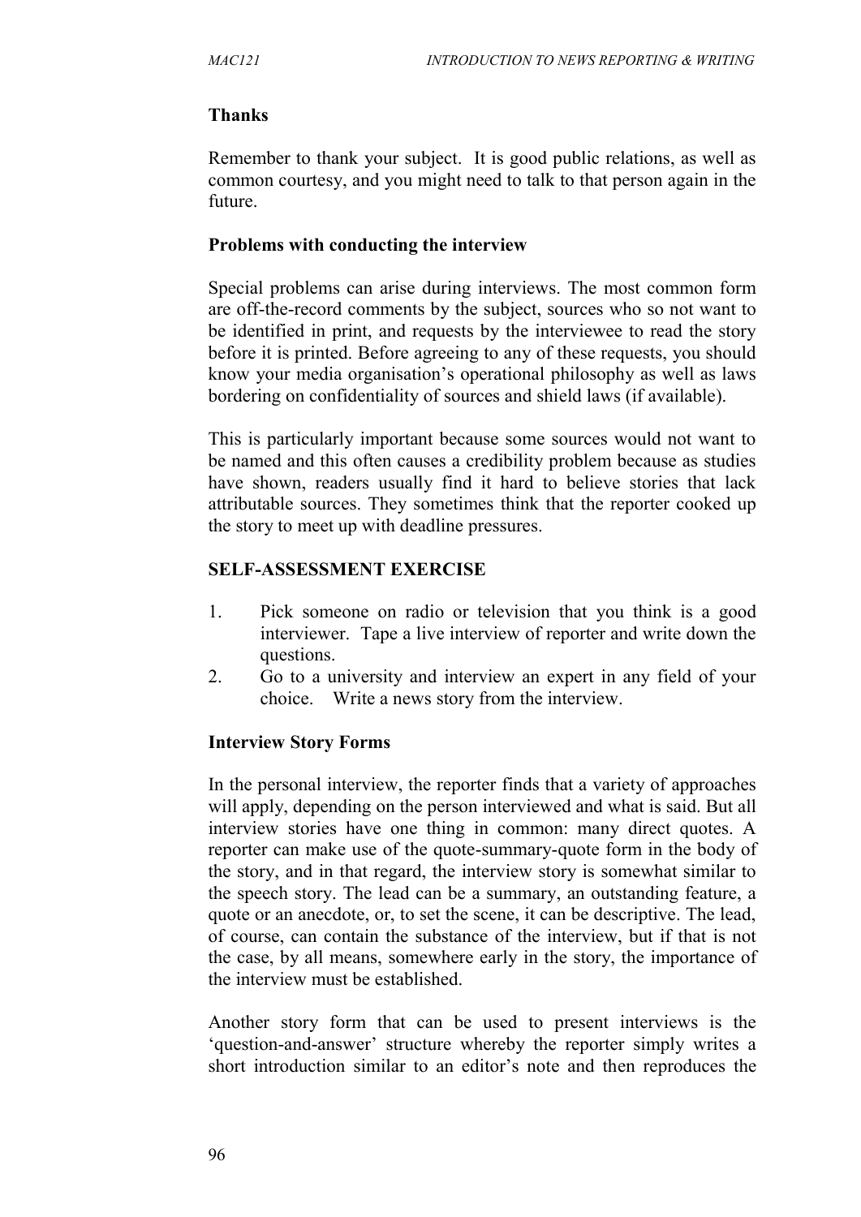### Thanks

Remember to thank your subject. It is good public relations, as well as common courtesy, and you might need to talk to that person again in the future.

### Problems with conducting the interview

Special problems can arise during interviews. The most common form are off-the-record comments by the subject, sources who so not want to be identified in print, and requests by the interviewee to read the story before it is printed. Before agreeing to any of these requests, you should know your media organisation's operational philosophy as well as laws bordering on confidentiality of sources and shield laws (if available).

This is particularly important because some sources would not want to be named and this often causes a credibility problem because as studies have shown, readers usually find it hard to believe stories that lack attributable sources. They sometimes think that the reporter cooked up the story to meet up with deadline pressures.

### SELF-ASSESSMENT EXERCISE

1. Pick someone on radio or television that you think is a good interviewer. Tape a live interview of reporter and write down the questions.
2. Go to a university and interview an expert in any field of your choice. Write a news story from the interview.

### Interview Story Forms

In the personal interview, the reporter finds that a variety of approaches will apply, depending on the person interviewed and what is said. But all interview stories have one thing in common: many direct quotes. A reporter can make use of the quote-summary-quote form in the body of the story, and in that regard, the interview story is somewhat similar to the speech story. The lead can be a summary, an outstanding feature, a quote or an anecdote, or, to set the scene, it can be descriptive. The lead, of course, can contain the substance of the interview, but if that is not the case, by all means, somewhere early in the story, the importance of the interview must be established.

Another story form that can be used to present interviews is the 'question-and-answer' structure whereby the reporter simply writes a short introduction similar to an editor's note and then reproduces the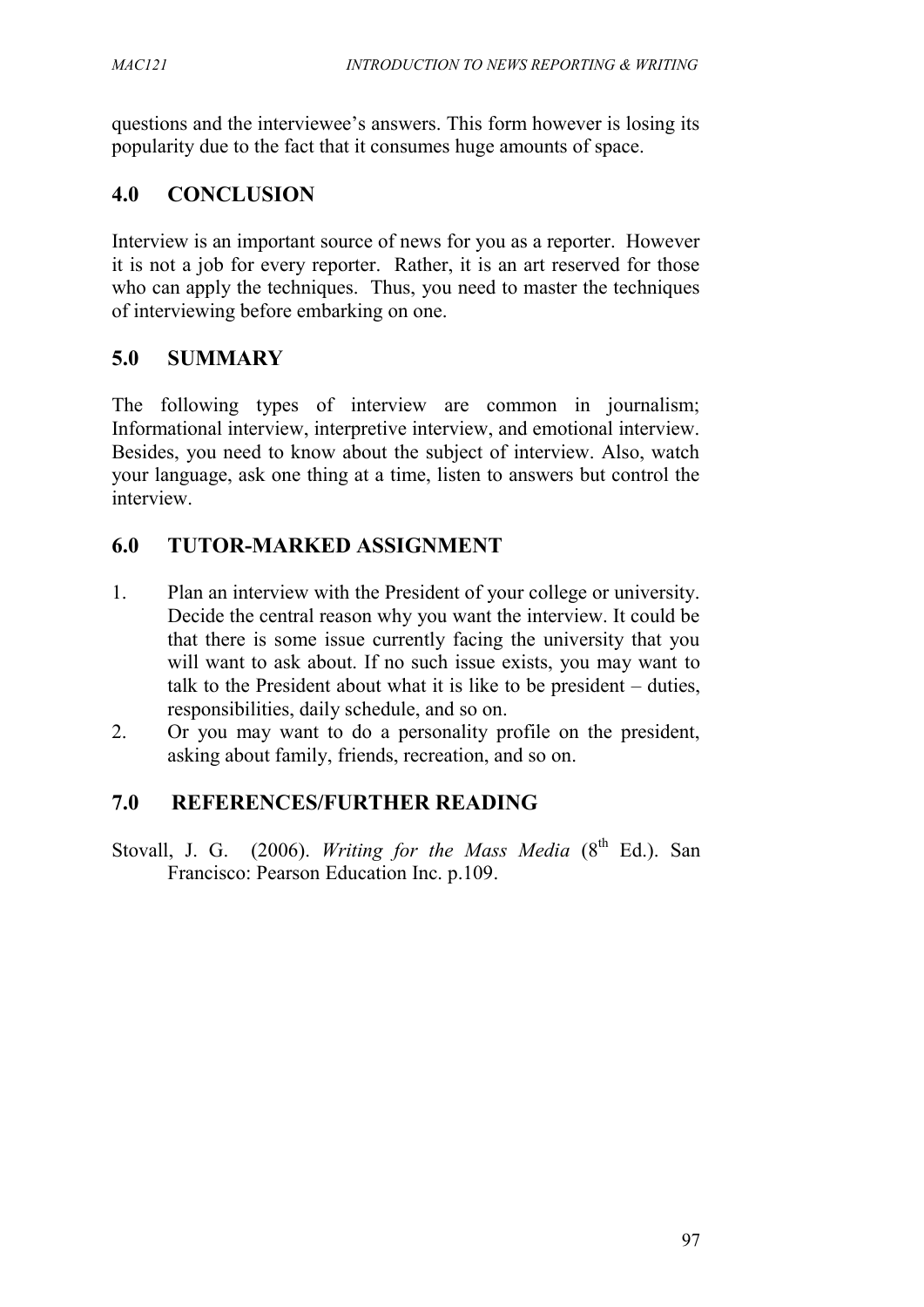questions and the interviewee's answers. This form however is losing its popularity due to the fact that it consumes huge amounts of space.

## 4.0 CONCLUSION

Interview is an important source of news for you as a reporter. However it is not a job for every reporter. Rather, it is an art reserved for those who can apply the techniques. Thus, you need to master the techniques of interviewing before embarking on one.

## 5.0 SUMMARY

The following types of interview are common in journalism; Informational interview, interpretive interview, and emotional interview. Besides, you need to know about the subject of interview. Also, watch your language, ask one thing at a time, listen to answers but control the interview.

## 6.0 TUTOR-MARKED ASSIGNMENT

1. Plan an interview with the President of your college or university. Decide the central reason why you want the interview. It could be that there is some issue currently facing the university that you will want to ask about. If no such issue exists, you may want to talk to the President about what it is like to be president – duties, responsibilities, daily schedule, and so on.
2. Or you may want to do a personality profile on the president, asking about family, friends, recreation, and so on.

## 7.0 REFERENCES/FURTHER READING

Stovall, J. G. (2006). *Writing for the Mass Media* (8th Ed.). San Francisco: Pearson Education Inc. p.109.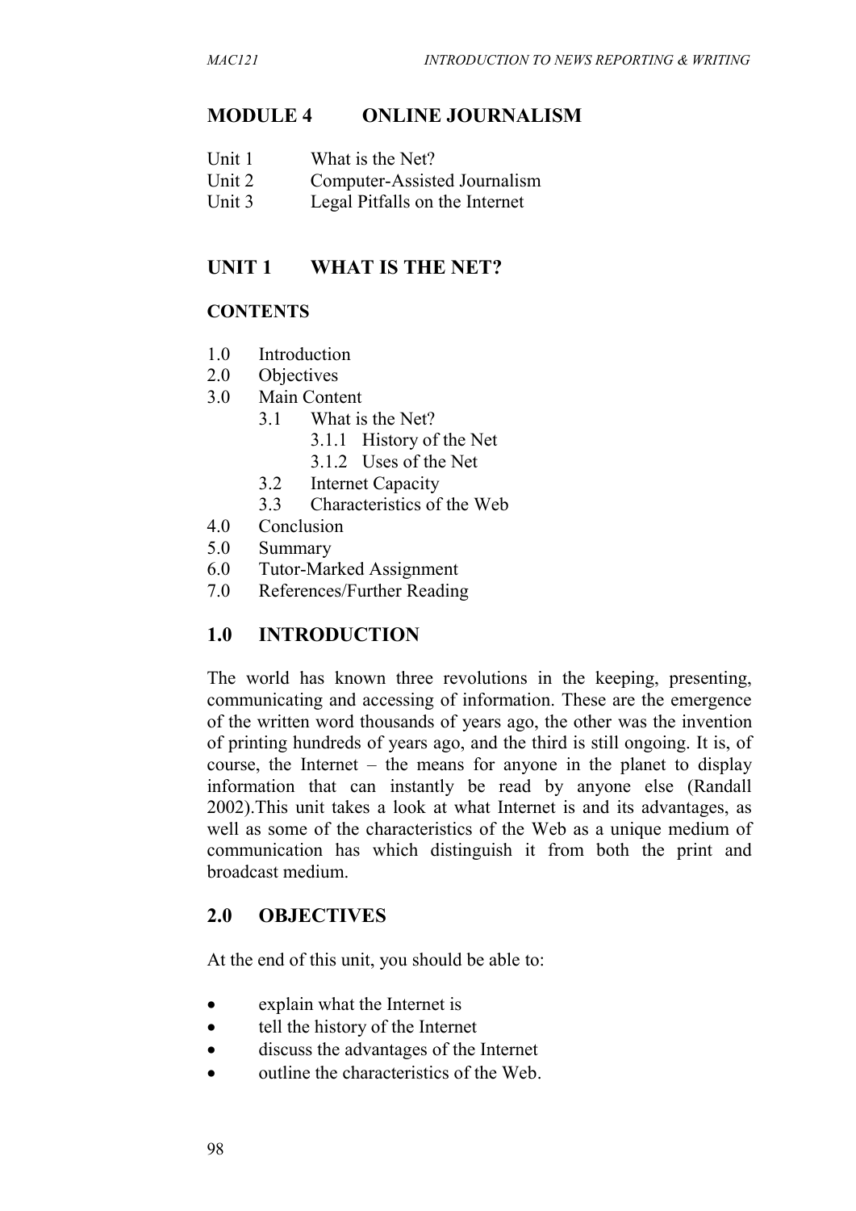# MODULE 4 ONLINE JOURNALISM

Unit 1 What is the Net?
Unit 2 Computer-Assisted Journalism
Unit 3 Legal Pitfalls on the Internet

## UNIT 1 WHAT IS THE NET?

### CONTENTS

1.0 Introduction
2.0 Objectives
3.0 Main Content
  3.1 What is the Net?
    3.1.1 History of the Net
    3.1.2 Uses of the Net
  3.2 Internet Capacity
  3.3 Characteristics of the Web
4.0 Conclusion
5.0 Summary
6.0 Tutor-Marked Assignment
7.0 References/Further Reading

## 1.0 INTRODUCTION

The world has known three revolutions in the keeping, presenting, communicating and accessing of information. These are the emergence of the written word thousands of years ago, the other was the invention of printing hundreds of years ago, and the third is still ongoing. It is, of course, the Internet – the means for anyone in the planet to display information that can instantly be read by anyone else (Randall 2002).This unit takes a look at what Internet is and its advantages, as well as some of the characteristics of the Web as a unique medium of communication has which distinguish it from both the print and broadcast medium.

## 2.0 OBJECTIVES

At the end of this unit, you should be able to:

- explain what the Internet is
- tell the history of the Internet
- discuss the advantages of the Internet
- outline the characteristics of the Web.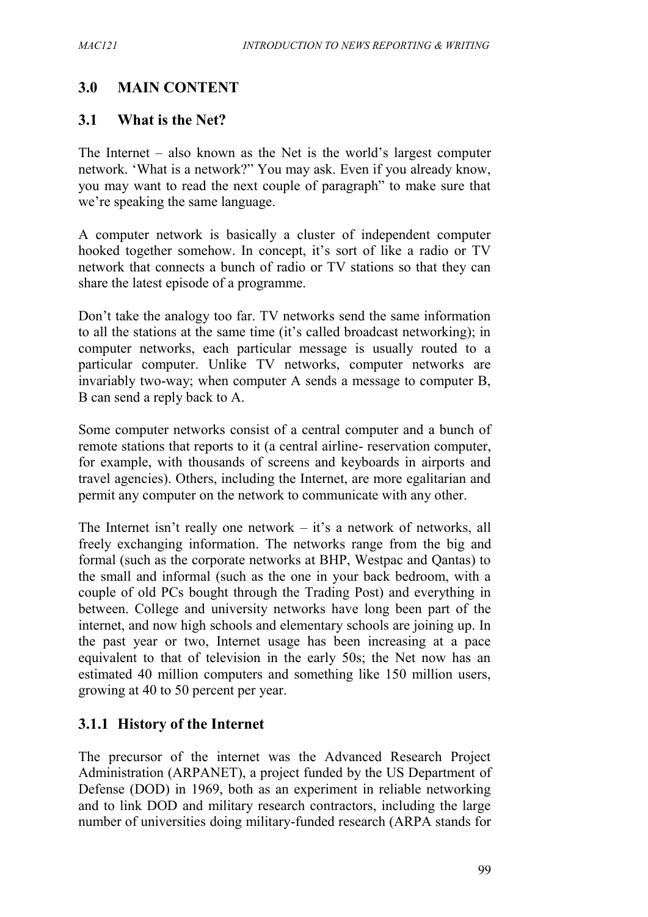## 3.0 MAIN CONTENT

### 3.1 What is the Net?

The Internet – also known as the Net is the world's largest computer network. 'What is a network?" You may ask. Even if you already know, you may want to read the next couple of paragraph" to make sure that we're speaking the same language.

A computer network is basically a cluster of independent computer hooked together somehow. In concept, it's sort of like a radio or TV network that connects a bunch of radio or TV stations so that they can share the latest episode of a programme.

Don't take the analogy too far. TV networks send the same information to all the stations at the same time (it's called broadcast networking); in computer networks, each particular message is usually routed to a particular computer. Unlike TV networks, computer networks are invariably two-way; when computer A sends a message to computer B, B can send a reply back to A.

Some computer networks consist of a central computer and a bunch of remote stations that reports to it (a central airline- reservation computer, for example, with thousands of screens and keyboards in airports and travel agencies). Others, including the Internet, are more egalitarian and permit any computer on the network to communicate with any other.

The Internet isn't really one network – it's a network of networks, all freely exchanging information. The networks range from the big and formal (such as the corporate networks at BHP, Westpac and Qantas) to the small and informal (such as the one in your back bedroom, with a couple of old PCs bought through the Trading Post) and everything in between. College and university networks have long been part of the internet, and now high schools and elementary schools are joining up. In the past year or two, Internet usage has been increasing at a pace equivalent to that of television in the early 50s; the Net now has an estimated 40 million computers and something like 150 million users, growing at 40 to 50 percent per year.

#### 3.1.1 History of the Internet

The precursor of the internet was the Advanced Research Project Administration (ARPANET), a project funded by the US Department of Defense (DOD) in 1969, both as an experiment in reliable networking and to link DOD and military research contractors, including the large number of universities doing military-funded research (ARPA stands for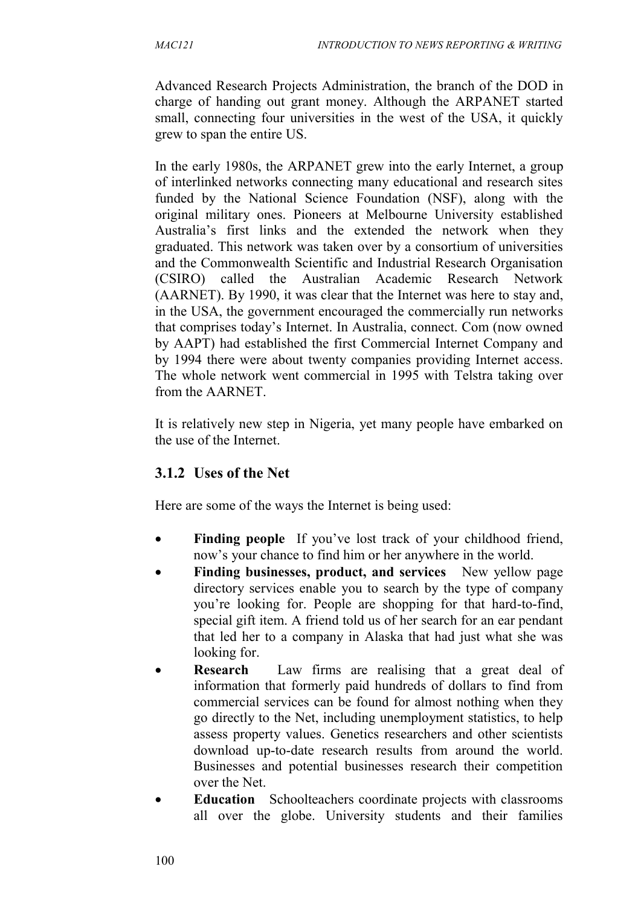Advanced Research Projects Administration, the branch of the DOD in charge of handing out grant money. Although the ARPANET started small, connecting four universities in the west of the USA, it quickly grew to span the entire US.

In the early 1980s, the ARPANET grew into the early Internet, a group of interlinked networks connecting many educational and research sites funded by the National Science Foundation (NSF), along with the original military ones. Pioneers at Melbourne University established Australia's first links and the extended the network when they graduated. This network was taken over by a consortium of universities and the Commonwealth Scientific and Industrial Research Organisation (CSIRO) called the Australian Academic Research Network (AARNET). By 1990, it was clear that the Internet was here to stay and, in the USA, the government encouraged the commercially run networks that comprises today's Internet. In Australia, connect. Com (now owned by AAPT) had established the first Commercial Internet Company and by 1994 there were about twenty companies providing Internet access. The whole network went commercial in 1995 with Telstra taking over from the AARNET.

It is relatively new step in Nigeria, yet many people have embarked on the use of the Internet.

### 3.1.2 Uses of the Net

Here are some of the ways the Internet is being used:

- **Finding people** If you've lost track of your childhood friend, now's your chance to find him or her anywhere in the world.
- **Finding businesses, product, and services** New yellow page directory services enable you to search by the type of company you're looking for. People are shopping for that hard-to-find, special gift item. A friend told us of her search for an ear pendant that led her to a company in Alaska that had just what she was looking for.
- **Research** Law firms are realising that a great deal of information that formerly paid hundreds of dollars to find from commercial services can be found for almost nothing when they go directly to the Net, including unemployment statistics, to help assess property values. Genetics researchers and other scientists download up-to-date research results from around the world. Businesses and potential businesses research their competition over the Net.
- **Education** Schoolteachers coordinate projects with classrooms all over the globe. University students and their families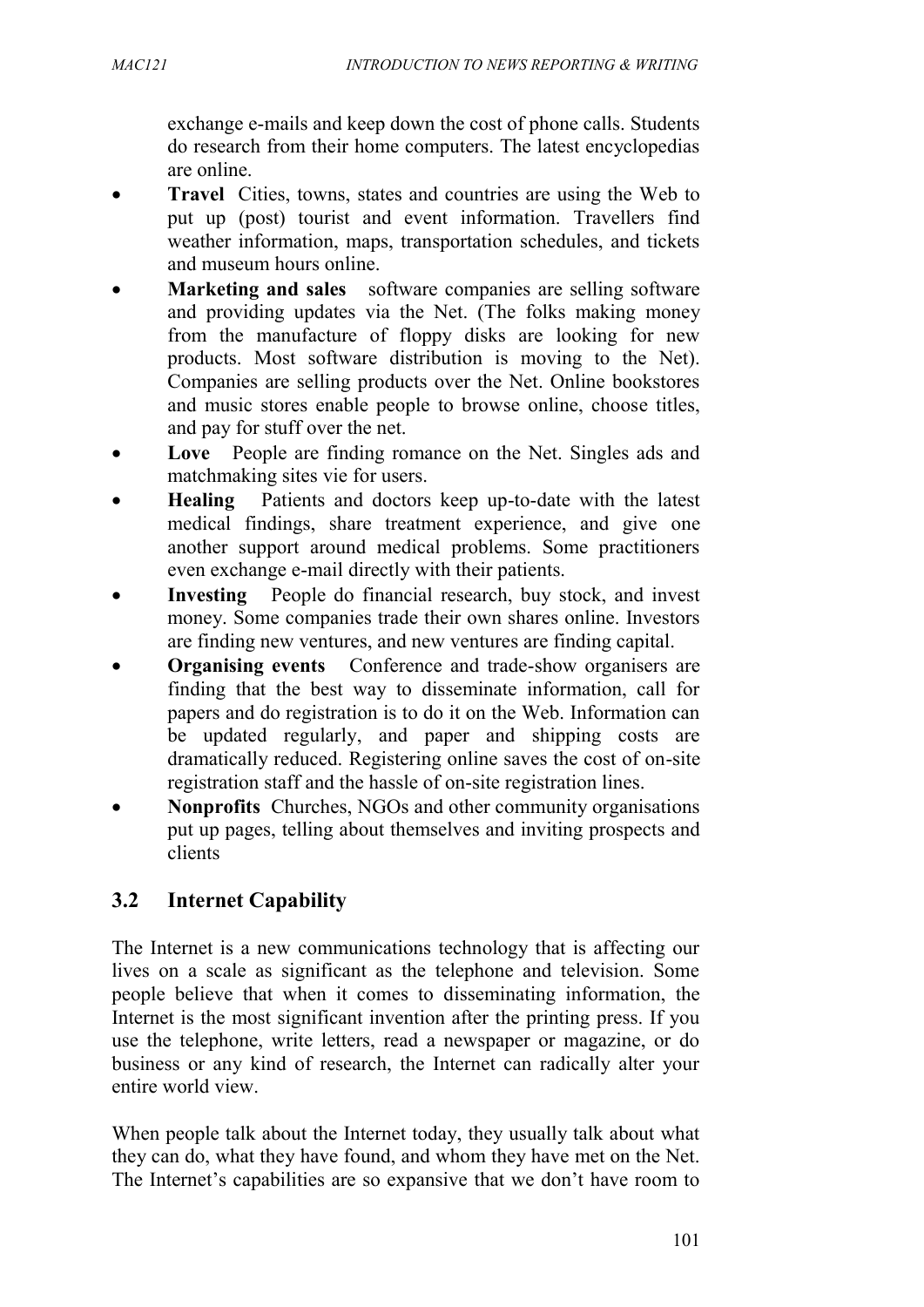exchange e-mails and keep down the cost of phone calls. Students do research from their home computers. The latest encyclopedias are online.

- **Travel** Cities, towns, states and countries are using the Web to put up (post) tourist and event information. Travellers find weather information, maps, transportation schedules, and tickets and museum hours online.
- **Marketing and sales** software companies are selling software and providing updates via the Net. (The folks making money from the manufacture of floppy disks are looking for new products. Most software distribution is moving to the Net). Companies are selling products over the Net. Online bookstores and music stores enable people to browse online, choose titles, and pay for stuff over the net.
- **Love** People are finding romance on the Net. Singles ads and matchmaking sites vie for users.
- **Healing** Patients and doctors keep up-to-date with the latest medical findings, share treatment experience, and give one another support around medical problems. Some practitioners even exchange e-mail directly with their patients.
- **Investing** People do financial research, buy stock, and invest money. Some companies trade their own shares online. Investors are finding new ventures, and new ventures are finding capital.
- **Organising events** Conference and trade-show organisers are finding that the best way to disseminate information, call for papers and do registration is to do it on the Web. Information can be updated regularly, and paper and shipping costs are dramatically reduced. Registering online saves the cost of on-site registration staff and the hassle of on-site registration lines.
- **Nonprofits** Churches, NGOs and other community organisations put up pages, telling about themselves and inviting prospects and clients

## 3.2 Internet Capability

The Internet is a new communications technology that is affecting our lives on a scale as significant as the telephone and television. Some people believe that when it comes to disseminating information, the Internet is the most significant invention after the printing press. If you use the telephone, write letters, read a newspaper or magazine, or do business or any kind of research, the Internet can radically alter your entire world view.

When people talk about the Internet today, they usually talk about what they can do, what they have found, and whom they have met on the Net. The Internet's capabilities are so expansive that we don't have room to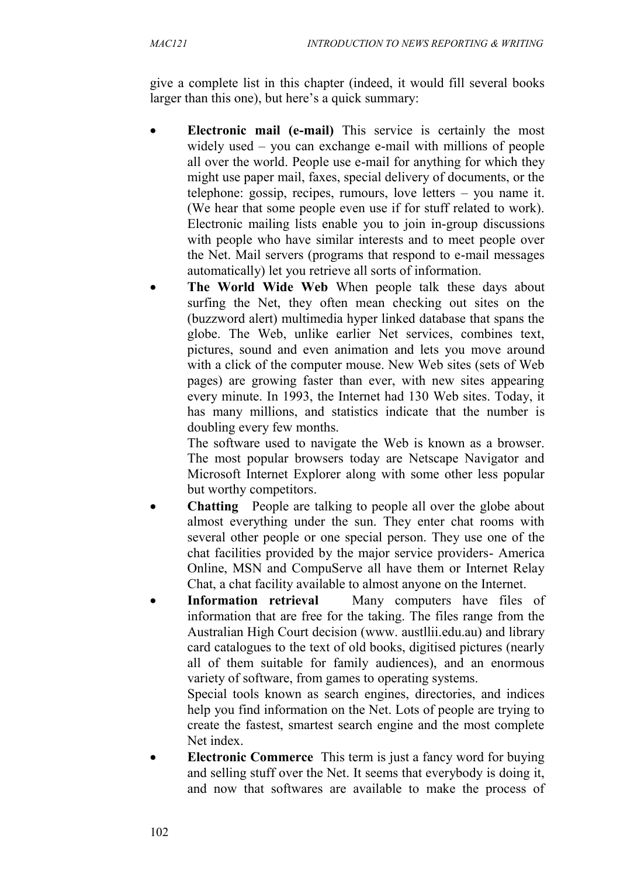give a complete list in this chapter (indeed, it would fill several books larger than this one), but here's a quick summary:

- **Electronic mail (e-mail)** This service is certainly the most widely used – you can exchange e-mail with millions of people all over the world. People use e-mail for anything for which they might use paper mail, faxes, special delivery of documents, or the telephone: gossip, recipes, rumours, love letters – you name it. (We hear that some people even use if for stuff related to work). Electronic mailing lists enable you to join in-group discussions with people who have similar interests and to meet people over the Net. Mail servers (programs that respond to e-mail messages automatically) let you retrieve all sorts of information.
- **The World Wide Web** When people talk these days about surfing the Net, they often mean checking out sites on the (buzzword alert) multimedia hyper linked database that spans the globe. The Web, unlike earlier Net services, combines text, pictures, sound and even animation and lets you move around with a click of the computer mouse. New Web sites (sets of Web pages) are growing faster than ever, with new sites appearing every minute. In 1993, the Internet had 130 Web sites. Today, it has many millions, and statistics indicate that the number is doubling every few months.

  The software used to navigate the Web is known as a browser. The most popular browsers today are Netscape Navigator and Microsoft Internet Explorer along with some other less popular but worthy competitors.
- **Chatting** People are talking to people all over the globe about almost everything under the sun. They enter chat rooms with several other people or one special person. They use one of the chat facilities provided by the major service providers- America Online, MSN and CompuServe all have them or Internet Relay Chat, a chat facility available to almost anyone on the Internet.
- **Information retrieval** Many computers have files of information that are free for the taking. The files range from the Australian High Court decision (www. austllii.edu.au) and library card catalogues to the text of old books, digitised pictures (nearly all of them suitable for family audiences), and an enormous variety of software, from games to operating systems.

  Special tools known as search engines, directories, and indices help you find information on the Net. Lots of people are trying to create the fastest, smartest search engine and the most complete Net index.
- **Electronic Commerce** This term is just a fancy word for buying and selling stuff over the Net. It seems that everybody is doing it, and now that softwares are available to make the process of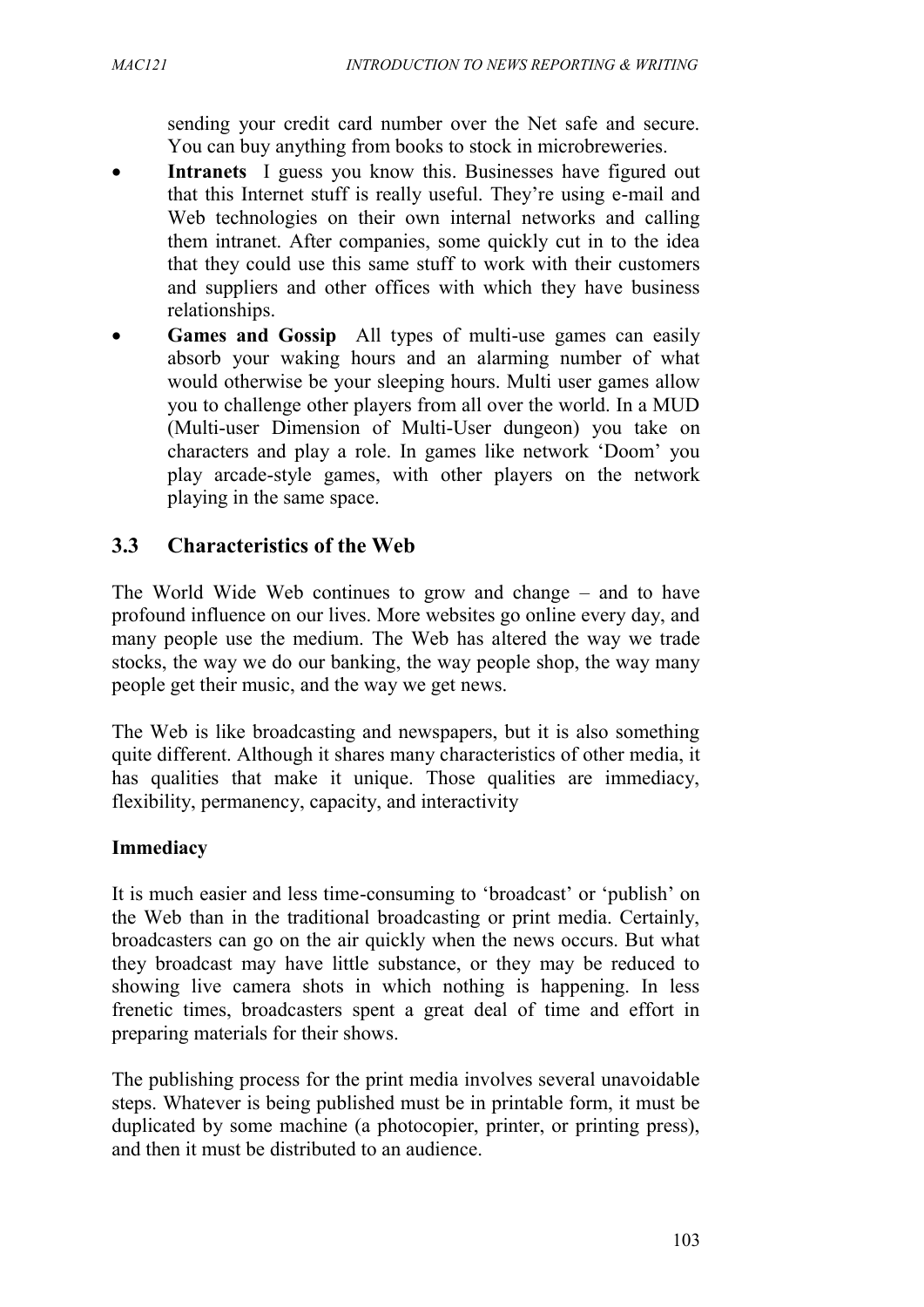sending your credit card number over the Net safe and secure. You can buy anything from books to stock in microbreweries.

- **Intranets** I guess you know this. Businesses have figured out that this Internet stuff is really useful. They're using e-mail and Web technologies on their own internal networks and calling them intranet. After companies, some quickly cut in to the idea that they could use this same stuff to work with their customers and suppliers and other offices with which they have business relationships.
- **Games and Gossip** All types of multi-use games can easily absorb your waking hours and an alarming number of what would otherwise be your sleeping hours. Multi user games allow you to challenge other players from all over the world. In a MUD (Multi-user Dimension of Multi-User dungeon) you take on characters and play a role. In games like network 'Doom' you play arcade-style games, with other players on the network playing in the same space.

## 3.3 Characteristics of the Web

The World Wide Web continues to grow and change – and to have profound influence on our lives. More websites go online every day, and many people use the medium. The Web has altered the way we trade stocks, the way we do our banking, the way people shop, the way many people get their music, and the way we get news.

The Web is like broadcasting and newspapers, but it is also something quite different. Although it shares many characteristics of other media, it has qualities that make it unique. Those qualities are immediacy, flexibility, permanency, capacity, and interactivity

**Immediacy**

It is much easier and less time-consuming to 'broadcast' or 'publish' on the Web than in the traditional broadcasting or print media. Certainly, broadcasters can go on the air quickly when the news occurs. But what they broadcast may have little substance, or they may be reduced to showing live camera shots in which nothing is happening. In less frenetic times, broadcasters spent a great deal of time and effort in preparing materials for their shows.

The publishing process for the print media involves several unavoidable steps. Whatever is being published must be in printable form, it must be duplicated by some machine (a photocopier, printer, or printing press), and then it must be distributed to an audience.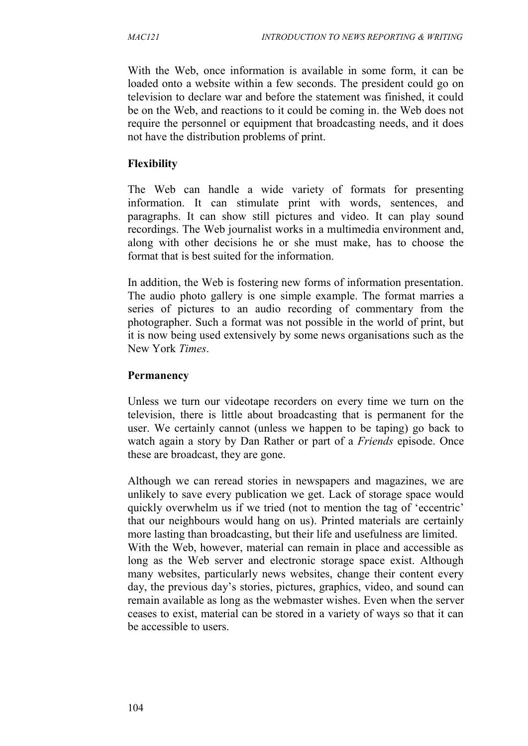With the Web, once information is available in some form, it can be loaded onto a website within a few seconds. The president could go on television to declare war and before the statement was finished, it could be on the Web, and reactions to it could be coming in. the Web does not require the personnel or equipment that broadcasting needs, and it does not have the distribution problems of print.

**Flexibility**

The Web can handle a wide variety of formats for presenting information. It can stimulate print with words, sentences, and paragraphs. It can show still pictures and video. It can play sound recordings. The Web journalist works in a multimedia environment and, along with other decisions he or she must make, has to choose the format that is best suited for the information.

In addition, the Web is fostering new forms of information presentation. The audio photo gallery is one simple example. The format marries a series of pictures to an audio recording of commentary from the photographer. Such a format was not possible in the world of print, but it is now being used extensively by some news organisations such as the New York *Times*.

**Permanency**

Unless we turn our videotape recorders on every time we turn on the television, there is little about broadcasting that is permanent for the user. We certainly cannot (unless we happen to be taping) go back to watch again a story by Dan Rather or part of a *Friends* episode. Once these are broadcast, they are gone.

Although we can reread stories in newspapers and magazines, we are unlikely to save every publication we get. Lack of storage space would quickly overwhelm us if we tried (not to mention the tag of 'eccentric' that our neighbours would hang on us). Printed materials are certainly more lasting than broadcasting, but their life and usefulness are limited.
With the Web, however, material can remain in place and accessible as long as the Web server and electronic storage space exist. Although many websites, particularly news websites, change their content every day, the previous day's stories, pictures, graphics, video, and sound can remain available as long as the webmaster wishes. Even when the server ceases to exist, material can be stored in a variety of ways so that it can be accessible to users.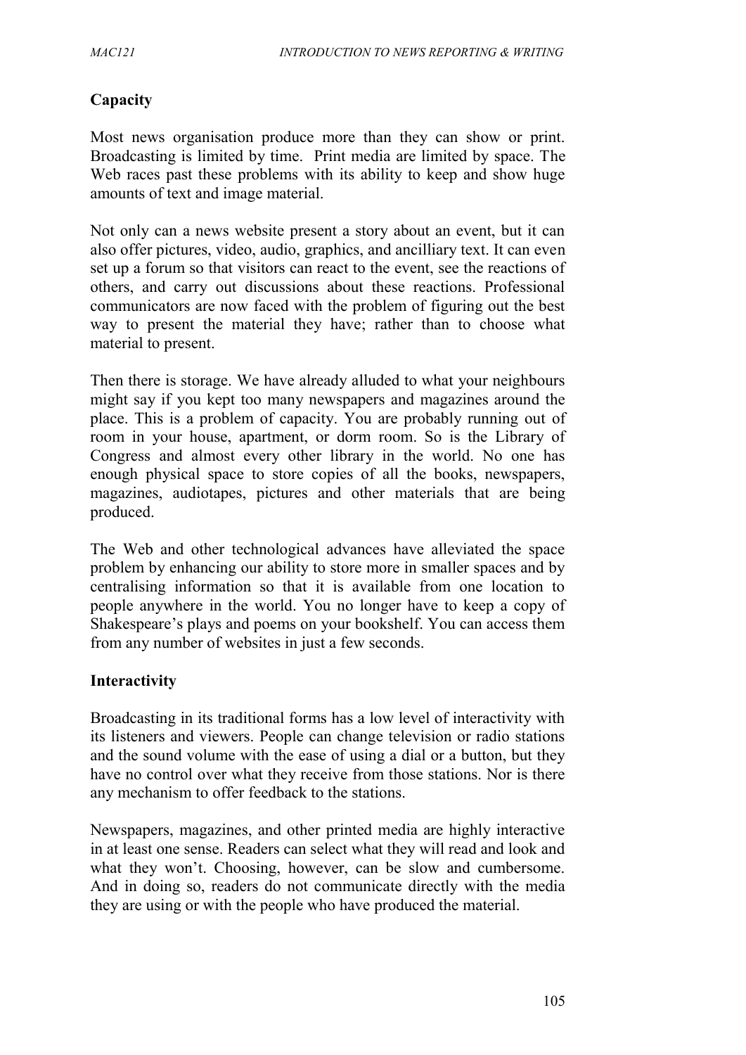**Capacity**

Most news organisation produce more than they can show or print. Broadcasting is limited by time. Print media are limited by space. The Web races past these problems with its ability to keep and show huge amounts of text and image material.

Not only can a news website present a story about an event, but it can also offer pictures, video, audio, graphics, and ancilliary text. It can even set up a forum so that visitors can react to the event, see the reactions of others, and carry out discussions about these reactions. Professional communicators are now faced with the problem of figuring out the best way to present the material they have; rather than to choose what material to present.

Then there is storage. We have already alluded to what your neighbours might say if you kept too many newspapers and magazines around the place. This is a problem of capacity. You are probably running out of room in your house, apartment, or dorm room. So is the Library of Congress and almost every other library in the world. No one has enough physical space to store copies of all the books, newspapers, magazines, audiotapes, pictures and other materials that are being produced.

The Web and other technological advances have alleviated the space problem by enhancing our ability to store more in smaller spaces and by centralising information so that it is available from one location to people anywhere in the world. You no longer have to keep a copy of Shakespeare's plays and poems on your bookshelf. You can access them from any number of websites in just a few seconds.

**Interactivity**

Broadcasting in its traditional forms has a low level of interactivity with its listeners and viewers. People can change television or radio stations and the sound volume with the ease of using a dial or a button, but they have no control over what they receive from those stations. Nor is there any mechanism to offer feedback to the stations.

Newspapers, magazines, and other printed media are highly interactive in at least one sense. Readers can select what they will read and look and what they won't. Choosing, however, can be slow and cumbersome. And in doing so, readers do not communicate directly with the media they are using or with the people who have produced the material.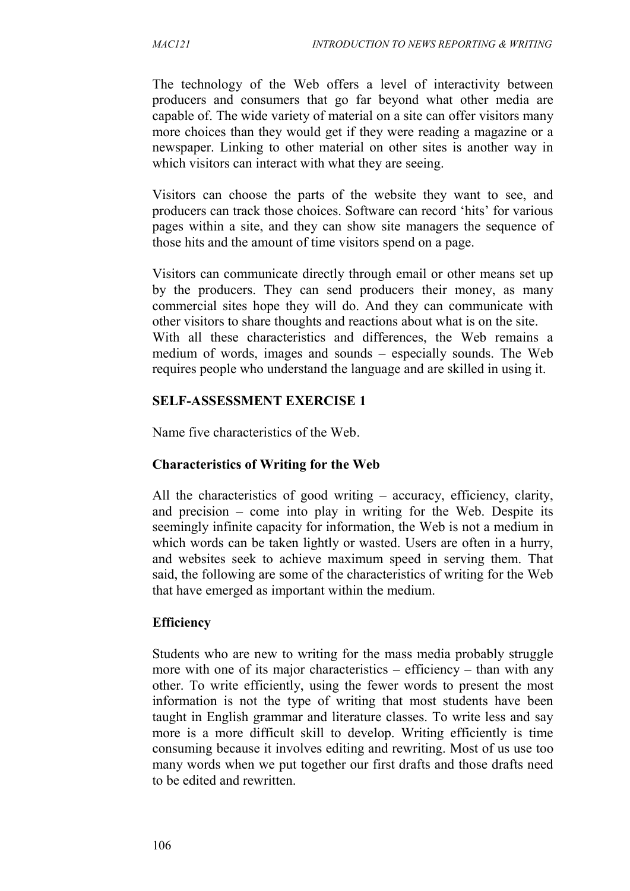The technology of the Web offers a level of interactivity between producers and consumers that go far beyond what other media are capable of. The wide variety of material on a site can offer visitors many more choices than they would get if they were reading a magazine or a newspaper. Linking to other material on other sites is another way in which visitors can interact with what they are seeing.

Visitors can choose the parts of the website they want to see, and producers can track those choices. Software can record 'hits' for various pages within a site, and they can show site managers the sequence of those hits and the amount of time visitors spend on a page.

Visitors can communicate directly through email or other means set up by the producers. They can send producers their money, as many commercial sites hope they will do. And they can communicate with other visitors to share thoughts and reactions about what is on the site.
With all these characteristics and differences, the Web remains a medium of words, images and sounds – especially sounds. The Web requires people who understand the language and are skilled in using it.

**SELF-ASSESSMENT EXERCISE 1**

Name five characteristics of the Web.

**Characteristics of Writing for the Web**

All the characteristics of good writing – accuracy, efficiency, clarity, and precision – come into play in writing for the Web. Despite its seemingly infinite capacity for information, the Web is not a medium in which words can be taken lightly or wasted. Users are often in a hurry, and websites seek to achieve maximum speed in serving them. That said, the following are some of the characteristics of writing for the Web that have emerged as important within the medium.

**Efficiency**

Students who are new to writing for the mass media probably struggle more with one of its major characteristics – efficiency – than with any other. To write efficiently, using the fewer words to present the most information is not the type of writing that most students have been taught in English grammar and literature classes. To write less and say more is a more difficult skill to develop. Writing efficiently is time consuming because it involves editing and rewriting. Most of us use too many words when we put together our first drafts and those drafts need to be edited and rewritten.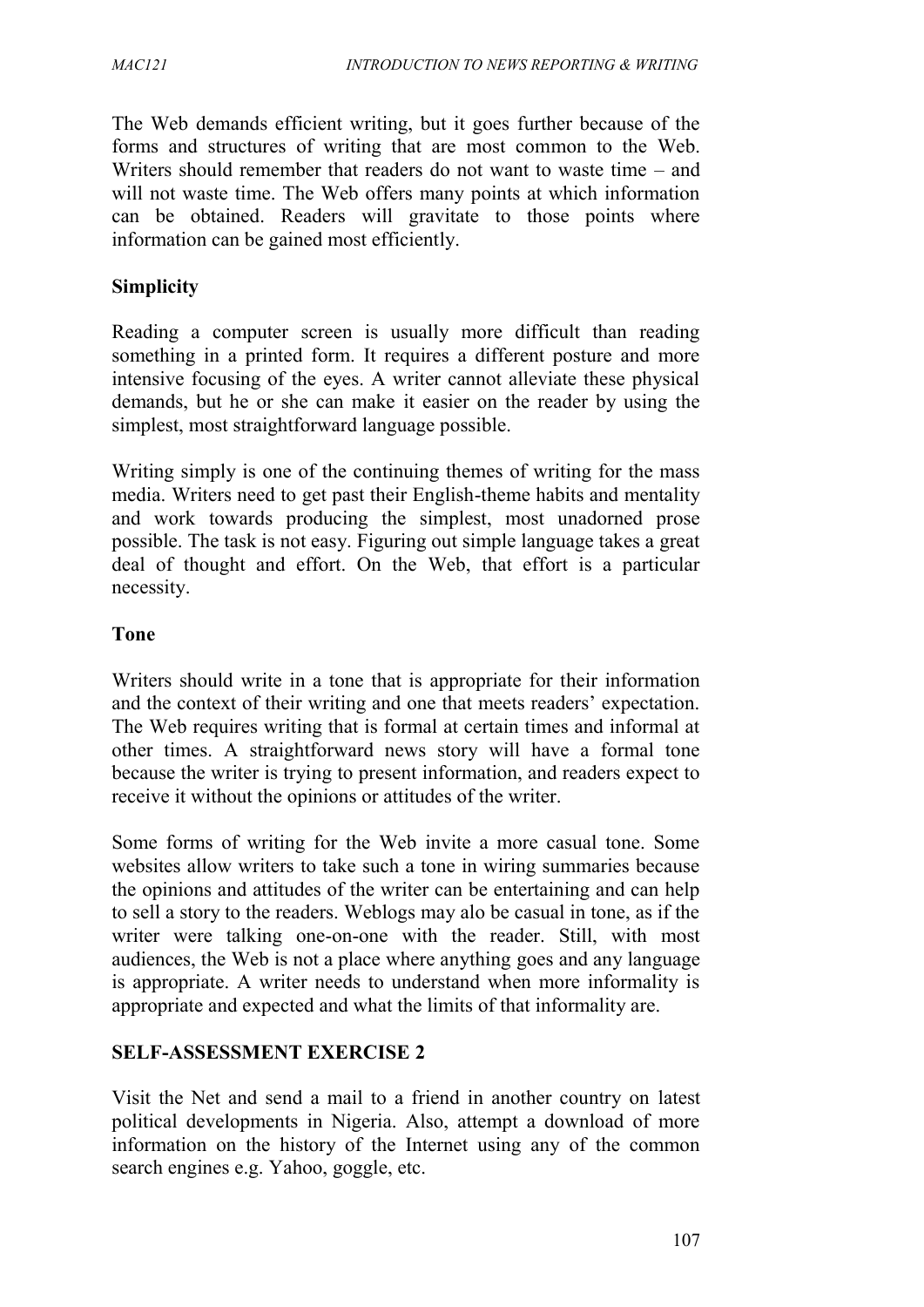The Web demands efficient writing, but it goes further because of the forms and structures of writing that are most common to the Web. Writers should remember that readers do not want to waste time – and will not waste time. The Web offers many points at which information can be obtained. Readers will gravitate to those points where information can be gained most efficiently.

**Simplicity**

Reading a computer screen is usually more difficult than reading something in a printed form. It requires a different posture and more intensive focusing of the eyes. A writer cannot alleviate these physical demands, but he or she can make it easier on the reader by using the simplest, most straightforward language possible.

Writing simply is one of the continuing themes of writing for the mass media. Writers need to get past their English-theme habits and mentality and work towards producing the simplest, most unadorned prose possible. The task is not easy. Figuring out simple language takes a great deal of thought and effort. On the Web, that effort is a particular necessity.

**Tone**

Writers should write in a tone that is appropriate for their information and the context of their writing and one that meets readers' expectation. The Web requires writing that is formal at certain times and informal at other times. A straightforward news story will have a formal tone because the writer is trying to present information, and readers expect to receive it without the opinions or attitudes of the writer.

Some forms of writing for the Web invite a more casual tone. Some websites allow writers to take such a tone in wiring summaries because the opinions and attitudes of the writer can be entertaining and can help to sell a story to the readers. Weblogs may alo be casual in tone, as if the writer were talking one-on-one with the reader. Still, with most audiences, the Web is not a place where anything goes and any language is appropriate. A writer needs to understand when more informality is appropriate and expected and what the limits of that informality are.

**SELF-ASSESSMENT EXERCISE 2**

Visit the Net and send a mail to a friend in another country on latest political developments in Nigeria. Also, attempt a download of more information on the history of the Internet using any of the common search engines e.g. Yahoo, goggle, etc.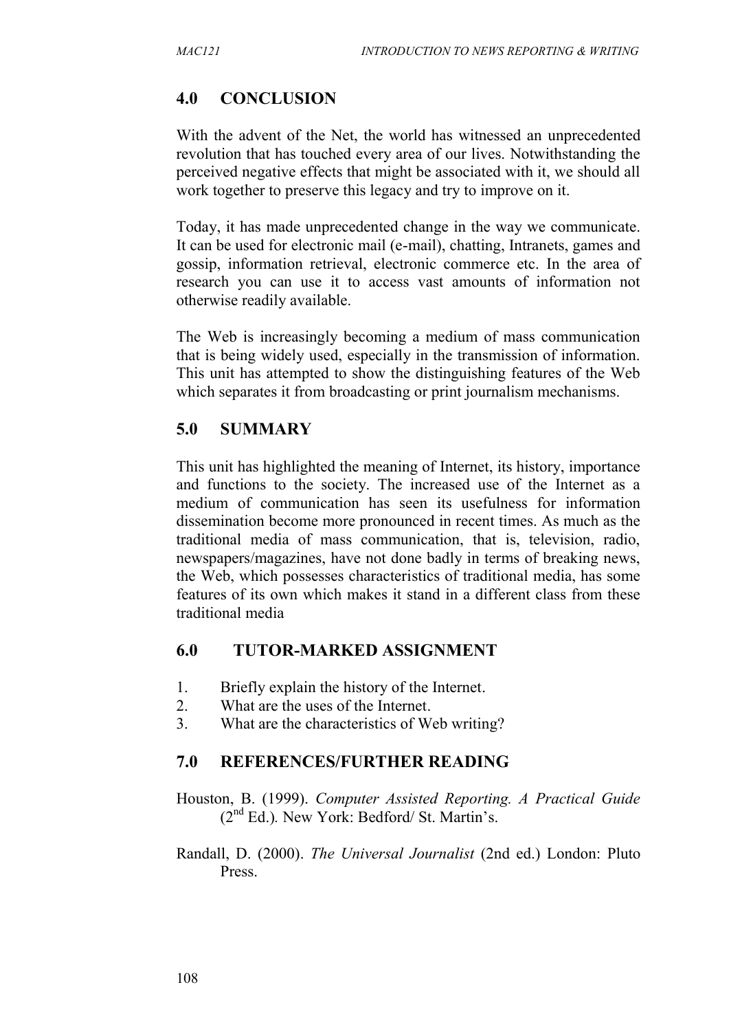## 4.0 CONCLUSION

With the advent of the Net, the world has witnessed an unprecedented revolution that has touched every area of our lives. Notwithstanding the perceived negative effects that might be associated with it, we should all work together to preserve this legacy and try to improve on it.

Today, it has made unprecedented change in the way we communicate. It can be used for electronic mail (e-mail), chatting, Intranets, games and gossip, information retrieval, electronic commerce etc. In the area of research you can use it to access vast amounts of information not otherwise readily available.

The Web is increasingly becoming a medium of mass communication that is being widely used, especially in the transmission of information. This unit has attempted to show the distinguishing features of the Web which separates it from broadcasting or print journalism mechanisms.

## 5.0 SUMMARY

This unit has highlighted the meaning of Internet, its history, importance and functions to the society. The increased use of the Internet as a medium of communication has seen its usefulness for information dissemination become more pronounced in recent times. As much as the traditional media of mass communication, that is, television, radio, newspapers/magazines, have not done badly in terms of breaking news, the Web, which possesses characteristics of traditional media, has some features of its own which makes it stand in a different class from these traditional media

## 6.0 TUTOR-MARKED ASSIGNMENT

1. Briefly explain the history of the Internet.
2. What are the uses of the Internet.
3. What are the characteristics of Web writing?

## 7.0 REFERENCES/FURTHER READING

Houston, B. (1999). *Computer Assisted Reporting. A Practical Guide* (2nd Ed.). New York: Bedford/ St. Martin's.

Randall, D. (2000). *The Universal Journalist* (2nd ed.) London: Pluto Press.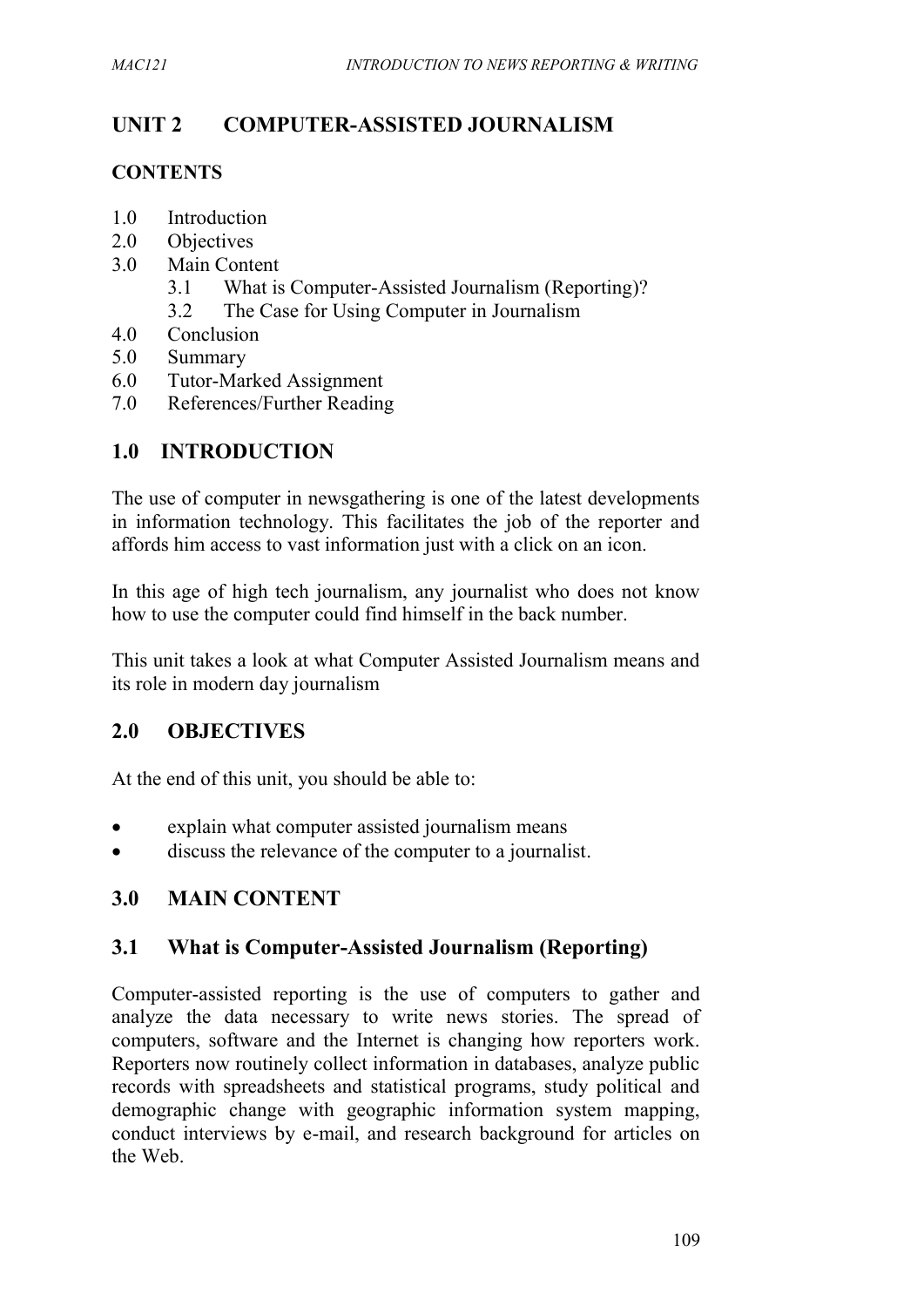# UNIT 2 COMPUTER-ASSISTED JOURNALISM

## CONTENTS

- 1.0 Introduction
- 2.0 Objectives
- 3.0 Main Content
  - 3.1 What is Computer-Assisted Journalism (Reporting)?
  - 3.2 The Case for Using Computer in Journalism
- 4.0 Conclusion
- 5.0 Summary
- 6.0 Tutor-Marked Assignment
- 7.0 References/Further Reading

## 1.0 INTRODUCTION

The use of computer in newsgathering is one of the latest developments in information technology. This facilitates the job of the reporter and affords him access to vast information just with a click on an icon.

In this age of high tech journalism, any journalist who does not know how to use the computer could find himself in the back number.

This unit takes a look at what Computer Assisted Journalism means and its role in modern day journalism

## 2.0 OBJECTIVES

At the end of this unit, you should be able to:

- explain what computer assisted journalism means
- discuss the relevance of the computer to a journalist.

## 3.0 MAIN CONTENT

### 3.1 What is Computer-Assisted Journalism (Reporting)

Computer-assisted reporting is the use of computers to gather and analyze the data necessary to write news stories. The spread of computers, software and the Internet is changing how reporters work. Reporters now routinely collect information in databases, analyze public records with spreadsheets and statistical programs, study political and demographic change with geographic information system mapping, conduct interviews by e-mail, and research background for articles on the Web.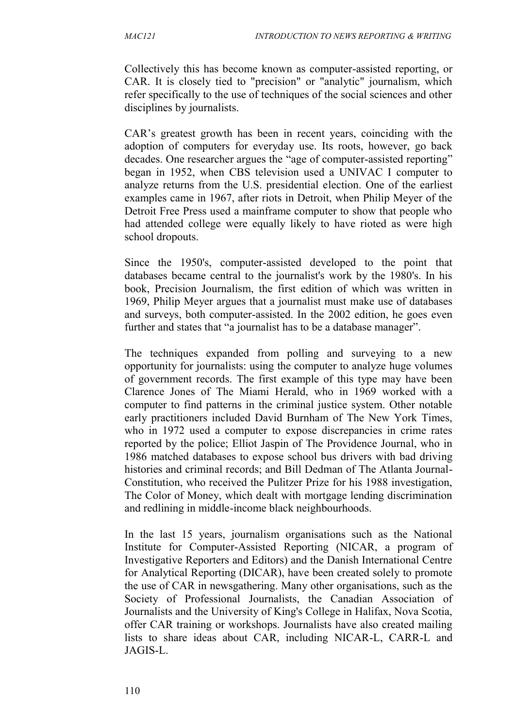Collectively this has become known as computer-assisted reporting, or CAR. It is closely tied to "precision" or "analytic" journalism, which refer specifically to the use of techniques of the social sciences and other disciplines by journalists.

CAR's greatest growth has been in recent years, coinciding with the adoption of computers for everyday use. Its roots, however, go back decades. One researcher argues the "age of computer-assisted reporting" began in 1952, when CBS television used a UNIVAC I computer to analyze returns from the U.S. presidential election. One of the earliest examples came in 1967, after riots in Detroit, when Philip Meyer of the Detroit Free Press used a mainframe computer to show that people who had attended college were equally likely to have rioted as were high school dropouts.

Since the 1950's, computer-assisted developed to the point that databases became central to the journalist's work by the 1980's. In his book, Precision Journalism, the first edition of which was written in 1969, Philip Meyer argues that a journalist must make use of databases and surveys, both computer-assisted. In the 2002 edition, he goes even further and states that "a journalist has to be a database manager".

The techniques expanded from polling and surveying to a new opportunity for journalists: using the computer to analyze huge volumes of government records. The first example of this type may have been Clarence Jones of The Miami Herald, who in 1969 worked with a computer to find patterns in the criminal justice system. Other notable early practitioners included David Burnham of The New York Times, who in 1972 used a computer to expose discrepancies in crime rates reported by the police; Elliot Jaspin of The Providence Journal, who in 1986 matched databases to expose school bus drivers with bad driving histories and criminal records; and Bill Dedman of The Atlanta Journal-Constitution, who received the Pulitzer Prize for his 1988 investigation, The Color of Money, which dealt with mortgage lending discrimination and redlining in middle-income black neighbourhoods.

In the last 15 years, journalism organisations such as the National Institute for Computer-Assisted Reporting (NICAR, a program of Investigative Reporters and Editors) and the Danish International Centre for Analytical Reporting (DICAR), have been created solely to promote the use of CAR in newsgathering. Many other organisations, such as the Society of Professional Journalists, the Canadian Association of Journalists and the University of King's College in Halifax, Nova Scotia, offer CAR training or workshops. Journalists have also created mailing lists to share ideas about CAR, including NICAR-L, CARR-L and JAGIS-L.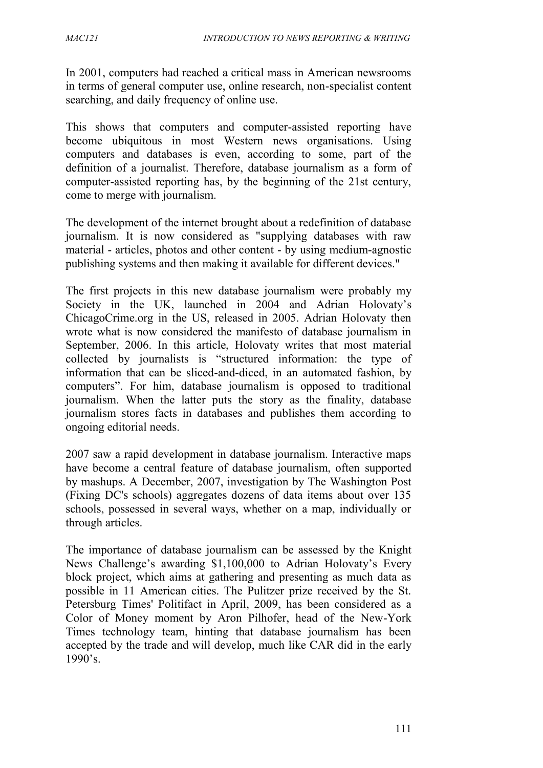In 2001, computers had reached a critical mass in American newsrooms in terms of general computer use, online research, non-specialist content searching, and daily frequency of online use.

This shows that computers and computer-assisted reporting have become ubiquitous in most Western news organisations. Using computers and databases is even, according to some, part of the definition of a journalist. Therefore, database journalism as a form of computer-assisted reporting has, by the beginning of the 21st century, come to merge with journalism.

The development of the internet brought about a redefinition of database journalism. It is now considered as "supplying databases with raw material - articles, photos and other content - by using medium-agnostic publishing systems and then making it available for different devices."

The first projects in this new database journalism were probably my Society in the UK, launched in 2004 and Adrian Holovaty's ChicagoCrime.org in the US, released in 2005. Adrian Holovaty then wrote what is now considered the manifesto of database journalism in September, 2006. In this article, Holovaty writes that most material collected by journalists is "structured information: the type of information that can be sliced-and-diced, in an automated fashion, by computers". For him, database journalism is opposed to traditional journalism. When the latter puts the story as the finality, database journalism stores facts in databases and publishes them according to ongoing editorial needs.

2007 saw a rapid development in database journalism. Interactive maps have become a central feature of database journalism, often supported by mashups. A December, 2007, investigation by The Washington Post (Fixing DC's schools) aggregates dozens of data items about over 135 schools, possessed in several ways, whether on a map, individually or through articles.

The importance of database journalism can be assessed by the Knight News Challenge's awarding $1,100,000 to Adrian Holovaty's Every block project, which aims at gathering and presenting as much data as possible in 11 American cities. The Pulitzer prize received by the St. Petersburg Times' Politifact in April, 2009, has been considered as a Color of Money moment by Aron Pilhofer, head of the New-York Times technology team, hinting that database journalism has been accepted by the trade and will develop, much like CAR did in the early 1990's.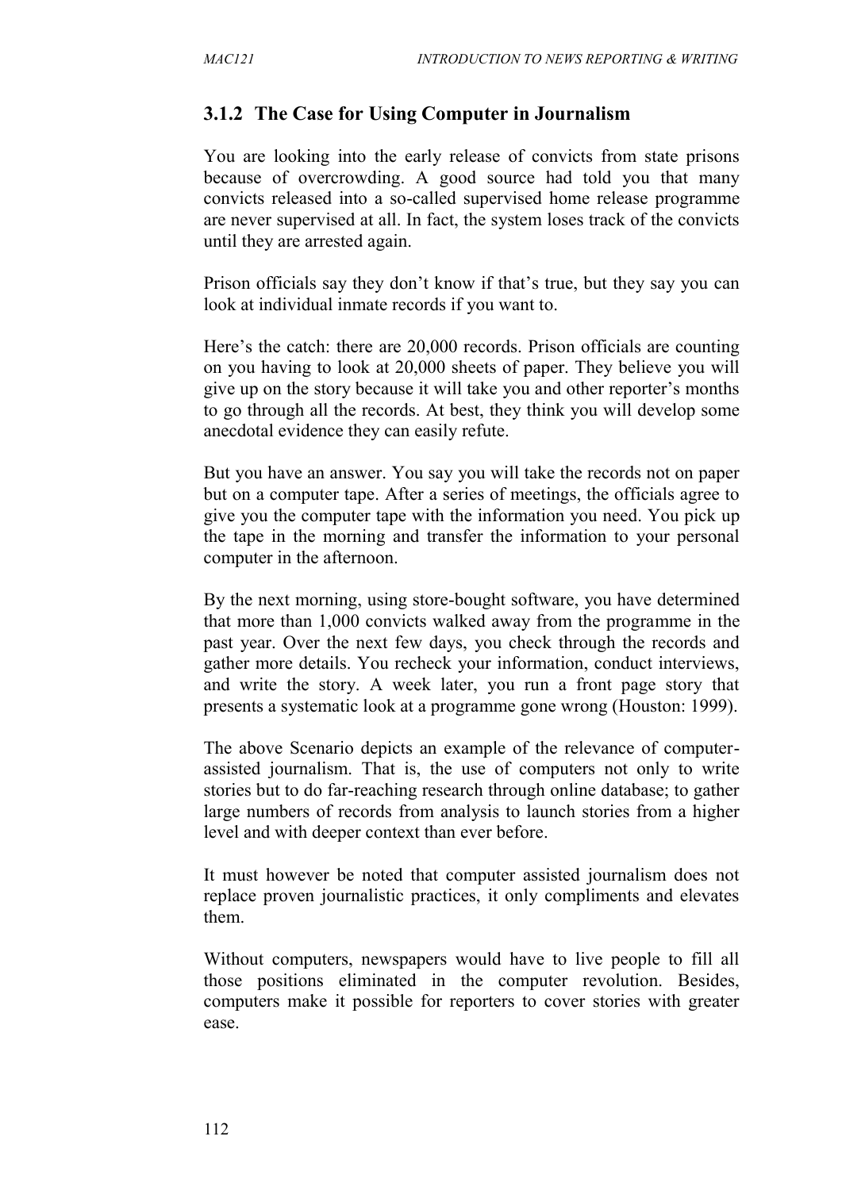### 3.1.2 The Case for Using Computer in Journalism

You are looking into the early release of convicts from state prisons because of overcrowding. A good source had told you that many convicts released into a so-called supervised home release programme are never supervised at all. In fact, the system loses track of the convicts until they are arrested again.

Prison officials say they don't know if that's true, but they say you can look at individual inmate records if you want to.

Here's the catch: there are 20,000 records. Prison officials are counting on you having to look at 20,000 sheets of paper. They believe you will give up on the story because it will take you and other reporter's months to go through all the records. At best, they think you will develop some anecdotal evidence they can easily refute.

But you have an answer. You say you will take the records not on paper but on a computer tape. After a series of meetings, the officials agree to give you the computer tape with the information you need. You pick up the tape in the morning and transfer the information to your personal computer in the afternoon.

By the next morning, using store-bought software, you have determined that more than 1,000 convicts walked away from the programme in the past year. Over the next few days, you check through the records and gather more details. You recheck your information, conduct interviews, and write the story. A week later, you run a front page story that presents a systematic look at a programme gone wrong (Houston: 1999).

The above Scenario depicts an example of the relevance of computer-assisted journalism. That is, the use of computers not only to write stories but to do far-reaching research through online database; to gather large numbers of records from analysis to launch stories from a higher level and with deeper context than ever before.

It must however be noted that computer assisted journalism does not replace proven journalistic practices, it only compliments and elevates them.

Without computers, newspapers would have to live people to fill all those positions eliminated in the computer revolution. Besides, computers make it possible for reporters to cover stories with greater ease.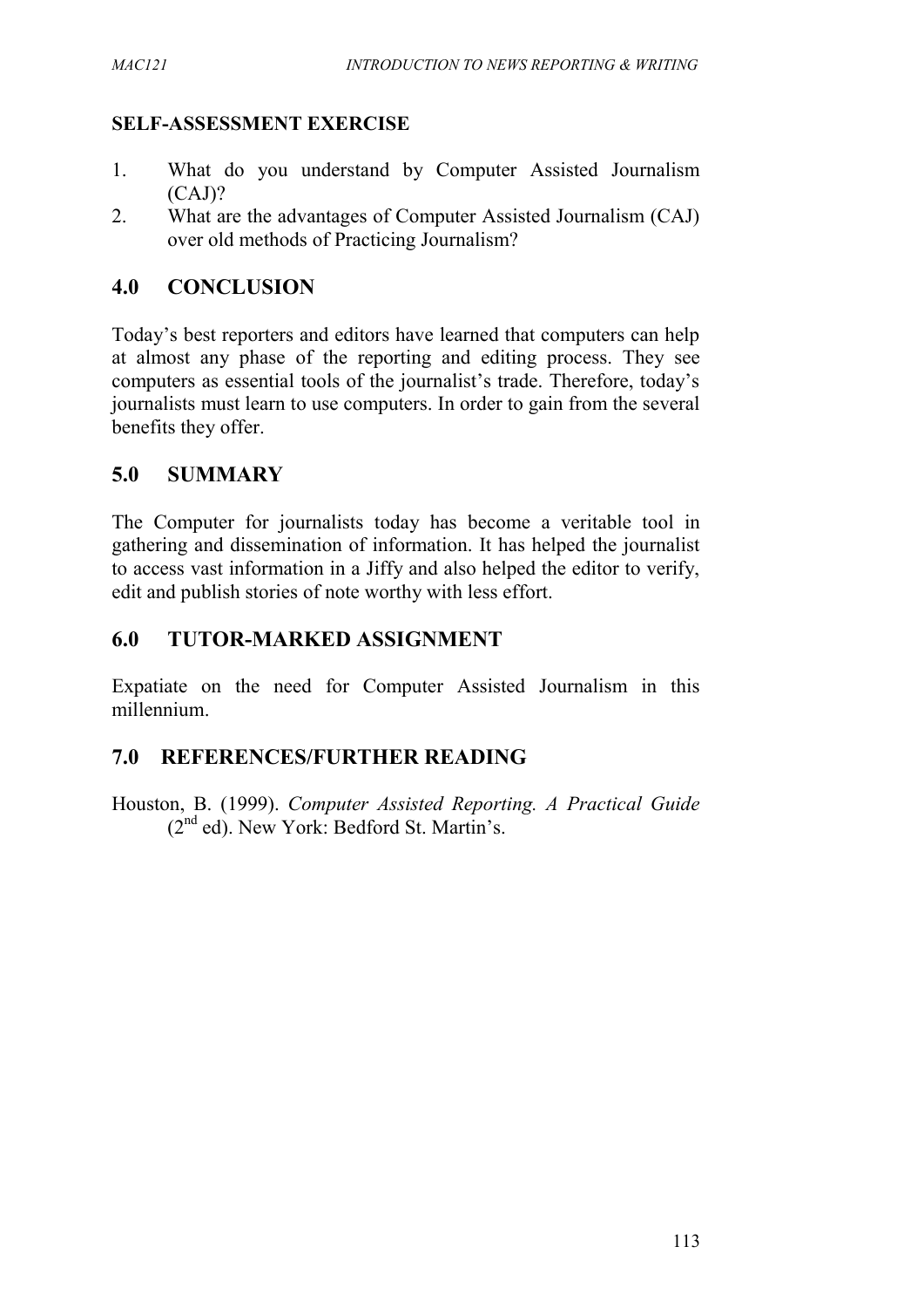**SELF-ASSESSMENT EXERCISE**

1. What do you understand by Computer Assisted Journalism (CAJ)?
2. What are the advantages of Computer Assisted Journalism (CAJ) over old methods of Practicing Journalism?

## 4.0 CONCLUSION

Today's best reporters and editors have learned that computers can help at almost any phase of the reporting and editing process. They see computers as essential tools of the journalist's trade. Therefore, today's journalists must learn to use computers. In order to gain from the several benefits they offer.

## 5.0 SUMMARY

The Computer for journalists today has become a veritable tool in gathering and dissemination of information. It has helped the journalist to access vast information in a Jiffy and also helped the editor to verify, edit and publish stories of note worthy with less effort.

## 6.0 TUTOR-MARKED ASSIGNMENT

Expatiate on the need for Computer Assisted Journalism in this millennium.

## 7.0 REFERENCES/FURTHER READING

Houston, B. (1999). *Computer Assisted Reporting. A Practical Guide* (2nd ed). New York: Bedford St. Martin's.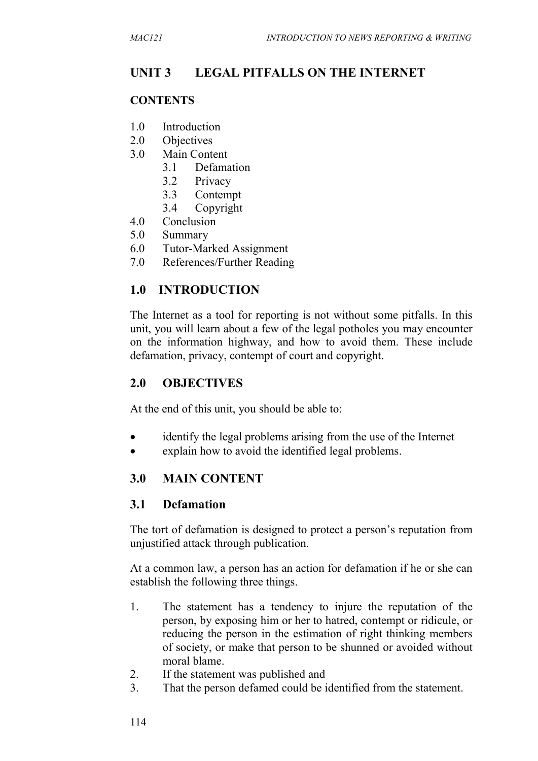## UNIT 3 LEGAL PITFALLS ON THE INTERNET

### CONTENTS

1.0 Introduction
2.0 Objectives
3.0 Main Content
    3.1 Defamation
    3.2 Privacy
    3.3 Contempt
    3.4 Copyright
4.0 Conclusion
5.0 Summary
6.0 Tutor-Marked Assignment
7.0 References/Further Reading

### 1.0 INTRODUCTION

The Internet as a tool for reporting is not without some pitfalls. In this unit, you will learn about a few of the legal potholes you may encounter on the information highway, and how to avoid them. These include defamation, privacy, contempt of court and copyright.

### 2.0 OBJECTIVES

At the end of this unit, you should be able to:

- identify the legal problems arising from the use of the Internet
- explain how to avoid the identified legal problems.

### 3.0 MAIN CONTENT

### 3.1 Defamation

The tort of defamation is designed to protect a person's reputation from unjustified attack through publication.

At a common law, a person has an action for defamation if he or she can establish the following three things.

1. The statement has a tendency to injure the reputation of the person, by exposing him or her to hatred, contempt or ridicule, or reducing the person in the estimation of right thinking members of society, or make that person to be shunned or avoided without moral blame.
2. If the statement was published and
3. That the person defamed could be identified from the statement.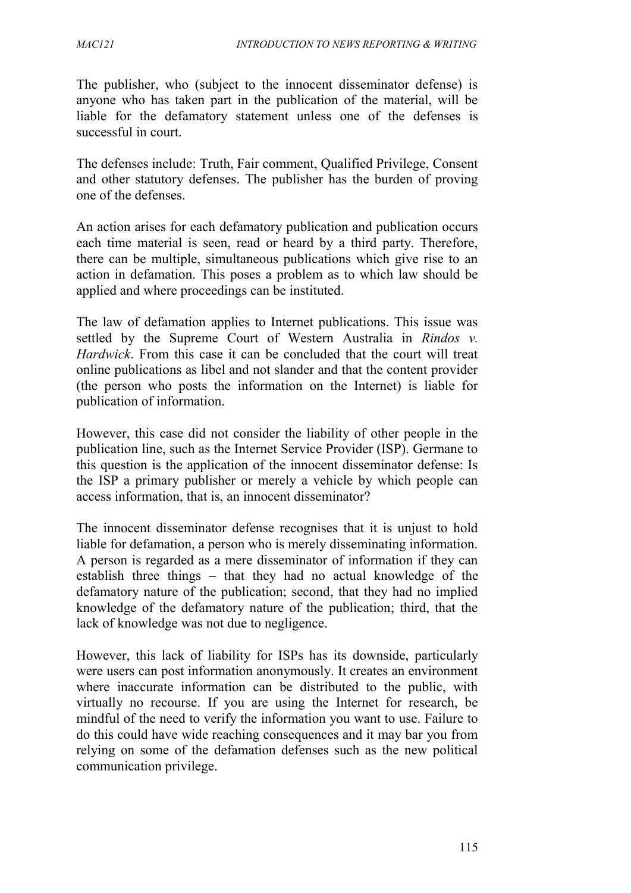The publisher, who (subject to the innocent disseminator defense) is anyone who has taken part in the publication of the material, will be liable for the defamatory statement unless one of the defenses is successful in court.

The defenses include: Truth, Fair comment, Qualified Privilege, Consent and other statutory defenses. The publisher has the burden of proving one of the defenses.

An action arises for each defamatory publication and publication occurs each time material is seen, read or heard by a third party. Therefore, there can be multiple, simultaneous publications which give rise to an action in defamation. This poses a problem as to which law should be applied and where proceedings can be instituted.

The law of defamation applies to Internet publications. This issue was settled by the Supreme Court of Western Australia in *Rindos v. Hardwick*. From this case it can be concluded that the court will treat online publications as libel and not slander and that the content provider (the person who posts the information on the Internet) is liable for publication of information.

However, this case did not consider the liability of other people in the publication line, such as the Internet Service Provider (ISP). Germane to this question is the application of the innocent disseminator defense: Is the ISP a primary publisher or merely a vehicle by which people can access information, that is, an innocent disseminator?

The innocent disseminator defense recognises that it is unjust to hold liable for defamation, a person who is merely disseminating information. A person is regarded as a mere disseminator of information if they can establish three things – that they had no actual knowledge of the defamatory nature of the publication; second, that they had no implied knowledge of the defamatory nature of the publication; third, that the lack of knowledge was not due to negligence.

However, this lack of liability for ISPs has its downside, particularly were users can post information anonymously. It creates an environment where inaccurate information can be distributed to the public, with virtually no recourse. If you are using the Internet for research, be mindful of the need to verify the information you want to use. Failure to do this could have wide reaching consequences and it may bar you from relying on some of the defamation defenses such as the new political communication privilege.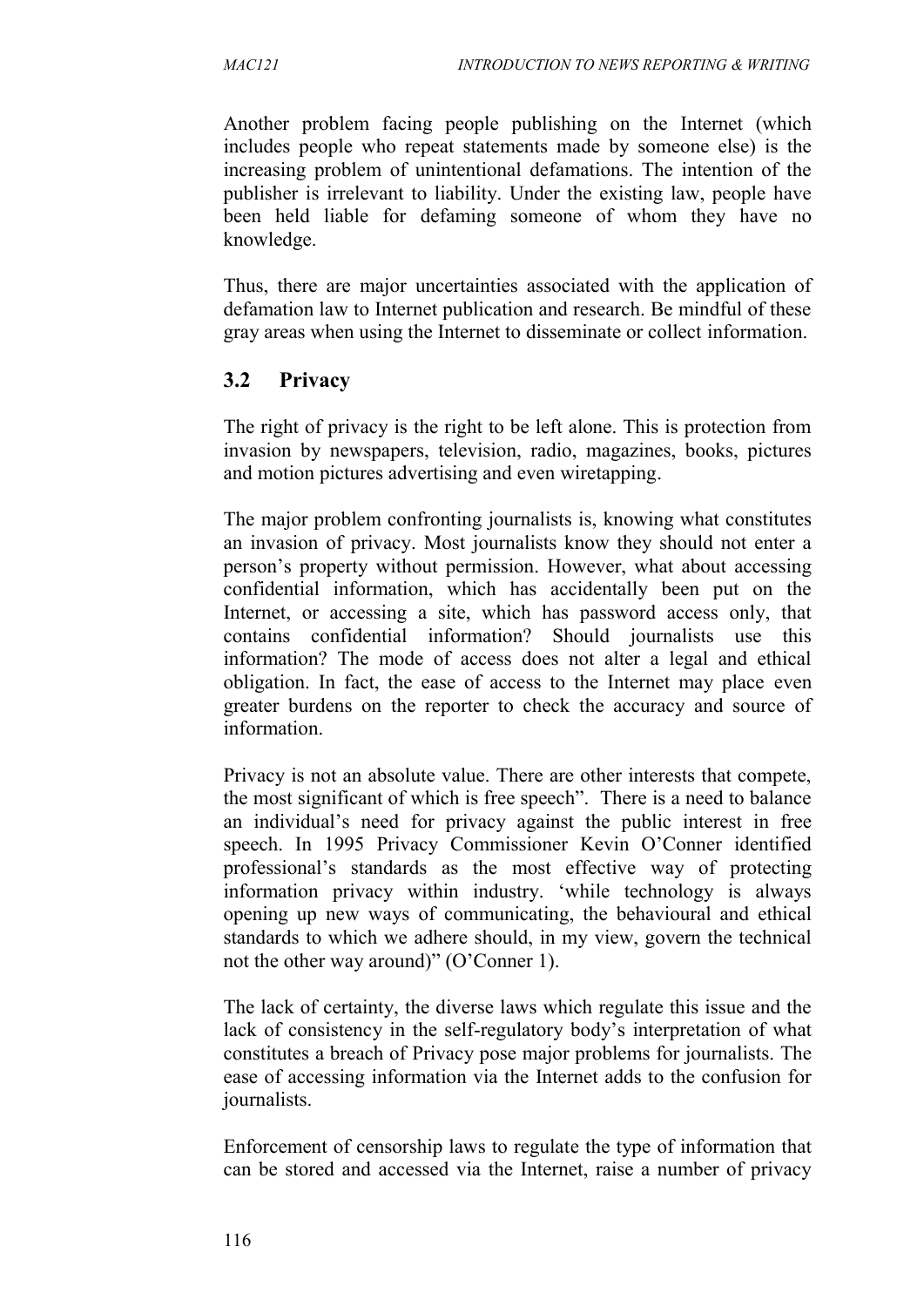Another problem facing people publishing on the Internet (which includes people who repeat statements made by someone else) is the increasing problem of unintentional defamations. The intention of the publisher is irrelevant to liability. Under the existing law, people have been held liable for defaming someone of whom they have no knowledge.

Thus, there are major uncertainties associated with the application of defamation law to Internet publication and research. Be mindful of these gray areas when using the Internet to disseminate or collect information.

## 3.2 Privacy

The right of privacy is the right to be left alone. This is protection from invasion by newspapers, television, radio, magazines, books, pictures and motion pictures advertising and even wiretapping.

The major problem confronting journalists is, knowing what constitutes an invasion of privacy. Most journalists know they should not enter a person's property without permission. However, what about accessing confidential information, which has accidentally been put on the Internet, or accessing a site, which has password access only, that contains confidential information? Should journalists use this information? The mode of access does not alter a legal and ethical obligation. In fact, the ease of access to the Internet may place even greater burdens on the reporter to check the accuracy and source of information.

Privacy is not an absolute value. There are other interests that compete, the most significant of which is free speech". There is a need to balance an individual's need for privacy against the public interest in free speech. In 1995 Privacy Commissioner Kevin O'Conner identified professional's standards as the most effective way of protecting information privacy within industry. 'while technology is always opening up new ways of communicating, the behavioural and ethical standards to which we adhere should, in my view, govern the technical not the other way around)" (O'Conner 1).

The lack of certainty, the diverse laws which regulate this issue and the lack of consistency in the self-regulatory body's interpretation of what constitutes a breach of Privacy pose major problems for journalists. The ease of accessing information via the Internet adds to the confusion for journalists.

Enforcement of censorship laws to regulate the type of information that can be stored and accessed via the Internet, raise a number of privacy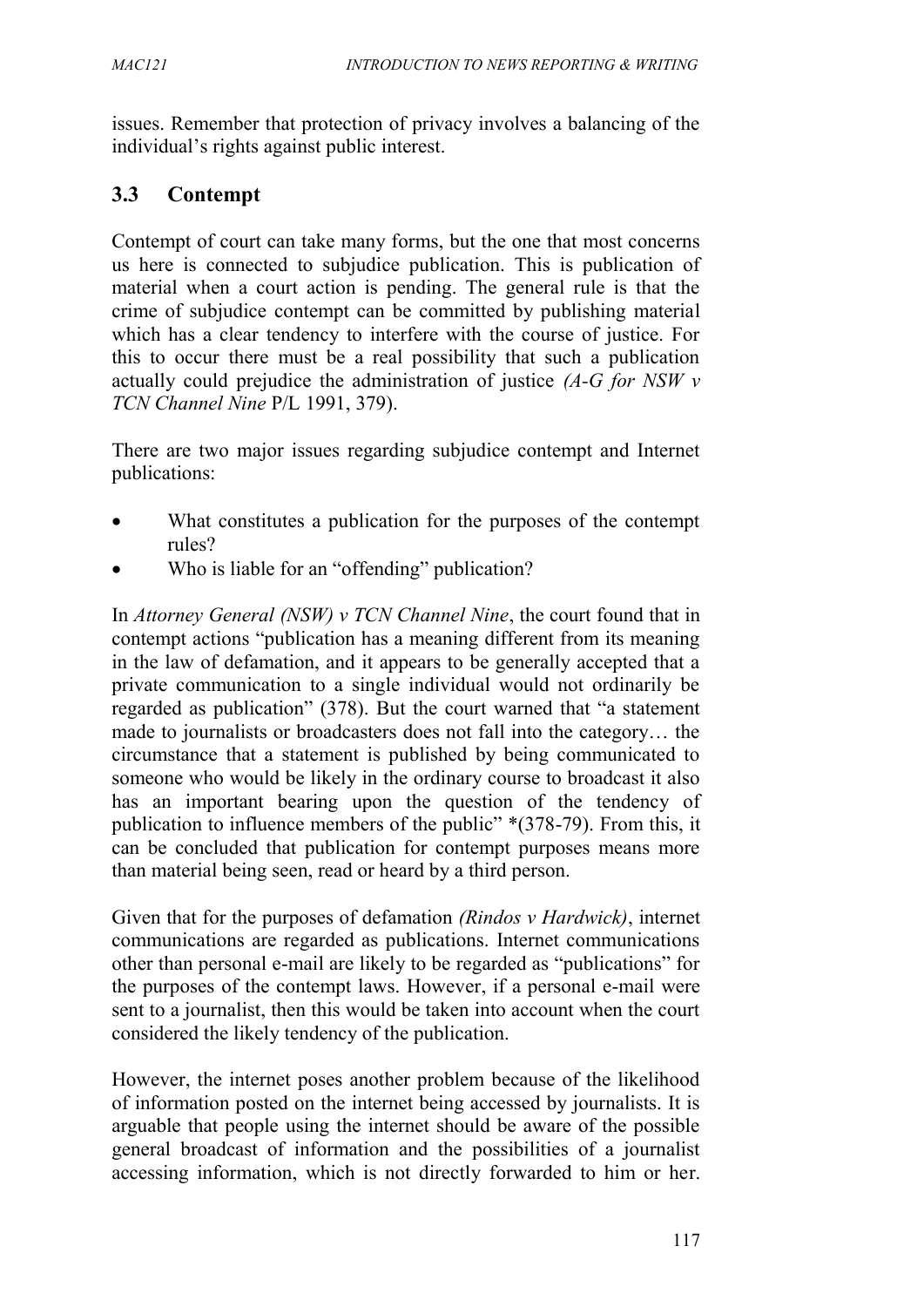issues. Remember that protection of privacy involves a balancing of the individual's rights against public interest.

## 3.3 Contempt

Contempt of court can take many forms, but the one that most concerns us here is connected to subjudice publication. This is publication of material when a court action is pending. The general rule is that the crime of subjudice contempt can be committed by publishing material which has a clear tendency to interfere with the course of justice. For this to occur there must be a real possibility that such a publication actually could prejudice the administration of justice *(A-G for NSW v TCN Channel Nine* P/L 1991, 379).

There are two major issues regarding subjudice contempt and Internet publications:

- What constitutes a publication for the purposes of the contempt rules?
- Who is liable for an "offending" publication?

In *Attorney General (NSW) v TCN Channel Nine*, the court found that in contempt actions "publication has a meaning different from its meaning in the law of defamation, and it appears to be generally accepted that a private communication to a single individual would not ordinarily be regarded as publication" (378). But the court warned that "a statement made to journalists or broadcasters does not fall into the category… the circumstance that a statement is published by being communicated to someone who would be likely in the ordinary course to broadcast it also has an important bearing upon the question of the tendency of publication to influence members of the public" *(378-79). From this, it can be concluded that publication for contempt purposes means more than material being seen, read or heard by a third person.

Given that for the purposes of defamation *(Rindos v Hardwick)*, internet communications are regarded as publications. Internet communications other than personal e-mail are likely to be regarded as "publications" for the purposes of the contempt laws. However, if a personal e-mail were sent to a journalist, then this would be taken into account when the court considered the likely tendency of the publication.

However, the internet poses another problem because of the likelihood of information posted on the internet being accessed by journalists. It is arguable that people using the internet should be aware of the possible general broadcast of information and the possibilities of a journalist accessing information, which is not directly forwarded to him or her.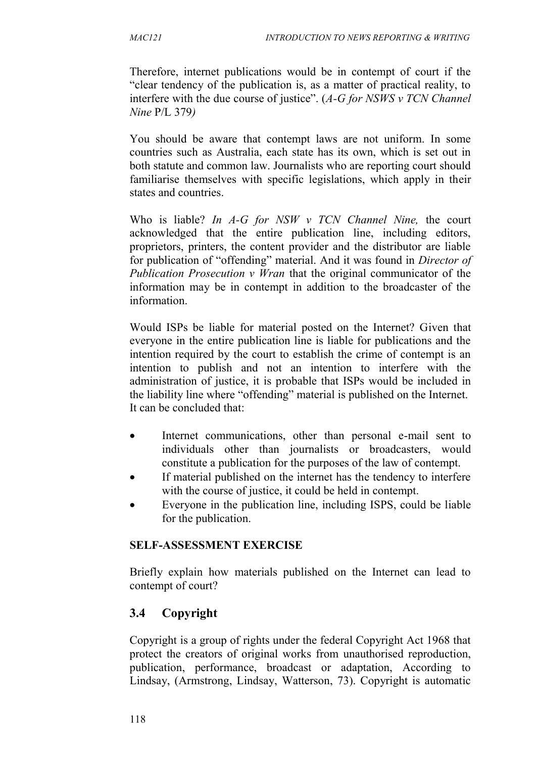Therefore, internet publications would be in contempt of court if the "clear tendency of the publication is, as a matter of practical reality, to interfere with the due course of justice". (*A-G for NSWS v TCN Channel Nine* P/L 379*)*

You should be aware that contempt laws are not uniform. In some countries such as Australia, each state has its own, which is set out in both statute and common law. Journalists who are reporting court should familiarise themselves with specific legislations, which apply in their states and countries.

Who is liable? *In A-G for NSW v TCN Channel Nine,* the court acknowledged that the entire publication line, including editors, proprietors, printers, the content provider and the distributor are liable for publication of "offending" material. And it was found in *Director of Publication Prosecution v Wran* that the original communicator of the information may be in contempt in addition to the broadcaster of the information.

Would ISPs be liable for material posted on the Internet? Given that everyone in the entire publication line is liable for publications and the intention required by the court to establish the crime of contempt is an intention to publish and not an intention to interfere with the administration of justice, it is probable that ISPs would be included in the liability line where "offending" material is published on the Internet. It can be concluded that:

- Internet communications, other than personal e-mail sent to individuals other than journalists or broadcasters, would constitute a publication for the purposes of the law of contempt.
- If material published on the internet has the tendency to interfere with the course of justice, it could be held in contempt.
- Everyone in the publication line, including ISPS, could be liable for the publication.

**SELF-ASSESSMENT EXERCISE**

Briefly explain how materials published on the Internet can lead to contempt of court?

## 3.4 Copyright

Copyright is a group of rights under the federal Copyright Act 1968 that protect the creators of original works from unauthorised reproduction, publication, performance, broadcast or adaptation, According to Lindsay, (Armstrong, Lindsay, Watterson, 73). Copyright is automatic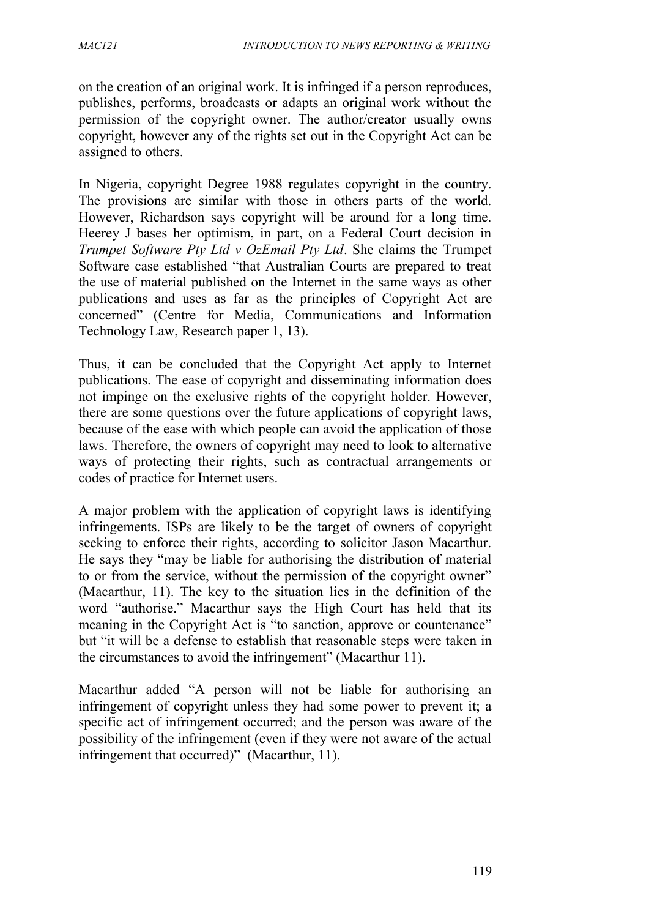on the creation of an original work. It is infringed if a person reproduces, publishes, performs, broadcasts or adapts an original work without the permission of the copyright owner. The author/creator usually owns copyright, however any of the rights set out in the Copyright Act can be assigned to others.

In Nigeria, copyright Degree 1988 regulates copyright in the country. The provisions are similar with those in others parts of the world. However, Richardson says copyright will be around for a long time. Heerey J bases her optimism, in part, on a Federal Court decision in *Trumpet Software Pty Ltd v OzEmail Pty Ltd*. She claims the Trumpet Software case established "that Australian Courts are prepared to treat the use of material published on the Internet in the same ways as other publications and uses as far as the principles of Copyright Act are concerned" (Centre for Media, Communications and Information Technology Law, Research paper 1, 13).

Thus, it can be concluded that the Copyright Act apply to Internet publications. The ease of copyright and disseminating information does not impinge on the exclusive rights of the copyright holder. However, there are some questions over the future applications of copyright laws, because of the ease with which people can avoid the application of those laws. Therefore, the owners of copyright may need to look to alternative ways of protecting their rights, such as contractual arrangements or codes of practice for Internet users.

A major problem with the application of copyright laws is identifying infringements. ISPs are likely to be the target of owners of copyright seeking to enforce their rights, according to solicitor Jason Macarthur. He says they "may be liable for authorising the distribution of material to or from the service, without the permission of the copyright owner" (Macarthur, 11). The key to the situation lies in the definition of the word "authorise." Macarthur says the High Court has held that its meaning in the Copyright Act is "to sanction, approve or countenance" but "it will be a defense to establish that reasonable steps were taken in the circumstances to avoid the infringement" (Macarthur 11).

Macarthur added "A person will not be liable for authorising an infringement of copyright unless they had some power to prevent it; a specific act of infringement occurred; and the person was aware of the possibility of the infringement (even if they were not aware of the actual infringement that occurred)" (Macarthur, 11).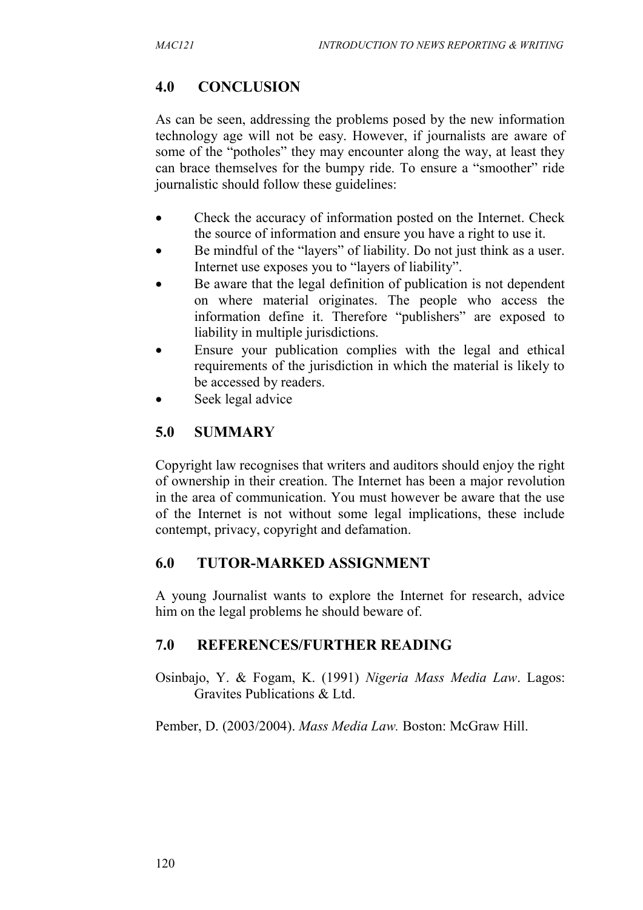## 4.0 CONCLUSION

As can be seen, addressing the problems posed by the new information technology age will not be easy. However, if journalists are aware of some of the "potholes" they may encounter along the way, at least they can brace themselves for the bumpy ride. To ensure a "smoother" ride journalistic should follow these guidelines:

- Check the accuracy of information posted on the Internet. Check the source of information and ensure you have a right to use it.
- Be mindful of the "layers" of liability. Do not just think as a user. Internet use exposes you to "layers of liability".
- Be aware that the legal definition of publication is not dependent on where material originates. The people who access the information define it. Therefore "publishers" are exposed to liability in multiple jurisdictions.
- Ensure your publication complies with the legal and ethical requirements of the jurisdiction in which the material is likely to be accessed by readers.
- Seek legal advice

## 5.0 SUMMARY

Copyright law recognises that writers and auditors should enjoy the right of ownership in their creation. The Internet has been a major revolution in the area of communication. You must however be aware that the use of the Internet is not without some legal implications, these include contempt, privacy, copyright and defamation.

## 6.0 TUTOR-MARKED ASSIGNMENT

A young Journalist wants to explore the Internet for research, advice him on the legal problems he should beware of.

## 7.0 REFERENCES/FURTHER READING

Osinbajo, Y. & Fogam, K. (1991) *Nigeria Mass Media Law*. Lagos: Gravites Publications & Ltd.

Pember, D. (2003/2004). *Mass Media Law.* Boston: McGraw Hill.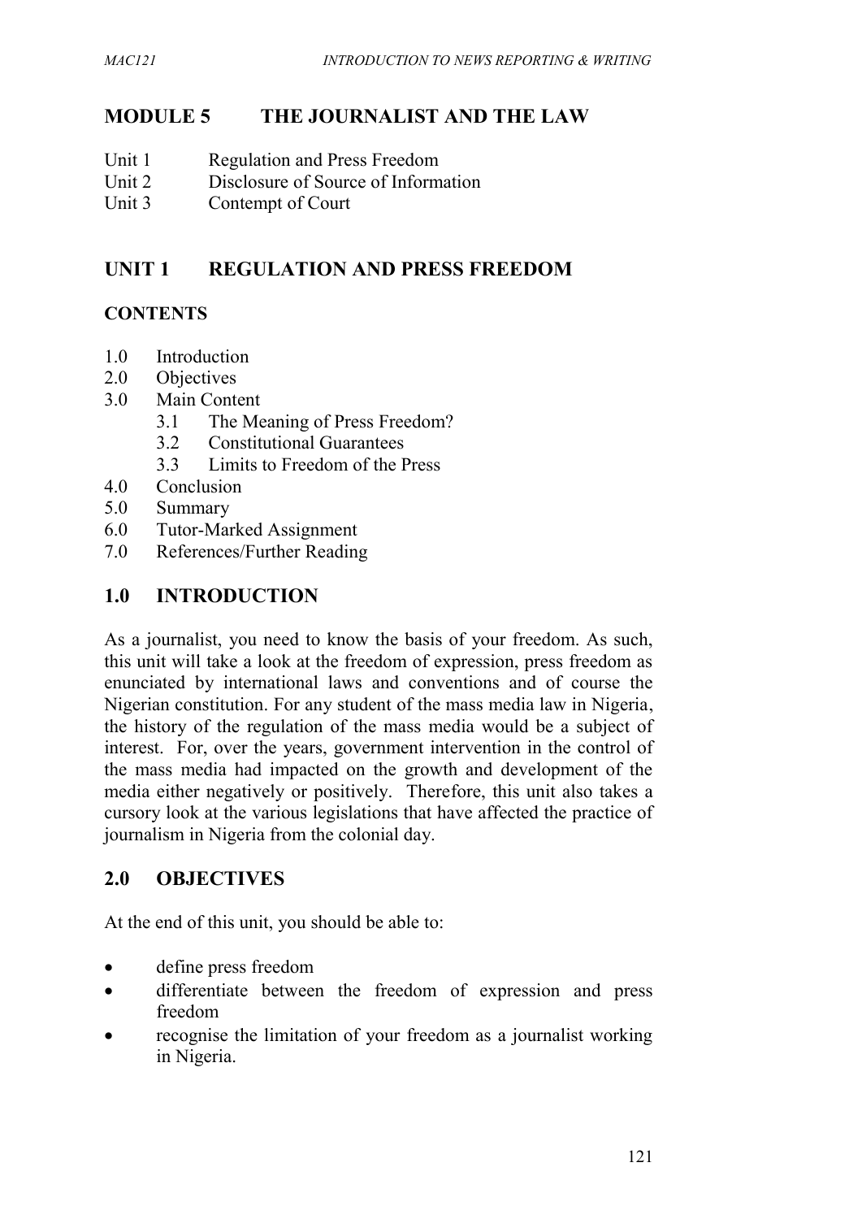# MODULE 5 THE JOURNALIST AND THE LAW

- Unit 1 Regulation and Press Freedom
- Unit 2 Disclosure of Source of Information
- Unit 3 Contempt of Court

## UNIT 1 REGULATION AND PRESS FREEDOM

### CONTENTS

- 1.0 Introduction
- 2.0 Objectives
- 3.0 Main Content
  - 3.1 The Meaning of Press Freedom?
  - 3.2 Constitutional Guarantees
  - 3.3 Limits to Freedom of the Press
- 4.0 Conclusion
- 5.0 Summary
- 6.0 Tutor-Marked Assignment
- 7.0 References/Further Reading

## 1.0 INTRODUCTION

As a journalist, you need to know the basis of your freedom. As such, this unit will take a look at the freedom of expression, press freedom as enunciated by international laws and conventions and of course the Nigerian constitution. For any student of the mass media law in Nigeria, the history of the regulation of the mass media would be a subject of interest. For, over the years, government intervention in the control of the mass media had impacted on the growth and development of the media either negatively or positively. Therefore, this unit also takes a cursory look at the various legislations that have affected the practice of journalism in Nigeria from the colonial day.

## 2.0 OBJECTIVES

At the end of this unit, you should be able to:

- define press freedom
- differentiate between the freedom of expression and press freedom
- recognise the limitation of your freedom as a journalist working in Nigeria.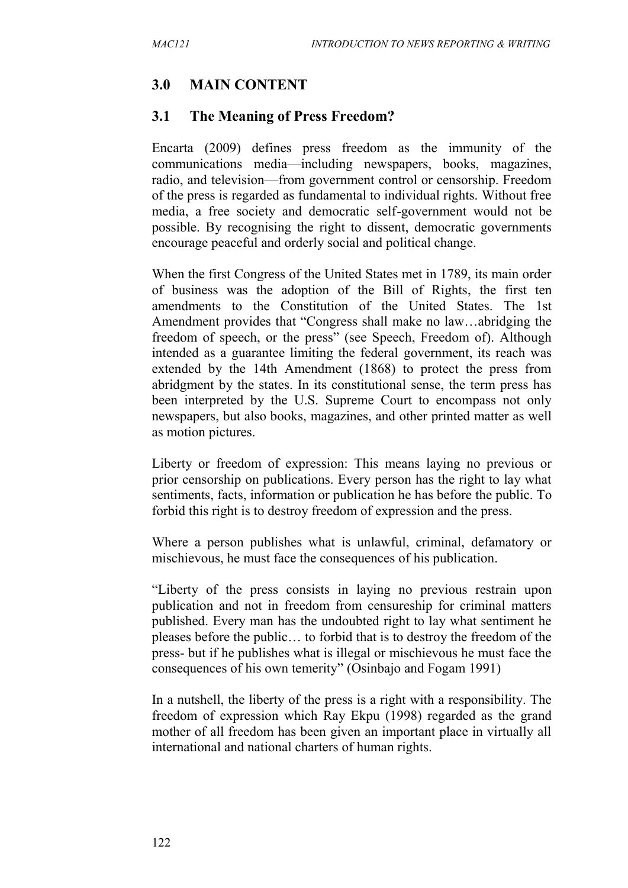## 3.0 MAIN CONTENT

### 3.1 The Meaning of Press Freedom?

Encarta (2009) defines press freedom as the immunity of the communications media—including newspapers, books, magazines, radio, and television—from government control or censorship. Freedom of the press is regarded as fundamental to individual rights. Without free media, a free society and democratic self-government would not be possible. By recognising the right to dissent, democratic governments encourage peaceful and orderly social and political change.

When the first Congress of the United States met in 1789, its main order of business was the adoption of the Bill of Rights, the first ten amendments to the Constitution of the United States. The 1st Amendment provides that "Congress shall make no law…abridging the freedom of speech, or the press" (see Speech, Freedom of). Although intended as a guarantee limiting the federal government, its reach was extended by the 14th Amendment (1868) to protect the press from abridgment by the states. In its constitutional sense, the term press has been interpreted by the U.S. Supreme Court to encompass not only newspapers, but also books, magazines, and other printed matter as well as motion pictures.

Liberty or freedom of expression: This means laying no previous or prior censorship on publications. Every person has the right to lay what sentiments, facts, information or publication he has before the public. To forbid this right is to destroy freedom of expression and the press.

Where a person publishes what is unlawful, criminal, defamatory or mischievous, he must face the consequences of his publication.

"Liberty of the press consists in laying no previous restrain upon publication and not in freedom from censureship for criminal matters published. Every man has the undoubted right to lay what sentiment he pleases before the public… to forbid that is to destroy the freedom of the press- but if he publishes what is illegal or mischievous he must face the consequences of his own temerity" (Osinbajo and Fogam 1991)

In a nutshell, the liberty of the press is a right with a responsibility. The freedom of expression which Ray Ekpu (1998) regarded as the grand mother of all freedom has been given an important place in virtually all international and national charters of human rights.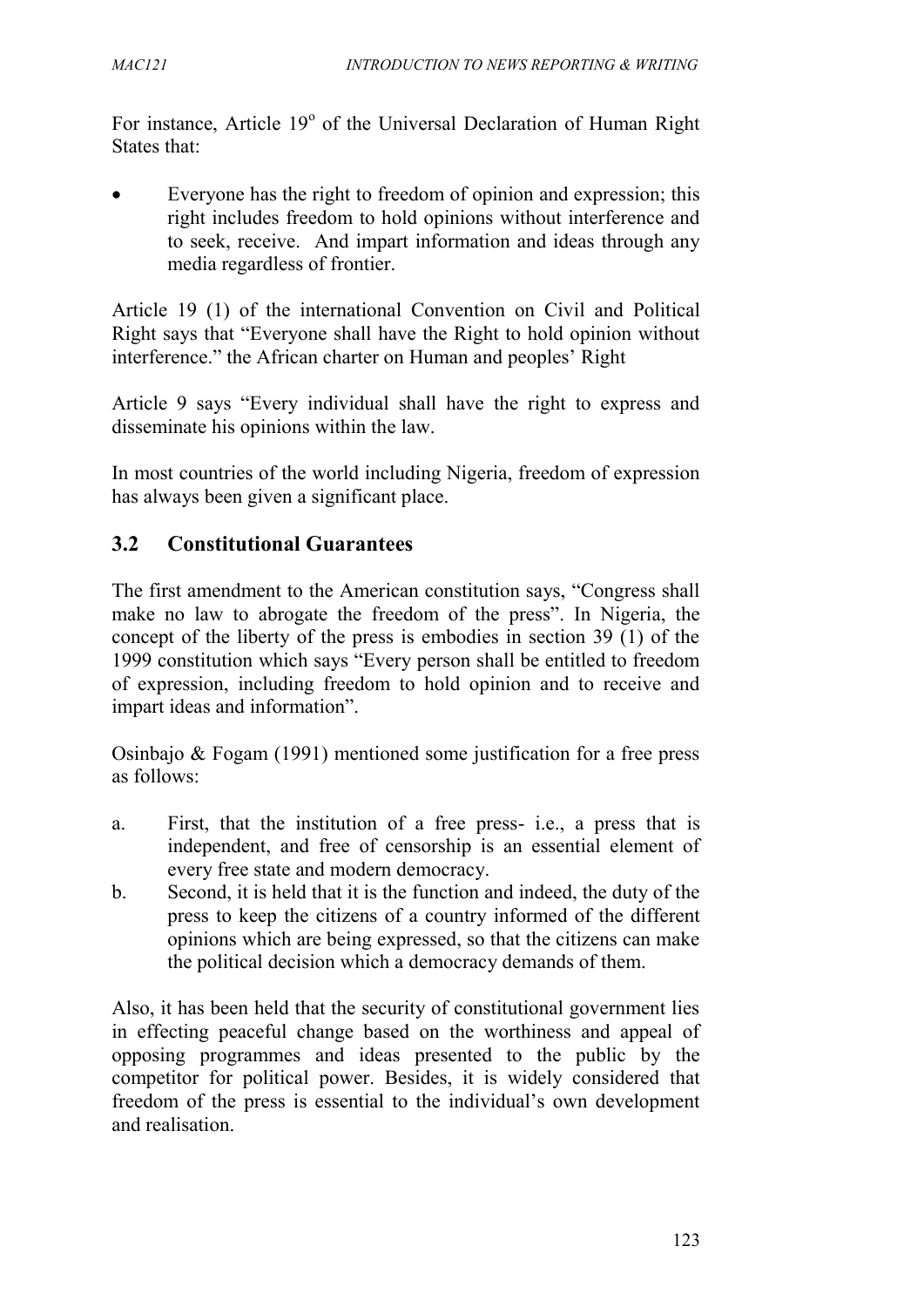For instance, Article 19$^{o}$ of the Universal Declaration of Human Right States that:

- Everyone has the right to freedom of opinion and expression; this right includes freedom to hold opinions without interference and to seek, receive. And impart information and ideas through any media regardless of frontier.

Article 19 (1) of the international Convention on Civil and Political Right says that "Everyone shall have the Right to hold opinion without interference." the African charter on Human and peoples' Right

Article 9 says "Every individual shall have the right to express and disseminate his opinions within the law.

In most countries of the world including Nigeria, freedom of expression has always been given a significant place.

## 3.2 Constitutional Guarantees

The first amendment to the American constitution says, "Congress shall make no law to abrogate the freedom of the press". In Nigeria, the concept of the liberty of the press is embodies in section 39 (1) of the 1999 constitution which says "Every person shall be entitled to freedom of expression, including freedom to hold opinion and to receive and impart ideas and information".

Osinbajo & Fogam (1991) mentioned some justification for a free press as follows:

a. First, that the institution of a free press- i.e., a press that is independent, and free of censorship is an essential element of every free state and modern democracy.
b. Second, it is held that it is the function and indeed, the duty of the press to keep the citizens of a country informed of the different opinions which are being expressed, so that the citizens can make the political decision which a democracy demands of them.

Also, it has been held that the security of constitutional government lies in effecting peaceful change based on the worthiness and appeal of opposing programmes and ideas presented to the public by the competitor for political power. Besides, it is widely considered that freedom of the press is essential to the individual's own development and realisation.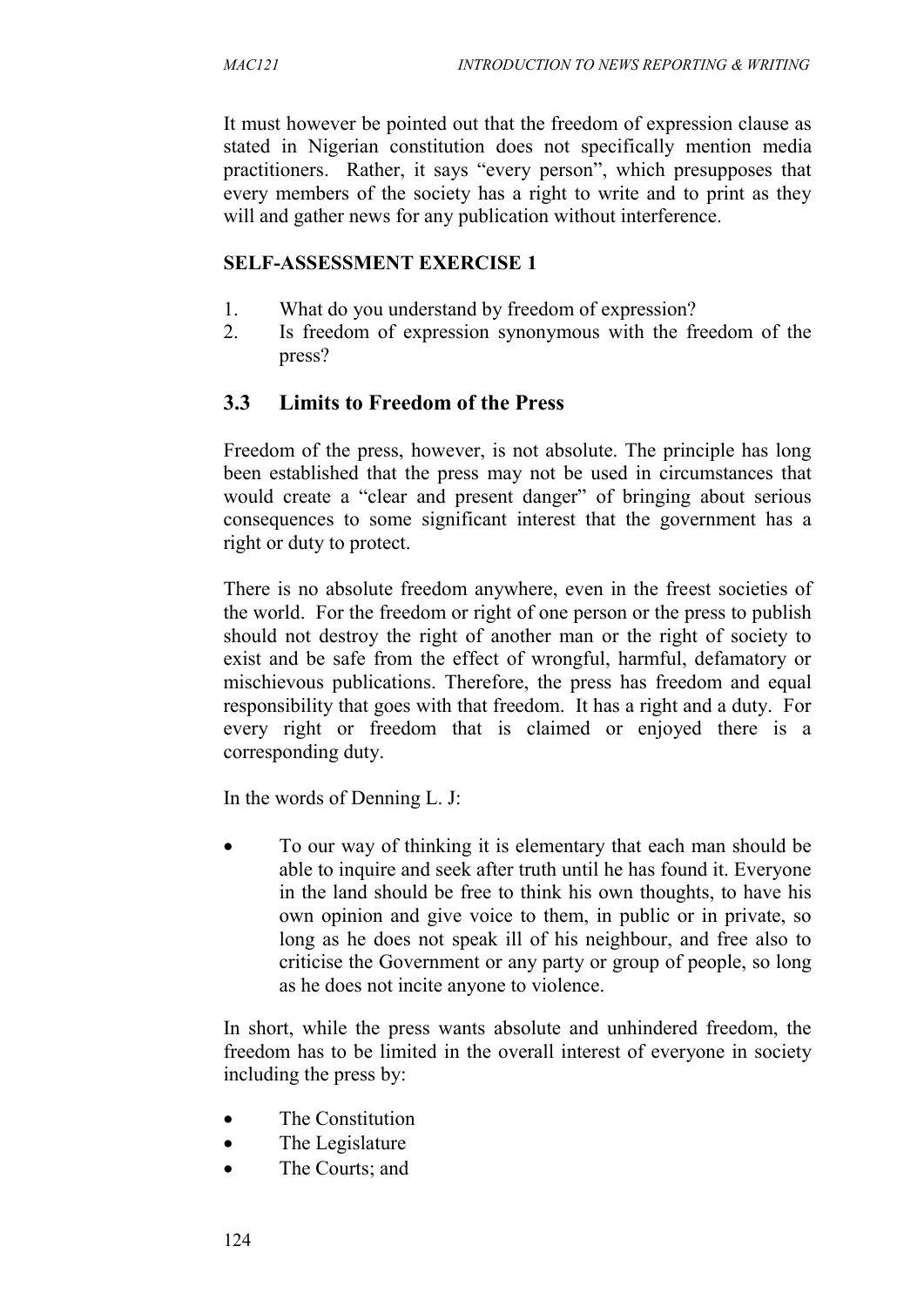It must however be pointed out that the freedom of expression clause as stated in Nigerian constitution does not specifically mention media practitioners. Rather, it says "every person", which presupposes that every members of the society has a right to write and to print as they will and gather news for any publication without interference.

**SELF-ASSESSMENT EXERCISE 1**

1. What do you understand by freedom of expression?
2. Is freedom of expression synonymous with the freedom of the press?

## 3.3 Limits to Freedom of the Press

Freedom of the press, however, is not absolute. The principle has long been established that the press may not be used in circumstances that would create a "clear and present danger" of bringing about serious consequences to some significant interest that the government has a right or duty to protect.

There is no absolute freedom anywhere, even in the freest societies of the world. For the freedom or right of one person or the press to publish should not destroy the right of another man or the right of society to exist and be safe from the effect of wrongful, harmful, defamatory or mischievous publications. Therefore, the press has freedom and equal responsibility that goes with that freedom. It has a right and a duty. For every right or freedom that is claimed or enjoyed there is a corresponding duty.

In the words of Denning L. J:

- To our way of thinking it is elementary that each man should be able to inquire and seek after truth until he has found it. Everyone in the land should be free to think his own thoughts, to have his own opinion and give voice to them, in public or in private, so long as he does not speak ill of his neighbour, and free also to criticise the Government or any party or group of people, so long as he does not incite anyone to violence.

In short, while the press wants absolute and unhindered freedom, the freedom has to be limited in the overall interest of everyone in society including the press by:

- The Constitution
- The Legislature
- The Courts; and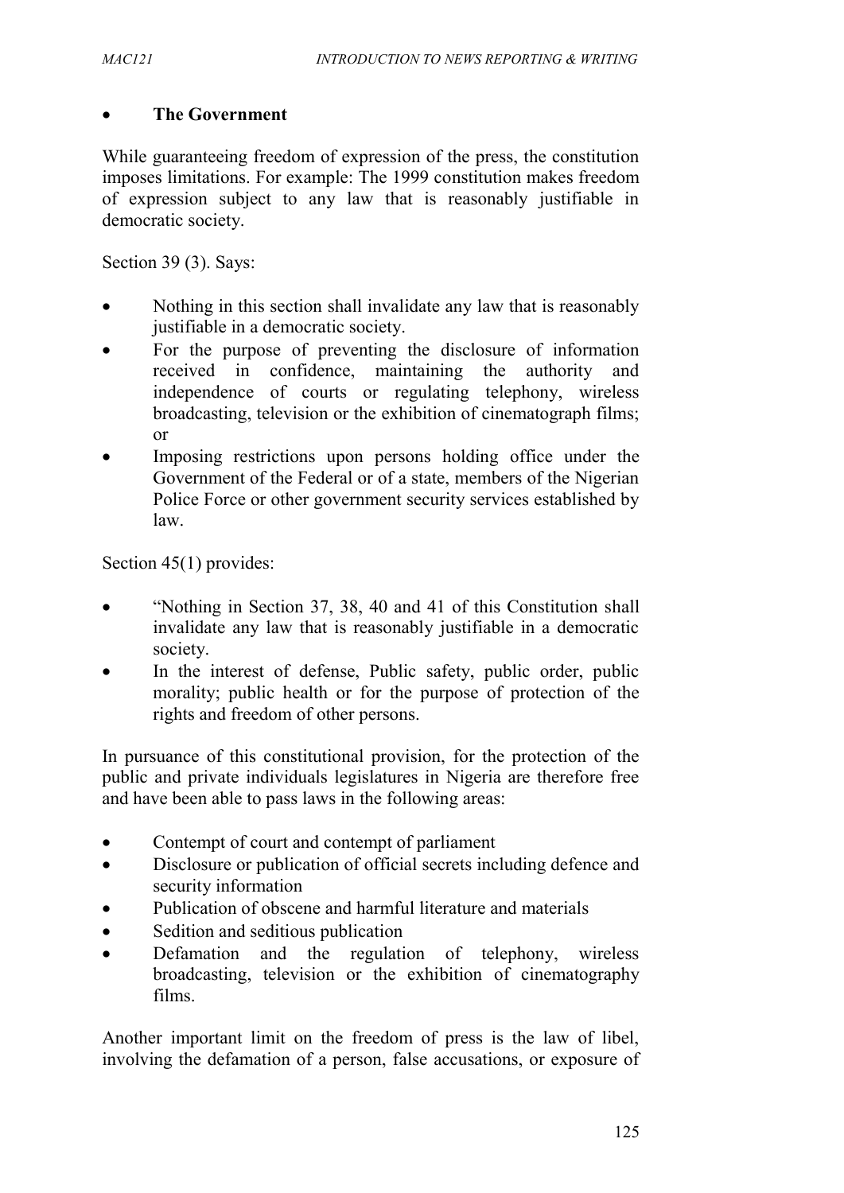- **The Government**

While guaranteeing freedom of expression of the press, the constitution imposes limitations. For example: The 1999 constitution makes freedom of expression subject to any law that is reasonably justifiable in democratic society.

Section 39 (3). Says:

- Nothing in this section shall invalidate any law that is reasonably justifiable in a democratic society.
- For the purpose of preventing the disclosure of information received in confidence, maintaining the authority and independence of courts or regulating telephony, wireless broadcasting, television or the exhibition of cinematograph films; or
- Imposing restrictions upon persons holding office under the Government of the Federal or of a state, members of the Nigerian Police Force or other government security services established by law.

Section 45(1) provides:

- "Nothing in Section 37, 38, 40 and 41 of this Constitution shall invalidate any law that is reasonably justifiable in a democratic society.
- In the interest of defense, Public safety, public order, public morality; public health or for the purpose of protection of the rights and freedom of other persons.

In pursuance of this constitutional provision, for the protection of the public and private individuals legislatures in Nigeria are therefore free and have been able to pass laws in the following areas:

- Contempt of court and contempt of parliament
- Disclosure or publication of official secrets including defence and security information
- Publication of obscene and harmful literature and materials
- Sedition and seditious publication
- Defamation and the regulation of telephony, wireless broadcasting, television or the exhibition of cinematography films.

Another important limit on the freedom of press is the law of libel, involving the defamation of a person, false accusations, or exposure of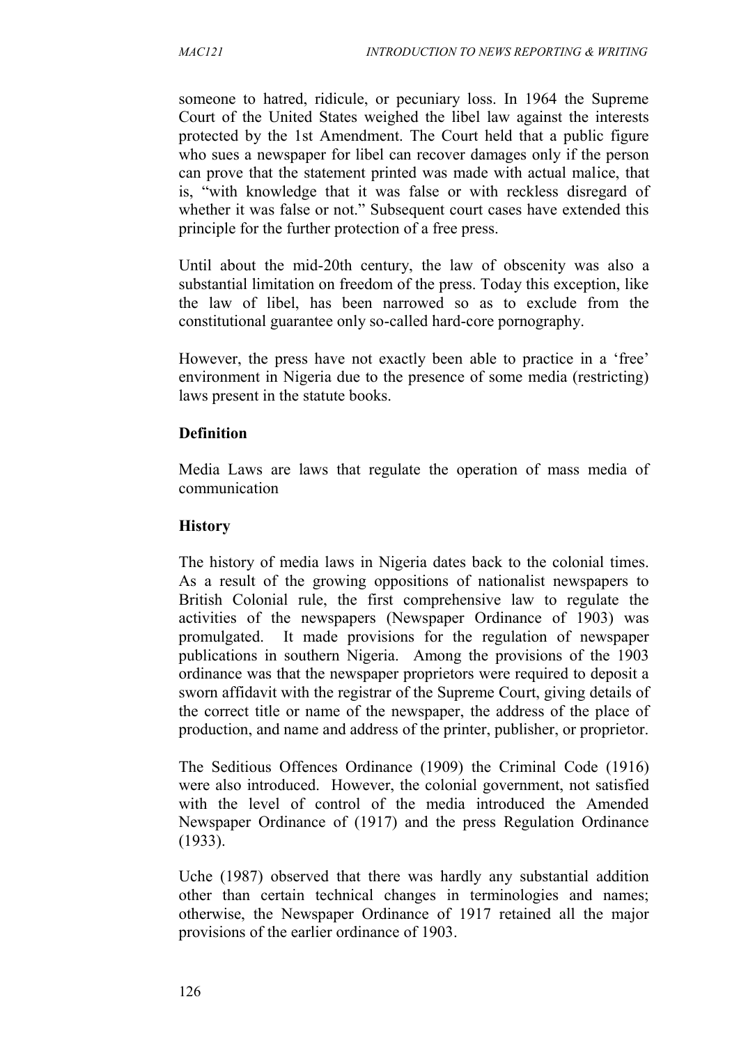someone to hatred, ridicule, or pecuniary loss. In 1964 the Supreme Court of the United States weighed the libel law against the interests protected by the 1st Amendment. The Court held that a public figure who sues a newspaper for libel can recover damages only if the person can prove that the statement printed was made with actual malice, that is, "with knowledge that it was false or with reckless disregard of whether it was false or not." Subsequent court cases have extended this principle for the further protection of a free press.

Until about the mid-20th century, the law of obscenity was also a substantial limitation on freedom of the press. Today this exception, like the law of libel, has been narrowed so as to exclude from the constitutional guarantee only so-called hard-core pornography.

However, the press have not exactly been able to practice in a 'free' environment in Nigeria due to the presence of some media (restricting) laws present in the statute books.

**Definition**

Media Laws are laws that regulate the operation of mass media of communication

**History**

The history of media laws in Nigeria dates back to the colonial times. As a result of the growing oppositions of nationalist newspapers to British Colonial rule, the first comprehensive law to regulate the activities of the newspapers (Newspaper Ordinance of 1903) was promulgated. It made provisions for the regulation of newspaper publications in southern Nigeria. Among the provisions of the 1903 ordinance was that the newspaper proprietors were required to deposit a sworn affidavit with the registrar of the Supreme Court, giving details of the correct title or name of the newspaper, the address of the place of production, and name and address of the printer, publisher, or proprietor.

The Seditious Offences Ordinance (1909) the Criminal Code (1916) were also introduced. However, the colonial government, not satisfied with the level of control of the media introduced the Amended Newspaper Ordinance of (1917) and the press Regulation Ordinance (1933).

Uche (1987) observed that there was hardly any substantial addition other than certain technical changes in terminologies and names; otherwise, the Newspaper Ordinance of 1917 retained all the major provisions of the earlier ordinance of 1903.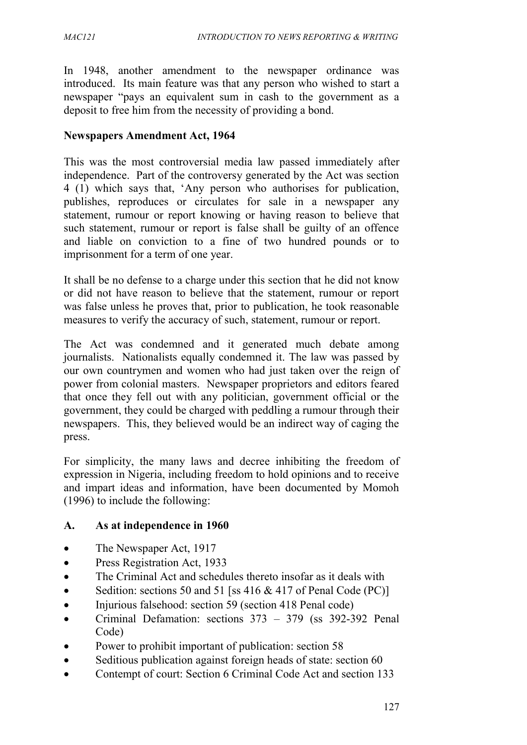In 1948, another amendment to the newspaper ordinance was introduced. Its main feature was that any person who wished to start a newspaper "pays an equivalent sum in cash to the government as a deposit to free him from the necessity of providing a bond.

**Newspapers Amendment Act, 1964**

This was the most controversial media law passed immediately after independence. Part of the controversy generated by the Act was section 4 (1) which says that, 'Any person who authorises for publication, publishes, reproduces or circulates for sale in a newspaper any statement, rumour or report knowing or having reason to believe that such statement, rumour or report is false shall be guilty of an offence and liable on conviction to a fine of two hundred pounds or to imprisonment for a term of one year.

It shall be no defense to a charge under this section that he did not know or did not have reason to believe that the statement, rumour or report was false unless he proves that, prior to publication, he took reasonable measures to verify the accuracy of such, statement, rumour or report.

The Act was condemned and it generated much debate among journalists. Nationalists equally condemned it. The law was passed by our own countrymen and women who had just taken over the reign of power from colonial masters. Newspaper proprietors and editors feared that once they fell out with any politician, government official or the government, they could be charged with peddling a rumour through their newspapers. This, they believed would be an indirect way of caging the press.

For simplicity, the many laws and decree inhibiting the freedom of expression in Nigeria, including freedom to hold opinions and to receive and impart ideas and information, have been documented by Momoh (1996) to include the following:

**A. As at independence in 1960**

- The Newspaper Act, 1917
- Press Registration Act, 1933
- The Criminal Act and schedules thereto insofar as it deals with
- Sedition: sections 50 and 51 [ss 416 & 417 of Penal Code (PC)]
- Injurious falsehood: section 59 (section 418 Penal code)
- Criminal Defamation: sections 373 – 379 (ss 392-392 Penal Code)
- Power to prohibit important of publication: section 58
- Seditious publication against foreign heads of state: section 60
- Contempt of court: Section 6 Criminal Code Act and section 133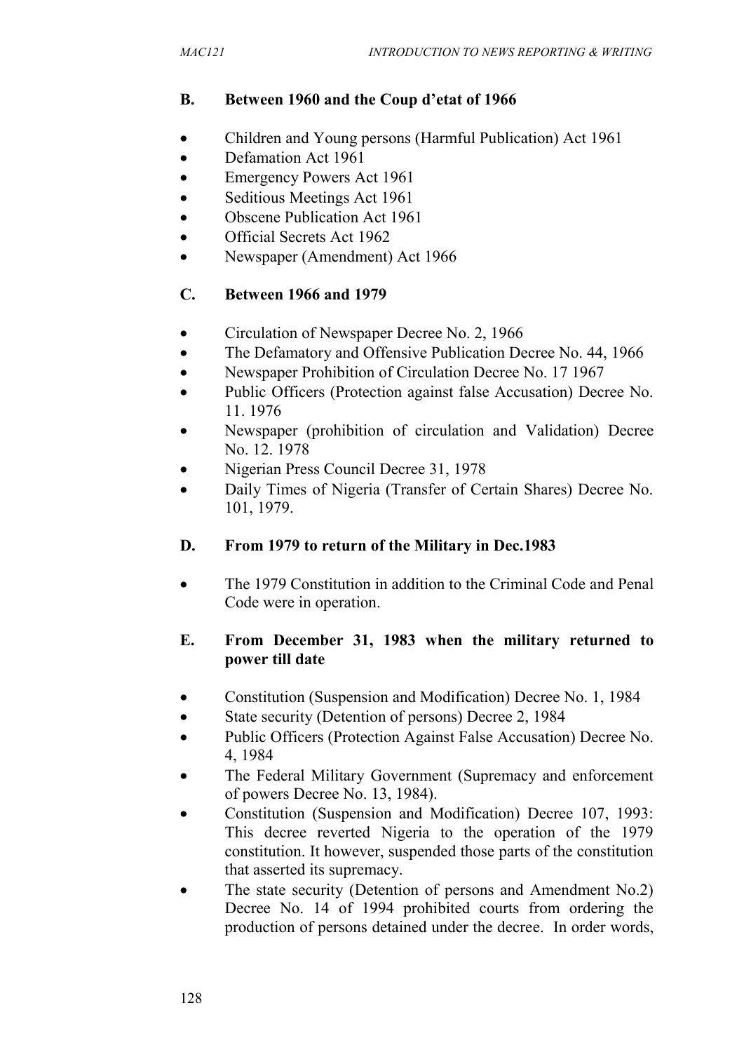## B. Between 1960 and the Coup d'etat of 1966

- Children and Young persons (Harmful Publication) Act 1961
- Defamation Act 1961
- Emergency Powers Act 1961
- Seditious Meetings Act 1961
- Obscene Publication Act 1961
- Official Secrets Act 1962
- Newspaper (Amendment) Act 1966

## C. Between 1966 and 1979

- Circulation of Newspaper Decree No. 2, 1966
- The Defamatory and Offensive Publication Decree No. 44, 1966
- Newspaper Prohibition of Circulation Decree No. 17 1967
- Public Officers (Protection against false Accusation) Decree No. 11. 1976
- Newspaper (prohibition of circulation and Validation) Decree No. 12. 1978
- Nigerian Press Council Decree 31, 1978
- Daily Times of Nigeria (Transfer of Certain Shares) Decree No. 101, 1979.

## D. From 1979 to return of the Military in Dec.1983

- The 1979 Constitution in addition to the Criminal Code and Penal Code were in operation.

## E. From December 31, 1983 when the military returned to power till date

- Constitution (Suspension and Modification) Decree No. 1, 1984
- State security (Detention of persons) Decree 2, 1984
- Public Officers (Protection Against False Accusation) Decree No. 4, 1984
- The Federal Military Government (Supremacy and enforcement of powers Decree No. 13, 1984).
- Constitution (Suspension and Modification) Decree 107, 1993: This decree reverted Nigeria to the operation of the 1979 constitution. It however, suspended those parts of the constitution that asserted its supremacy.
- The state security (Detention of persons and Amendment No.2) Decree No. 14 of 1994 prohibited courts from ordering the production of persons detained under the decree. In order words,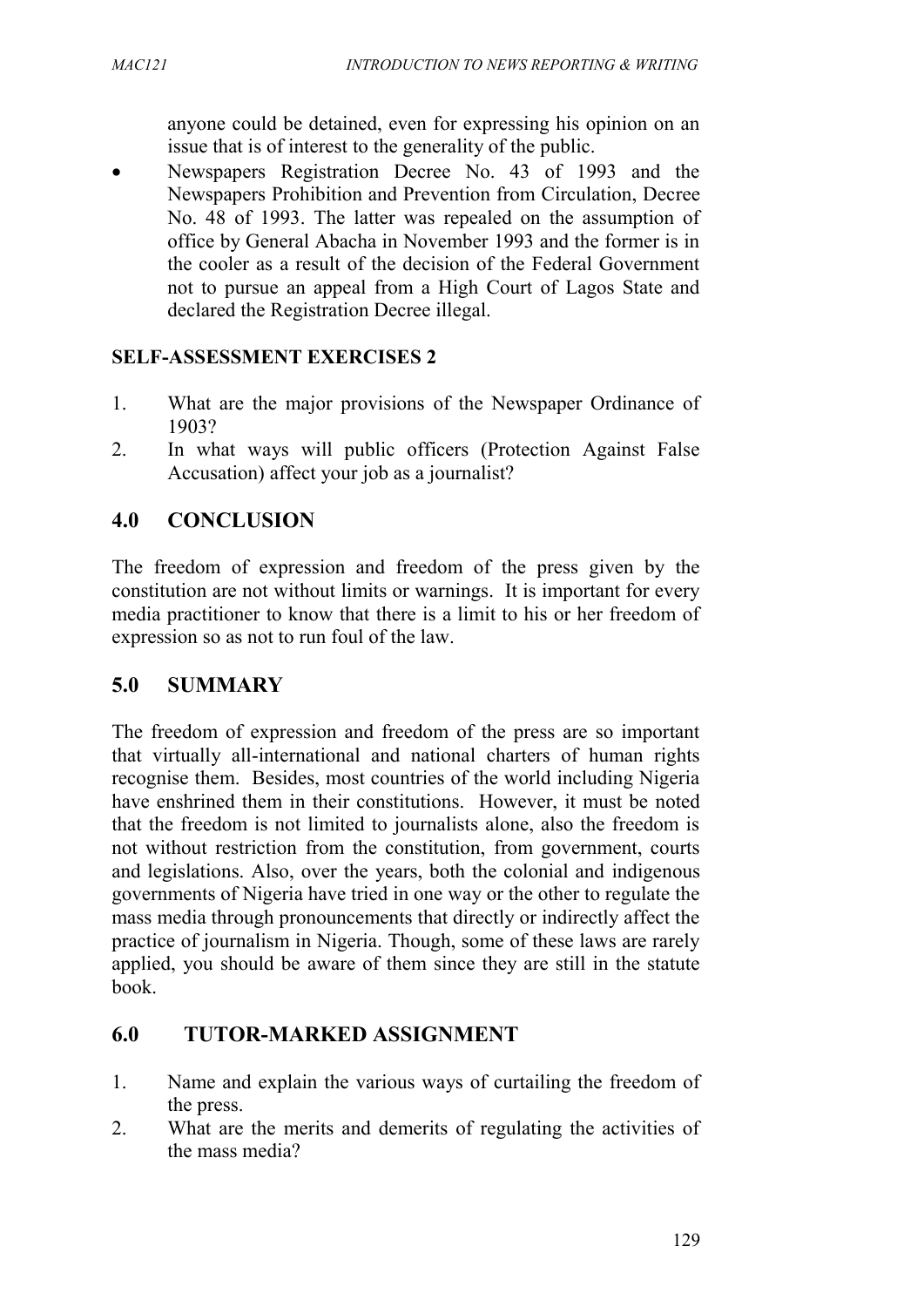anyone could be detained, even for expressing his opinion on an issue that is of interest to the generality of the public.

- Newspapers Registration Decree No. 43 of 1993 and the Newspapers Prohibition and Prevention from Circulation, Decree No. 48 of 1993. The latter was repealed on the assumption of office by General Abacha in November 1993 and the former is in the cooler as a result of the decision of the Federal Government not to pursue an appeal from a High Court of Lagos State and declared the Registration Decree illegal.

**SELF-ASSESSMENT EXERCISES 2**

1. What are the major provisions of the Newspaper Ordinance of 1903?
2. In what ways will public officers (Protection Against False Accusation) affect your job as a journalist?

## 4.0 CONCLUSION

The freedom of expression and freedom of the press given by the constitution are not without limits or warnings. It is important for every media practitioner to know that there is a limit to his or her freedom of expression so as not to run foul of the law.

## 5.0 SUMMARY

The freedom of expression and freedom of the press are so important that virtually all-international and national charters of human rights recognise them. Besides, most countries of the world including Nigeria have enshrined them in their constitutions. However, it must be noted that the freedom is not limited to journalists alone, also the freedom is not without restriction from the constitution, from government, courts and legislations. Also, over the years, both the colonial and indigenous governments of Nigeria have tried in one way or the other to regulate the mass media through pronouncements that directly or indirectly affect the practice of journalism in Nigeria. Though, some of these laws are rarely applied, you should be aware of them since they are still in the statute book.

## 6.0 TUTOR-MARKED ASSIGNMENT

1. Name and explain the various ways of curtailing the freedom of the press.
2. What are the merits and demerits of regulating the activities of the mass media?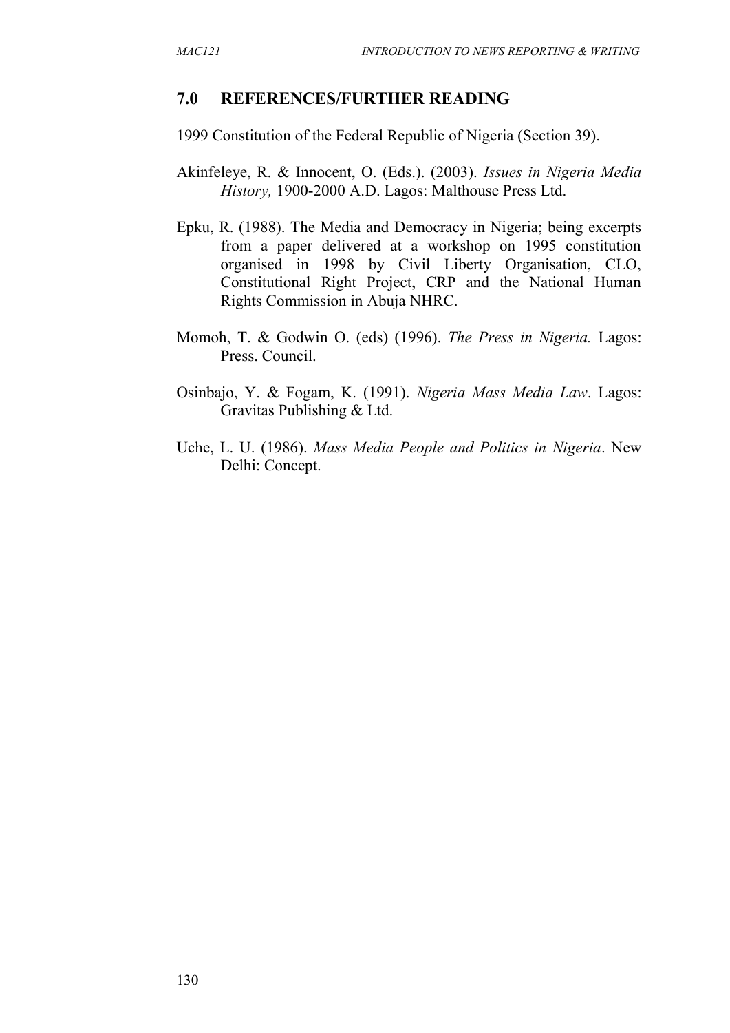## 7.0 REFERENCES/FURTHER READING

1999 Constitution of the Federal Republic of Nigeria (Section 39).

Akinfeleye, R. & Innocent, O. (Eds.). (2003). *Issues in Nigeria Media History,* 1900-2000 A.D. Lagos: Malthouse Press Ltd.

Epku, R. (1988). The Media and Democracy in Nigeria; being excerpts from a paper delivered at a workshop on 1995 constitution organised in 1998 by Civil Liberty Organisation, CLO, Constitutional Right Project, CRP and the National Human Rights Commission in Abuja NHRC.

Momoh, T. & Godwin O. (eds) (1996). *The Press in Nigeria.* Lagos: Press. Council.

Osinbajo, Y. & Fogam, K. (1991). *Nigeria Mass Media Law*. Lagos: Gravitas Publishing & Ltd.

Uche, L. U. (1986). *Mass Media People and Politics in Nigeria*. New Delhi: Concept.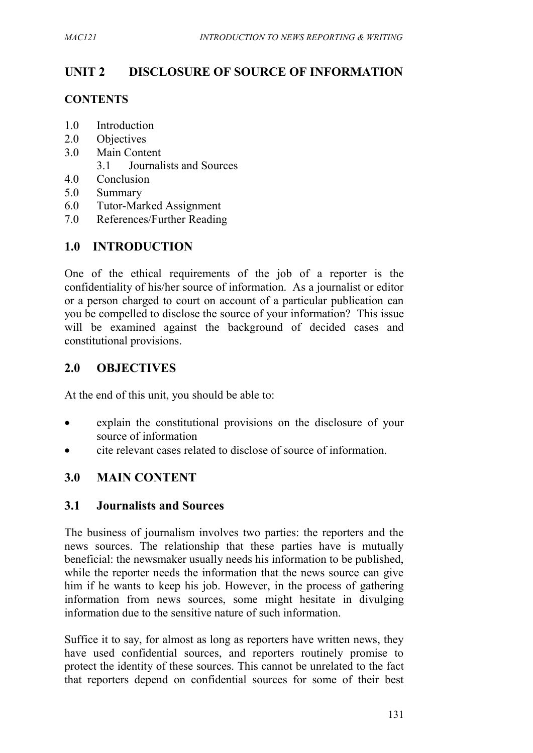## UNIT 2 DISCLOSURE OF SOURCE OF INFORMATION

**CONTENTS**

- 1.0 Introduction
- 2.0 Objectives
- 3.0 Main Content
  - 3.1 Journalists and Sources
- 4.0 Conclusion
- 5.0 Summary
- 6.0 Tutor-Marked Assignment
- 7.0 References/Further Reading

## 1.0 INTRODUCTION

One of the ethical requirements of the job of a reporter is the confidentiality of his/her source of information. As a journalist or editor or a person charged to court on account of a particular publication can you be compelled to disclose the source of your information? This issue will be examined against the background of decided cases and constitutional provisions.

## 2.0 OBJECTIVES

At the end of this unit, you should be able to:

- explain the constitutional provisions on the disclosure of your source of information
- cite relevant cases related to disclose of source of information.

## 3.0 MAIN CONTENT

### 3.1 Journalists and Sources

The business of journalism involves two parties: the reporters and the news sources. The relationship that these parties have is mutually beneficial: the newsmaker usually needs his information to be published, while the reporter needs the information that the news source can give him if he wants to keep his job. However, in the process of gathering information from news sources, some might hesitate in divulging information due to the sensitive nature of such information.

Suffice it to say, for almost as long as reporters have written news, they have used confidential sources, and reporters routinely promise to protect the identity of these sources. This cannot be unrelated to the fact that reporters depend on confidential sources for some of their best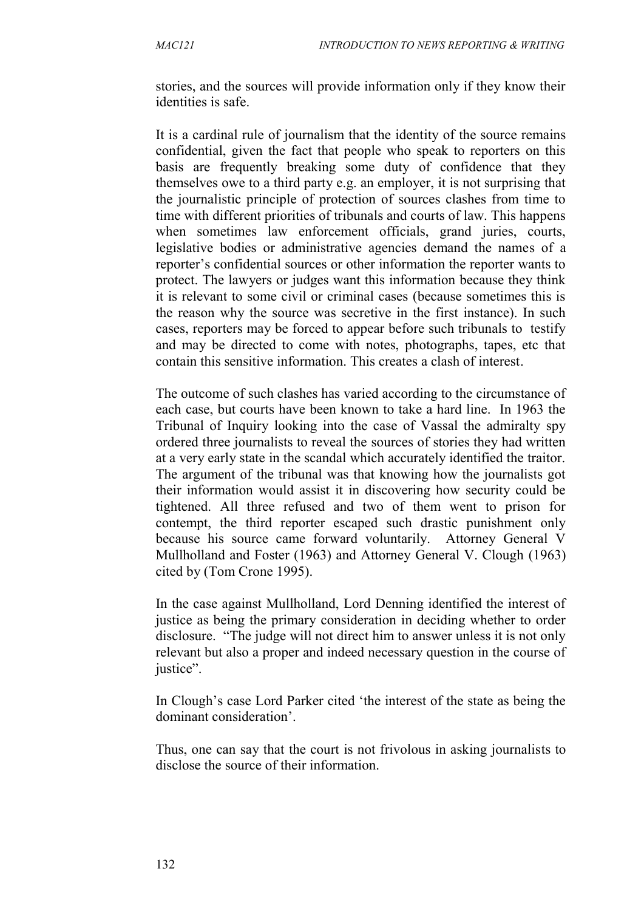stories, and the sources will provide information only if they know their identities is safe.

It is a cardinal rule of journalism that the identity of the source remains confidential, given the fact that people who speak to reporters on this basis are frequently breaking some duty of confidence that they themselves owe to a third party e.g. an employer, it is not surprising that the journalistic principle of protection of sources clashes from time to time with different priorities of tribunals and courts of law. This happens when sometimes law enforcement officials, grand juries, courts, legislative bodies or administrative agencies demand the names of a reporter's confidential sources or other information the reporter wants to protect. The lawyers or judges want this information because they think it is relevant to some civil or criminal cases (because sometimes this is the reason why the source was secretive in the first instance). In such cases, reporters may be forced to appear before such tribunals to testify and may be directed to come with notes, photographs, tapes, etc that contain this sensitive information. This creates a clash of interest.

The outcome of such clashes has varied according to the circumstance of each case, but courts have been known to take a hard line. In 1963 the Tribunal of Inquiry looking into the case of Vassal the admiralty spy ordered three journalists to reveal the sources of stories they had written at a very early state in the scandal which accurately identified the traitor. The argument of the tribunal was that knowing how the journalists got their information would assist it in discovering how security could be tightened. All three refused and two of them went to prison for contempt, the third reporter escaped such drastic punishment only because his source came forward voluntarily. Attorney General V Mullholland and Foster (1963) and Attorney General V. Clough (1963) cited by (Tom Crone 1995).

In the case against Mullholland, Lord Denning identified the interest of justice as being the primary consideration in deciding whether to order disclosure. "The judge will not direct him to answer unless it is not only relevant but also a proper and indeed necessary question in the course of justice".

In Clough's case Lord Parker cited 'the interest of the state as being the dominant consideration'.

Thus, one can say that the court is not frivolous in asking journalists to disclose the source of their information.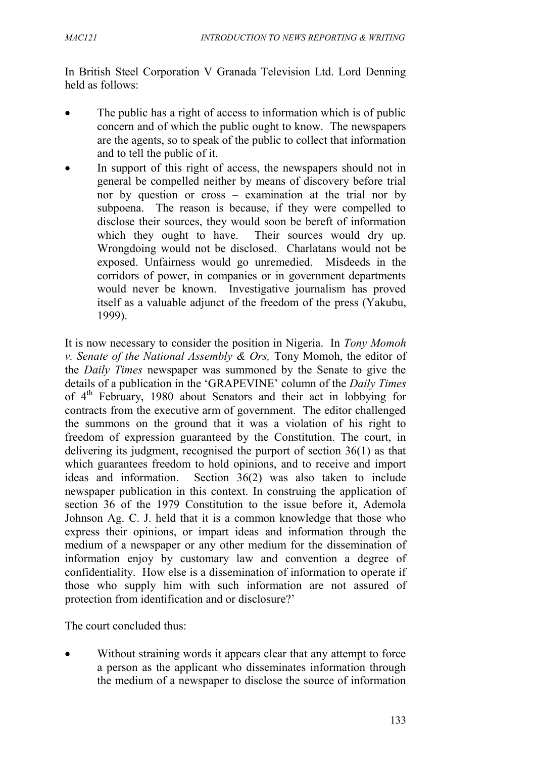In British Steel Corporation V Granada Television Ltd. Lord Denning held as follows:

- The public has a right of access to information which is of public concern and of which the public ought to know. The newspapers are the agents, so to speak of the public to collect that information and to tell the public of it.
- In support of this right of access, the newspapers should not in general be compelled neither by means of discovery before trial nor by question or cross – examination at the trial nor by subpoena. The reason is because, if they were compelled to disclose their sources, they would soon be bereft of information which they ought to have. Their sources would dry up. Wrongdoing would not be disclosed. Charlatans would not be exposed. Unfairness would go unremedied. Misdeeds in the corridors of power, in companies or in government departments would never be known. Investigative journalism has proved itself as a valuable adjunct of the freedom of the press (Yakubu, 1999).

It is now necessary to consider the position in Nigeria. In *Tony Momoh v. Senate of the National Assembly & Ors,* Tony Momoh, the editor of the *Daily Times* newspaper was summoned by the Senate to give the details of a publication in the 'GRAPEVINE' column of the *Daily Times* of 4th February, 1980 about Senators and their act in lobbying for contracts from the executive arm of government. The editor challenged the summons on the ground that it was a violation of his right to freedom of expression guaranteed by the Constitution. The court, in delivering its judgment, recognised the purport of section 36(1) as that which guarantees freedom to hold opinions, and to receive and import ideas and information. Section 36(2) was also taken to include newspaper publication in this context. In construing the application of section 36 of the 1979 Constitution to the issue before it, Ademola Johnson Ag. C. J. held that it is a common knowledge that those who express their opinions, or impart ideas and information through the medium of a newspaper or any other medium for the dissemination of information enjoy by customary law and convention a degree of confidentiality. How else is a dissemination of information to operate if those who supply him with such information are not assured of protection from identification and or disclosure?'

The court concluded thus:

- Without straining words it appears clear that any attempt to force a person as the applicant who disseminates information through the medium of a newspaper to disclose the source of information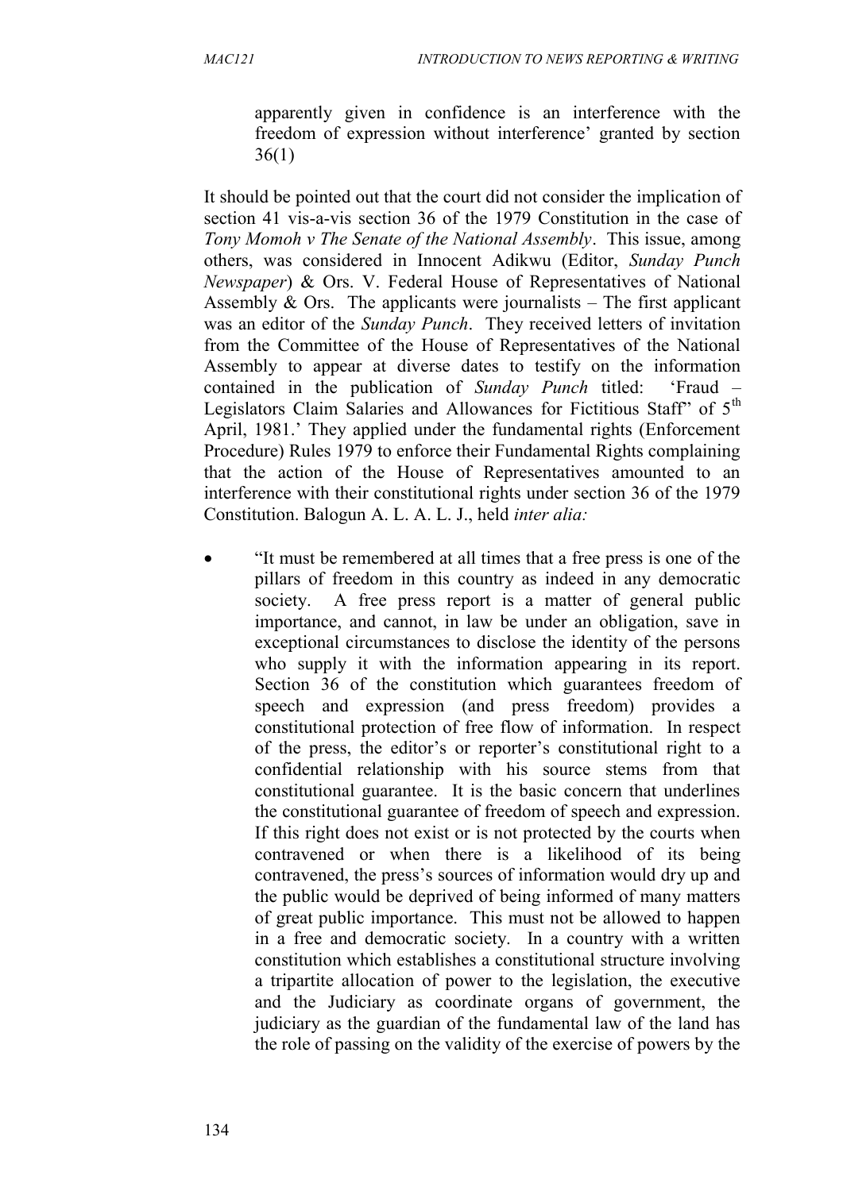apparently given in confidence is an interference with the freedom of expression without interference' granted by section 36(1)

It should be pointed out that the court did not consider the implication of section 41 vis-a-vis section 36 of the 1979 Constitution in the case of *Tony Momoh v The Senate of the National Assembly*. This issue, among others, was considered in Innocent Adikwu (Editor, *Sunday Punch Newspaper*) & Ors. V. Federal House of Representatives of National Assembly & Ors. The applicants were journalists – The first applicant was an editor of the *Sunday Punch*. They received letters of invitation from the Committee of the House of Representatives of the National Assembly to appear at diverse dates to testify on the information contained in the publication of *Sunday Punch* titled: 'Fraud – Legislators Claim Salaries and Allowances for Fictitious Staff" of 5th April, 1981.' They applied under the fundamental rights (Enforcement Procedure) Rules 1979 to enforce their Fundamental Rights complaining that the action of the House of Representatives amounted to an interference with their constitutional rights under section 36 of the 1979 Constitution. Balogun A. L. A. L. J., held *inter alia:*

- "It must be remembered at all times that a free press is one of the pillars of freedom in this country as indeed in any democratic society. A free press report is a matter of general public importance, and cannot, in law be under an obligation, save in exceptional circumstances to disclose the identity of the persons who supply it with the information appearing in its report. Section 36 of the constitution which guarantees freedom of speech and expression (and press freedom) provides a constitutional protection of free flow of information. In respect of the press, the editor's or reporter's constitutional right to a confidential relationship with his source stems from that constitutional guarantee. It is the basic concern that underlines the constitutional guarantee of freedom of speech and expression. If this right does not exist or is not protected by the courts when contravened or when there is a likelihood of its being contravened, the press's sources of information would dry up and the public would be deprived of being informed of many matters of great public importance. This must not be allowed to happen in a free and democratic society. In a country with a written constitution which establishes a constitutional structure involving a tripartite allocation of power to the legislation, the executive and the Judiciary as coordinate organs of government, the judiciary as the guardian of the fundamental law of the land has the role of passing on the validity of the exercise of powers by the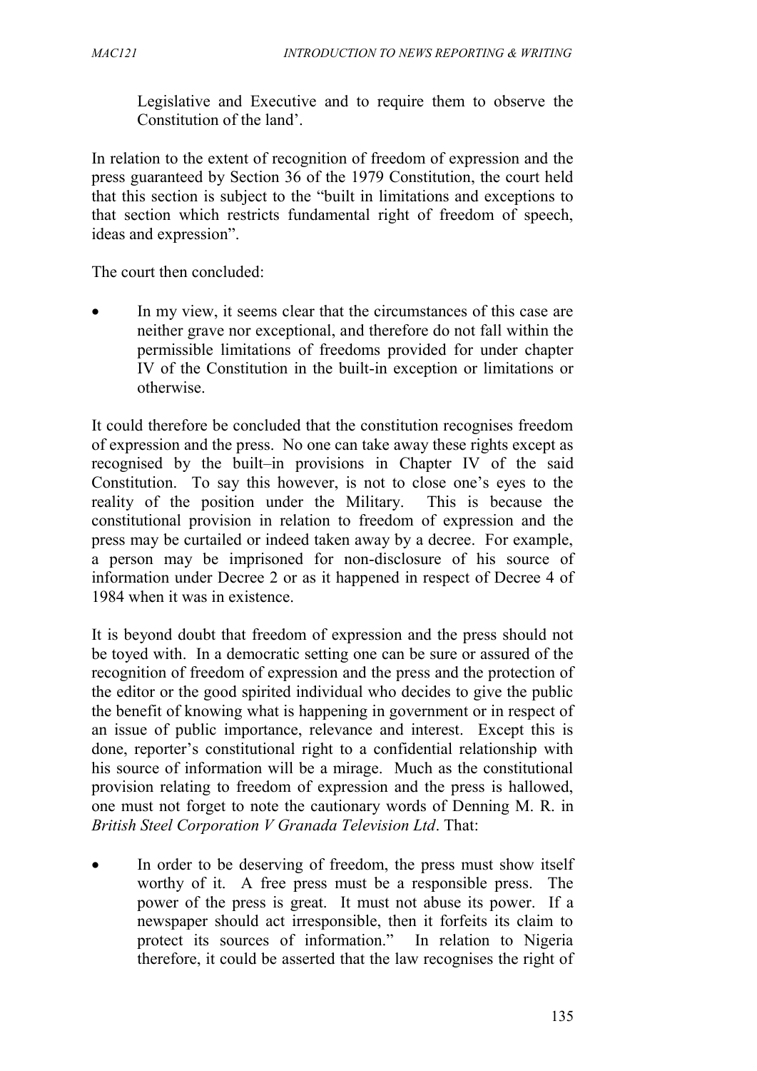Legislative and Executive and to require them to observe the Constitution of the land'.

In relation to the extent of recognition of freedom of expression and the press guaranteed by Section 36 of the 1979 Constitution, the court held that this section is subject to the "built in limitations and exceptions to that section which restricts fundamental right of freedom of speech, ideas and expression".

The court then concluded:

- In my view, it seems clear that the circumstances of this case are neither grave nor exceptional, and therefore do not fall within the permissible limitations of freedoms provided for under chapter IV of the Constitution in the built-in exception or limitations or otherwise.

It could therefore be concluded that the constitution recognises freedom of expression and the press. No one can take away these rights except as recognised by the built–in provisions in Chapter IV of the said Constitution. To say this however, is not to close one's eyes to the reality of the position under the Military. This is because the constitutional provision in relation to freedom of expression and the press may be curtailed or indeed taken away by a decree. For example, a person may be imprisoned for non-disclosure of his source of information under Decree 2 or as it happened in respect of Decree 4 of 1984 when it was in existence.

It is beyond doubt that freedom of expression and the press should not be toyed with. In a democratic setting one can be sure or assured of the recognition of freedom of expression and the press and the protection of the editor or the good spirited individual who decides to give the public the benefit of knowing what is happening in government or in respect of an issue of public importance, relevance and interest. Except this is done, reporter's constitutional right to a confidential relationship with his source of information will be a mirage. Much as the constitutional provision relating to freedom of expression and the press is hallowed, one must not forget to note the cautionary words of Denning M. R. in *British Steel Corporation V Granada Television Ltd*. That:

- In order to be deserving of freedom, the press must show itself worthy of it. A free press must be a responsible press. The power of the press is great. It must not abuse its power. If a newspaper should act irresponsible, then it forfeits its claim to protect its sources of information." In relation to Nigeria therefore, it could be asserted that the law recognises the right of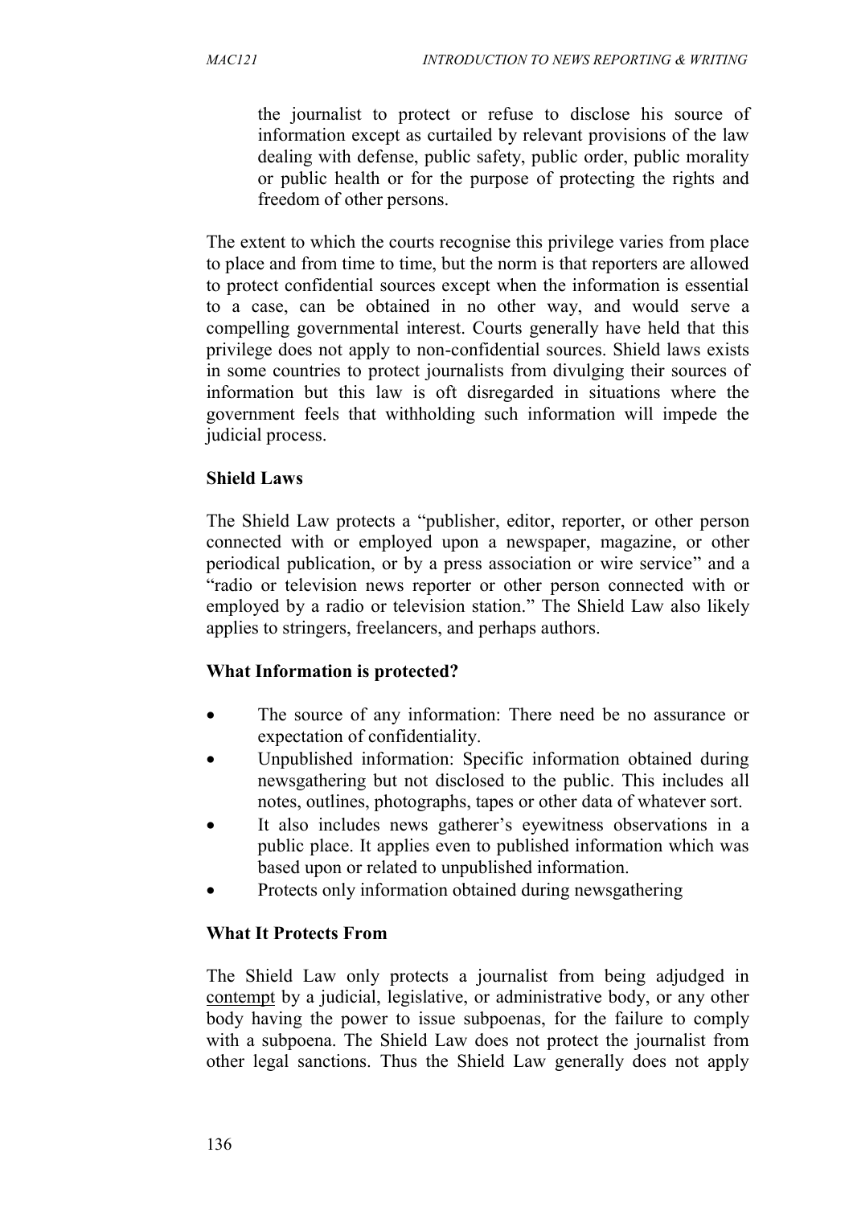the journalist to protect or refuse to disclose his source of information except as curtailed by relevant provisions of the law dealing with defense, public safety, public order, public morality or public health or for the purpose of protecting the rights and freedom of other persons.

The extent to which the courts recognise this privilege varies from place to place and from time to time, but the norm is that reporters are allowed to protect confidential sources except when the information is essential to a case, can be obtained in no other way, and would serve a compelling governmental interest. Courts generally have held that this privilege does not apply to non-confidential sources. Shield laws exists in some countries to protect journalists from divulging their sources of information but this law is oft disregarded in situations where the government feels that withholding such information will impede the judicial process.

**Shield Laws**

The Shield Law protects a "publisher, editor, reporter, or other person connected with or employed upon a newspaper, magazine, or other periodical publication, or by a press association or wire service" and a "radio or television news reporter or other person connected with or employed by a radio or television station." The Shield Law also likely applies to stringers, freelancers, and perhaps authors.

**What Information is protected?**

- The source of any information: There need be no assurance or expectation of confidentiality.
- Unpublished information: Specific information obtained during newsgathering but not disclosed to the public. This includes all notes, outlines, photographs, tapes or other data of whatever sort.
- It also includes news gatherer's eyewitness observations in a public place. It applies even to published information which was based upon or related to unpublished information.
- Protects only information obtained during newsgathering

**What It Protects From**

The Shield Law only protects a journalist from being adjudged in contempt by a judicial, legislative, or administrative body, or any other body having the power to issue subpoenas, for the failure to comply with a subpoena. The Shield Law does not protect the journalist from other legal sanctions. Thus the Shield Law generally does not apply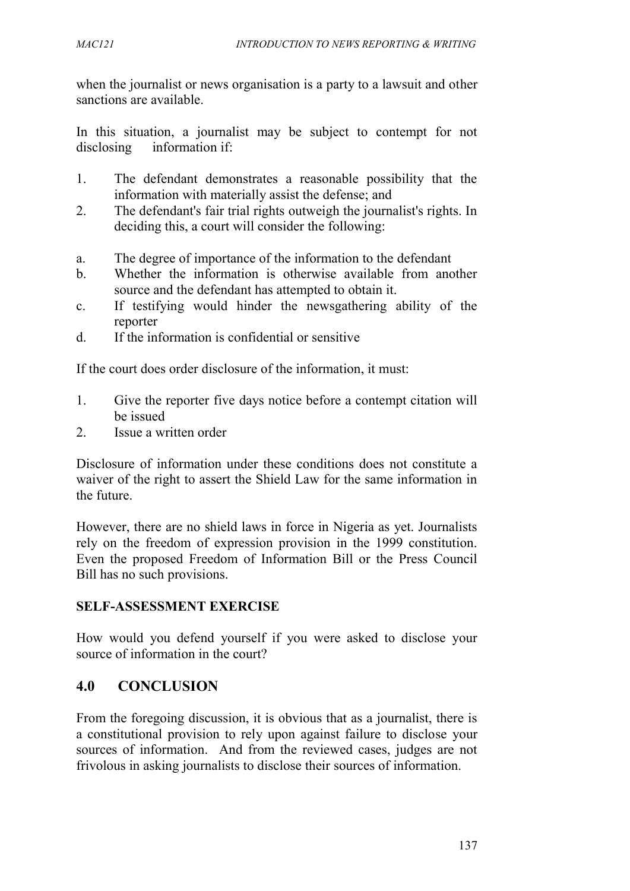when the journalist or news organisation is a party to a lawsuit and other sanctions are available.

In this situation, a journalist may be subject to contempt for not disclosing information if:

1. The defendant demonstrates a reasonable possibility that the information with materially assist the defense; and
2. The defendant's fair trial rights outweigh the journalist's rights. In deciding this, a court will consider the following:

a. The degree of importance of the information to the defendant
b. Whether the information is otherwise available from another source and the defendant has attempted to obtain it.
c. If testifying would hinder the newsgathering ability of the reporter
d. If the information is confidential or sensitive

If the court does order disclosure of the information, it must:

1. Give the reporter five days notice before a contempt citation will be issued
2. Issue a written order

Disclosure of information under these conditions does not constitute a waiver of the right to assert the Shield Law for the same information in the future.

However, there are no shield laws in force in Nigeria as yet. Journalists rely on the freedom of expression provision in the 1999 constitution. Even the proposed Freedom of Information Bill or the Press Council Bill has no such provisions.

**SELF-ASSESSMENT EXERCISE**

How would you defend yourself if you were asked to disclose your source of information in the court?

## 4.0 CONCLUSION

From the foregoing discussion, it is obvious that as a journalist, there is a constitutional provision to rely upon against failure to disclose your sources of information. And from the reviewed cases, judges are not frivolous in asking journalists to disclose their sources of information.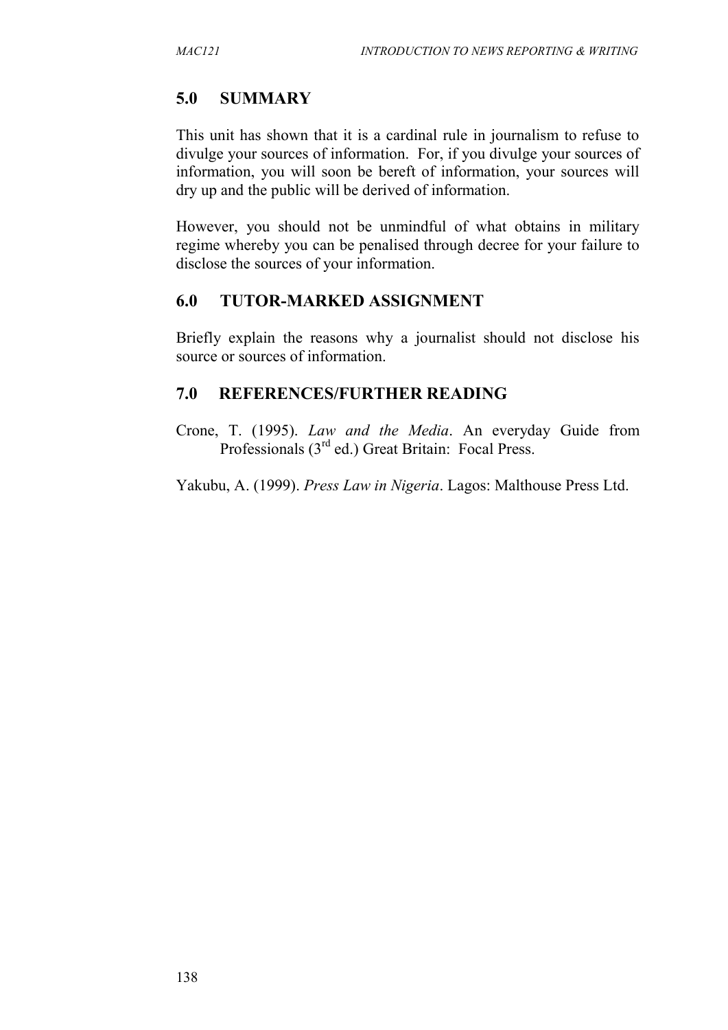## 5.0 SUMMARY

This unit has shown that it is a cardinal rule in journalism to refuse to divulge your sources of information. For, if you divulge your sources of information, you will soon be bereft of information, your sources will dry up and the public will be derived of information.

However, you should not be unmindful of what obtains in military regime whereby you can be penalised through decree for your failure to disclose the sources of your information.

## 6.0 TUTOR-MARKED ASSIGNMENT

Briefly explain the reasons why a journalist should not disclose his source or sources of information.

## 7.0 REFERENCES/FURTHER READING

Crone, T. (1995). *Law and the Media*. An everyday Guide from Professionals (3rd ed.) Great Britain: Focal Press.

Yakubu, A. (1999). *Press Law in Nigeria*. Lagos: Malthouse Press Ltd.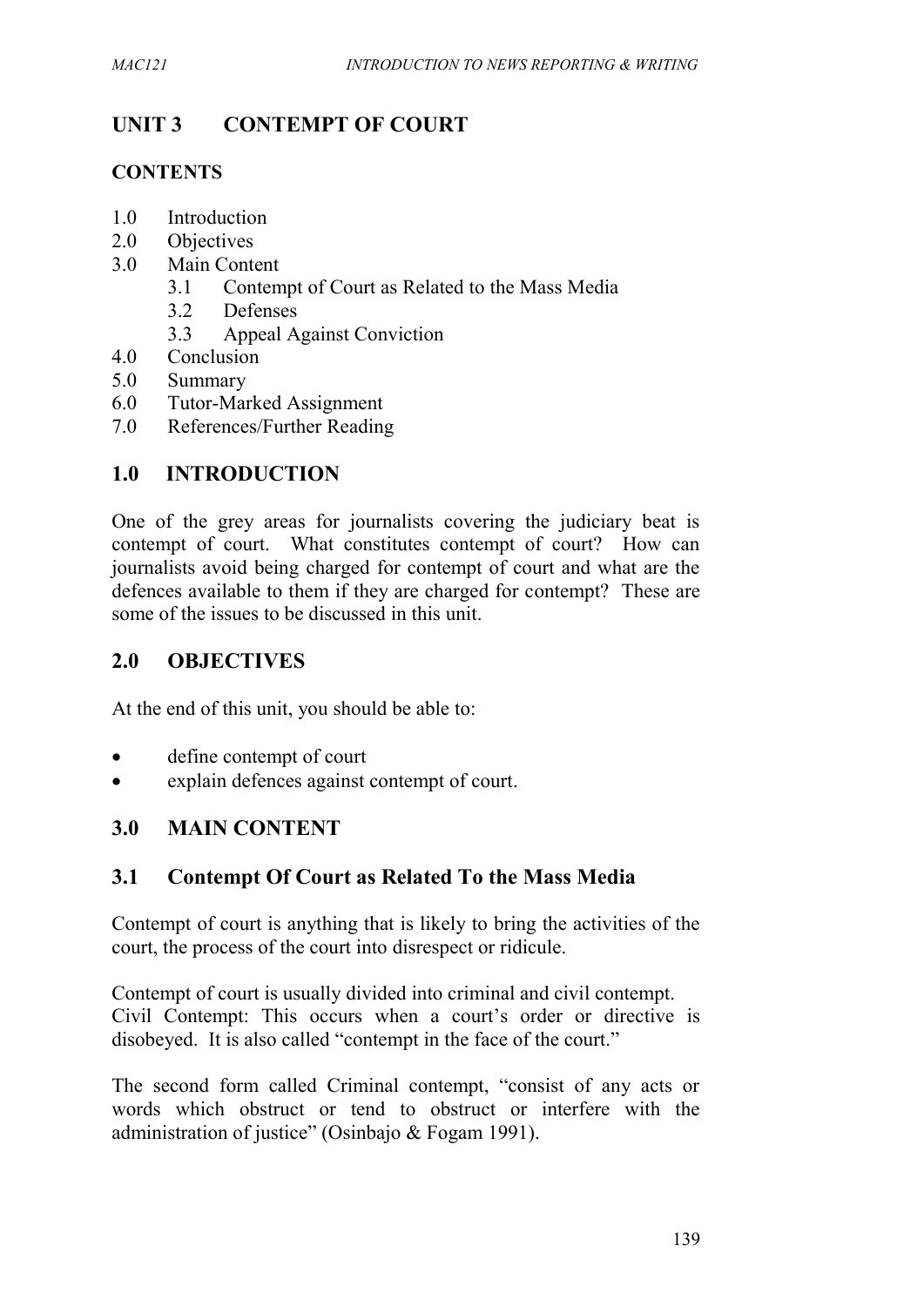# UNIT 3 CONTEMPT OF COURT

## CONTENTS

1.0 Introduction
2.0 Objectives
3.0 Main Content
    3.1 Contempt of Court as Related to the Mass Media
    3.2 Defenses
    3.3 Appeal Against Conviction
4.0 Conclusion
5.0 Summary
6.0 Tutor-Marked Assignment
7.0 References/Further Reading

## 1.0 INTRODUCTION

One of the grey areas for journalists covering the judiciary beat is contempt of court. What constitutes contempt of court? How can journalists avoid being charged for contempt of court and what are the defences available to them if they are charged for contempt? These are some of the issues to be discussed in this unit.

## 2.0 OBJECTIVES

At the end of this unit, you should be able to:

- define contempt of court
- explain defences against contempt of court.

## 3.0 MAIN CONTENT

### 3.1 Contempt Of Court as Related To the Mass Media

Contempt of court is anything that is likely to bring the activities of the court, the process of the court into disrespect or ridicule.

Contempt of court is usually divided into criminal and civil contempt.
Civil Contempt: This occurs when a court's order or directive is disobeyed. It is also called "contempt in the face of the court."

The second form called Criminal contempt, "consist of any acts or words which obstruct or tend to obstruct or interfere with the administration of justice" (Osinbajo & Fogam 1991).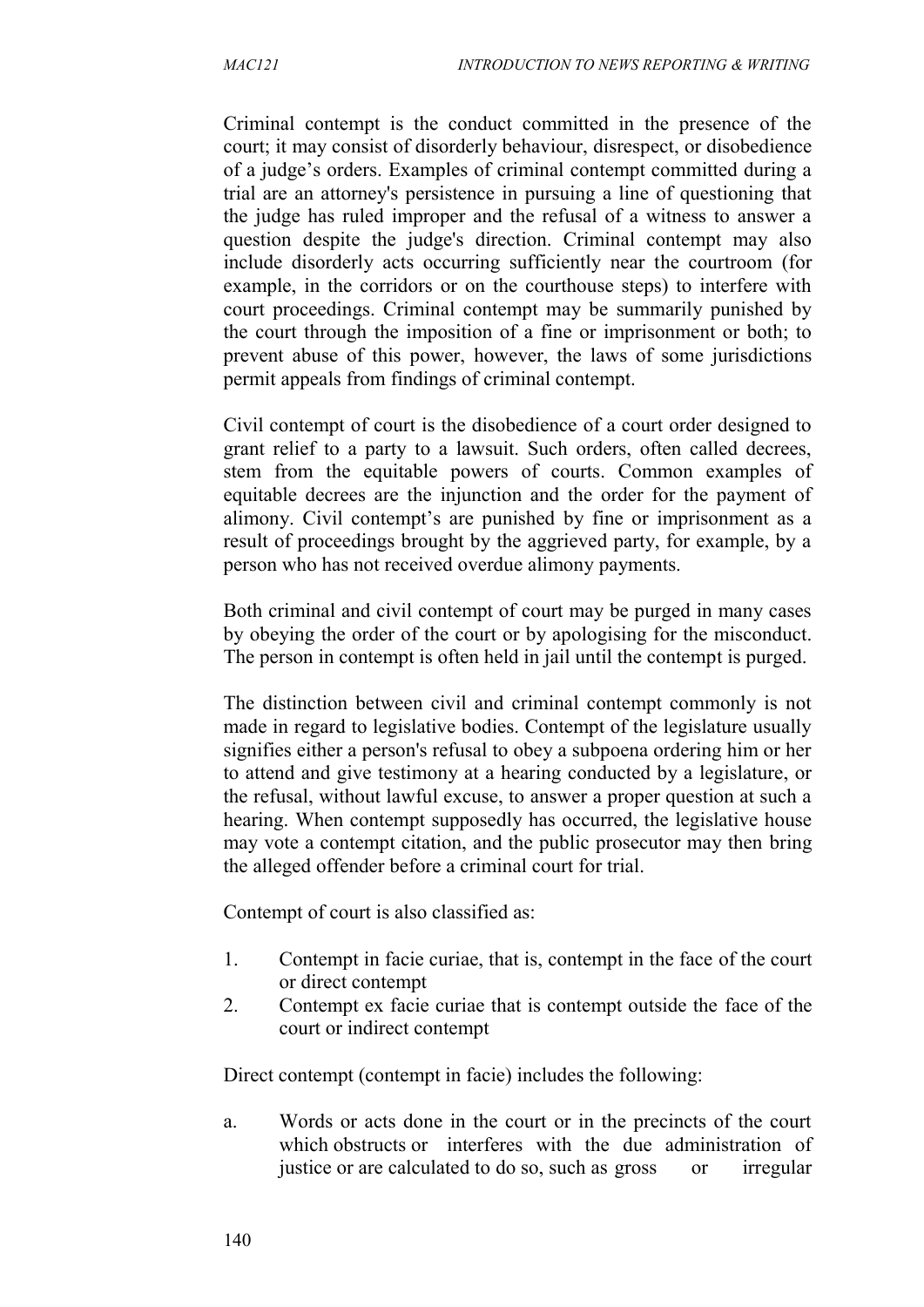Criminal contempt is the conduct committed in the presence of the court; it may consist of disorderly behaviour, disrespect, or disobedience of a judge's orders. Examples of criminal contempt committed during a trial are an attorney's persistence in pursuing a line of questioning that the judge has ruled improper and the refusal of a witness to answer a question despite the judge's direction. Criminal contempt may also include disorderly acts occurring sufficiently near the courtroom (for example, in the corridors or on the courthouse steps) to interfere with court proceedings. Criminal contempt may be summarily punished by the court through the imposition of a fine or imprisonment or both; to prevent abuse of this power, however, the laws of some jurisdictions permit appeals from findings of criminal contempt.

Civil contempt of court is the disobedience of a court order designed to grant relief to a party to a lawsuit. Such orders, often called decrees, stem from the equitable powers of courts. Common examples of equitable decrees are the injunction and the order for the payment of alimony. Civil contempt's are punished by fine or imprisonment as a result of proceedings brought by the aggrieved party, for example, by a person who has not received overdue alimony payments.

Both criminal and civil contempt of court may be purged in many cases by obeying the order of the court or by apologising for the misconduct. The person in contempt is often held in jail until the contempt is purged.

The distinction between civil and criminal contempt commonly is not made in regard to legislative bodies. Contempt of the legislature usually signifies either a person's refusal to obey a subpoena ordering him or her to attend and give testimony at a hearing conducted by a legislature, or the refusal, without lawful excuse, to answer a proper question at such a hearing. When contempt supposedly has occurred, the legislative house may vote a contempt citation, and the public prosecutor may then bring the alleged offender before a criminal court for trial.

Contempt of court is also classified as:

1. Contempt in facie curiae, that is, contempt in the face of the court or direct contempt
2. Contempt ex facie curiae that is contempt outside the face of the court or indirect contempt

Direct contempt (contempt in facie) includes the following:

a. Words or acts done in the court or in the precincts of the court which obstructs or interferes with the due administration of justice or are calculated to do so, such as gross or irregular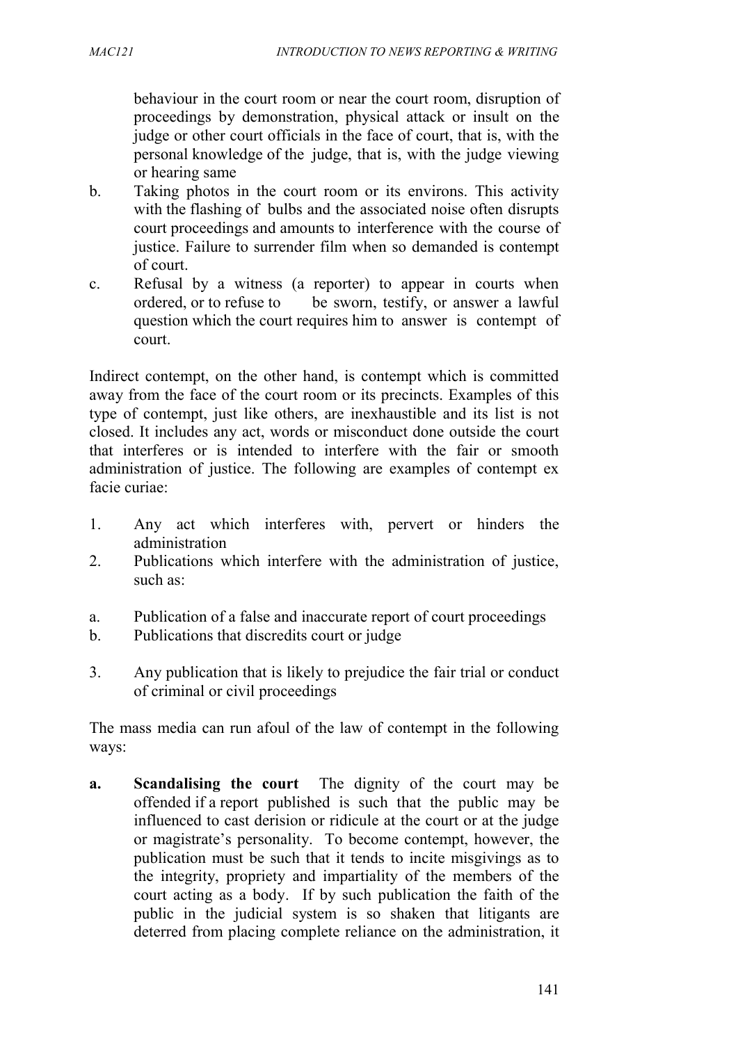behaviour in the court room or near the court room, disruption of proceedings by demonstration, physical attack or insult on the judge or other court officials in the face of court, that is, with the personal knowledge of the judge, that is, with the judge viewing or hearing same

b. Taking photos in the court room or its environs. This activity with the flashing of bulbs and the associated noise often disrupts court proceedings and amounts to interference with the course of justice. Failure to surrender film when so demanded is contempt of court.

c. Refusal by a witness (a reporter) to appear in courts when ordered, or to refuse to be sworn, testify, or answer a lawful question which the court requires him to answer is contempt of court.

Indirect contempt, on the other hand, is contempt which is committed away from the face of the court room or its precincts. Examples of this type of contempt, just like others, are inexhaustible and its list is not closed. It includes any act, words or misconduct done outside the court that interferes or is intended to interfere with the fair or smooth administration of justice. The following are examples of contempt ex facie curiae:

1. Any act which interferes with, pervert or hinders the administration
2. Publications which interfere with the administration of justice, such as:

a. Publication of a false and inaccurate report of court proceedings
b. Publications that discredits court or judge

3. Any publication that is likely to prejudice the fair trial or conduct of criminal or civil proceedings

The mass media can run afoul of the law of contempt in the following ways:

**a. Scandalising the court** The dignity of the court may be offended if a report published is such that the public may be influenced to cast derision or ridicule at the court or at the judge or magistrate's personality. To become contempt, however, the publication must be such that it tends to incite misgivings as to the integrity, propriety and impartiality of the members of the court acting as a body. If by such publication the faith of the public in the judicial system is so shaken that litigants are deterred from placing complete reliance on the administration, it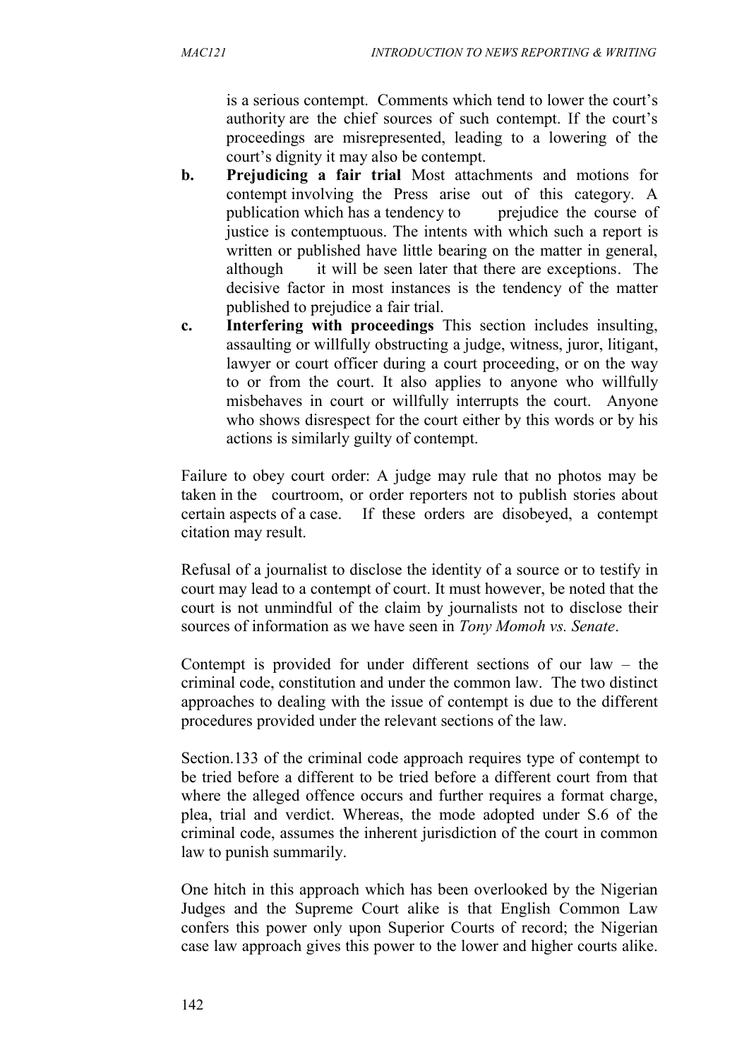is a serious contempt. Comments which tend to lower the court's authority are the chief sources of such contempt. If the court's proceedings are misrepresented, leading to a lowering of the court's dignity it may also be contempt.

b. **Prejudicing a fair trial** Most attachments and motions for contempt involving the Press arise out of this category. A publication which has a tendency to prejudice the course of justice is contemptuous. The intents with which such a report is written or published have little bearing on the matter in general, although it will be seen later that there are exceptions. The decisive factor in most instances is the tendency of the matter published to prejudice a fair trial.

c. **Interfering with proceedings** This section includes insulting, assaulting or willfully obstructing a judge, witness, juror, litigant, lawyer or court officer during a court proceeding, or on the way to or from the court. It also applies to anyone who willfully misbehaves in court or willfully interrupts the court. Anyone who shows disrespect for the court either by this words or by his actions is similarly guilty of contempt.

Failure to obey court order: A judge may rule that no photos may be taken in the courtroom, or order reporters not to publish stories about certain aspects of a case. If these orders are disobeyed, a contempt citation may result.

Refusal of a journalist to disclose the identity of a source or to testify in court may lead to a contempt of court. It must however, be noted that the court is not unmindful of the claim by journalists not to disclose their sources of information as we have seen in *Tony Momoh vs. Senate*.

Contempt is provided for under different sections of our law – the criminal code, constitution and under the common law. The two distinct approaches to dealing with the issue of contempt is due to the different procedures provided under the relevant sections of the law.

Section.133 of the criminal code approach requires type of contempt to be tried before a different to be tried before a different court from that where the alleged offence occurs and further requires a format charge, plea, trial and verdict. Whereas, the mode adopted under S.6 of the criminal code, assumes the inherent jurisdiction of the court in common law to punish summarily.

One hitch in this approach which has been overlooked by the Nigerian Judges and the Supreme Court alike is that English Common Law confers this power only upon Superior Courts of record; the Nigerian case law approach gives this power to the lower and higher courts alike.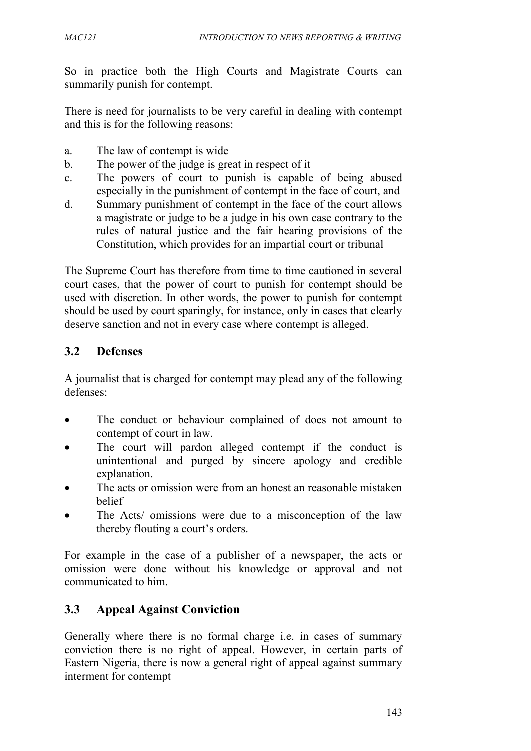So in practice both the High Courts and Magistrate Courts can summarily punish for contempt.

There is need for journalists to be very careful in dealing with contempt and this is for the following reasons:

a. The law of contempt is wide
b. The power of the judge is great in respect of it
c. The powers of court to punish is capable of being abused especially in the punishment of contempt in the face of court, and
d. Summary punishment of contempt in the face of the court allows a magistrate or judge to be a judge in his own case contrary to the rules of natural justice and the fair hearing provisions of the Constitution, which provides for an impartial court or tribunal

The Supreme Court has therefore from time to time cautioned in several court cases, that the power of court to punish for contempt should be used with discretion. In other words, the power to punish for contempt should be used by court sparingly, for instance, only in cases that clearly deserve sanction and not in every case where contempt is alleged.

## 3.2 Defenses

A journalist that is charged for contempt may plead any of the following defenses:

- The conduct or behaviour complained of does not amount to contempt of court in law.
- The court will pardon alleged contempt if the conduct is unintentional and purged by sincere apology and credible explanation.
- The acts or omission were from an honest an reasonable mistaken belief
- The Acts/ omissions were due to a misconception of the law thereby flouting a court's orders.

For example in the case of a publisher of a newspaper, the acts or omission were done without his knowledge or approval and not communicated to him.

## 3.3 Appeal Against Conviction

Generally where there is no formal charge i.e. in cases of summary conviction there is no right of appeal. However, in certain parts of Eastern Nigeria, there is now a general right of appeal against summary interment for contempt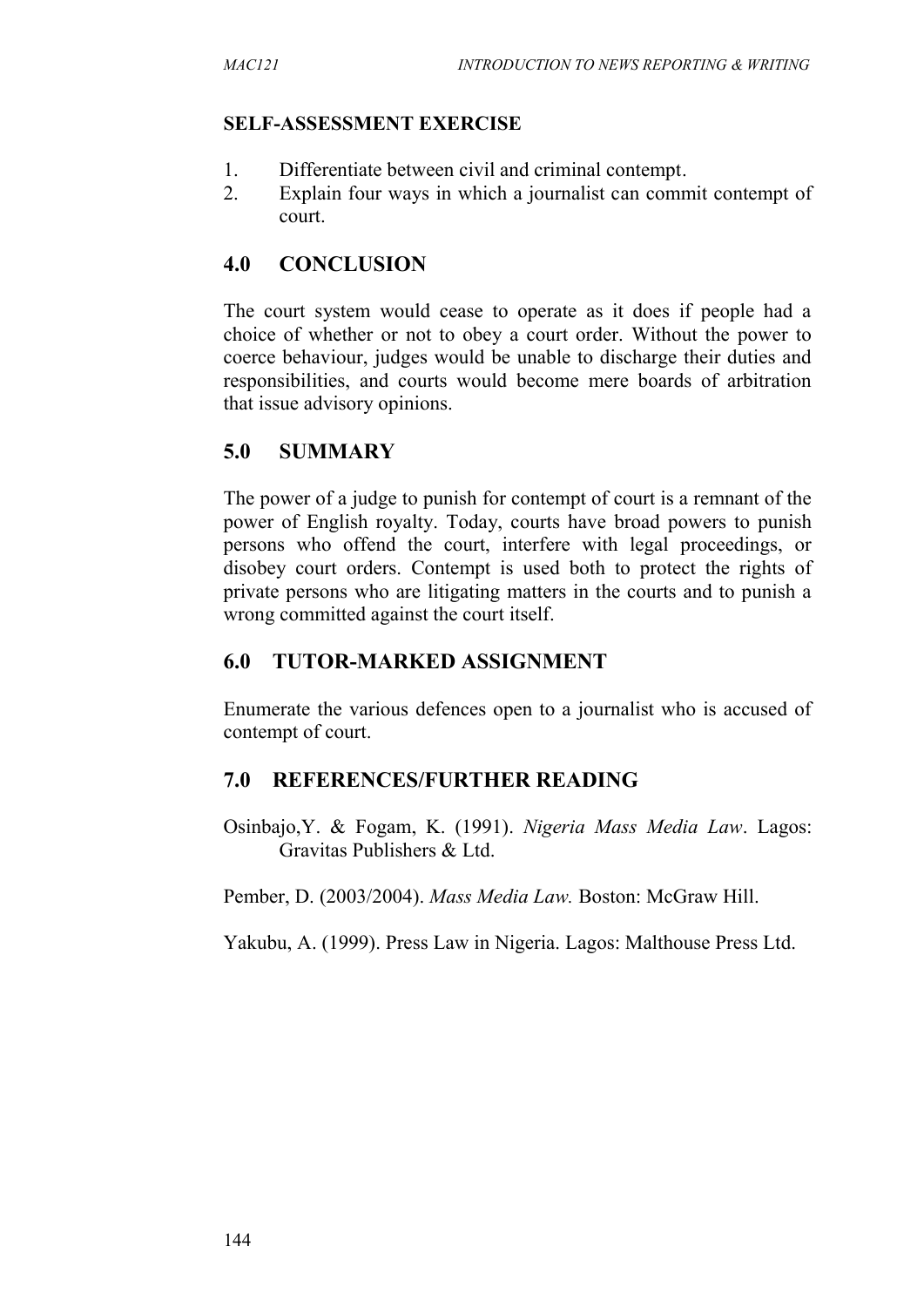**SELF-ASSESSMENT EXERCISE**

1. Differentiate between civil and criminal contempt.
2. Explain four ways in which a journalist can commit contempt of court.

## 4.0 CONCLUSION

The court system would cease to operate as it does if people had a choice of whether or not to obey a court order. Without the power to coerce behaviour, judges would be unable to discharge their duties and responsibilities, and courts would become mere boards of arbitration that issue advisory opinions.

## 5.0 SUMMARY

The power of a judge to punish for contempt of court is a remnant of the power of English royalty. Today, courts have broad powers to punish persons who offend the court, interfere with legal proceedings, or disobey court orders. Contempt is used both to protect the rights of private persons who are litigating matters in the courts and to punish a wrong committed against the court itself.

## 6.0 TUTOR-MARKED ASSIGNMENT

Enumerate the various defences open to a journalist who is accused of contempt of court.

## 7.0 REFERENCES/FURTHER READING

Osinbajo,Y. & Fogam, K. (1991). *Nigeria Mass Media Law*. Lagos: Gravitas Publishers & Ltd.

Pember, D. (2003/2004). *Mass Media Law.* Boston: McGraw Hill.

Yakubu, A. (1999). Press Law in Nigeria. Lagos: Malthouse Press Ltd.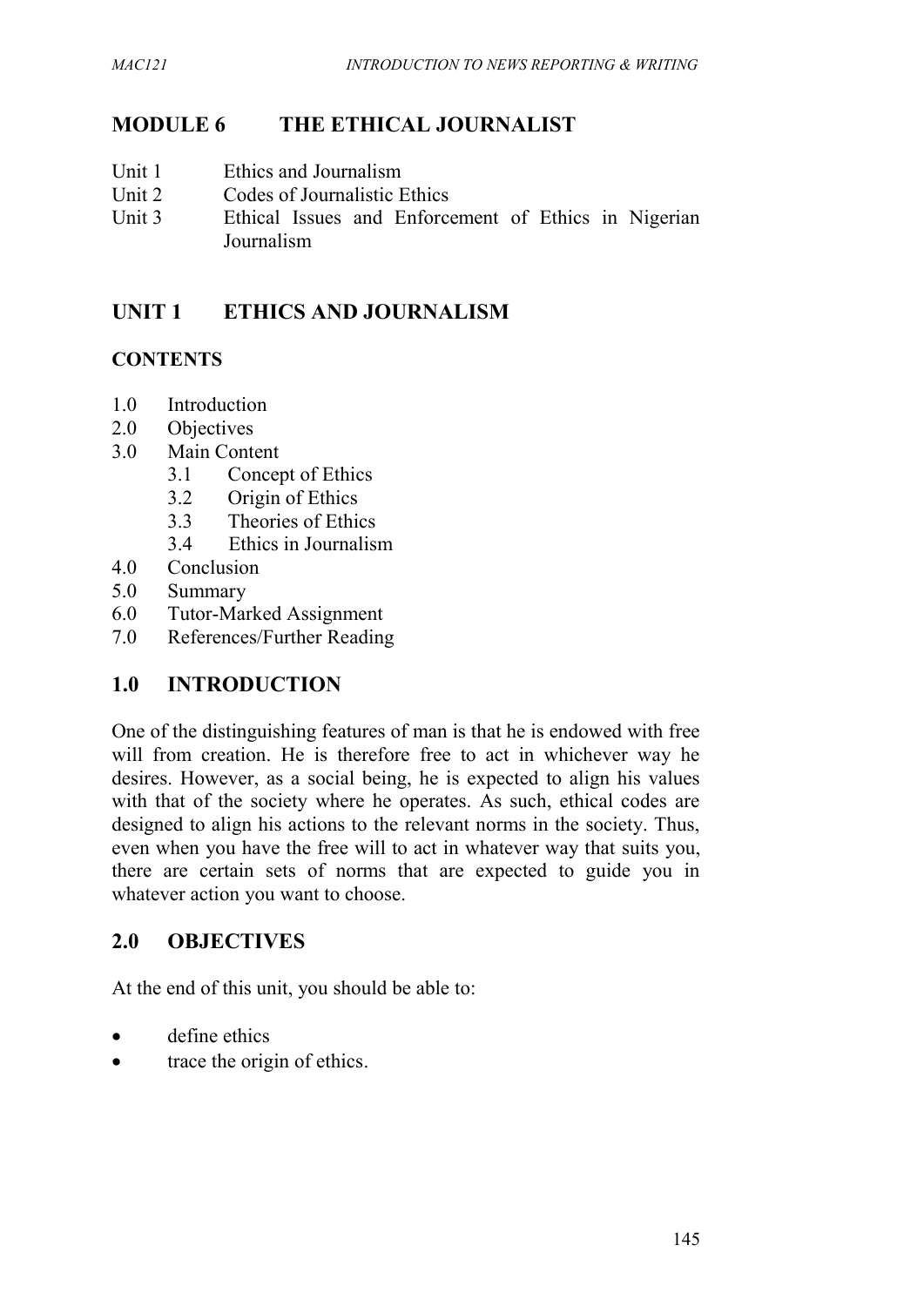# MODULE 6 THE ETHICAL JOURNALIST

Unit 1 Ethics and Journalism
Unit 2 Codes of Journalistic Ethics
Unit 3 Ethical Issues and Enforcement of Ethics in Nigerian Journalism

## UNIT 1 ETHICS AND JOURNALISM

### CONTENTS

1.0 Introduction
2.0 Objectives
3.0 Main Content
  3.1 Concept of Ethics
  3.2 Origin of Ethics
  3.3 Theories of Ethics
  3.4 Ethics in Journalism
4.0 Conclusion
5.0 Summary
6.0 Tutor-Marked Assignment
7.0 References/Further Reading

## 1.0 INTRODUCTION

One of the distinguishing features of man is that he is endowed with free will from creation. He is therefore free to act in whichever way he desires. However, as a social being, he is expected to align his values with that of the society where he operates. As such, ethical codes are designed to align his actions to the relevant norms in the society. Thus, even when you have the free will to act in whatever way that suits you, there are certain sets of norms that are expected to guide you in whatever action you want to choose.

## 2.0 OBJECTIVES

At the end of this unit, you should be able to:

- define ethics
- trace the origin of ethics.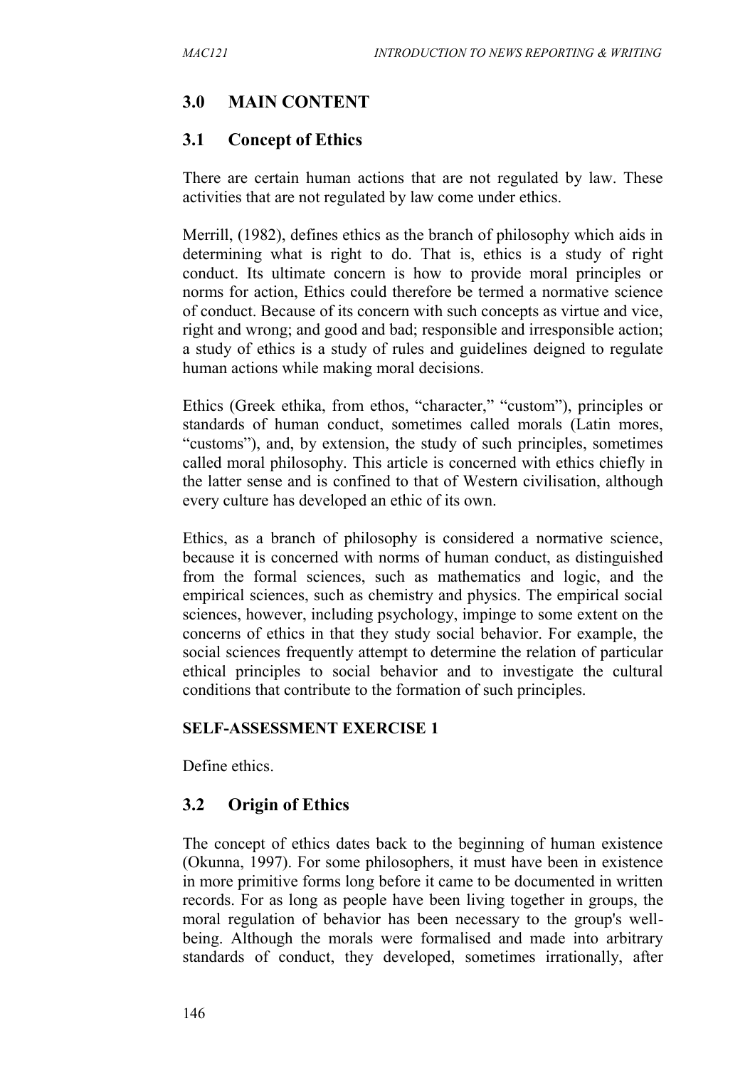## 3.0 MAIN CONTENT

### 3.1 Concept of Ethics

There are certain human actions that are not regulated by law. These activities that are not regulated by law come under ethics.

Merrill, (1982), defines ethics as the branch of philosophy which aids in determining what is right to do. That is, ethics is a study of right conduct. Its ultimate concern is how to provide moral principles or norms for action, Ethics could therefore be termed a normative science of conduct. Because of its concern with such concepts as virtue and vice, right and wrong; and good and bad; responsible and irresponsible action; a study of ethics is a study of rules and guidelines deigned to regulate human actions while making moral decisions.

Ethics (Greek ethika, from ethos, "character," "custom"), principles or standards of human conduct, sometimes called morals (Latin mores, "customs"), and, by extension, the study of such principles, sometimes called moral philosophy. This article is concerned with ethics chiefly in the latter sense and is confined to that of Western civilisation, although every culture has developed an ethic of its own.

Ethics, as a branch of philosophy is considered a normative science, because it is concerned with norms of human conduct, as distinguished from the formal sciences, such as mathematics and logic, and the empirical sciences, such as chemistry and physics. The empirical social sciences, however, including psychology, impinge to some extent on the concerns of ethics in that they study social behavior. For example, the social sciences frequently attempt to determine the relation of particular ethical principles to social behavior and to investigate the cultural conditions that contribute to the formation of such principles.

**SELF-ASSESSMENT EXERCISE 1**

Define ethics.

### 3.2 Origin of Ethics

The concept of ethics dates back to the beginning of human existence (Okunna, 1997). For some philosophers, it must have been in existence in more primitive forms long before it came to be documented in written records. For as long as people have been living together in groups, the moral regulation of behavior has been necessary to the group's well-being. Although the morals were formalised and made into arbitrary standards of conduct, they developed, sometimes irrationally, after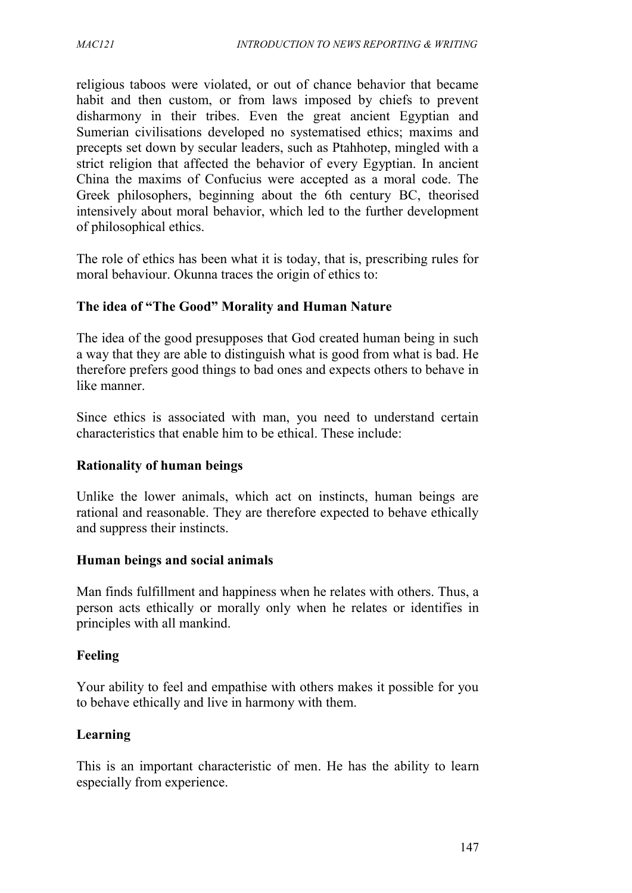religious taboos were violated, or out of chance behavior that became habit and then custom, or from laws imposed by chiefs to prevent disharmony in their tribes. Even the great ancient Egyptian and Sumerian civilisations developed no systematised ethics; maxims and precepts set down by secular leaders, such as Ptahhotep, mingled with a strict religion that affected the behavior of every Egyptian. In ancient China the maxims of Confucius were accepted as a moral code. The Greek philosophers, beginning about the 6th century BC, theorised intensively about moral behavior, which led to the further development of philosophical ethics.

The role of ethics has been what it is today, that is, prescribing rules for moral behaviour. Okunna traces the origin of ethics to:

**The idea of "The Good" Morality and Human Nature**

The idea of the good presupposes that God created human being in such a way that they are able to distinguish what is good from what is bad. He therefore prefers good things to bad ones and expects others to behave in like manner.

Since ethics is associated with man, you need to understand certain characteristics that enable him to be ethical. These include:

**Rationality of human beings**

Unlike the lower animals, which act on instincts, human beings are rational and reasonable. They are therefore expected to behave ethically and suppress their instincts.

**Human beings and social animals**

Man finds fulfillment and happiness when he relates with others. Thus, a person acts ethically or morally only when he relates or identifies in principles with all mankind.

**Feeling**

Your ability to feel and empathise with others makes it possible for you to behave ethically and live in harmony with them.

**Learning**

This is an important characteristic of men. He has the ability to learn especially from experience.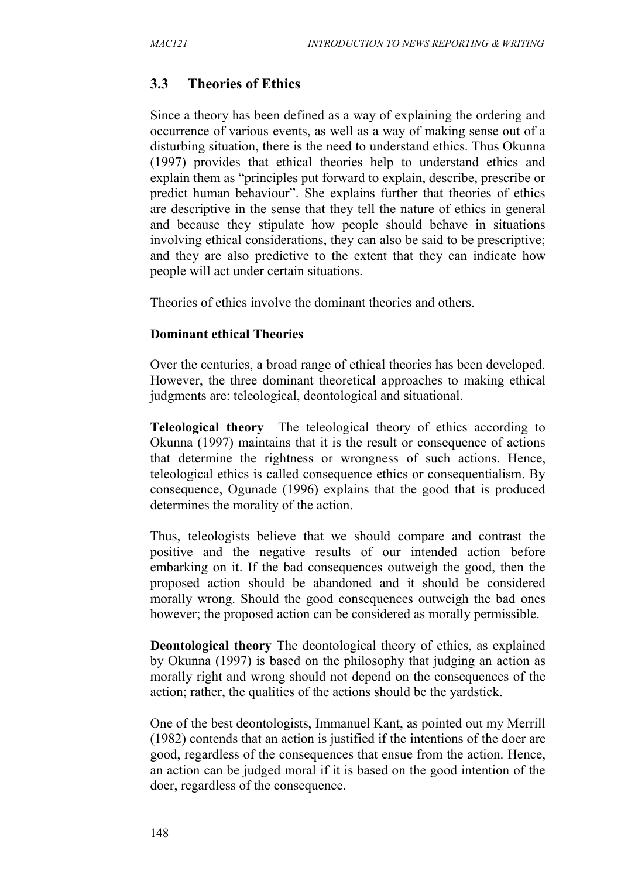## 3.3 Theories of Ethics

Since a theory has been defined as a way of explaining the ordering and occurrence of various events, as well as a way of making sense out of a disturbing situation, there is the need to understand ethics. Thus Okunna (1997) provides that ethical theories help to understand ethics and explain them as "principles put forward to explain, describe, prescribe or predict human behaviour". She explains further that theories of ethics are descriptive in the sense that they tell the nature of ethics in general and because they stipulate how people should behave in situations involving ethical considerations, they can also be said to be prescriptive; and they are also predictive to the extent that they can indicate how people will act under certain situations.

Theories of ethics involve the dominant theories and others.

**Dominant ethical Theories**

Over the centuries, a broad range of ethical theories has been developed. However, the three dominant theoretical approaches to making ethical judgments are: teleological, deontological and situational.

**Teleological theory** The teleological theory of ethics according to Okunna (1997) maintains that it is the result or consequence of actions that determine the rightness or wrongness of such actions. Hence, teleological ethics is called consequence ethics or consequentialism. By consequence, Ogunade (1996) explains that the good that is produced determines the morality of the action.

Thus, teleologists believe that we should compare and contrast the positive and the negative results of our intended action before embarking on it. If the bad consequences outweigh the good, then the proposed action should be abandoned and it should be considered morally wrong. Should the good consequences outweigh the bad ones however; the proposed action can be considered as morally permissible.

**Deontological theory** The deontological theory of ethics, as explained by Okunna (1997) is based on the philosophy that judging an action as morally right and wrong should not depend on the consequences of the action; rather, the qualities of the actions should be the yardstick.

One of the best deontologists, Immanuel Kant, as pointed out my Merrill (1982) contends that an action is justified if the intentions of the doer are good, regardless of the consequences that ensue from the action. Hence, an action can be judged moral if it is based on the good intention of the doer, regardless of the consequence.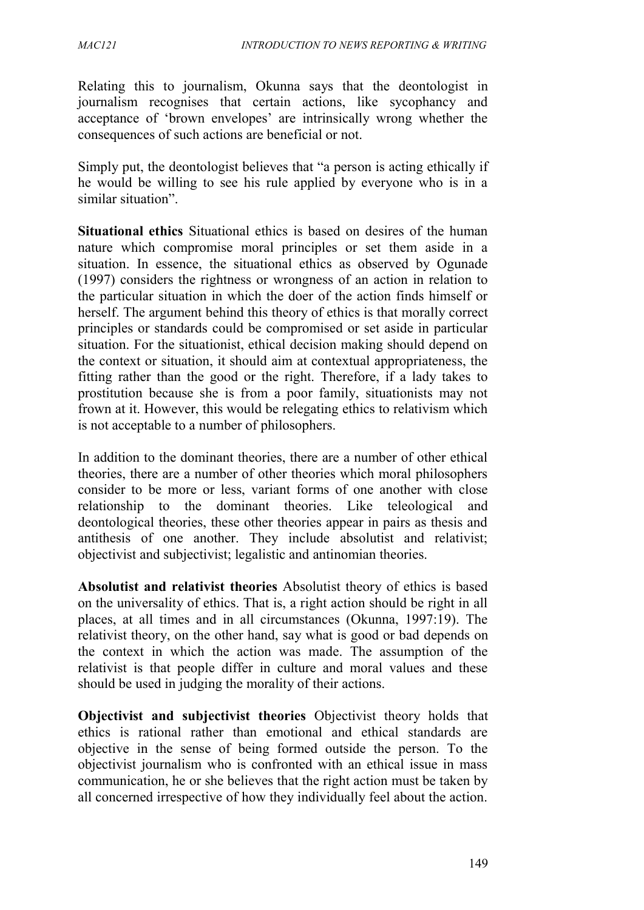Relating this to journalism, Okunna says that the deontologist in journalism recognises that certain actions, like sycophancy and acceptance of 'brown envelopes' are intrinsically wrong whether the consequences of such actions are beneficial or not.

Simply put, the deontologist believes that "a person is acting ethically if he would be willing to see his rule applied by everyone who is in a similar situation".

**Situational ethics** Situational ethics is based on desires of the human nature which compromise moral principles or set them aside in a situation. In essence, the situational ethics as observed by Ogunade (1997) considers the rightness or wrongness of an action in relation to the particular situation in which the doer of the action finds himself or herself. The argument behind this theory of ethics is that morally correct principles or standards could be compromised or set aside in particular situation. For the situationist, ethical decision making should depend on the context or situation, it should aim at contextual appropriateness, the fitting rather than the good or the right. Therefore, if a lady takes to prostitution because she is from a poor family, situationists may not frown at it. However, this would be relegating ethics to relativism which is not acceptable to a number of philosophers.

In addition to the dominant theories, there are a number of other ethical theories, there are a number of other theories which moral philosophers consider to be more or less, variant forms of one another with close relationship to the dominant theories. Like teleological and deontological theories, these other theories appear in pairs as thesis and antithesis of one another. They include absolutist and relativist; objectivist and subjectivist; legalistic and antinomian theories.

**Absolutist and relativist theories** Absolutist theory of ethics is based on the universality of ethics. That is, a right action should be right in all places, at all times and in all circumstances (Okunna, 1997:19). The relativist theory, on the other hand, say what is good or bad depends on the context in which the action was made. The assumption of the relativist is that people differ in culture and moral values and these should be used in judging the morality of their actions.

**Objectivist and subjectivist theories** Objectivist theory holds that ethics is rational rather than emotional and ethical standards are objective in the sense of being formed outside the person. To the objectivist journalism who is confronted with an ethical issue in mass communication, he or she believes that the right action must be taken by all concerned irrespective of how they individually feel about the action.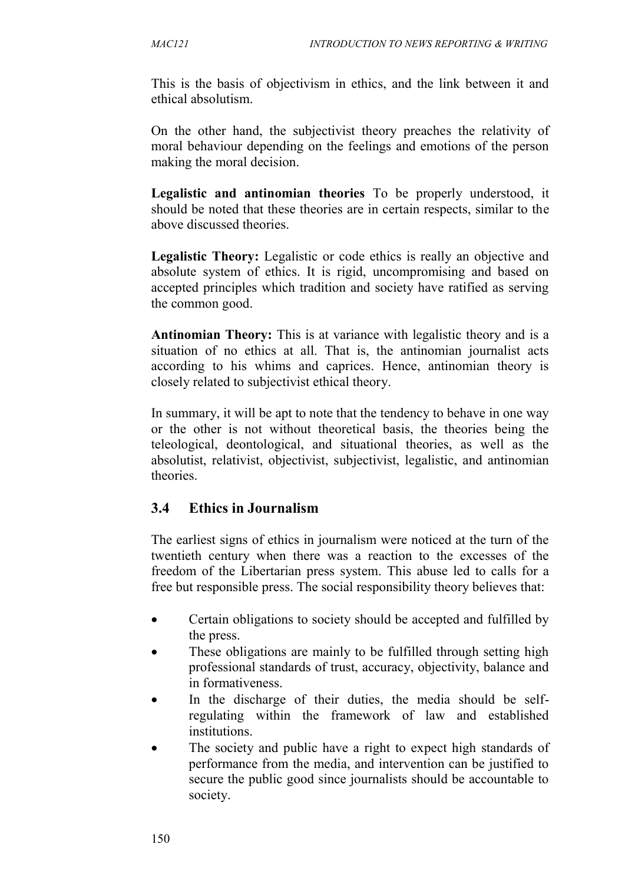This is the basis of objectivism in ethics, and the link between it and ethical absolutism.

On the other hand, the subjectivist theory preaches the relativity of moral behaviour depending on the feelings and emotions of the person making the moral decision.

**Legalistic and antinomian theories** To be properly understood, it should be noted that these theories are in certain respects, similar to the above discussed theories.

**Legalistic Theory:** Legalistic or code ethics is really an objective and absolute system of ethics. It is rigid, uncompromising and based on accepted principles which tradition and society have ratified as serving the common good.

**Antinomian Theory:** This is at variance with legalistic theory and is a situation of no ethics at all. That is, the antinomian journalist acts according to his whims and caprices. Hence, antinomian theory is closely related to subjectivist ethical theory.

In summary, it will be apt to note that the tendency to behave in one way or the other is not without theoretical basis, the theories being the teleological, deontological, and situational theories, as well as the absolutist, relativist, objectivist, subjectivist, legalistic, and antinomian theories.

## 3.4 Ethics in Journalism

The earliest signs of ethics in journalism were noticed at the turn of the twentieth century when there was a reaction to the excesses of the freedom of the Libertarian press system. This abuse led to calls for a free but responsible press. The social responsibility theory believes that:

- Certain obligations to society should be accepted and fulfilled by the press.
- These obligations are mainly to be fulfilled through setting high professional standards of trust, accuracy, objectivity, balance and in formativeness.
- In the discharge of their duties, the media should be self-regulating within the framework of law and established institutions.
- The society and public have a right to expect high standards of performance from the media, and intervention can be justified to secure the public good since journalists should be accountable to society.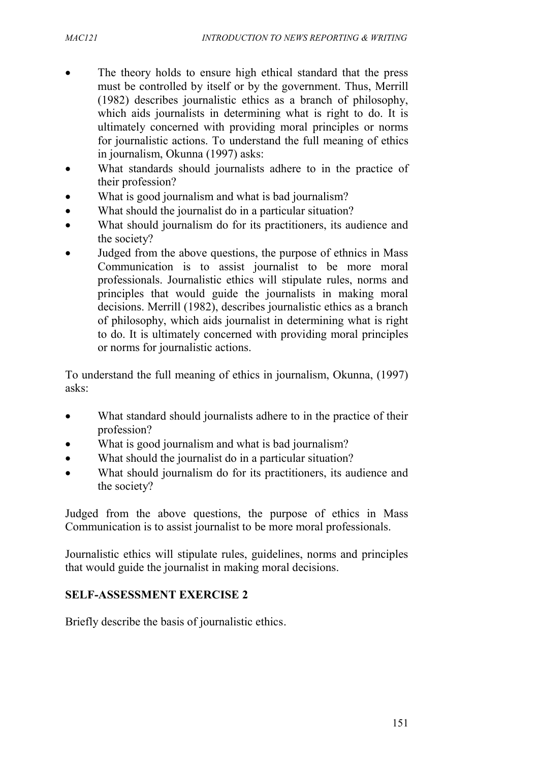- The theory holds to ensure high ethical standard that the press must be controlled by itself or by the government. Thus, Merrill (1982) describes journalistic ethics as a branch of philosophy, which aids journalists in determining what is right to do. It is ultimately concerned with providing moral principles or norms for journalistic actions. To understand the full meaning of ethics in journalism, Okunna (1997) asks:
- What standards should journalists adhere to in the practice of their profession?
- What is good journalism and what is bad journalism?
- What should the journalist do in a particular situation?
- What should journalism do for its practitioners, its audience and the society?
- Judged from the above questions, the purpose of ethnics in Mass Communication is to assist journalist to be more moral professionals. Journalistic ethics will stipulate rules, norms and principles that would guide the journalists in making moral decisions. Merrill (1982), describes journalistic ethics as a branch of philosophy, which aids journalist in determining what is right to do. It is ultimately concerned with providing moral principles or norms for journalistic actions.

To understand the full meaning of ethics in journalism, Okunna, (1997) asks:

- What standard should journalists adhere to in the practice of their profession?
- What is good journalism and what is bad journalism?
- What should the journalist do in a particular situation?
- What should journalism do for its practitioners, its audience and the society?

Judged from the above questions, the purpose of ethics in Mass Communication is to assist journalist to be more moral professionals.

Journalistic ethics will stipulate rules, guidelines, norms and principles that would guide the journalist in making moral decisions.

**SELF-ASSESSMENT EXERCISE 2**

Briefly describe the basis of journalistic ethics.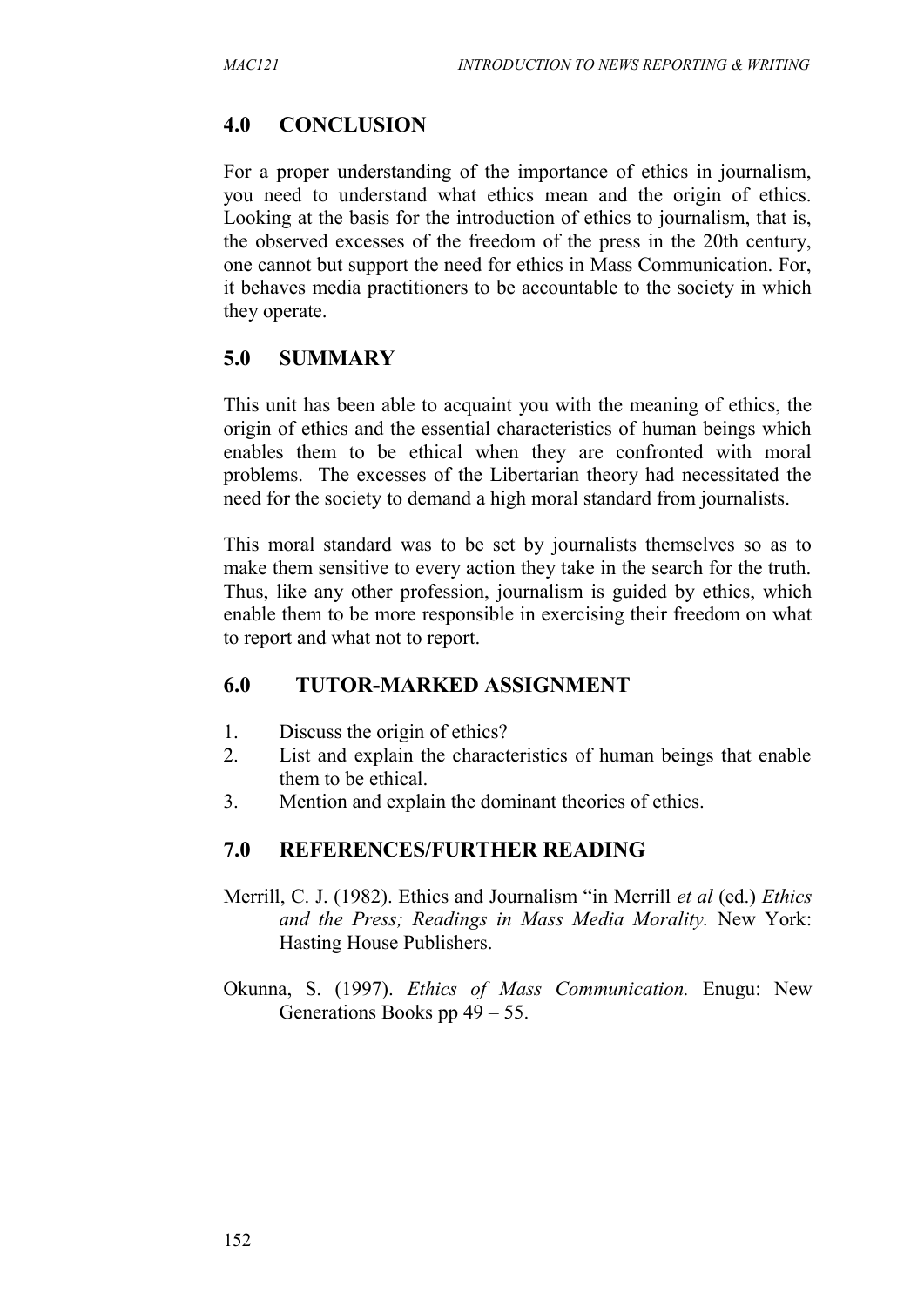## 4.0 CONCLUSION

For a proper understanding of the importance of ethics in journalism, you need to understand what ethics mean and the origin of ethics. Looking at the basis for the introduction of ethics to journalism, that is, the observed excesses of the freedom of the press in the 20th century, one cannot but support the need for ethics in Mass Communication. For, it behaves media practitioners to be accountable to the society in which they operate.

## 5.0 SUMMARY

This unit has been able to acquaint you with the meaning of ethics, the origin of ethics and the essential characteristics of human beings which enables them to be ethical when they are confronted with moral problems. The excesses of the Libertarian theory had necessitated the need for the society to demand a high moral standard from journalists.

This moral standard was to be set by journalists themselves so as to make them sensitive to every action they take in the search for the truth. Thus, like any other profession, journalism is guided by ethics, which enable them to be more responsible in exercising their freedom on what to report and what not to report.

## 6.0 TUTOR-MARKED ASSIGNMENT

1. Discuss the origin of ethics?
2. List and explain the characteristics of human beings that enable them to be ethical.
3. Mention and explain the dominant theories of ethics.

## 7.0 REFERENCES/FURTHER READING

Merrill, C. J. (1982). Ethics and Journalism "in Merrill *et al* (ed.) *Ethics and the Press; Readings in Mass Media Morality.* New York: Hasting House Publishers.

Okunna, S. (1997). *Ethics of Mass Communication.* Enugu: New Generations Books pp 49 – 55.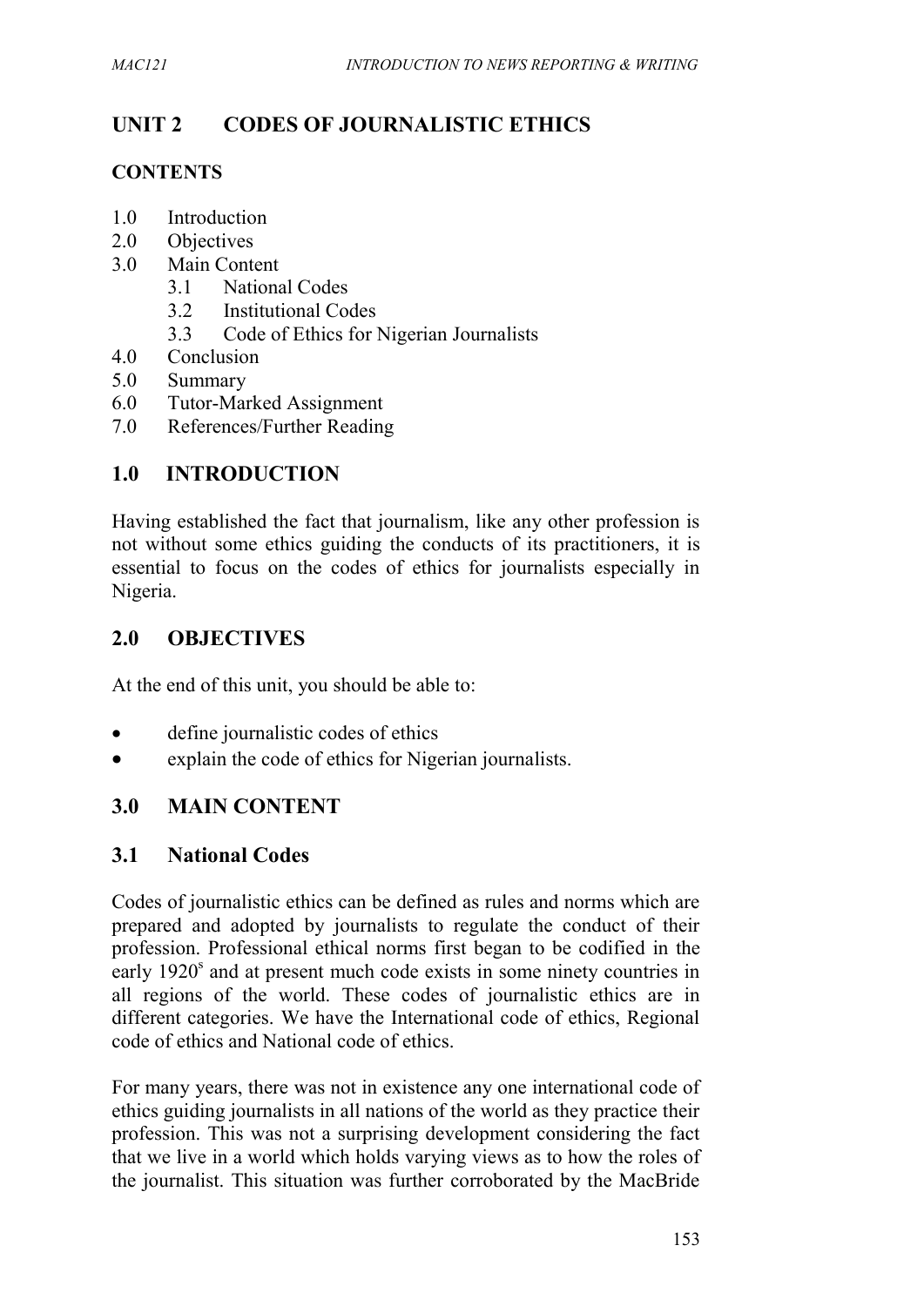# UNIT 2 CODES OF JOURNALISTIC ETHICS

## CONTENTS

1.0 Introduction
2.0 Objectives
3.0 Main Content
  3.1 National Codes
  3.2 Institutional Codes
  3.3 Code of Ethics for Nigerian Journalists
4.0 Conclusion
5.0 Summary
6.0 Tutor-Marked Assignment
7.0 References/Further Reading

## 1.0 INTRODUCTION

Having established the fact that journalism, like any other profession is not without some ethics guiding the conducts of its practitioners, it is essential to focus on the codes of ethics for journalists especially in Nigeria.

## 2.0 OBJECTIVES

At the end of this unit, you should be able to:

- define journalistic codes of ethics
- explain the code of ethics for Nigerian journalists.

## 3.0 MAIN CONTENT

### 3.1 National Codes

Codes of journalistic ethics can be defined as rules and norms which are prepared and adopted by journalists to regulate the conduct of their profession. Professional ethical norms first began to be codified in the early 1920s and at present much code exists in some ninety countries in all regions of the world. These codes of journalistic ethics are in different categories. We have the International code of ethics, Regional code of ethics and National code of ethics.

For many years, there was not in existence any one international code of ethics guiding journalists in all nations of the world as they practice their profession. This was not a surprising development considering the fact that we live in a world which holds varying views as to how the roles of the journalist. This situation was further corroborated by the MacBride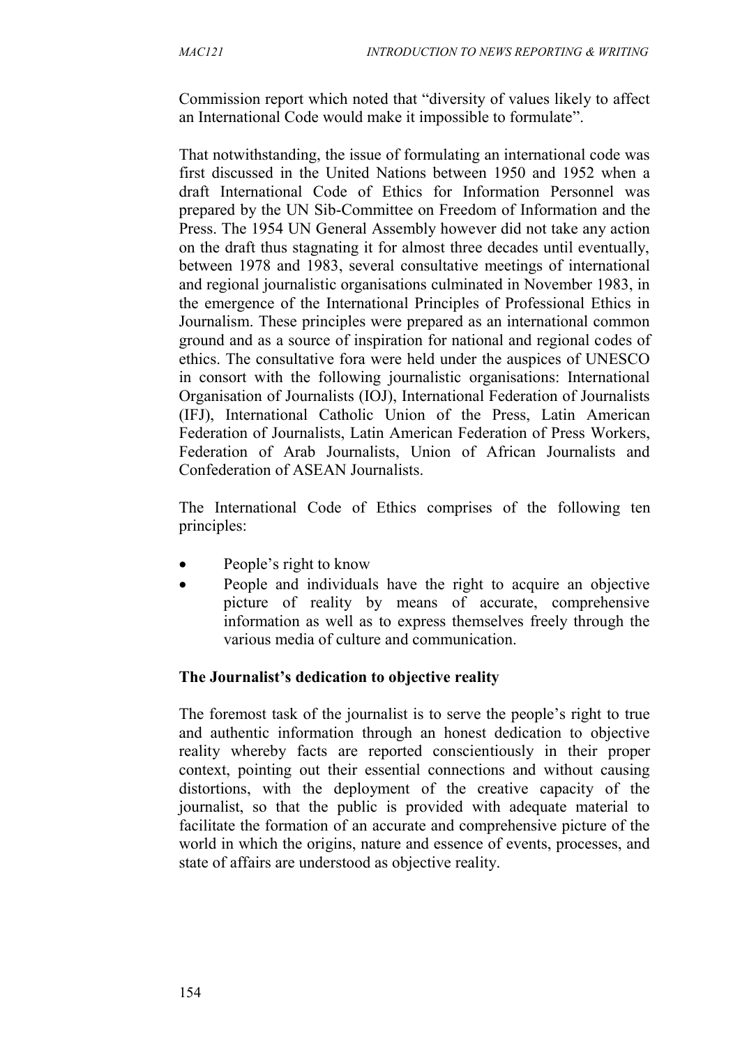Commission report which noted that "diversity of values likely to affect an International Code would make it impossible to formulate".

That notwithstanding, the issue of formulating an international code was first discussed in the United Nations between 1950 and 1952 when a draft International Code of Ethics for Information Personnel was prepared by the UN Sib-Committee on Freedom of Information and the Press. The 1954 UN General Assembly however did not take any action on the draft thus stagnating it for almost three decades until eventually, between 1978 and 1983, several consultative meetings of international and regional journalistic organisations culminated in November 1983, in the emergence of the International Principles of Professional Ethics in Journalism. These principles were prepared as an international common ground and as a source of inspiration for national and regional codes of ethics. The consultative fora were held under the auspices of UNESCO in consort with the following journalistic organisations: International Organisation of Journalists (IOJ), International Federation of Journalists (IFJ), International Catholic Union of the Press, Latin American Federation of Journalists, Latin American Federation of Press Workers, Federation of Arab Journalists, Union of African Journalists and Confederation of ASEAN Journalists.

The International Code of Ethics comprises of the following ten principles:

- People's right to know
- People and individuals have the right to acquire an objective picture of reality by means of accurate, comprehensive information as well as to express themselves freely through the various media of culture and communication.

**The Journalist's dedication to objective reality**

The foremost task of the journalist is to serve the people's right to true and authentic information through an honest dedication to objective reality whereby facts are reported conscientiously in their proper context, pointing out their essential connections and without causing distortions, with the deployment of the creative capacity of the journalist, so that the public is provided with adequate material to facilitate the formation of an accurate and comprehensive picture of the world in which the origins, nature and essence of events, processes, and state of affairs are understood as objective reality.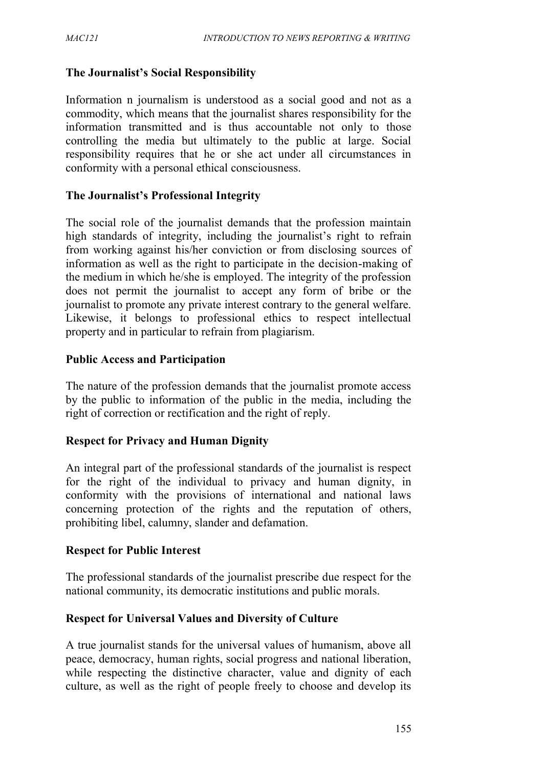**The Journalist's Social Responsibility**

Information n journalism is understood as a social good and not as a commodity, which means that the journalist shares responsibility for the information transmitted and is thus accountable not only to those controlling the media but ultimately to the public at large. Social responsibility requires that he or she act under all circumstances in conformity with a personal ethical consciousness.

**The Journalist's Professional Integrity**

The social role of the journalist demands that the profession maintain high standards of integrity, including the journalist's right to refrain from working against his/her conviction or from disclosing sources of information as well as the right to participate in the decision-making of the medium in which he/she is employed. The integrity of the profession does not permit the journalist to accept any form of bribe or the journalist to promote any private interest contrary to the general welfare. Likewise, it belongs to professional ethics to respect intellectual property and in particular to refrain from plagiarism.

**Public Access and Participation**

The nature of the profession demands that the journalist promote access by the public to information of the public in the media, including the right of correction or rectification and the right of reply.

**Respect for Privacy and Human Dignity**

An integral part of the professional standards of the journalist is respect for the right of the individual to privacy and human dignity, in conformity with the provisions of international and national laws concerning protection of the rights and the reputation of others, prohibiting libel, calumny, slander and defamation.

**Respect for Public Interest**

The professional standards of the journalist prescribe due respect for the national community, its democratic institutions and public morals.

**Respect for Universal Values and Diversity of Culture**

A true journalist stands for the universal values of humanism, above all peace, democracy, human rights, social progress and national liberation, while respecting the distinctive character, value and dignity of each culture, as well as the right of people freely to choose and develop its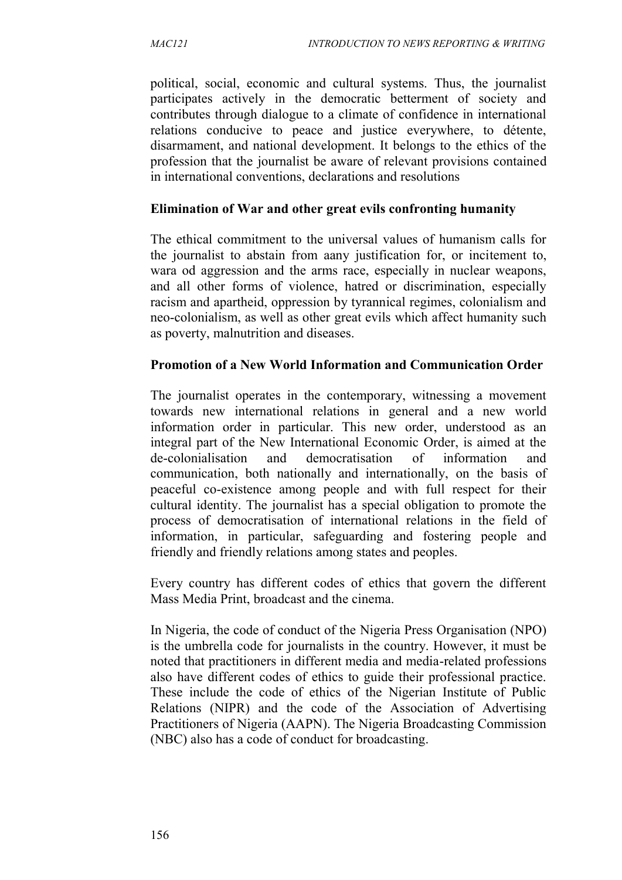political, social, economic and cultural systems. Thus, the journalist participates actively in the democratic betterment of society and contributes through dialogue to a climate of confidence in international relations conducive to peace and justice everywhere, to détente, disarmament, and national development. It belongs to the ethics of the profession that the journalist be aware of relevant provisions contained in international conventions, declarations and resolutions

**Elimination of War and other great evils confronting humanity**

The ethical commitment to the universal values of humanism calls for the journalist to abstain from aany justification for, or incitement to, wara od aggression and the arms race, especially in nuclear weapons, and all other forms of violence, hatred or discrimination, especially racism and apartheid, oppression by tyrannical regimes, colonialism and neo-colonialism, as well as other great evils which affect humanity such as poverty, malnutrition and diseases.

**Promotion of a New World Information and Communication Order**

The journalist operates in the contemporary, witnessing a movement towards new international relations in general and a new world information order in particular. This new order, understood as an integral part of the New International Economic Order, is aimed at the de-colonialisation and democratisation of information and communication, both nationally and internationally, on the basis of peaceful co-existence among people and with full respect for their cultural identity. The journalist has a special obligation to promote the process of democratisation of international relations in the field of information, in particular, safeguarding and fostering people and friendly and friendly relations among states and peoples.

Every country has different codes of ethics that govern the different Mass Media Print, broadcast and the cinema.

In Nigeria, the code of conduct of the Nigeria Press Organisation (NPO) is the umbrella code for journalists in the country. However, it must be noted that practitioners in different media and media-related professions also have different codes of ethics to guide their professional practice. These include the code of ethics of the Nigerian Institute of Public Relations (NIPR) and the code of the Association of Advertising Practitioners of Nigeria (AAPN). The Nigeria Broadcasting Commission (NBC) also has a code of conduct for broadcasting.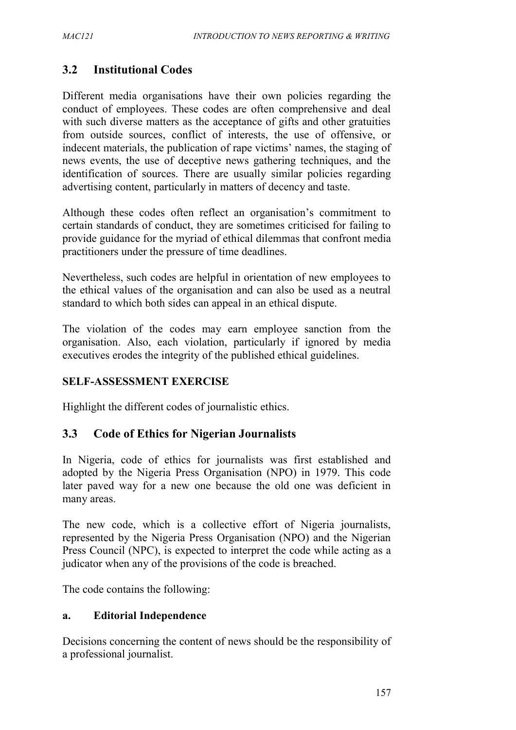## 3.2 Institutional Codes

Different media organisations have their own policies regarding the conduct of employees. These codes are often comprehensive and deal with such diverse matters as the acceptance of gifts and other gratuities from outside sources, conflict of interests, the use of offensive, or indecent materials, the publication of rape victims' names, the staging of news events, the use of deceptive news gathering techniques, and the identification of sources. There are usually similar policies regarding advertising content, particularly in matters of decency and taste.

Although these codes often reflect an organisation's commitment to certain standards of conduct, they are sometimes criticised for failing to provide guidance for the myriad of ethical dilemmas that confront media practitioners under the pressure of time deadlines.

Nevertheless, such codes are helpful in orientation of new employees to the ethical values of the organisation and can also be used as a neutral standard to which both sides can appeal in an ethical dispute.

The violation of the codes may earn employee sanction from the organisation. Also, each violation, particularly if ignored by media executives erodes the integrity of the published ethical guidelines.

**SELF-ASSESSMENT EXERCISE**

Highlight the different codes of journalistic ethics.

## 3.3 Code of Ethics for Nigerian Journalists

In Nigeria, code of ethics for journalists was first established and adopted by the Nigeria Press Organisation (NPO) in 1979. This code later paved way for a new one because the old one was deficient in many areas.

The new code, which is a collective effort of Nigeria journalists, represented by the Nigeria Press Organisation (NPO) and the Nigerian Press Council (NPC), is expected to interpret the code while acting as a judicator when any of the provisions of the code is breached.

The code contains the following:

**a. Editorial Independence**

Decisions concerning the content of news should be the responsibility of a professional journalist.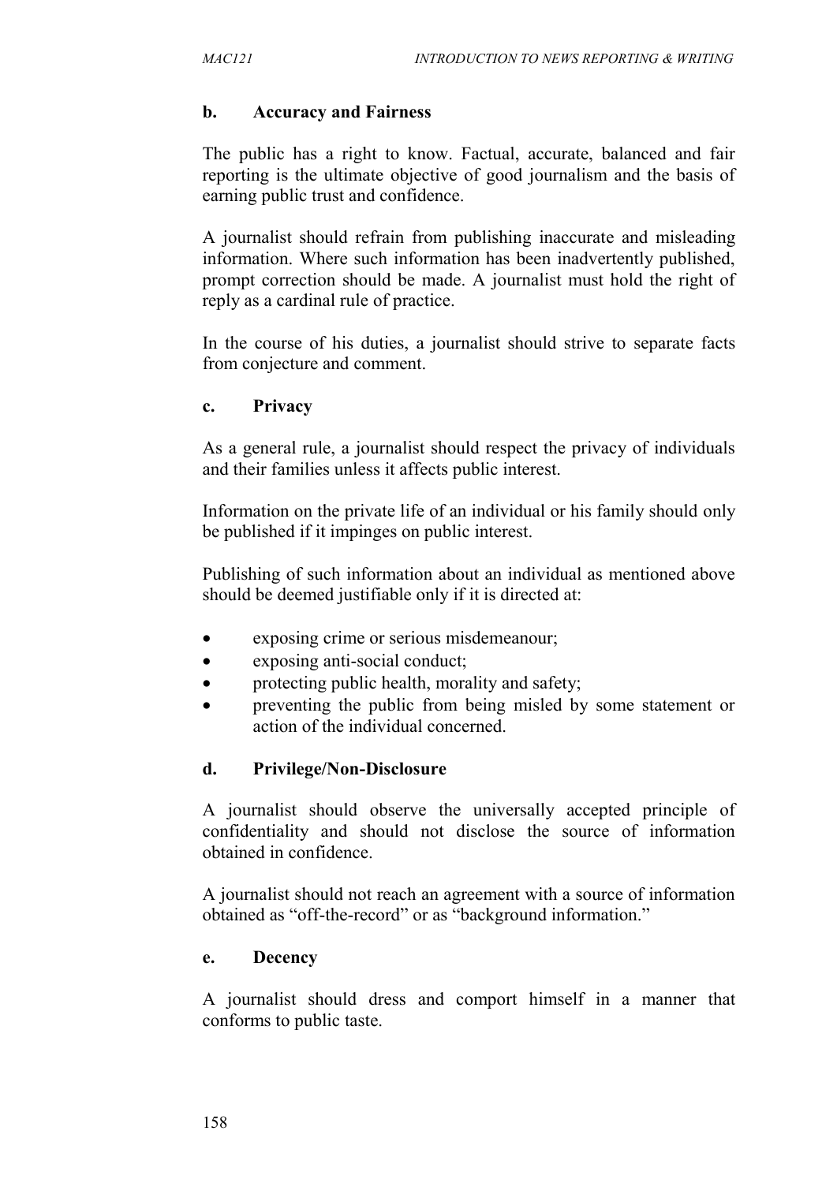**b. Accuracy and Fairness**

The public has a right to know. Factual, accurate, balanced and fair reporting is the ultimate objective of good journalism and the basis of earning public trust and confidence.

A journalist should refrain from publishing inaccurate and misleading information. Where such information has been inadvertently published, prompt correction should be made. A journalist must hold the right of reply as a cardinal rule of practice.

In the course of his duties, a journalist should strive to separate facts from conjecture and comment.

**c. Privacy**

As a general rule, a journalist should respect the privacy of individuals and their families unless it affects public interest.

Information on the private life of an individual or his family should only be published if it impinges on public interest.

Publishing of such information about an individual as mentioned above should be deemed justifiable only if it is directed at:

- exposing crime or serious misdemeanour;
- exposing anti-social conduct;
- protecting public health, morality and safety;
- preventing the public from being misled by some statement or action of the individual concerned.

**d. Privilege/Non-Disclosure**

A journalist should observe the universally accepted principle of confidentiality and should not disclose the source of information obtained in confidence.

A journalist should not reach an agreement with a source of information obtained as "off-the-record" or as "background information."

**e. Decency**

A journalist should dress and comport himself in a manner that conforms to public taste.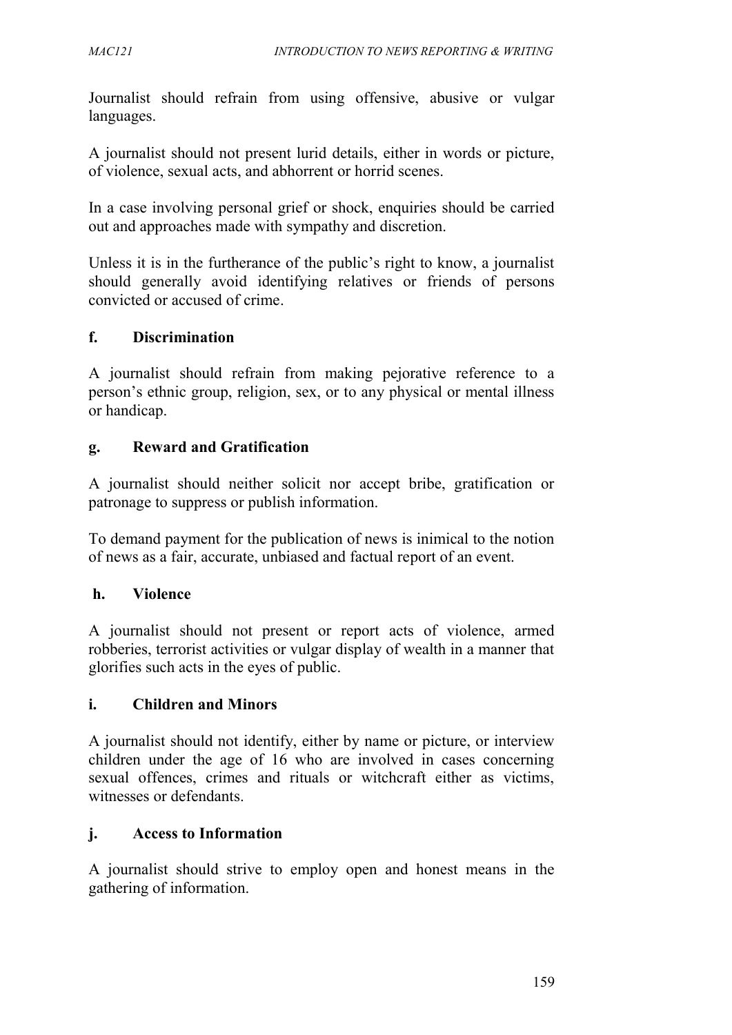Journalist should refrain from using offensive, abusive or vulgar languages.

A journalist should not present lurid details, either in words or picture, of violence, sexual acts, and abhorrent or horrid scenes.

In a case involving personal grief or shock, enquiries should be carried out and approaches made with sympathy and discretion.

Unless it is in the furtherance of the public's right to know, a journalist should generally avoid identifying relatives or friends of persons convicted or accused of crime.

**f. Discrimination**

A journalist should refrain from making pejorative reference to a person's ethnic group, religion, sex, or to any physical or mental illness or handicap.

**g. Reward and Gratification**

A journalist should neither solicit nor accept bribe, gratification or patronage to suppress or publish information.

To demand payment for the publication of news is inimical to the notion of news as a fair, accurate, unbiased and factual report of an event.

**h. Violence**

A journalist should not present or report acts of violence, armed robberies, terrorist activities or vulgar display of wealth in a manner that glorifies such acts in the eyes of public.

**i. Children and Minors**

A journalist should not identify, either by name or picture, or interview children under the age of 16 who are involved in cases concerning sexual offences, crimes and rituals or witchcraft either as victims, witnesses or defendants.

**j. Access to Information**

A journalist should strive to employ open and honest means in the gathering of information.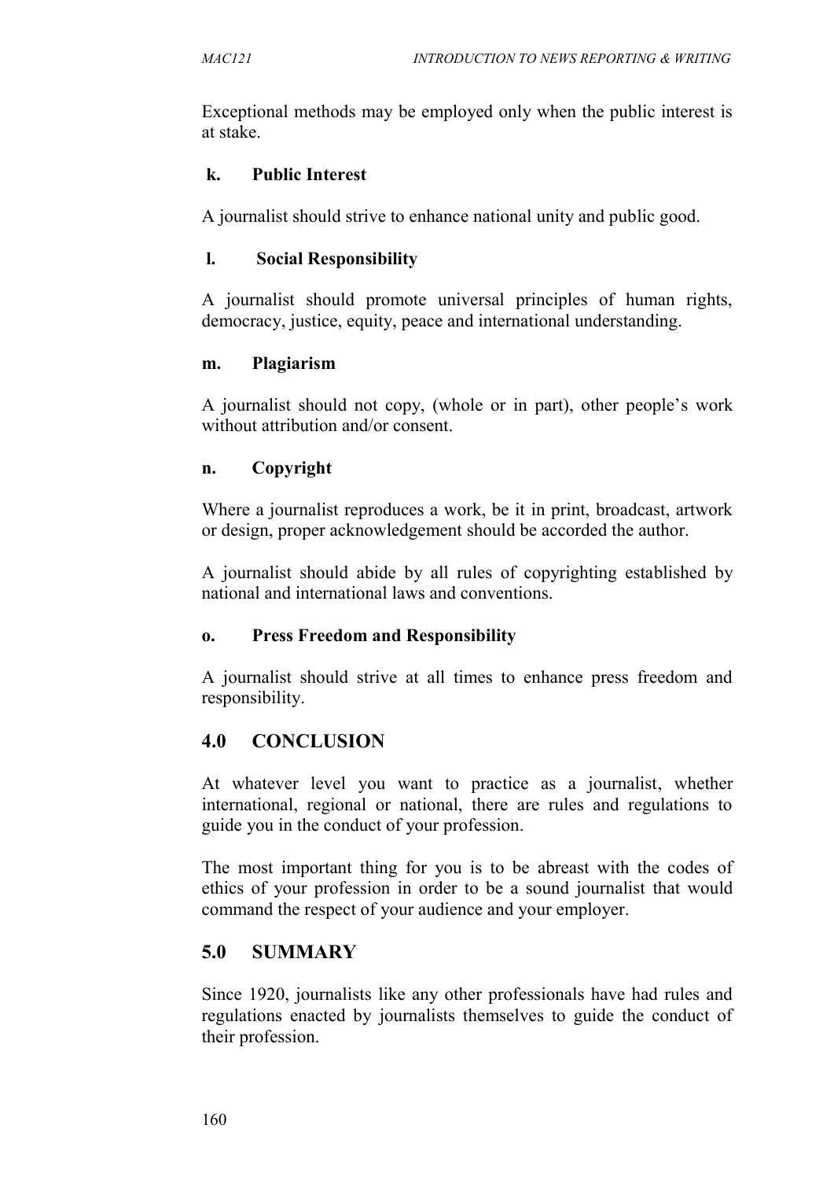Exceptional methods may be employed only when the public interest is at stake.

**k. Public Interest**

A journalist should strive to enhance national unity and public good.

**l. Social Responsibility**

A journalist should promote universal principles of human rights, democracy, justice, equity, peace and international understanding.

**m. Plagiarism**

A journalist should not copy, (whole or in part), other people's work without attribution and/or consent.

**n. Copyright**

Where a journalist reproduces a work, be it in print, broadcast, artwork or design, proper acknowledgement should be accorded the author.

A journalist should abide by all rules of copyrighting established by national and international laws and conventions.

**o. Press Freedom and Responsibility**

A journalist should strive at all times to enhance press freedom and responsibility.

## 4.0 CONCLUSION

At whatever level you want to practice as a journalist, whether international, regional or national, there are rules and regulations to guide you in the conduct of your profession.

The most important thing for you is to be abreast with the codes of ethics of your profession in order to be a sound journalist that would command the respect of your audience and your employer.

## 5.0 SUMMARY

Since 1920, journalists like any other professionals have had rules and regulations enacted by journalists themselves to guide the conduct of their profession.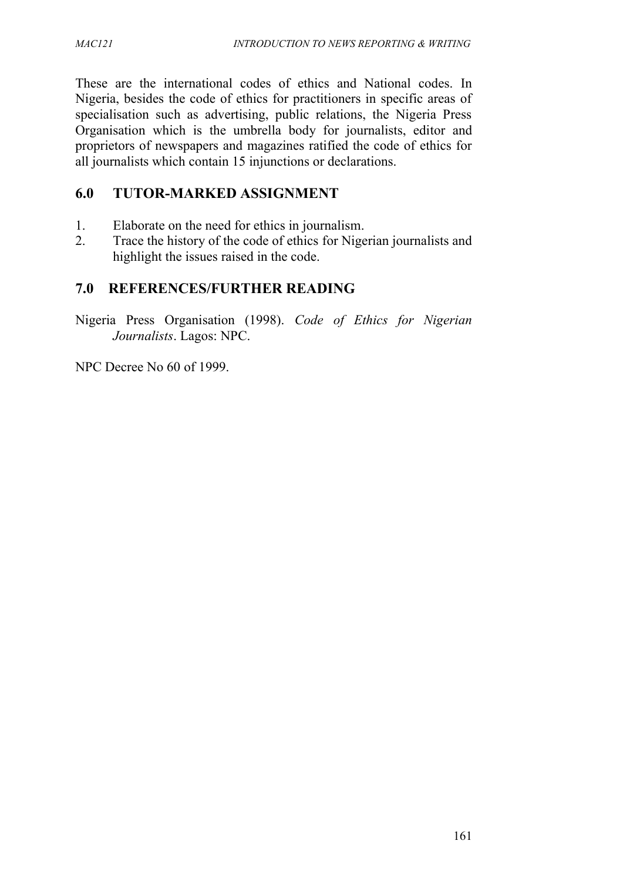These are the international codes of ethics and National codes. In Nigeria, besides the code of ethics for practitioners in specific areas of specialisation such as advertising, public relations, the Nigeria Press Organisation which is the umbrella body for journalists, editor and proprietors of newspapers and magazines ratified the code of ethics for all journalists which contain 15 injunctions or declarations.

## 6.0 TUTOR-MARKED ASSIGNMENT

1. Elaborate on the need for ethics in journalism.
2. Trace the history of the code of ethics for Nigerian journalists and highlight the issues raised in the code.

## 7.0 REFERENCES/FURTHER READING

Nigeria Press Organisation (1998). *Code of Ethics for Nigerian Journalists*. Lagos: NPC.

NPC Decree No 60 of 1999.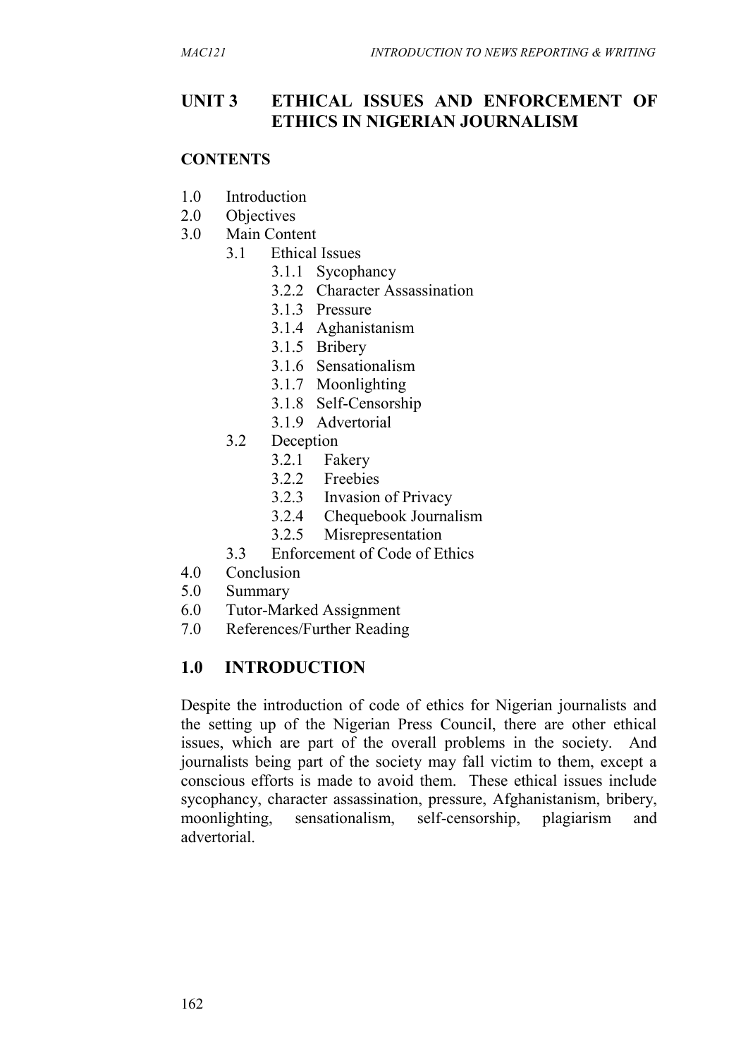## UNIT 3 ETHICAL ISSUES AND ENFORCEMENT OF ETHICS IN NIGERIAN JOURNALISM

### CONTENTS

1.0 Introduction
2.0 Objectives
3.0 Main Content
  3.1 Ethical Issues
    3.1.1 Sycophancy
    3.2.2 Character Assassination
    3.1.3 Pressure
    3.1.4 Aghanistanism
    3.1.5 Bribery
    3.1.6 Sensationalism
    3.1.7 Moonlighting
    3.1.8 Self-Censorship
    3.1.9 Advertorial
  3.2 Deception
    3.2.1 Fakery
    3.2.2 Freebies
    3.2.3 Invasion of Privacy
    3.2.4 Chequebook Journalism
    3.2.5 Misrepresentation
  3.3 Enforcement of Code of Ethics
4.0 Conclusion
5.0 Summary
6.0 Tutor-Marked Assignment
7.0 References/Further Reading

## 1.0 INTRODUCTION

Despite the introduction of code of ethics for Nigerian journalists and the setting up of the Nigerian Press Council, there are other ethical issues, which are part of the overall problems in the society. And journalists being part of the society may fall victim to them, except a conscious efforts is made to avoid them. These ethical issues include sycophancy, character assassination, pressure, Afghanistanism, bribery, moonlighting, sensationalism, self-censorship, plagiarism and advertorial.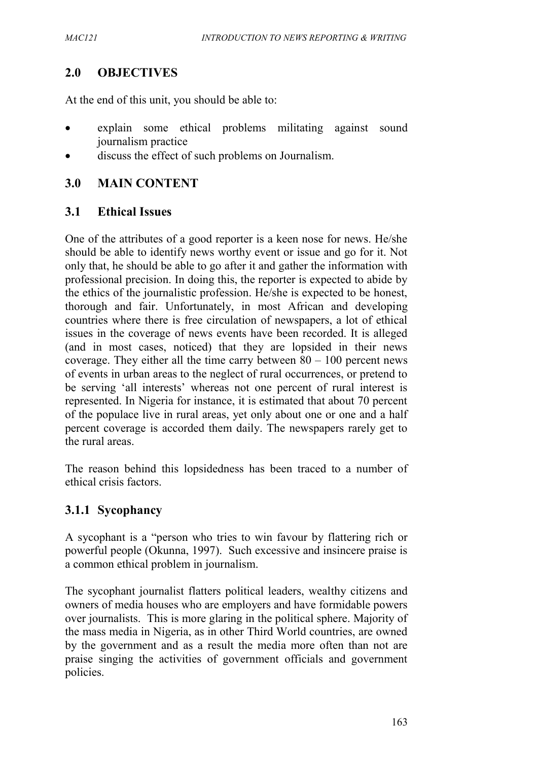## 2.0 OBJECTIVES

At the end of this unit, you should be able to:

- explain some ethical problems militating against sound journalism practice
- discuss the effect of such problems on Journalism.

## 3.0 MAIN CONTENT

### 3.1 Ethical Issues

One of the attributes of a good reporter is a keen nose for news. He/she should be able to identify news worthy event or issue and go for it. Not only that, he should be able to go after it and gather the information with professional precision. In doing this, the reporter is expected to abide by the ethics of the journalistic profession. He/she is expected to be honest, thorough and fair. Unfortunately, in most African and developing countries where there is free circulation of newspapers, a lot of ethical issues in the coverage of news events have been recorded. It is alleged (and in most cases, noticed) that they are lopsided in their news coverage. They either all the time carry between 80 – 100 percent news of events in urban areas to the neglect of rural occurrences, or pretend to be serving 'all interests' whereas not one percent of rural interest is represented. In Nigeria for instance, it is estimated that about 70 percent of the populace live in rural areas, yet only about one or one and a half percent coverage is accorded them daily. The newspapers rarely get to the rural areas.

The reason behind this lopsidedness has been traced to a number of ethical crisis factors.

#### 3.1.1 Sycophancy

A sycophant is a "person who tries to win favour by flattering rich or powerful people (Okunna, 1997). Such excessive and insincere praise is a common ethical problem in journalism.

The sycophant journalist flatters political leaders, wealthy citizens and owners of media houses who are employers and have formidable powers over journalists. This is more glaring in the political sphere. Majority of the mass media in Nigeria, as in other Third World countries, are owned by the government and as a result the media more often than not are praise singing the activities of government officials and government policies.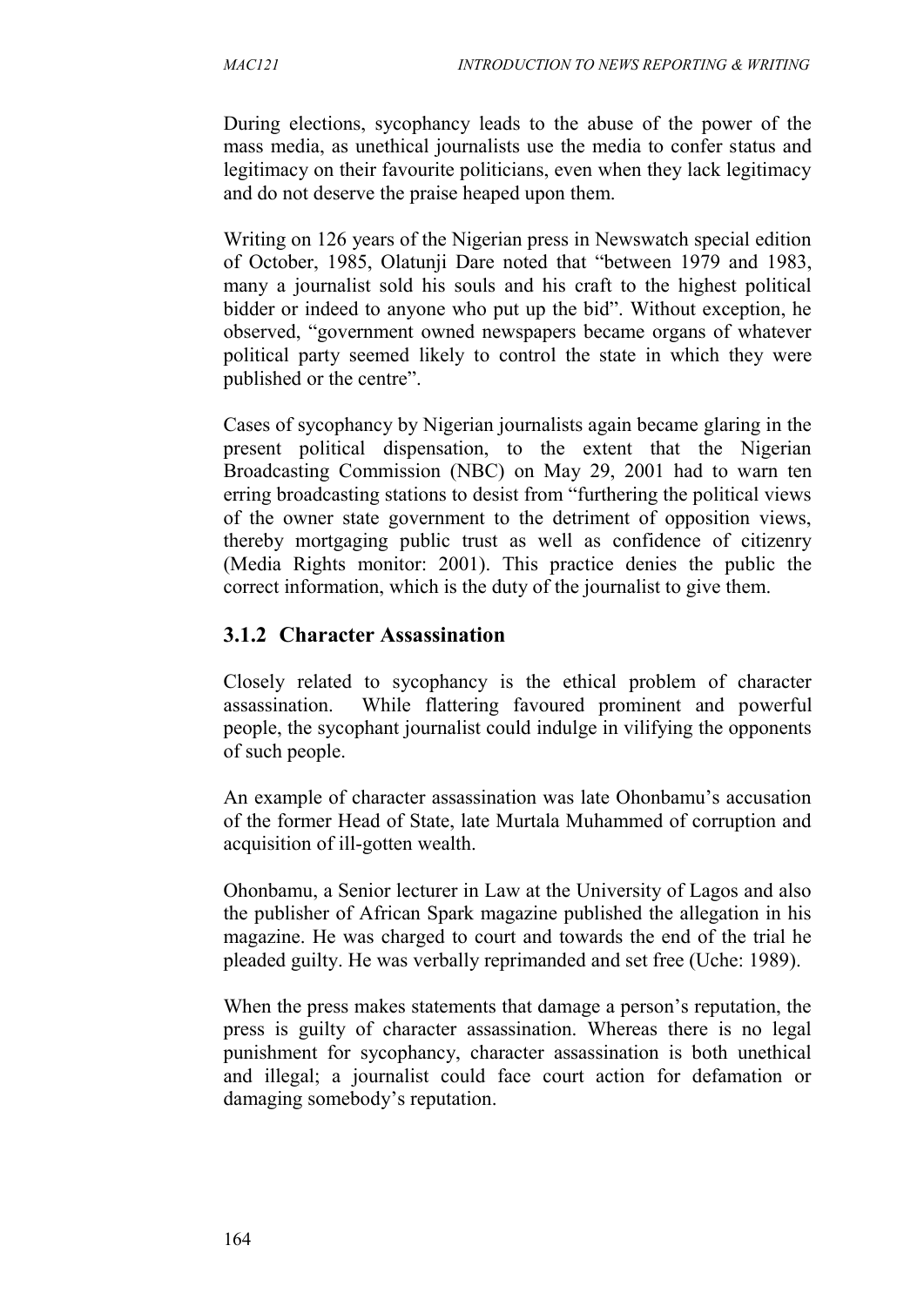During elections, sycophancy leads to the abuse of the power of the mass media, as unethical journalists use the media to confer status and legitimacy on their favourite politicians, even when they lack legitimacy and do not deserve the praise heaped upon them.

Writing on 126 years of the Nigerian press in Newswatch special edition of October, 1985, Olatunji Dare noted that "between 1979 and 1983, many a journalist sold his souls and his craft to the highest political bidder or indeed to anyone who put up the bid". Without exception, he observed, "government owned newspapers became organs of whatever political party seemed likely to control the state in which they were published or the centre".

Cases of sycophancy by Nigerian journalists again became glaring in the present political dispensation, to the extent that the Nigerian Broadcasting Commission (NBC) on May 29, 2001 had to warn ten erring broadcasting stations to desist from "furthering the political views of the owner state government to the detriment of opposition views, thereby mortgaging public trust as well as confidence of citizenry (Media Rights monitor: 2001). This practice denies the public the correct information, which is the duty of the journalist to give them.

### 3.1.2 Character Assassination

Closely related to sycophancy is the ethical problem of character assassination. While flattering favoured prominent and powerful people, the sycophant journalist could indulge in vilifying the opponents of such people.

An example of character assassination was late Ohonbamu's accusation of the former Head of State, late Murtala Muhammed of corruption and acquisition of ill-gotten wealth.

Ohonbamu, a Senior lecturer in Law at the University of Lagos and also the publisher of African Spark magazine published the allegation in his magazine. He was charged to court and towards the end of the trial he pleaded guilty. He was verbally reprimanded and set free (Uche: 1989).

When the press makes statements that damage a person's reputation, the press is guilty of character assassination. Whereas there is no legal punishment for sycophancy, character assassination is both unethical and illegal; a journalist could face court action for defamation or damaging somebody's reputation.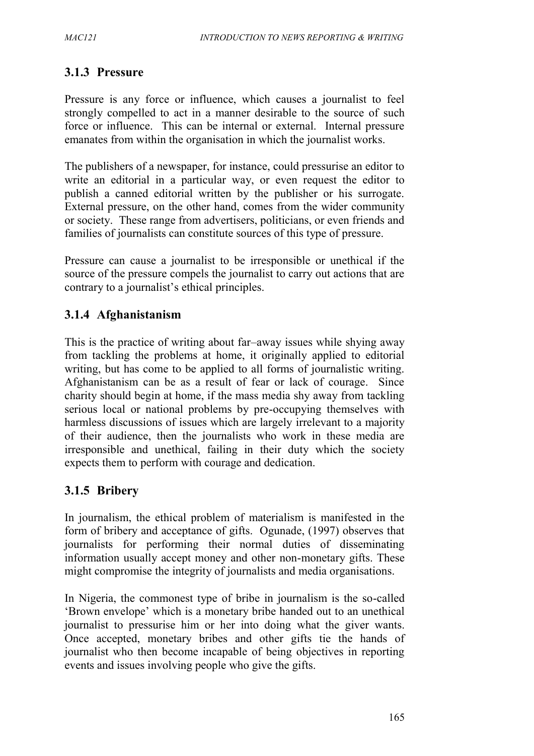### 3.1.3 Pressure

Pressure is any force or influence, which causes a journalist to feel strongly compelled to act in a manner desirable to the source of such force or influence. This can be internal or external. Internal pressure emanates from within the organisation in which the journalist works.

The publishers of a newspaper, for instance, could pressurise an editor to write an editorial in a particular way, or even request the editor to publish a canned editorial written by the publisher or his surrogate. External pressure, on the other hand, comes from the wider community or society. These range from advertisers, politicians, or even friends and families of journalists can constitute sources of this type of pressure.

Pressure can cause a journalist to be irresponsible or unethical if the source of the pressure compels the journalist to carry out actions that are contrary to a journalist's ethical principles.

### 3.1.4 Afghanistanism

This is the practice of writing about far–away issues while shying away from tackling the problems at home, it originally applied to editorial writing, but has come to be applied to all forms of journalistic writing. Afghanistanism can be as a result of fear or lack of courage. Since charity should begin at home, if the mass media shy away from tackling serious local or national problems by pre-occupying themselves with harmless discussions of issues which are largely irrelevant to a majority of their audience, then the journalists who work in these media are irresponsible and unethical, failing in their duty which the society expects them to perform with courage and dedication.

### 3.1.5 Bribery

In journalism, the ethical problem of materialism is manifested in the form of bribery and acceptance of gifts. Ogunade, (1997) observes that journalists for performing their normal duties of disseminating information usually accept money and other non-monetary gifts. These might compromise the integrity of journalists and media organisations.

In Nigeria, the commonest type of bribe in journalism is the so-called 'Brown envelope' which is a monetary bribe handed out to an unethical journalist to pressurise him or her into doing what the giver wants. Once accepted, monetary bribes and other gifts tie the hands of journalist who then become incapable of being objectives in reporting events and issues involving people who give the gifts.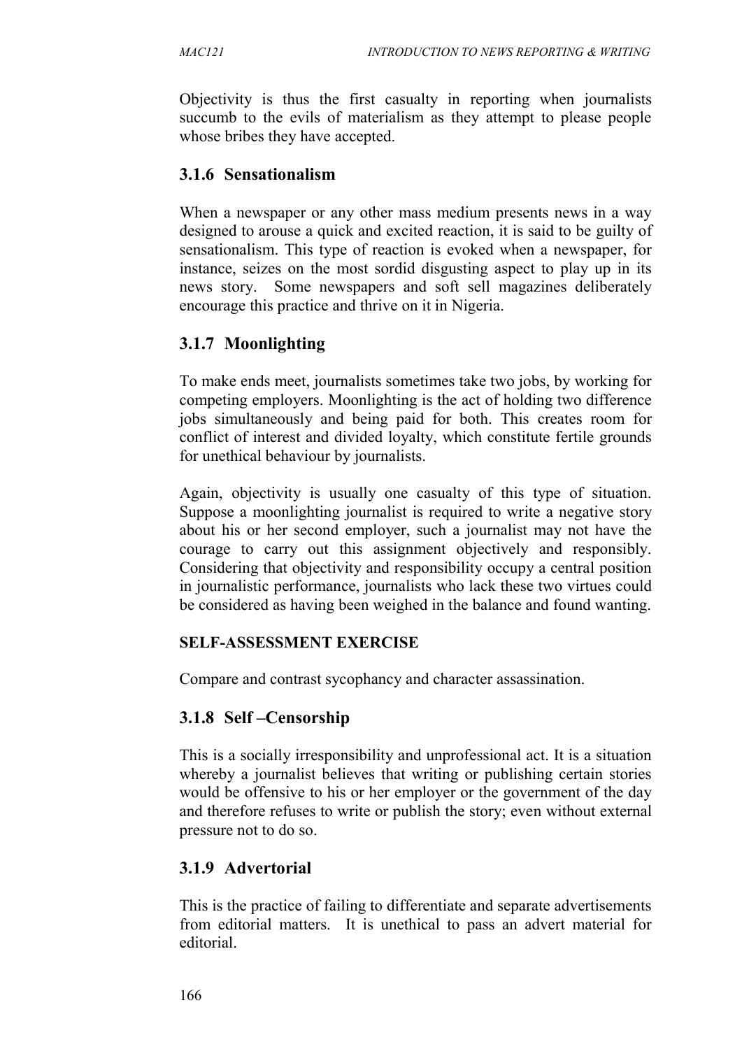Objectivity is thus the first casualty in reporting when journalists succumb to the evils of materialism as they attempt to please people whose bribes they have accepted.

### 3.1.6 Sensationalism

When a newspaper or any other mass medium presents news in a way designed to arouse a quick and excited reaction, it is said to be guilty of sensationalism. This type of reaction is evoked when a newspaper, for instance, seizes on the most sordid disgusting aspect to play up in its news story. Some newspapers and soft sell magazines deliberately encourage this practice and thrive on it in Nigeria.

### 3.1.7 Moonlighting

To make ends meet, journalists sometimes take two jobs, by working for competing employers. Moonlighting is the act of holding two difference jobs simultaneously and being paid for both. This creates room for conflict of interest and divided loyalty, which constitute fertile grounds for unethical behaviour by journalists.

Again, objectivity is usually one casualty of this type of situation. Suppose a moonlighting journalist is required to write a negative story about his or her second employer, such a journalist may not have the courage to carry out this assignment objectively and responsibly. Considering that objectivity and responsibility occupy a central position in journalistic performance, journalists who lack these two virtues could be considered as having been weighed in the balance and found wanting.

**SELF-ASSESSMENT EXERCISE**

Compare and contrast sycophancy and character assassination.

### 3.1.8 Self –Censorship

This is a socially irresponsibility and unprofessional act. It is a situation whereby a journalist believes that writing or publishing certain stories would be offensive to his or her employer or the government of the day and therefore refuses to write or publish the story; even without external pressure not to do so.

### 3.1.9 Advertorial

This is the practice of failing to differentiate and separate advertisements from editorial matters. It is unethical to pass an advert material for editorial.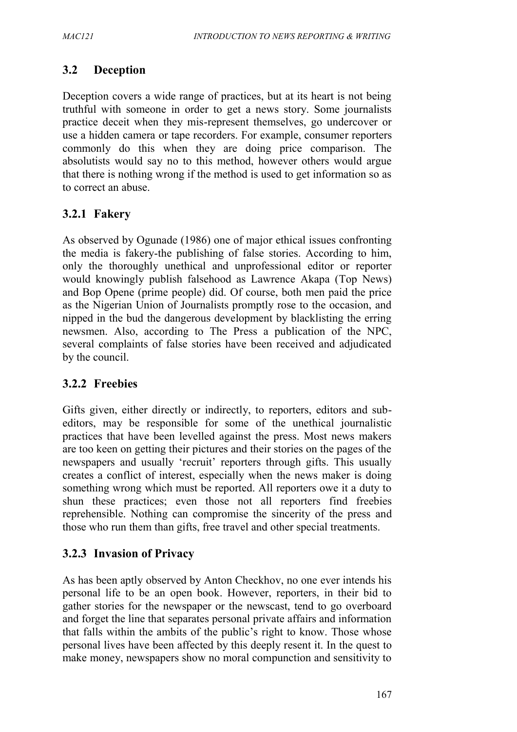## 3.2 Deception

Deception covers a wide range of practices, but at its heart is not being truthful with someone in order to get a news story. Some journalists practice deceit when they mis-represent themselves, go undercover or use a hidden camera or tape recorders. For example, consumer reporters commonly do this when they are doing price comparison. The absolutists would say no to this method, however others would argue that there is nothing wrong if the method is used to get information so as to correct an abuse.

### 3.2.1 Fakery

As observed by Ogunade (1986) one of major ethical issues confronting the media is fakery-the publishing of false stories. According to him, only the thoroughly unethical and unprofessional editor or reporter would knowingly publish falsehood as Lawrence Akapa (Top News) and Bop Opene (prime people) did. Of course, both men paid the price as the Nigerian Union of Journalists promptly rose to the occasion, and nipped in the bud the dangerous development by blacklisting the erring newsmen. Also, according to The Press a publication of the NPC, several complaints of false stories have been received and adjudicated by the council.

### 3.2.2 Freebies

Gifts given, either directly or indirectly, to reporters, editors and sub-editors, may be responsible for some of the unethical journalistic practices that have been levelled against the press. Most news makers are too keen on getting their pictures and their stories on the pages of the newspapers and usually 'recruit' reporters through gifts. This usually creates a conflict of interest, especially when the news maker is doing something wrong which must be reported. All reporters owe it a duty to shun these practices; even those not all reporters find freebies reprehensible. Nothing can compromise the sincerity of the press and those who run them than gifts, free travel and other special treatments.

### 3.2.3 Invasion of Privacy

As has been aptly observed by Anton Checkhov, no one ever intends his personal life to be an open book. However, reporters, in their bid to gather stories for the newspaper or the newscast, tend to go overboard and forget the line that separates personal private affairs and information that falls within the ambits of the public's right to know. Those whose personal lives have been affected by this deeply resent it. In the quest to make money, newspapers show no moral compunction and sensitivity to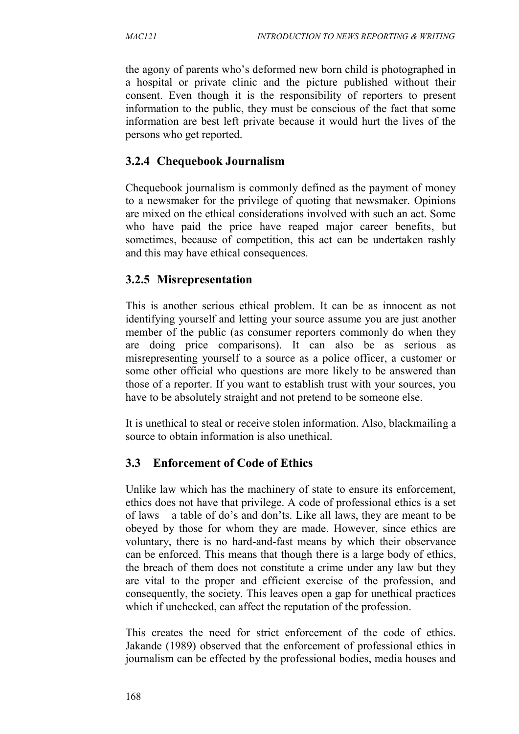the agony of parents who's deformed new born child is photographed in a hospital or private clinic and the picture published without their consent. Even though it is the responsibility of reporters to present information to the public, they must be conscious of the fact that some information are best left private because it would hurt the lives of the persons who get reported.

### 3.2.4 Chequebook Journalism

Chequebook journalism is commonly defined as the payment of money to a newsmaker for the privilege of quoting that newsmaker. Opinions are mixed on the ethical considerations involved with such an act. Some who have paid the price have reaped major career benefits, but sometimes, because of competition, this act can be undertaken rashly and this may have ethical consequences.

### 3.2.5 Misrepresentation

This is another serious ethical problem. It can be as innocent as not identifying yourself and letting your source assume you are just another member of the public (as consumer reporters commonly do when they are doing price comparisons). It can also be as serious as misrepresenting yourself to a source as a police officer, a customer or some other official who questions are more likely to be answered than those of a reporter. If you want to establish trust with your sources, you have to be absolutely straight and not pretend to be someone else.

It is unethical to steal or receive stolen information. Also, blackmailing a source to obtain information is also unethical.

## 3.3 Enforcement of Code of Ethics

Unlike law which has the machinery of state to ensure its enforcement, ethics does not have that privilege. A code of professional ethics is a set of laws – a table of do's and don'ts. Like all laws, they are meant to be obeyed by those for whom they are made. However, since ethics are voluntary, there is no hard-and-fast means by which their observance can be enforced. This means that though there is a large body of ethics, the breach of them does not constitute a crime under any law but they are vital to the proper and efficient exercise of the profession, and consequently, the society. This leaves open a gap for unethical practices which if unchecked, can affect the reputation of the profession.

This creates the need for strict enforcement of the code of ethics. Jakande (1989) observed that the enforcement of professional ethics in journalism can be effected by the professional bodies, media houses and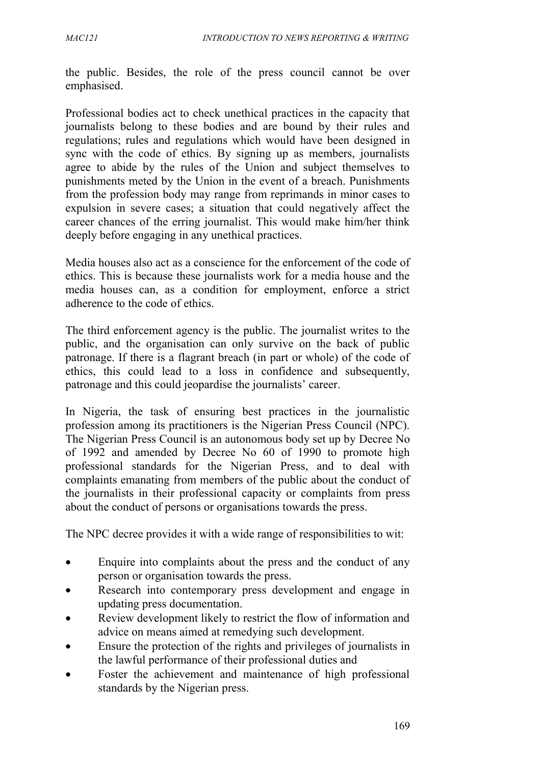the public. Besides, the role of the press council cannot be over emphasised.

Professional bodies act to check unethical practices in the capacity that journalists belong to these bodies and are bound by their rules and regulations; rules and regulations which would have been designed in sync with the code of ethics. By signing up as members, journalists agree to abide by the rules of the Union and subject themselves to punishments meted by the Union in the event of a breach. Punishments from the profession body may range from reprimands in minor cases to expulsion in severe cases; a situation that could negatively affect the career chances of the erring journalist. This would make him/her think deeply before engaging in any unethical practices.

Media houses also act as a conscience for the enforcement of the code of ethics. This is because these journalists work for a media house and the media houses can, as a condition for employment, enforce a strict adherence to the code of ethics.

The third enforcement agency is the public. The journalist writes to the public, and the organisation can only survive on the back of public patronage. If there is a flagrant breach (in part or whole) of the code of ethics, this could lead to a loss in confidence and subsequently, patronage and this could jeopardise the journalists' career.

In Nigeria, the task of ensuring best practices in the journalistic profession among its practitioners is the Nigerian Press Council (NPC). The Nigerian Press Council is an autonomous body set up by Decree No of 1992 and amended by Decree No 60 of 1990 to promote high professional standards for the Nigerian Press, and to deal with complaints emanating from members of the public about the conduct of the journalists in their professional capacity or complaints from press about the conduct of persons or organisations towards the press.

The NPC decree provides it with a wide range of responsibilities to wit:

- Enquire into complaints about the press and the conduct of any person or organisation towards the press.
- Research into contemporary press development and engage in updating press documentation.
- Review development likely to restrict the flow of information and advice on means aimed at remedying such development.
- Ensure the protection of the rights and privileges of journalists in the lawful performance of their professional duties and
- Foster the achievement and maintenance of high professional standards by the Nigerian press.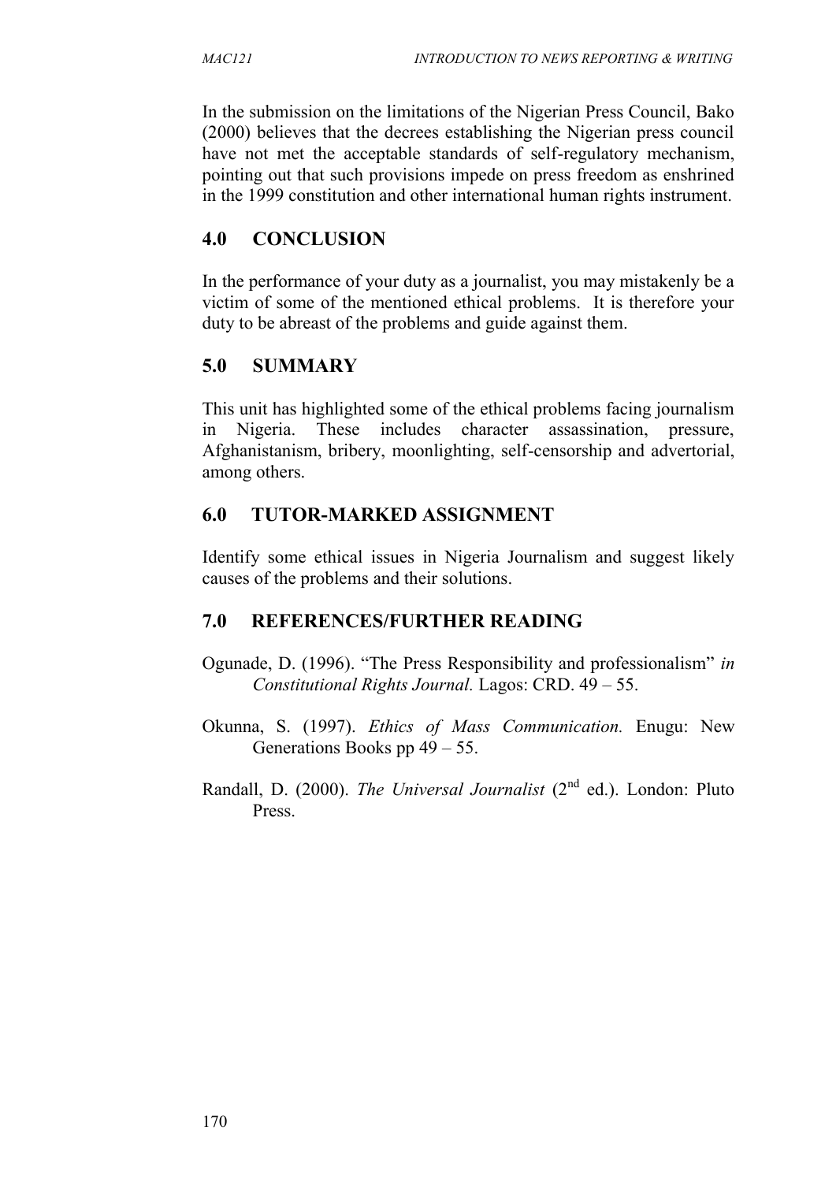In the submission on the limitations of the Nigerian Press Council, Bako (2000) believes that the decrees establishing the Nigerian press council have not met the acceptable standards of self-regulatory mechanism, pointing out that such provisions impede on press freedom as enshrined in the 1999 constitution and other international human rights instrument.

## 4.0 CONCLUSION

In the performance of your duty as a journalist, you may mistakenly be a victim of some of the mentioned ethical problems. It is therefore your duty to be abreast of the problems and guide against them.

## 5.0 SUMMARY

This unit has highlighted some of the ethical problems facing journalism in Nigeria. These includes character assassination, pressure, Afghanistanism, bribery, moonlighting, self-censorship and advertorial, among others.

## 6.0 TUTOR-MARKED ASSIGNMENT

Identify some ethical issues in Nigeria Journalism and suggest likely causes of the problems and their solutions.

## 7.0 REFERENCES/FURTHER READING

Ogunade, D. (1996). "The Press Responsibility and professionalism" *in Constitutional Rights Journal.* Lagos: CRD. 49 – 55.

Okunna, S. (1997). *Ethics of Mass Communication.* Enugu: New Generations Books pp 49 – 55.

Randall, D. (2000). *The Universal Journalist* (2nd ed.). London: Pluto Press.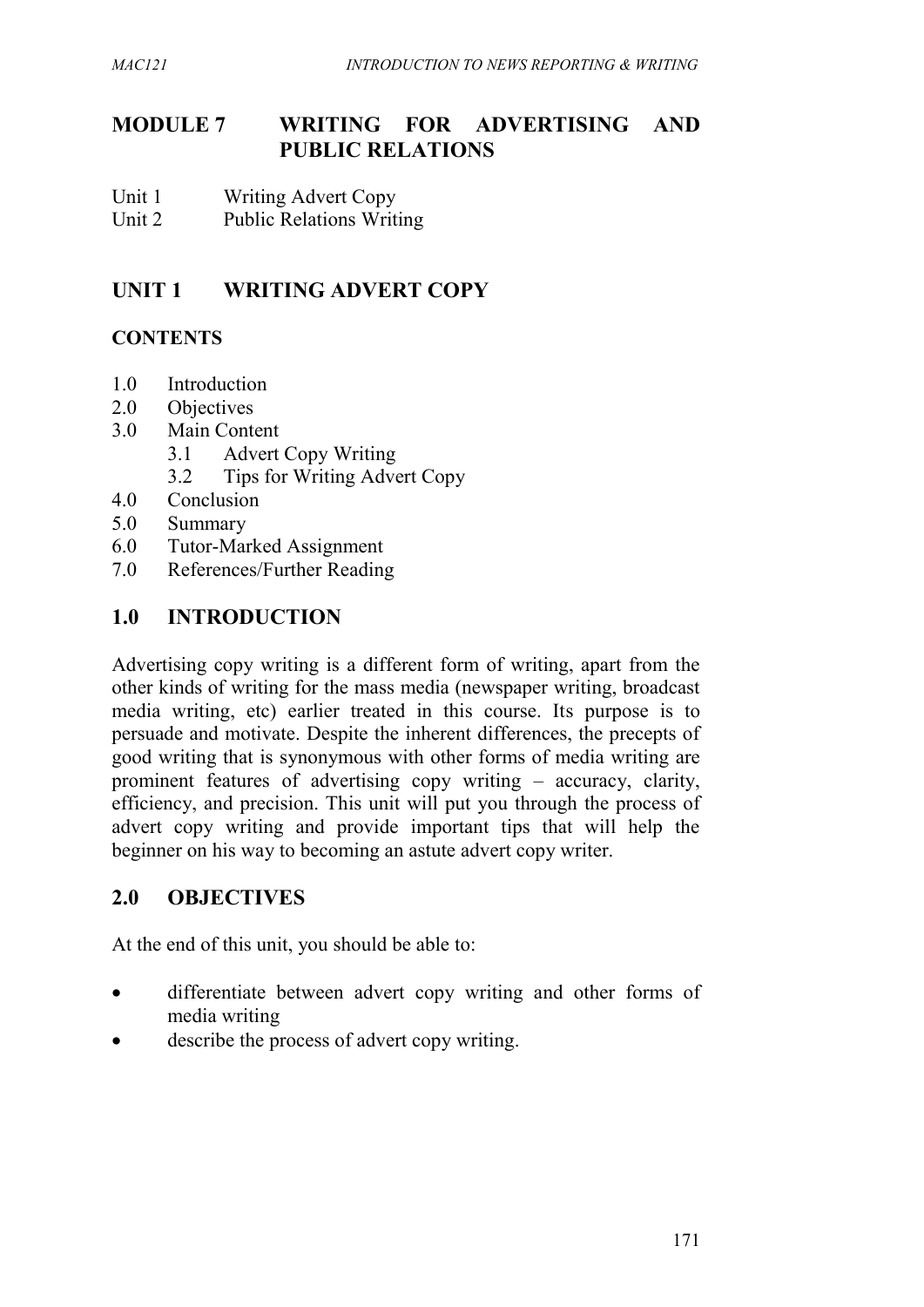# MODULE 7 WRITING FOR ADVERTISING AND PUBLIC RELATIONS

Unit 1 Writing Advert Copy
Unit 2 Public Relations Writing

## UNIT 1 WRITING ADVERT COPY

### CONTENTS

- 1.0 Introduction
- 2.0 Objectives
- 3.0 Main Content
    - 3.1 Advert Copy Writing
    - 3.2 Tips for Writing Advert Copy
- 4.0 Conclusion
- 5.0 Summary
- 6.0 Tutor-Marked Assignment
- 7.0 References/Further Reading

## 1.0 INTRODUCTION

Advertising copy writing is a different form of writing, apart from the other kinds of writing for the mass media (newspaper writing, broadcast media writing, etc) earlier treated in this course. Its purpose is to persuade and motivate. Despite the inherent differences, the precepts of good writing that is synonymous with other forms of media writing are prominent features of advertising copy writing – accuracy, clarity, efficiency, and precision. This unit will put you through the process of advert copy writing and provide important tips that will help the beginner on his way to becoming an astute advert copy writer.

## 2.0 OBJECTIVES

At the end of this unit, you should be able to:

- differentiate between advert copy writing and other forms of media writing
- describe the process of advert copy writing.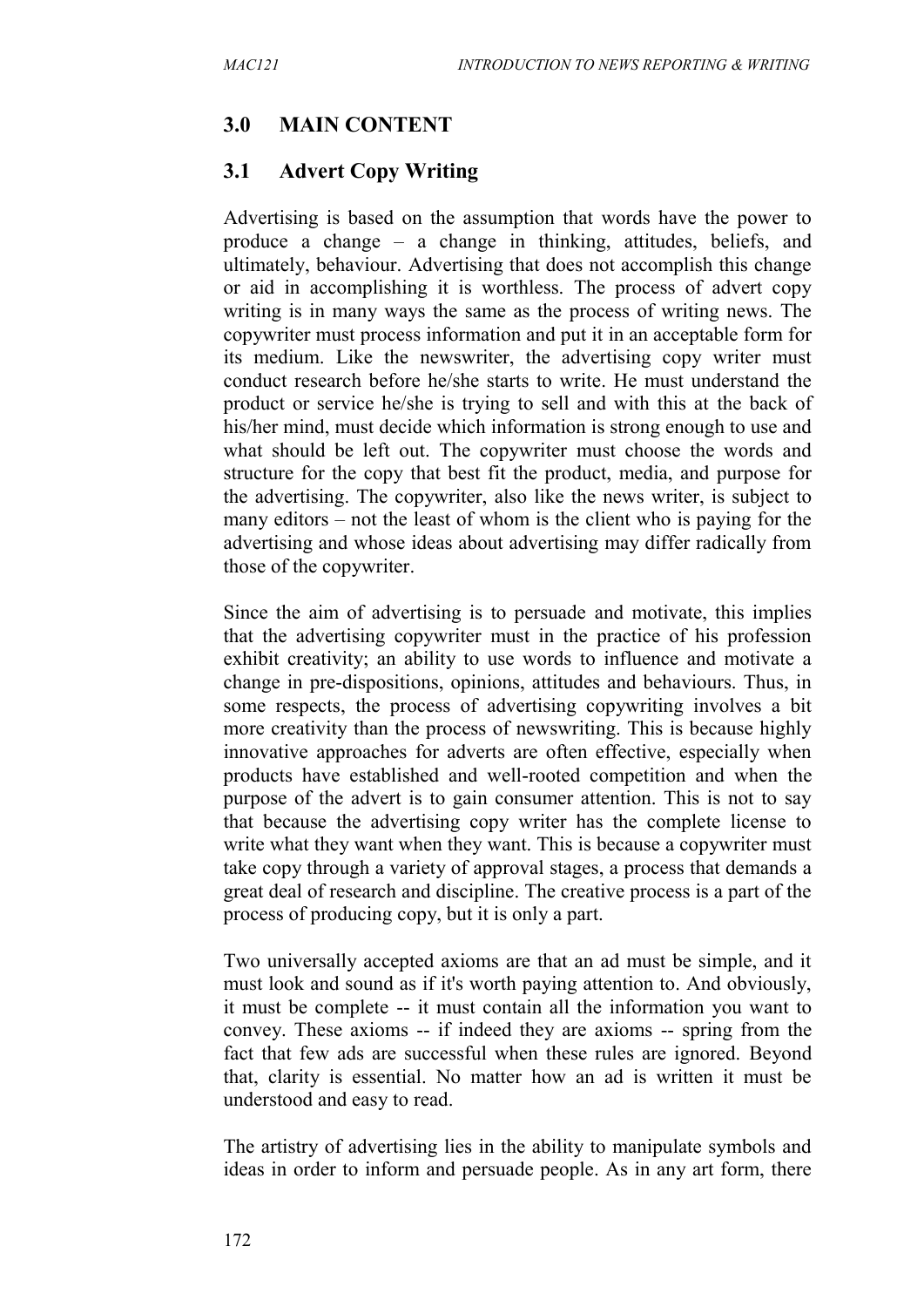## 3.0 MAIN CONTENT

### 3.1 Advert Copy Writing

Advertising is based on the assumption that words have the power to produce a change – a change in thinking, attitudes, beliefs, and ultimately, behaviour. Advertising that does not accomplish this change or aid in accomplishing it is worthless. The process of advert copy writing is in many ways the same as the process of writing news. The copywriter must process information and put it in an acceptable form for its medium. Like the newswriter, the advertising copy writer must conduct research before he/she starts to write. He must understand the product or service he/she is trying to sell and with this at the back of his/her mind, must decide which information is strong enough to use and what should be left out. The copywriter must choose the words and structure for the copy that best fit the product, media, and purpose for the advertising. The copywriter, also like the news writer, is subject to many editors – not the least of whom is the client who is paying for the advertising and whose ideas about advertising may differ radically from those of the copywriter.

Since the aim of advertising is to persuade and motivate, this implies that the advertising copywriter must in the practice of his profession exhibit creativity; an ability to use words to influence and motivate a change in pre-dispositions, opinions, attitudes and behaviours. Thus, in some respects, the process of advertising copywriting involves a bit more creativity than the process of newswriting. This is because highly innovative approaches for adverts are often effective, especially when products have established and well-rooted competition and when the purpose of the advert is to gain consumer attention. This is not to say that because the advertising copy writer has the complete license to write what they want when they want. This is because a copywriter must take copy through a variety of approval stages, a process that demands a great deal of research and discipline. The creative process is a part of the process of producing copy, but it is only a part.

Two universally accepted axioms are that an ad must be simple, and it must look and sound as if it's worth paying attention to. And obviously, it must be complete -- it must contain all the information you want to convey. These axioms -- if indeed they are axioms -- spring from the fact that few ads are successful when these rules are ignored. Beyond that, clarity is essential. No matter how an ad is written it must be understood and easy to read.

The artistry of advertising lies in the ability to manipulate symbols and ideas in order to inform and persuade people. As in any art form, there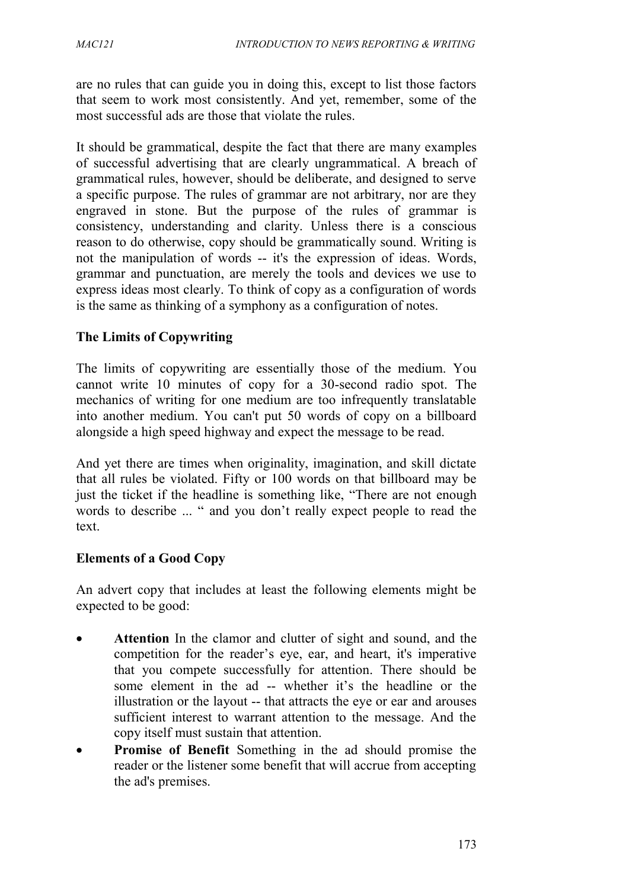are no rules that can guide you in doing this, except to list those factors that seem to work most consistently. And yet, remember, some of the most successful ads are those that violate the rules.

It should be grammatical, despite the fact that there are many examples of successful advertising that are clearly ungrammatical. A breach of grammatical rules, however, should be deliberate, and designed to serve a specific purpose. The rules of grammar are not arbitrary, nor are they engraved in stone. But the purpose of the rules of grammar is consistency, understanding and clarity. Unless there is a conscious reason to do otherwise, copy should be grammatically sound. Writing is not the manipulation of words -- it's the expression of ideas. Words, grammar and punctuation, are merely the tools and devices we use to express ideas most clearly. To think of copy as a configuration of words is the same as thinking of a symphony as a configuration of notes.

**The Limits of Copywriting**

The limits of copywriting are essentially those of the medium. You cannot write 10 minutes of copy for a 30-second radio spot. The mechanics of writing for one medium are too infrequently translatable into another medium. You can't put 50 words of copy on a billboard alongside a high speed highway and expect the message to be read.

And yet there are times when originality, imagination, and skill dictate that all rules be violated. Fifty or 100 words on that billboard may be just the ticket if the headline is something like, "There are not enough words to describe ... " and you don't really expect people to read the text.

**Elements of a Good Copy**

An advert copy that includes at least the following elements might be expected to be good:

- **Attention** In the clamor and clutter of sight and sound, and the competition for the reader's eye, ear, and heart, it's imperative that you compete successfully for attention. There should be some element in the ad -- whether it's the headline or the illustration or the layout -- that attracts the eye or ear and arouses sufficient interest to warrant attention to the message. And the copy itself must sustain that attention.
- **Promise of Benefit** Something in the ad should promise the reader or the listener some benefit that will accrue from accepting the ad's premises.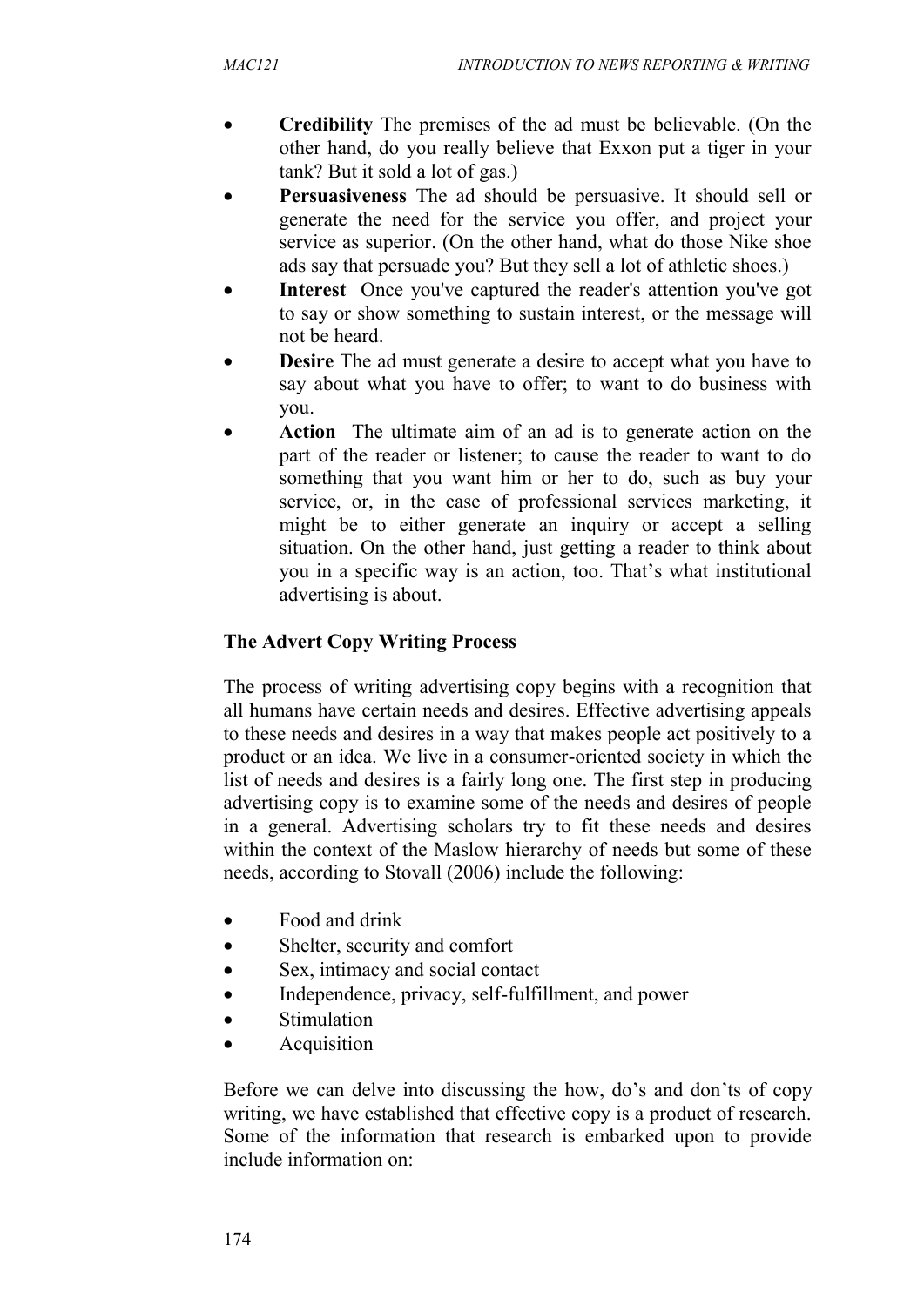- **Credibility** The premises of the ad must be believable. (On the other hand, do you really believe that Exxon put a tiger in your tank? But it sold a lot of gas.)
- **Persuasiveness** The ad should be persuasive. It should sell or generate the need for the service you offer, and project your service as superior. (On the other hand, what do those Nike shoe ads say that persuade you? But they sell a lot of athletic shoes.)
- **Interest** Once you've captured the reader's attention you've got to say or show something to sustain interest, or the message will not be heard.
- **Desire** The ad must generate a desire to accept what you have to say about what you have to offer; to want to do business with you.
- **Action** The ultimate aim of an ad is to generate action on the part of the reader or listener; to cause the reader to want to do something that you want him or her to do, such as buy your service, or, in the case of professional services marketing, it might be to either generate an inquiry or accept a selling situation. On the other hand, just getting a reader to think about you in a specific way is an action, too. That's what institutional advertising is about.

**The Advert Copy Writing Process**

The process of writing advertising copy begins with a recognition that all humans have certain needs and desires. Effective advertising appeals to these needs and desires in a way that makes people act positively to a product or an idea. We live in a consumer-oriented society in which the list of needs and desires is a fairly long one. The first step in producing advertising copy is to examine some of the needs and desires of people in a general. Advertising scholars try to fit these needs and desires within the context of the Maslow hierarchy of needs but some of these needs, according to Stovall (2006) include the following:

- Food and drink
- Shelter, security and comfort
- Sex, intimacy and social contact
- Independence, privacy, self-fulfillment, and power
- Stimulation
- Acquisition

Before we can delve into discussing the how, do's and don'ts of copy writing, we have established that effective copy is a product of research. Some of the information that research is embarked upon to provide include information on: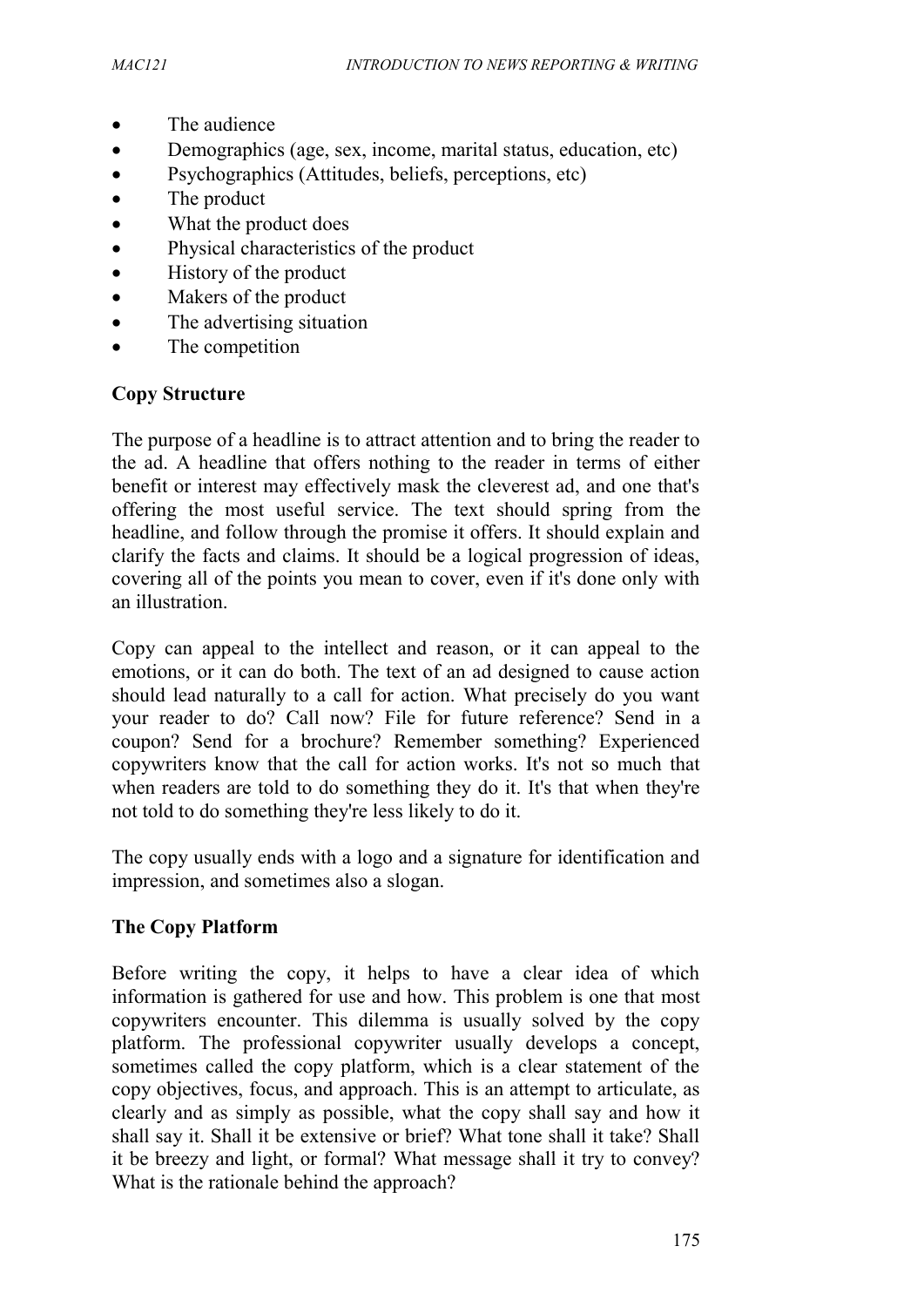- The audience
- Demographics (age, sex, income, marital status, education, etc)
- Psychographics (Attitudes, beliefs, perceptions, etc)
- The product
- What the product does
- Physical characteristics of the product
- History of the product
- Makers of the product
- The advertising situation
- The competition

**Copy Structure**

The purpose of a headline is to attract attention and to bring the reader to the ad. A headline that offers nothing to the reader in terms of either benefit or interest may effectively mask the cleverest ad, and one that's offering the most useful service. The text should spring from the headline, and follow through the promise it offers. It should explain and clarify the facts and claims. It should be a logical progression of ideas, covering all of the points you mean to cover, even if it's done only with an illustration.

Copy can appeal to the intellect and reason, or it can appeal to the emotions, or it can do both. The text of an ad designed to cause action should lead naturally to a call for action. What precisely do you want your reader to do? Call now? File for future reference? Send in a coupon? Send for a brochure? Remember something? Experienced copywriters know that the call for action works. It's not so much that when readers are told to do something they do it. It's that when they're not told to do something they're less likely to do it.

The copy usually ends with a logo and a signature for identification and impression, and sometimes also a slogan.

**The Copy Platform**

Before writing the copy, it helps to have a clear idea of which information is gathered for use and how. This problem is one that most copywriters encounter. This dilemma is usually solved by the copy platform. The professional copywriter usually develops a concept, sometimes called the copy platform, which is a clear statement of the copy objectives, focus, and approach. This is an attempt to articulate, as clearly and as simply as possible, what the copy shall say and how it shall say it. Shall it be extensive or brief? What tone shall it take? Shall it be breezy and light, or formal? What message shall it try to convey? What is the rationale behind the approach?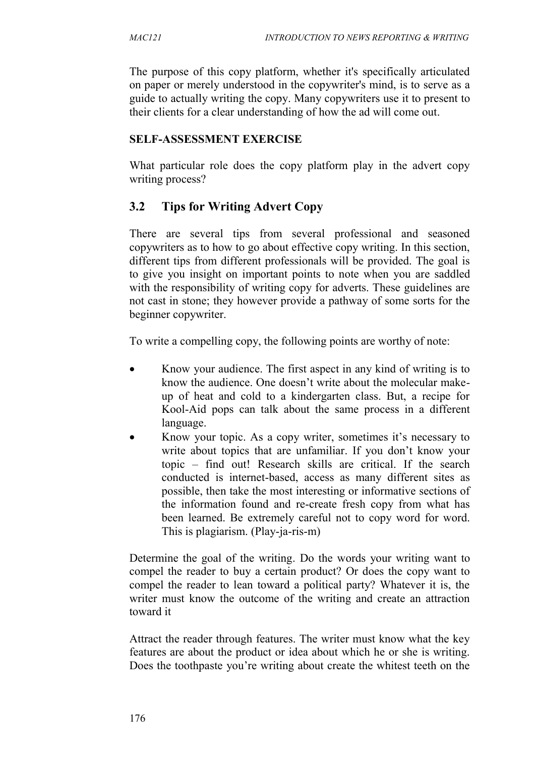The purpose of this copy platform, whether it's specifically articulated on paper or merely understood in the copywriter's mind, is to serve as a guide to actually writing the copy. Many copywriters use it to present to their clients for a clear understanding of how the ad will come out.

**SELF-ASSESSMENT EXERCISE**

What particular role does the copy platform play in the advert copy writing process?

## 3.2 Tips for Writing Advert Copy

There are several tips from several professional and seasoned copywriters as to how to go about effective copy writing. In this section, different tips from different professionals will be provided. The goal is to give you insight on important points to note when you are saddled with the responsibility of writing copy for adverts. These guidelines are not cast in stone; they however provide a pathway of some sorts for the beginner copywriter.

To write a compelling copy, the following points are worthy of note:

- Know your audience. The first aspect in any kind of writing is to know the audience. One doesn't write about the molecular make-up of heat and cold to a kindergarten class. But, a recipe for Kool-Aid pops can talk about the same process in a different language.
- Know your topic. As a copy writer, sometimes it's necessary to write about topics that are unfamiliar. If you don't know your topic – find out! Research skills are critical. If the search conducted is internet-based, access as many different sites as possible, then take the most interesting or informative sections of the information found and re-create fresh copy from what has been learned. Be extremely careful not to copy word for word. This is plagiarism. (Play-ja-ris-m)

Determine the goal of the writing. Do the words your writing want to compel the reader to buy a certain product? Or does the copy want to compel the reader to lean toward a political party? Whatever it is, the writer must know the outcome of the writing and create an attraction toward it

Attract the reader through features. The writer must know what the key features are about the product or idea about which he or she is writing. Does the toothpaste you're writing about create the whitest teeth on the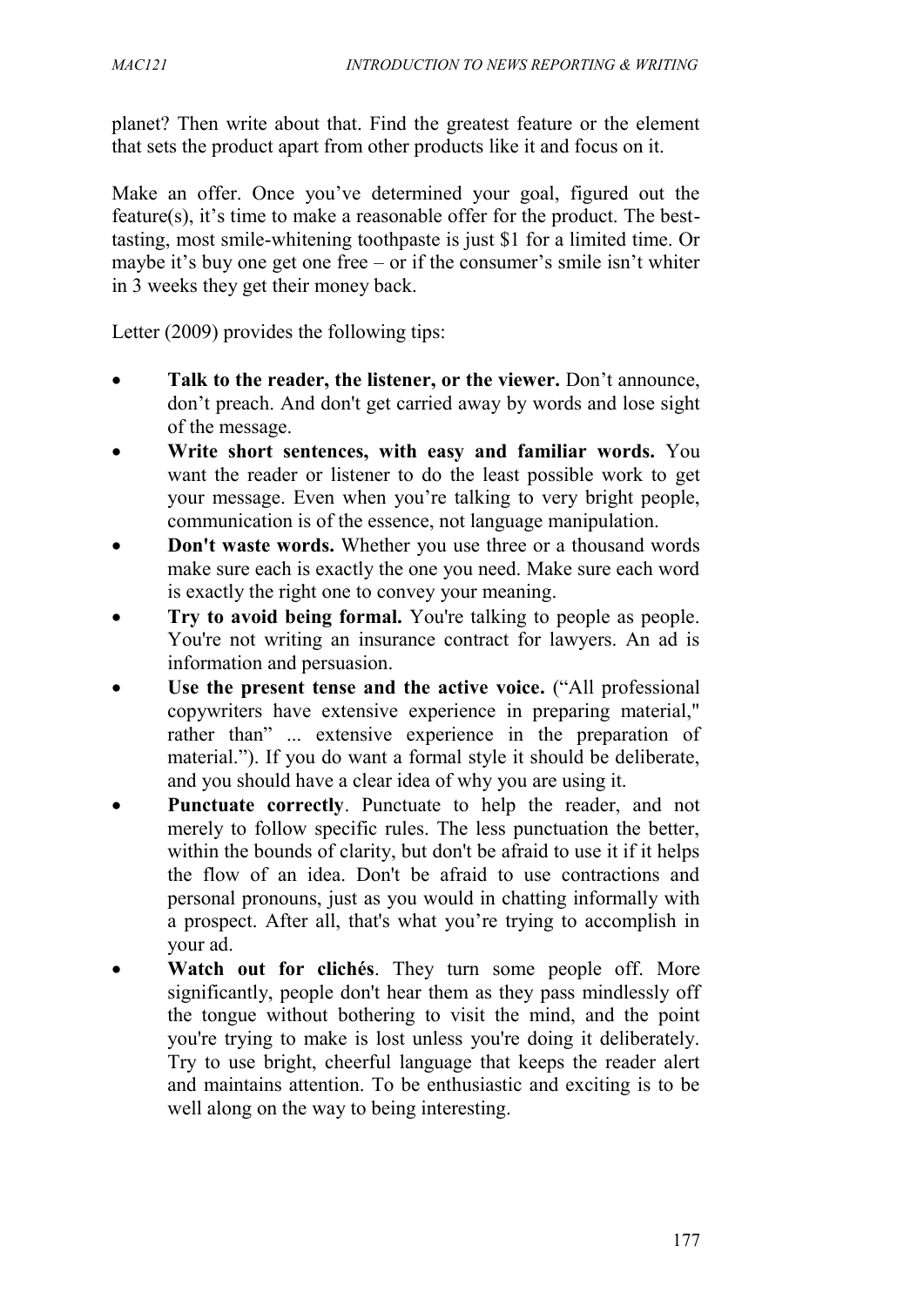planet? Then write about that. Find the greatest feature or the element that sets the product apart from other products like it and focus on it.

Make an offer. Once you've determined your goal, figured out the feature(s), it's time to make a reasonable offer for the product. The best-tasting, most smile-whitening toothpaste is just $1 for a limited time. Or maybe it's buy one get one free – or if the consumer's smile isn't whiter in 3 weeks they get their money back.

Letter (2009) provides the following tips:

- **Talk to the reader, the listener, or the viewer.** Don't announce, don't preach. And don't get carried away by words and lose sight of the message.
- **Write short sentences, with easy and familiar words.** You want the reader or listener to do the least possible work to get your message. Even when you're talking to very bright people, communication is of the essence, not language manipulation.
- **Don't waste words.** Whether you use three or a thousand words make sure each is exactly the one you need. Make sure each word is exactly the right one to convey your meaning.
- **Try to avoid being formal.** You're talking to people as people. You're not writing an insurance contract for lawyers. An ad is information and persuasion.
- **Use the present tense and the active voice.** ("All professional copywriters have extensive experience in preparing material," rather than" ... extensive experience in the preparation of material."). If you do want a formal style it should be deliberate, and you should have a clear idea of why you are using it.
- **Punctuate correctly**. Punctuate to help the reader, and not merely to follow specific rules. The less punctuation the better, within the bounds of clarity, but don't be afraid to use it if it helps the flow of an idea. Don't be afraid to use contractions and personal pronouns, just as you would in chatting informally with a prospect. After all, that's what you're trying to accomplish in your ad.
- **Watch out for clichés**. They turn some people off. More significantly, people don't hear them as they pass mindlessly off the tongue without bothering to visit the mind, and the point you're trying to make is lost unless you're doing it deliberately. Try to use bright, cheerful language that keeps the reader alert and maintains attention. To be enthusiastic and exciting is to be well along on the way to being interesting.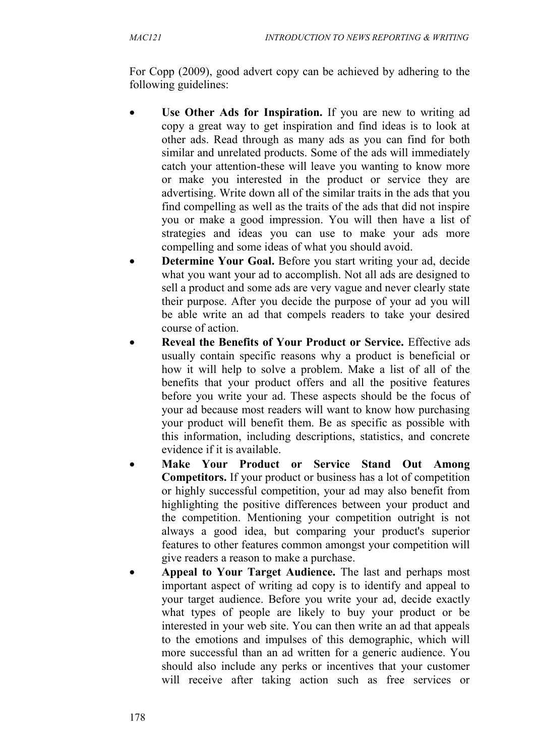For Copp (2009), good advert copy can be achieved by adhering to the following guidelines:

- **Use Other Ads for Inspiration.** If you are new to writing ad copy a great way to get inspiration and find ideas is to look at other ads. Read through as many ads as you can find for both similar and unrelated products. Some of the ads will immediately catch your attention-these will leave you wanting to know more or make you interested in the product or service they are advertising. Write down all of the similar traits in the ads that you find compelling as well as the traits of the ads that did not inspire you or make a good impression. You will then have a list of strategies and ideas you can use to make your ads more compelling and some ideas of what you should avoid.
- **Determine Your Goal.** Before you start writing your ad, decide what you want your ad to accomplish. Not all ads are designed to sell a product and some ads are very vague and never clearly state their purpose. After you decide the purpose of your ad you will be able write an ad that compels readers to take your desired course of action.
- **Reveal the Benefits of Your Product or Service.** Effective ads usually contain specific reasons why a product is beneficial or how it will help to solve a problem. Make a list of all of the benefits that your product offers and all the positive features before you write your ad. These aspects should be the focus of your ad because most readers will want to know how purchasing your product will benefit them. Be as specific as possible with this information, including descriptions, statistics, and concrete evidence if it is available.
- **Make Your Product or Service Stand Out Among Competitors.** If your product or business has a lot of competition or highly successful competition, your ad may also benefit from highlighting the positive differences between your product and the competition. Mentioning your competition outright is not always a good idea, but comparing your product's superior features to other features common amongst your competition will give readers a reason to make a purchase.
- **Appeal to Your Target Audience.** The last and perhaps most important aspect of writing ad copy is to identify and appeal to your target audience. Before you write your ad, decide exactly what types of people are likely to buy your product or be interested in your web site. You can then write an ad that appeals to the emotions and impulses of this demographic, which will more successful than an ad written for a generic audience. You should also include any perks or incentives that your customer will receive after taking action such as free services or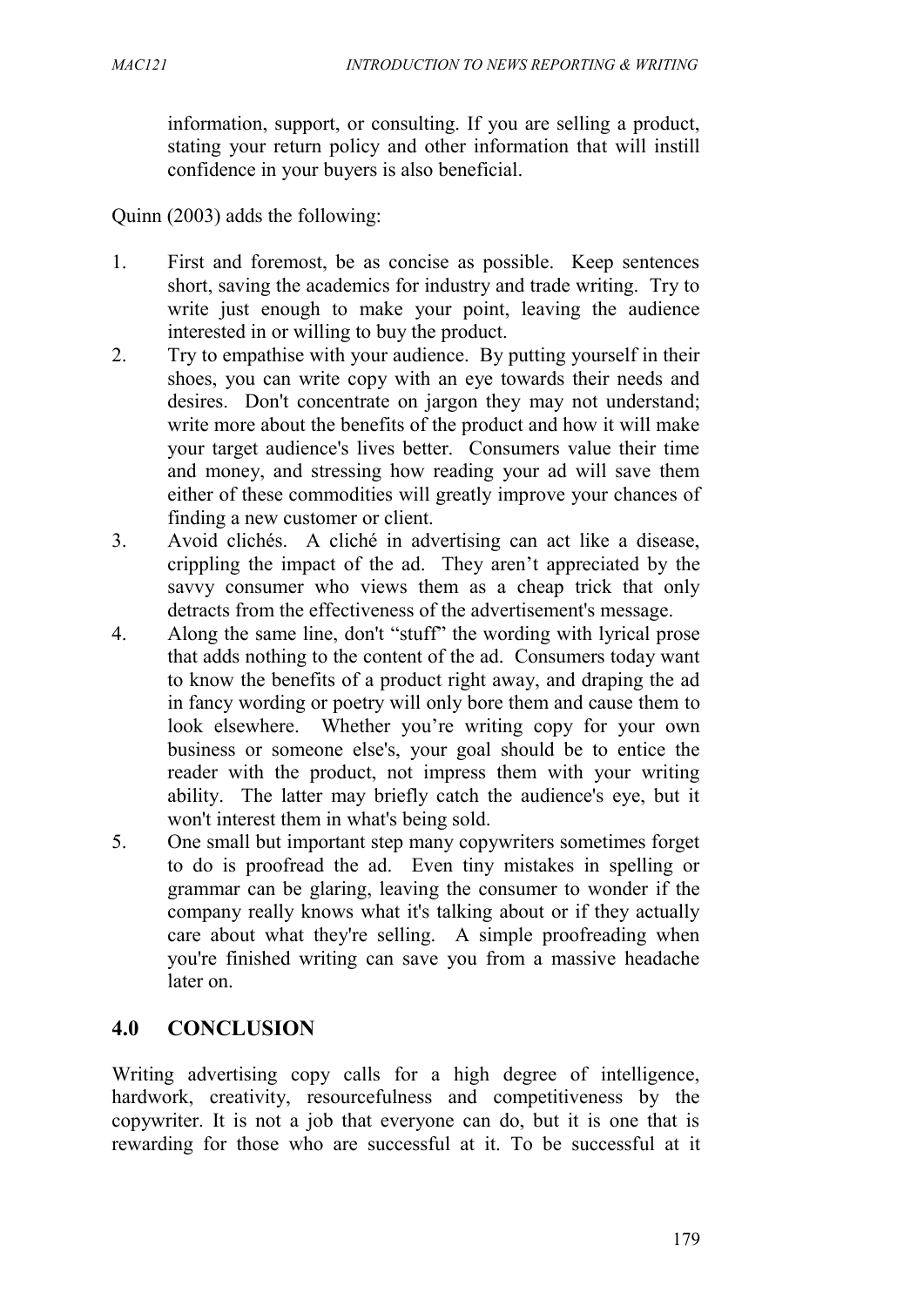information, support, or consulting. If you are selling a product, stating your return policy and other information that will instill confidence in your buyers is also beneficial.

Quinn (2003) adds the following:

1. First and foremost, be as concise as possible. Keep sentences short, saving the academics for industry and trade writing. Try to write just enough to make your point, leaving the audience interested in or willing to buy the product.
2. Try to empathise with your audience. By putting yourself in their shoes, you can write copy with an eye towards their needs and desires. Don't concentrate on jargon they may not understand; write more about the benefits of the product and how it will make your target audience's lives better. Consumers value their time and money, and stressing how reading your ad will save them either of these commodities will greatly improve your chances of finding a new customer or client.
3. Avoid clichés. A cliché in advertising can act like a disease, crippling the impact of the ad. They aren't appreciated by the savvy consumer who views them as a cheap trick that only detracts from the effectiveness of the advertisement's message.
4. Along the same line, don't "stuff" the wording with lyrical prose that adds nothing to the content of the ad. Consumers today want to know the benefits of a product right away, and draping the ad in fancy wording or poetry will only bore them and cause them to look elsewhere. Whether you're writing copy for your own business or someone else's, your goal should be to entice the reader with the product, not impress them with your writing ability. The latter may briefly catch the audience's eye, but it won't interest them in what's being sold.
5. One small but important step many copywriters sometimes forget to do is proofread the ad. Even tiny mistakes in spelling or grammar can be glaring, leaving the consumer to wonder if the company really knows what it's talking about or if they actually care about what they're selling. A simple proofreading when you're finished writing can save you from a massive headache later on.

## 4.0 CONCLUSION

Writing advertising copy calls for a high degree of intelligence, hardwork, creativity, resourcefulness and competitiveness by the copywriter. It is not a job that everyone can do, but it is one that is rewarding for those who are successful at it. To be successful at it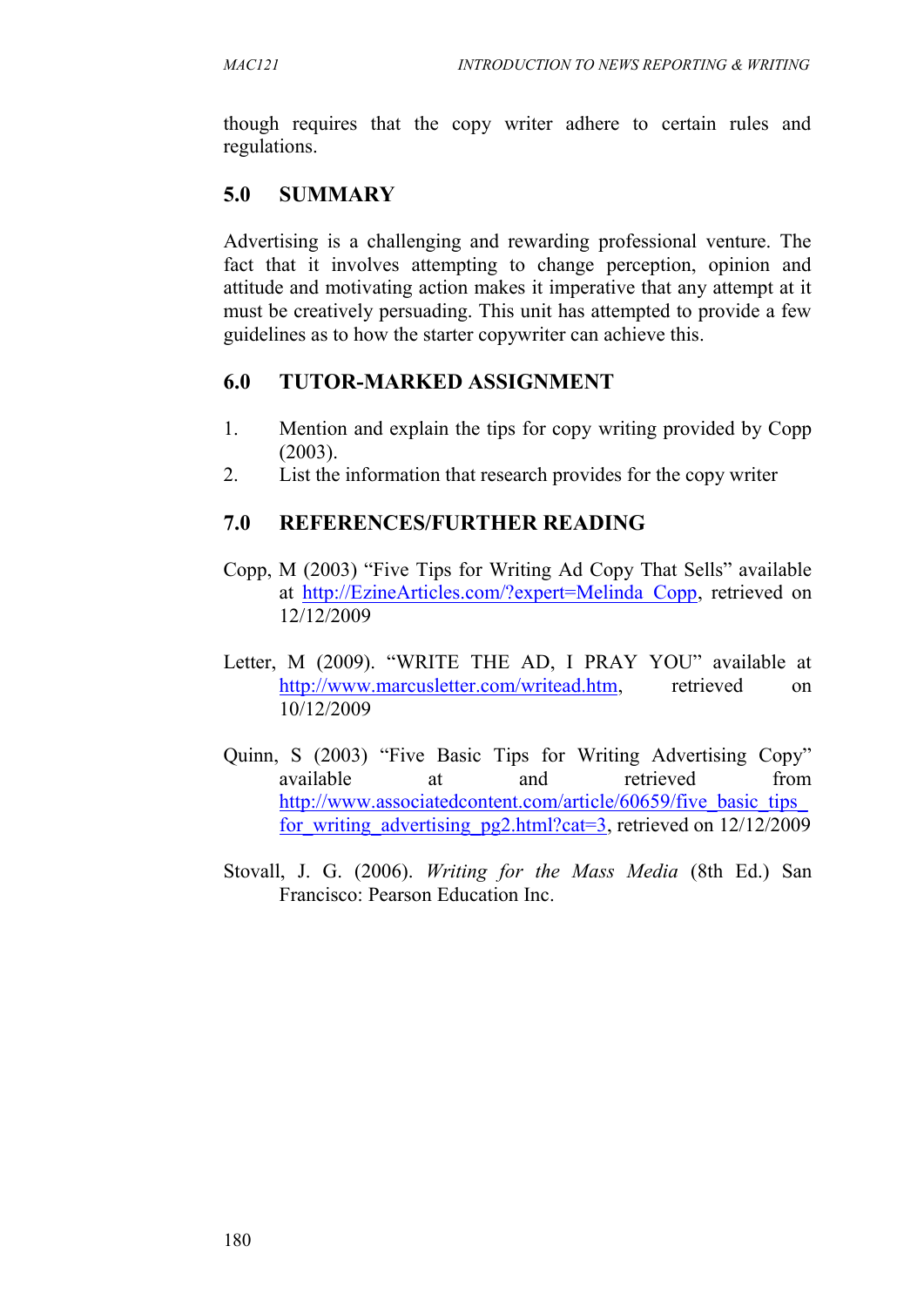though requires that the copy writer adhere to certain rules and regulations.

## 5.0 SUMMARY

Advertising is a challenging and rewarding professional venture. The fact that it involves attempting to change perception, opinion and attitude and motivating action makes it imperative that any attempt at it must be creatively persuading. This unit has attempted to provide a few guidelines as to how the starter copywriter can achieve this.

## 6.0 TUTOR-MARKED ASSIGNMENT

1. Mention and explain the tips for copy writing provided by Copp (2003).
2. List the information that research provides for the copy writer

## 7.0 REFERENCES/FURTHER READING

Copp, M (2003) "Five Tips for Writing Ad Copy That Sells" available at http://EzineArticles.com/?expert=Melinda_Copp, retrieved on 12/12/2009

Letter, M (2009). "WRITE THE AD, I PRAY YOU" available at http://www.marcusletter.com/writead.htm, retrieved on 10/12/2009

Quinn, S (2003) "Five Basic Tips for Writing Advertising Copy" available at and retrieved from http://www.associatedcontent.com/article/60659/five_basic_tips_for_writing_advertising_pg2.html?cat=3, retrieved on 12/12/2009

Stovall, J. G. (2006). *Writing for the Mass Media* (8th Ed.) San Francisco: Pearson Education Inc.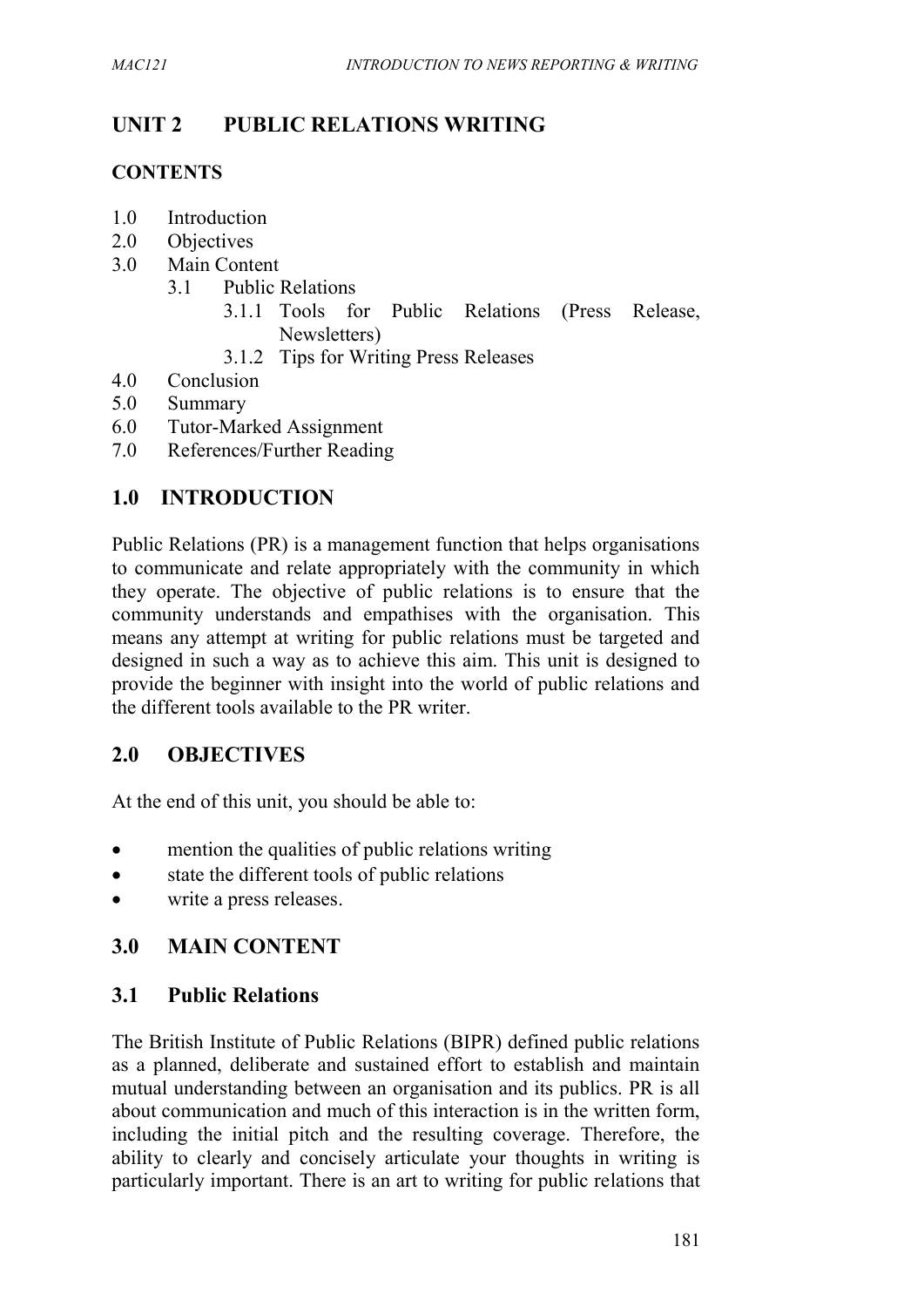## UNIT 2 PUBLIC RELATIONS WRITING

### CONTENTS

- 1.0 Introduction
- 2.0 Objectives
- 3.0 Main Content
    - 3.1 Public Relations
        - 3.1.1 Tools for Public Relations (Press Release, Newsletters)
        - 3.1.2 Tips for Writing Press Releases
- 4.0 Conclusion
- 5.0 Summary
- 6.0 Tutor-Marked Assignment
- 7.0 References/Further Reading

## 1.0 INTRODUCTION

Public Relations (PR) is a management function that helps organisations to communicate and relate appropriately with the community in which they operate. The objective of public relations is to ensure that the community understands and empathises with the organisation. This means any attempt at writing for public relations must be targeted and designed in such a way as to achieve this aim. This unit is designed to provide the beginner with insight into the world of public relations and the different tools available to the PR writer.

## 2.0 OBJECTIVES

At the end of this unit, you should be able to:

- mention the qualities of public relations writing
- state the different tools of public relations
- write a press releases.

## 3.0 MAIN CONTENT

### 3.1 Public Relations

The British Institute of Public Relations (BIPR) defined public relations as a planned, deliberate and sustained effort to establish and maintain mutual understanding between an organisation and its publics. PR is all about communication and much of this interaction is in the written form, including the initial pitch and the resulting coverage. Therefore, the ability to clearly and concisely articulate your thoughts in writing is particularly important. There is an art to writing for public relations that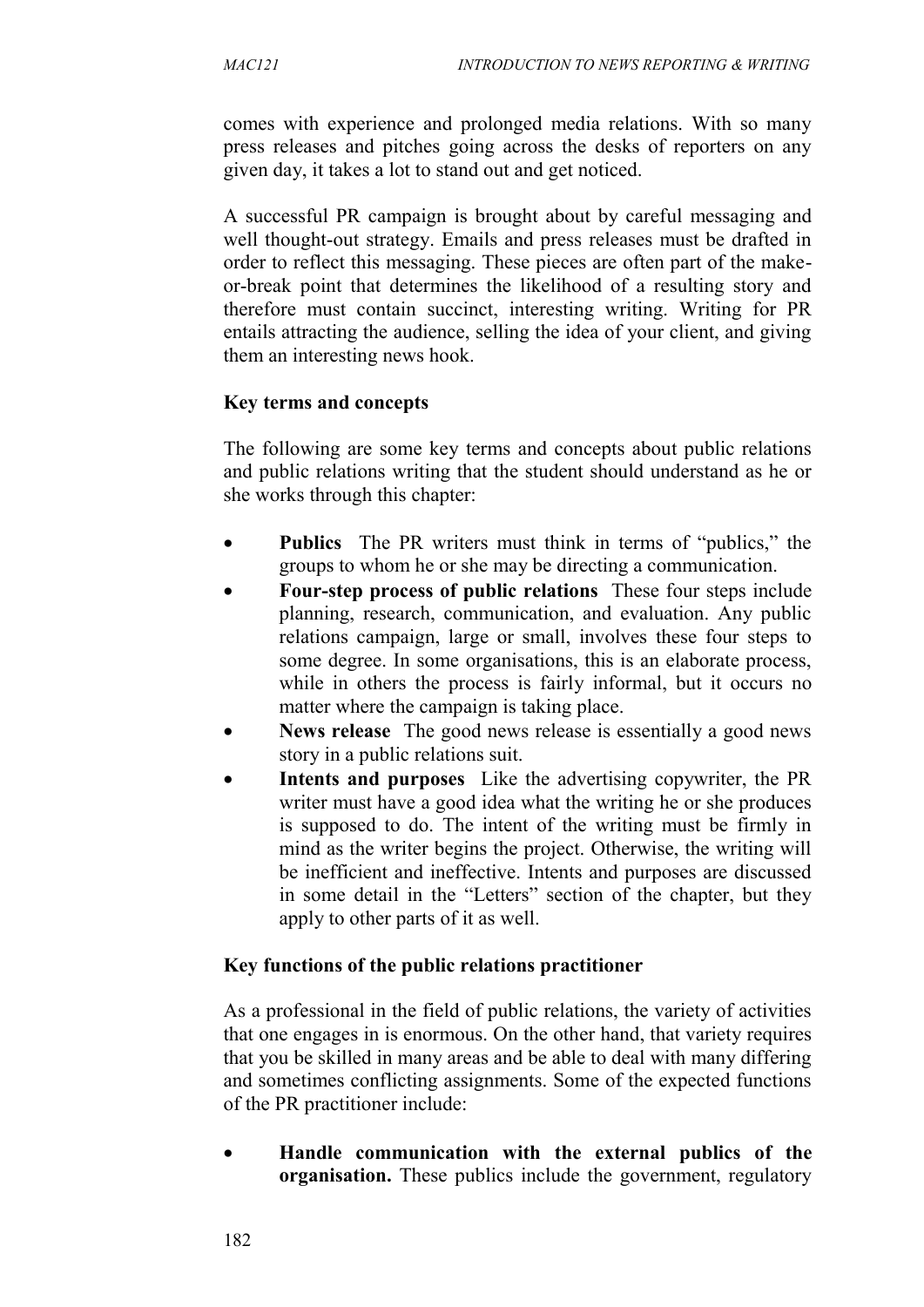comes with experience and prolonged media relations. With so many press releases and pitches going across the desks of reporters on any given day, it takes a lot to stand out and get noticed.

A successful PR campaign is brought about by careful messaging and well thought-out strategy. Emails and press releases must be drafted in order to reflect this messaging. These pieces are often part of the make-or-break point that determines the likelihood of a resulting story and therefore must contain succinct, interesting writing. Writing for PR entails attracting the audience, selling the idea of your client, and giving them an interesting news hook.

**Key terms and concepts**

The following are some key terms and concepts about public relations and public relations writing that the student should understand as he or she works through this chapter:

- **Publics** The PR writers must think in terms of "publics," the groups to whom he or she may be directing a communication.
- **Four-step process of public relations** These four steps include planning, research, communication, and evaluation. Any public relations campaign, large or small, involves these four steps to some degree. In some organisations, this is an elaborate process, while in others the process is fairly informal, but it occurs no matter where the campaign is taking place.
- **News release** The good news release is essentially a good news story in a public relations suit.
- **Intents and purposes** Like the advertising copywriter, the PR writer must have a good idea what the writing he or she produces is supposed to do. The intent of the writing must be firmly in mind as the writer begins the project. Otherwise, the writing will be inefficient and ineffective. Intents and purposes are discussed in some detail in the "Letters" section of the chapter, but they apply to other parts of it as well.

**Key functions of the public relations practitioner**

As a professional in the field of public relations, the variety of activities that one engages in is enormous. On the other hand, that variety requires that you be skilled in many areas and be able to deal with many differing and sometimes conflicting assignments. Some of the expected functions of the PR practitioner include:

- **Handle communication with the external publics of the organisation.** These publics include the government, regulatory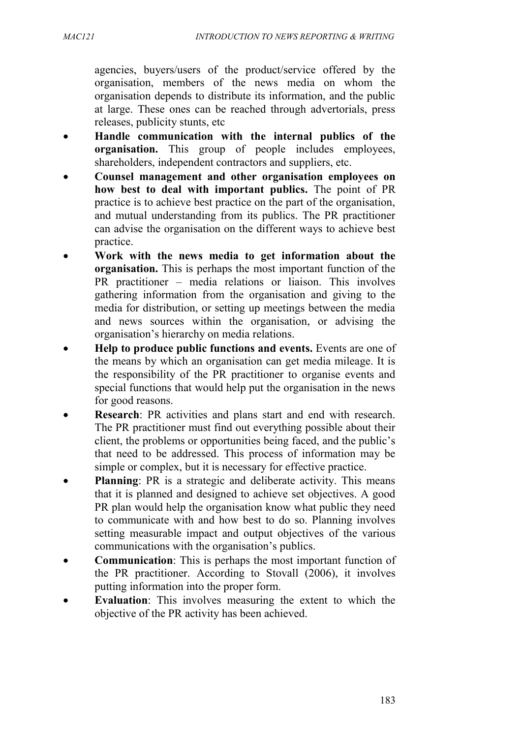agencies, buyers/users of the product/service offered by the organisation, members of the news media on whom the organisation depends to distribute its information, and the public at large. These ones can be reached through advertorials, press releases, publicity stunts, etc

- **Handle communication with the internal publics of the organisation.** This group of people includes employees, shareholders, independent contractors and suppliers, etc.
- **Counsel management and other organisation employees on how best to deal with important publics.** The point of PR practice is to achieve best practice on the part of the organisation, and mutual understanding from its publics. The PR practitioner can advise the organisation on the different ways to achieve best practice.
- **Work with the news media to get information about the organisation.** This is perhaps the most important function of the PR practitioner – media relations or liaison. This involves gathering information from the organisation and giving to the media for distribution, or setting up meetings between the media and news sources within the organisation, or advising the organisation's hierarchy on media relations.
- **Help to produce public functions and events.** Events are one of the means by which an organisation can get media mileage. It is the responsibility of the PR practitioner to organise events and special functions that would help put the organisation in the news for good reasons.
- **Research**: PR activities and plans start and end with research. The PR practitioner must find out everything possible about their client, the problems or opportunities being faced, and the public's that need to be addressed. This process of information may be simple or complex, but it is necessary for effective practice.
- **Planning**: PR is a strategic and deliberate activity. This means that it is planned and designed to achieve set objectives. A good PR plan would help the organisation know what public they need to communicate with and how best to do so. Planning involves setting measurable impact and output objectives of the various communications with the organisation's publics.
- **Communication**: This is perhaps the most important function of the PR practitioner. According to Stovall (2006), it involves putting information into the proper form.
- **Evaluation**: This involves measuring the extent to which the objective of the PR activity has been achieved.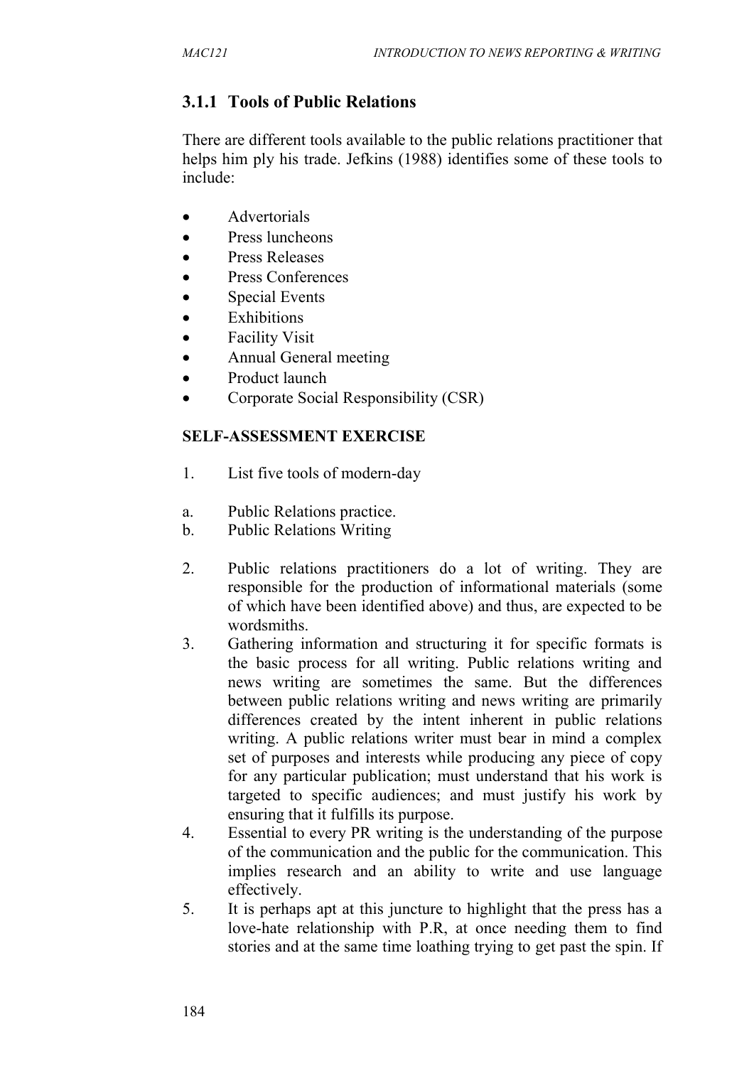### 3.1.1 Tools of Public Relations

There are different tools available to the public relations practitioner that helps him ply his trade. Jefkins (1988) identifies some of these tools to include:

- Advertorials
- Press luncheons
- Press Releases
- Press Conferences
- Special Events
- Exhibitions
- Facility Visit
- Annual General meeting
- Product launch
- Corporate Social Responsibility (CSR)

**SELF-ASSESSMENT EXERCISE**

1. List five tools of modern-day

a. Public Relations practice.
b. Public Relations Writing

2. Public relations practitioners do a lot of writing. They are responsible for the production of informational materials (some of which have been identified above) and thus, are expected to be wordsmiths.
3. Gathering information and structuring it for specific formats is the basic process for all writing. Public relations writing and news writing are sometimes the same. But the differences between public relations writing and news writing are primarily differences created by the intent inherent in public relations writing. A public relations writer must bear in mind a complex set of purposes and interests while producing any piece of copy for any particular publication; must understand that his work is targeted to specific audiences; and must justify his work by ensuring that it fulfills its purpose.
4. Essential to every PR writing is the understanding of the purpose of the communication and the public for the communication. This implies research and an ability to write and use language effectively.
5. It is perhaps apt at this juncture to highlight that the press has a love-hate relationship with P.R, at once needing them to find stories and at the same time loathing trying to get past the spin. If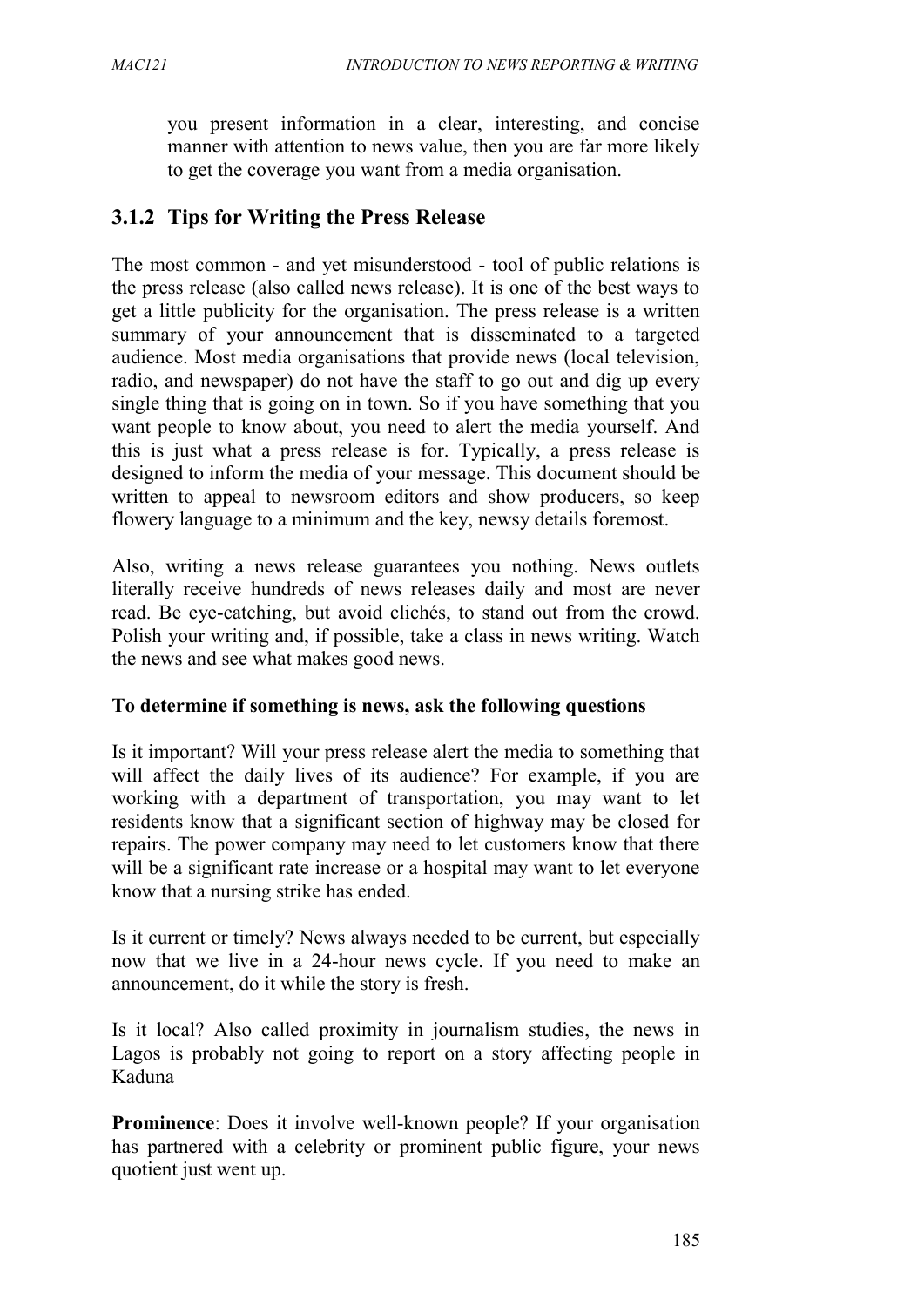you present information in a clear, interesting, and concise manner with attention to news value, then you are far more likely to get the coverage you want from a media organisation.

### 3.1.2 Tips for Writing the Press Release

The most common - and yet misunderstood - tool of public relations is the press release (also called news release). It is one of the best ways to get a little publicity for the organisation. The press release is a written summary of your announcement that is disseminated to a targeted audience. Most media organisations that provide news (local television, radio, and newspaper) do not have the staff to go out and dig up every single thing that is going on in town. So if you have something that you want people to know about, you need to alert the media yourself. And this is just what a press release is for. Typically, a press release is designed to inform the media of your message. This document should be written to appeal to newsroom editors and show producers, so keep flowery language to a minimum and the key, newsy details foremost.

Also, writing a news release guarantees you nothing. News outlets literally receive hundreds of news releases daily and most are never read. Be eye-catching, but avoid clichés, to stand out from the crowd. Polish your writing and, if possible, take a class in news writing. Watch the news and see what makes good news.

**To determine if something is news, ask the following questions**

Is it important? Will your press release alert the media to something that will affect the daily lives of its audience? For example, if you are working with a department of transportation, you may want to let residents know that a significant section of highway may be closed for repairs. The power company may need to let customers know that there will be a significant rate increase or a hospital may want to let everyone know that a nursing strike has ended.

Is it current or timely? News always needed to be current, but especially now that we live in a 24-hour news cycle. If you need to make an announcement, do it while the story is fresh.

Is it local? Also called proximity in journalism studies, the news in Lagos is probably not going to report on a story affecting people in Kaduna

**Prominence**: Does it involve well-known people? If your organisation has partnered with a celebrity or prominent public figure, your news quotient just went up.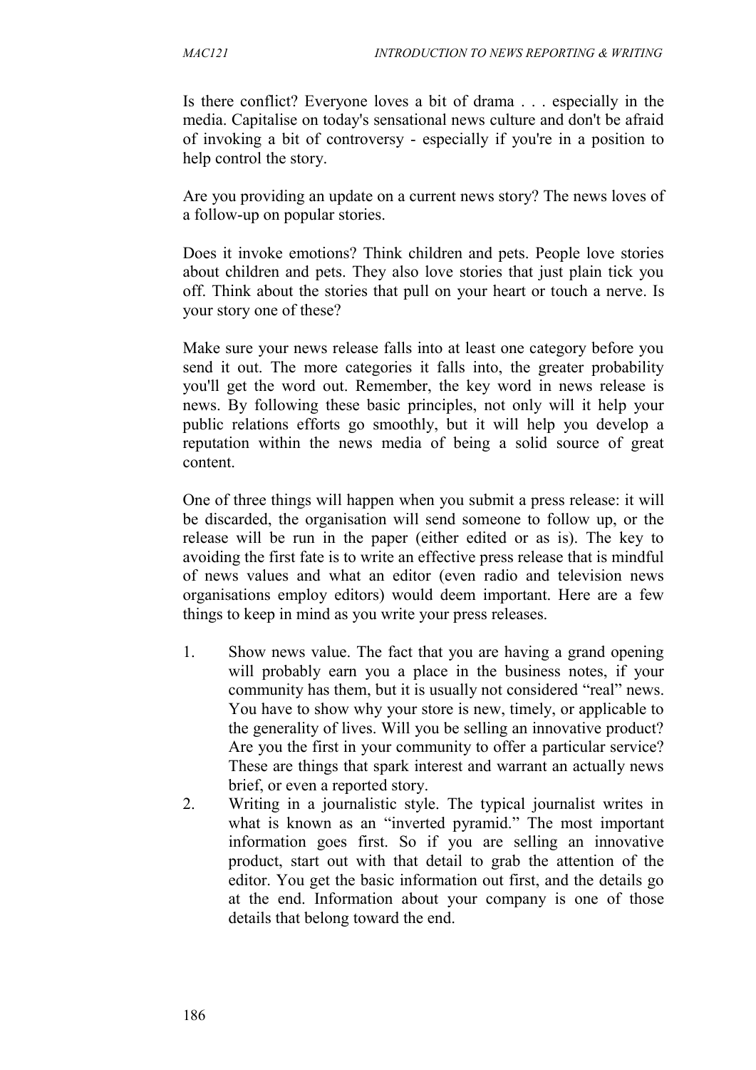Is there conflict? Everyone loves a bit of drama . . . especially in the media. Capitalise on today's sensational news culture and don't be afraid of invoking a bit of controversy - especially if you're in a position to help control the story.

Are you providing an update on a current news story? The news loves of a follow-up on popular stories.

Does it invoke emotions? Think children and pets. People love stories about children and pets. They also love stories that just plain tick you off. Think about the stories that pull on your heart or touch a nerve. Is your story one of these?

Make sure your news release falls into at least one category before you send it out. The more categories it falls into, the greater probability you'll get the word out. Remember, the key word in news release is news. By following these basic principles, not only will it help your public relations efforts go smoothly, but it will help you develop a reputation within the news media of being a solid source of great content.

One of three things will happen when you submit a press release: it will be discarded, the organisation will send someone to follow up, or the release will be run in the paper (either edited or as is). The key to avoiding the first fate is to write an effective press release that is mindful of news values and what an editor (even radio and television news organisations employ editors) would deem important. Here are a few things to keep in mind as you write your press releases.

1. Show news value. The fact that you are having a grand opening will probably earn you a place in the business notes, if your community has them, but it is usually not considered "real" news. You have to show why your store is new, timely, or applicable to the generality of lives. Will you be selling an innovative product? Are you the first in your community to offer a particular service? These are things that spark interest and warrant an actually news brief, or even a reported story.
2. Writing in a journalistic style. The typical journalist writes in what is known as an "inverted pyramid." The most important information goes first. So if you are selling an innovative product, start out with that detail to grab the attention of the editor. You get the basic information out first, and the details go at the end. Information about your company is one of those details that belong toward the end.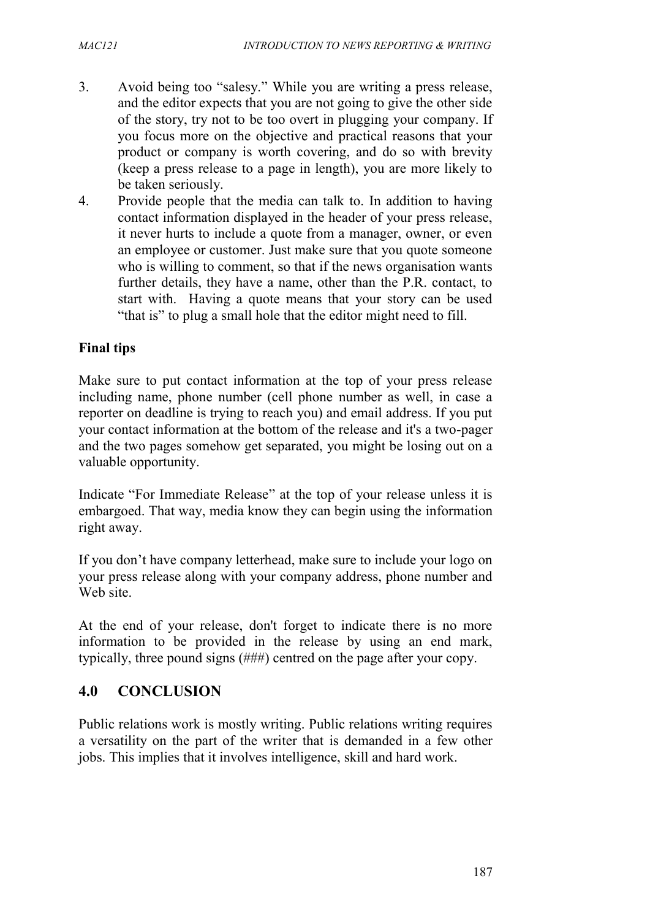3. Avoid being too "salesy." While you are writing a press release, and the editor expects that you are not going to give the other side of the story, try not to be too overt in plugging your company. If you focus more on the objective and practical reasons that your product or company is worth covering, and do so with brevity (keep a press release to a page in length), you are more likely to be taken seriously.
4. Provide people that the media can talk to. In addition to having contact information displayed in the header of your press release, it never hurts to include a quote from a manager, owner, or even an employee or customer. Just make sure that you quote someone who is willing to comment, so that if the news organisation wants further details, they have a name, other than the P.R. contact, to start with. Having a quote means that your story can be used "that is" to plug a small hole that the editor might need to fill.

**Final tips**

Make sure to put contact information at the top of your press release including name, phone number (cell phone number as well, in case a reporter on deadline is trying to reach you) and email address. If you put your contact information at the bottom of the release and it's a two-pager and the two pages somehow get separated, you might be losing out on a valuable opportunity.

Indicate "For Immediate Release" at the top of your release unless it is embargoed. That way, media know they can begin using the information right away.

If you don't have company letterhead, make sure to include your logo on your press release along with your company address, phone number and Web site.

At the end of your release, don't forget to indicate there is no more information to be provided in the release by using an end mark, typically, three pound signs (###) centred on the page after your copy.

## 4.0 CONCLUSION

Public relations work is mostly writing. Public relations writing requires a versatility on the part of the writer that is demanded in a few other jobs. This implies that it involves intelligence, skill and hard work.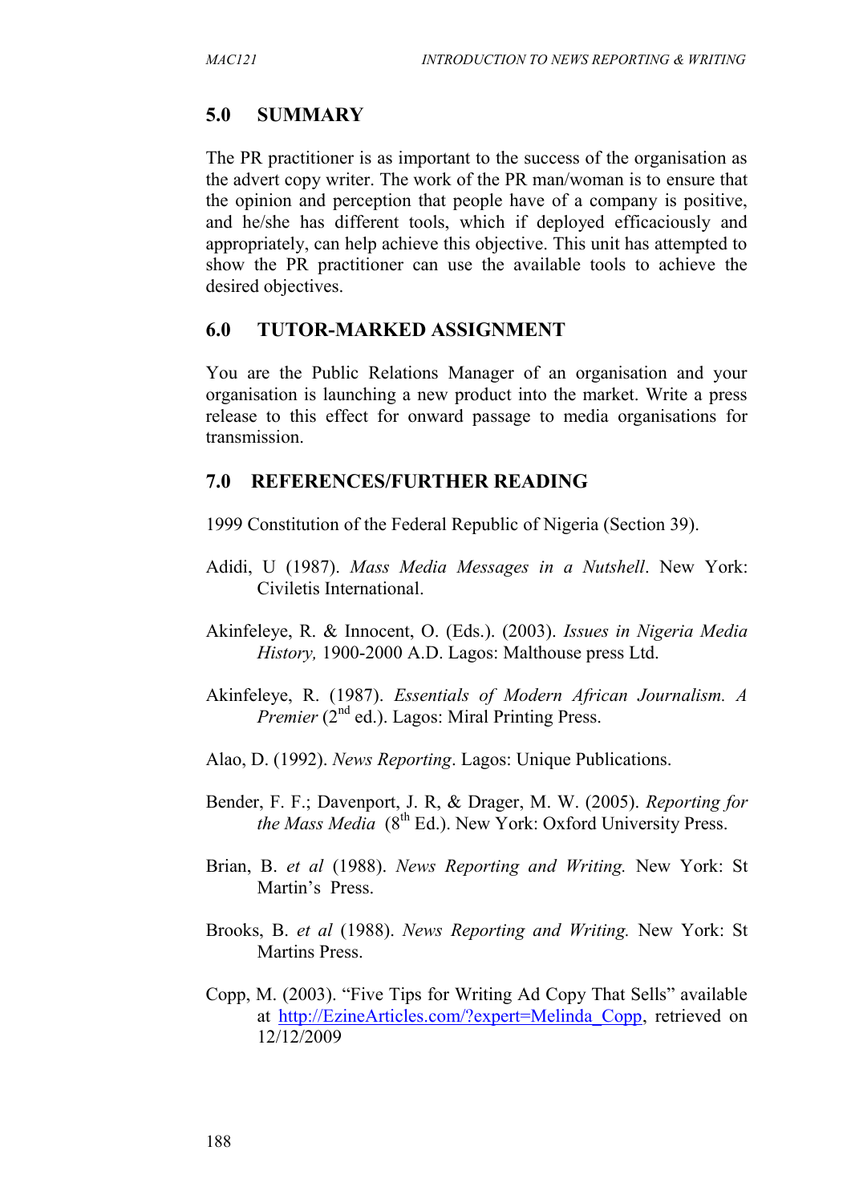## 5.0 SUMMARY

The PR practitioner is as important to the success of the organisation as the advert copy writer. The work of the PR man/woman is to ensure that the opinion and perception that people have of a company is positive, and he/she has different tools, which if deployed efficaciously and appropriately, can help achieve this objective. This unit has attempted to show the PR practitioner can use the available tools to achieve the desired objectives.

## 6.0 TUTOR-MARKED ASSIGNMENT

You are the Public Relations Manager of an organisation and your organisation is launching a new product into the market. Write a press release to this effect for onward passage to media organisations for transmission.

## 7.0 REFERENCES/FURTHER READING

1999 Constitution of the Federal Republic of Nigeria (Section 39).

Adidi, U (1987). *Mass Media Messages in a Nutshell*. New York: Civiletis International.

Akinfeleye, R. & Innocent, O. (Eds.). (2003). *Issues in Nigeria Media History,* 1900-2000 A.D. Lagos: Malthouse press Ltd.

Akinfeleye, R. (1987). *Essentials of Modern African Journalism. A Premier* (2nd ed.). Lagos: Miral Printing Press.

Alao, D. (1992). *News Reporting*. Lagos: Unique Publications.

Bender, F. F.; Davenport, J. R, & Drager, M. W. (2005). *Reporting for the Mass Media* (8th Ed.). New York: Oxford University Press.

Brian, B. *et al* (1988). *News Reporting and Writing.* New York: St Martin's Press.

Brooks, B. *et al* (1988). *News Reporting and Writing.* New York: St Martins Press.

Copp, M. (2003). "Five Tips for Writing Ad Copy That Sells" available at http://EzineArticles.com/?expert=Melinda_Copp, retrieved on 12/12/2009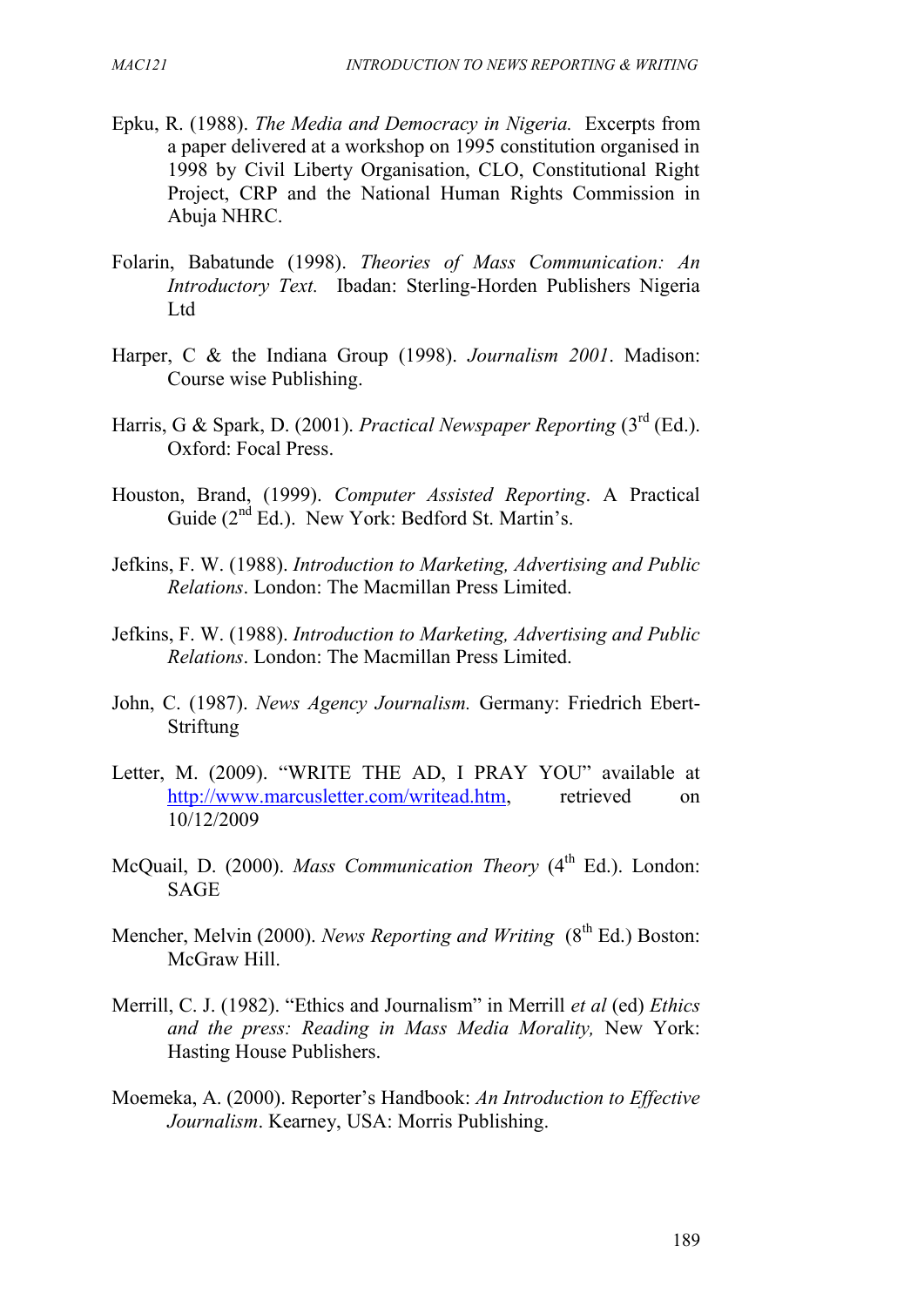Epku, R. (1988). *The Media and Democracy in Nigeria.* Excerpts from a paper delivered at a workshop on 1995 constitution organised in 1998 by Civil Liberty Organisation, CLO, Constitutional Right Project, CRP and the National Human Rights Commission in Abuja NHRC.

Folarin, Babatunde (1998). *Theories of Mass Communication: An Introductory Text.* Ibadan: Sterling-Horden Publishers Nigeria Ltd

Harper, C & the Indiana Group (1998). *Journalism 2001*. Madison: Course wise Publishing.

Harris, G & Spark, D. (2001). *Practical Newspaper Reporting* (3rd (Ed.). Oxford: Focal Press.

Houston, Brand, (1999). *Computer Assisted Reporting*. A Practical Guide (2nd Ed.). New York: Bedford St. Martin's.

Jefkins, F. W. (1988). *Introduction to Marketing, Advertising and Public Relations*. London: The Macmillan Press Limited.

Jefkins, F. W. (1988). *Introduction to Marketing, Advertising and Public Relations*. London: The Macmillan Press Limited.

John, C. (1987). *News Agency Journalism.* Germany: Friedrich Ebert-Striftung

Letter, M. (2009). "WRITE THE AD, I PRAY YOU" available at http://www.marcusletter.com/writead.htm, retrieved on 10/12/2009

McQuail, D. (2000). *Mass Communication Theory* (4th Ed.). London: SAGE

Mencher, Melvin (2000). *News Reporting and Writing* (8th Ed.) Boston: McGraw Hill.

Merrill, C. J. (1982). "Ethics and Journalism" in Merrill *et al* (ed) *Ethics and the press: Reading in Mass Media Morality,* New York: Hasting House Publishers.

Moemeka, A. (2000). Reporter's Handbook: *An Introduction to Effective Journalism*. Kearney, USA: Morris Publishing.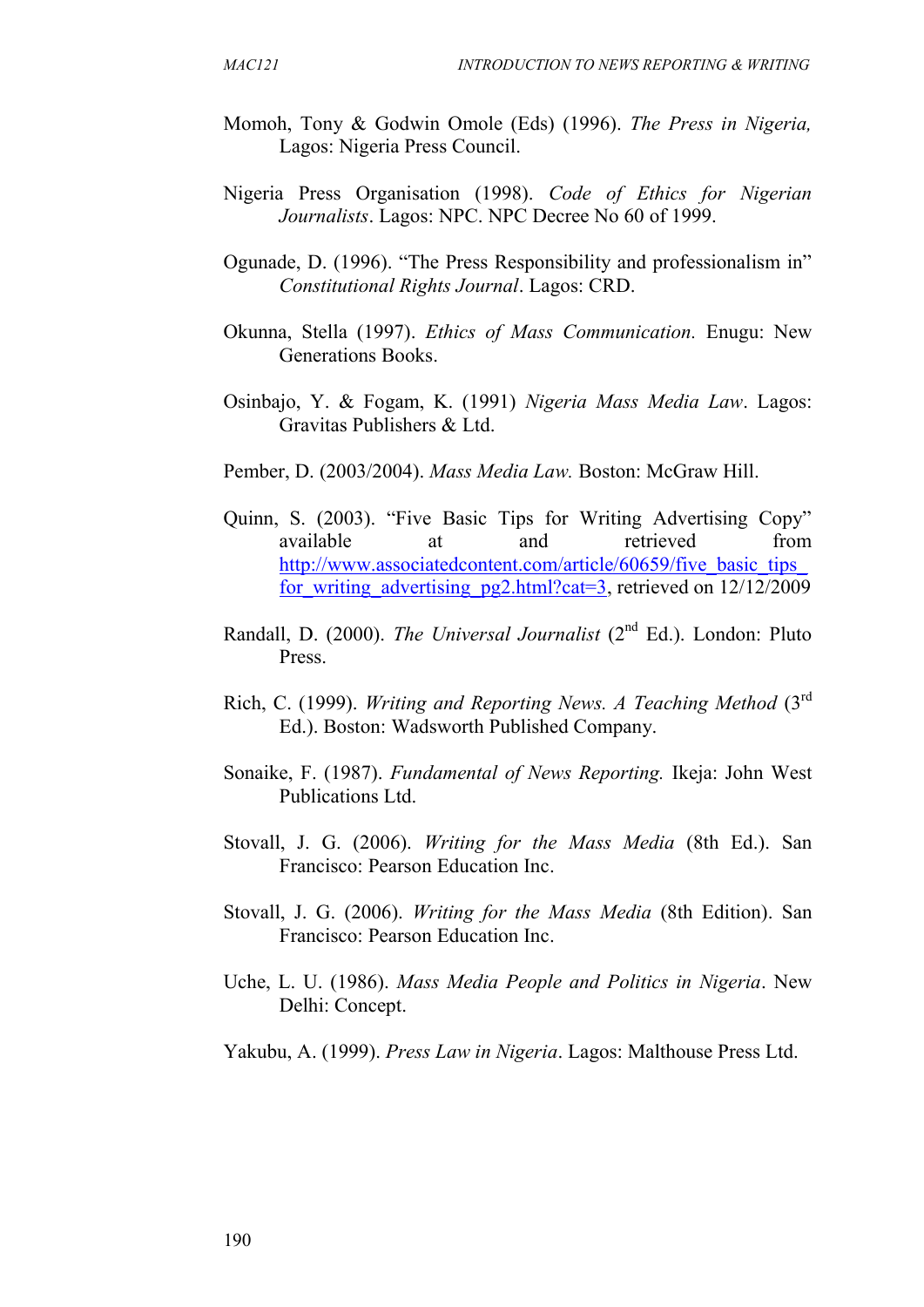Momoh, Tony & Godwin Omole (Eds) (1996). *The Press in Nigeria,* Lagos: Nigeria Press Council.

Nigeria Press Organisation (1998). *Code of Ethics for Nigerian Journalists*. Lagos: NPC. NPC Decree No 60 of 1999.

Ogunade, D. (1996). "The Press Responsibility and professionalism in" *Constitutional Rights Journal*. Lagos: CRD.

Okunna, Stella (1997). *Ethics of Mass Communication.* Enugu: New Generations Books.

Osinbajo, Y. & Fogam, K. (1991) *Nigeria Mass Media Law*. Lagos: Gravitas Publishers & Ltd.

Pember, D. (2003/2004). *Mass Media Law.* Boston: McGraw Hill.

Quinn, S. (2003). "Five Basic Tips for Writing Advertising Copy" available at and retrieved from http://www.associatedcontent.com/article/60659/five_basic_tips_for_writing_advertising_pg2.html?cat=3, retrieved on 12/12/2009

Randall, D. (2000). *The Universal Journalist* (2nd Ed.). London: Pluto Press.

Rich, C. (1999). *Writing and Reporting News. A Teaching Method* (3rd Ed.). Boston: Wadsworth Published Company.

Sonaike, F. (1987). *Fundamental of News Reporting.* Ikeja: John West Publications Ltd.

Stovall, J. G. (2006). *Writing for the Mass Media* (8th Ed.). San Francisco: Pearson Education Inc.

Stovall, J. G. (2006). *Writing for the Mass Media* (8th Edition). San Francisco: Pearson Education Inc.

Uche, L. U. (1986). *Mass Media People and Politics in Nigeria*. New Delhi: Concept.

Yakubu, A. (1999). *Press Law in Nigeria*. Lagos: Malthouse Press Ltd.